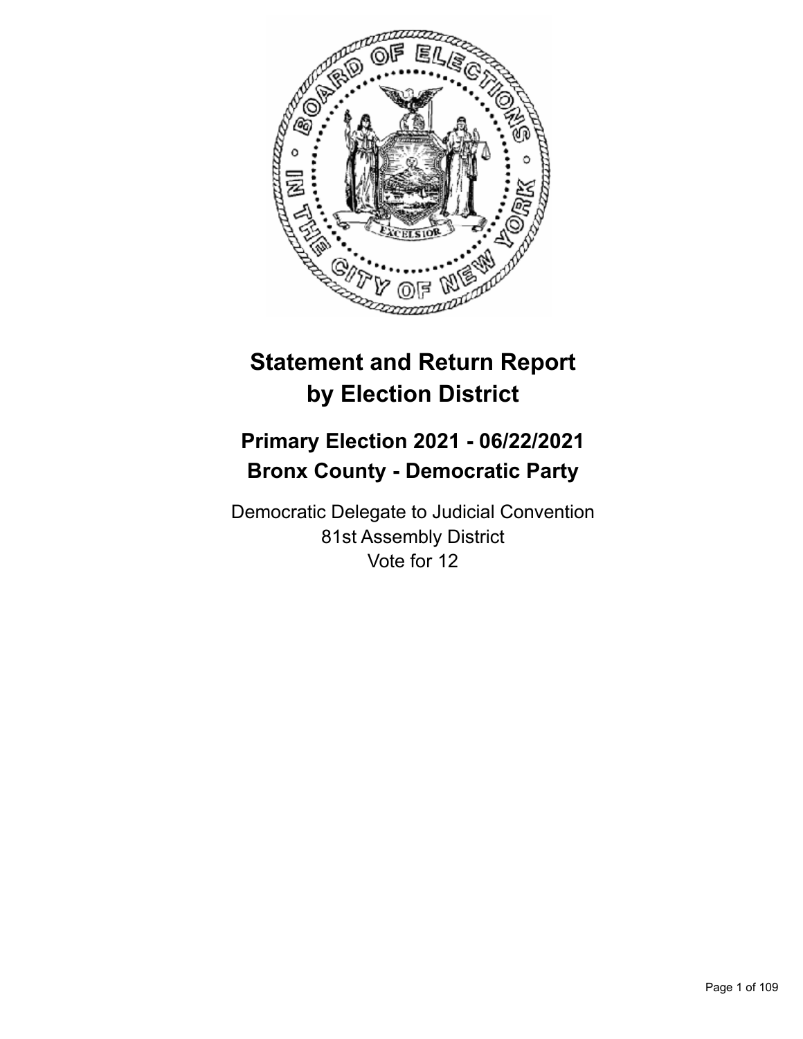# Statement and Return Report by Election District

## Primary Election 2021 - 06/22/2021
## Bronx County - Democratic Party

Democratic Delegate to Judicial Convention
81st Assembly District
Vote for 12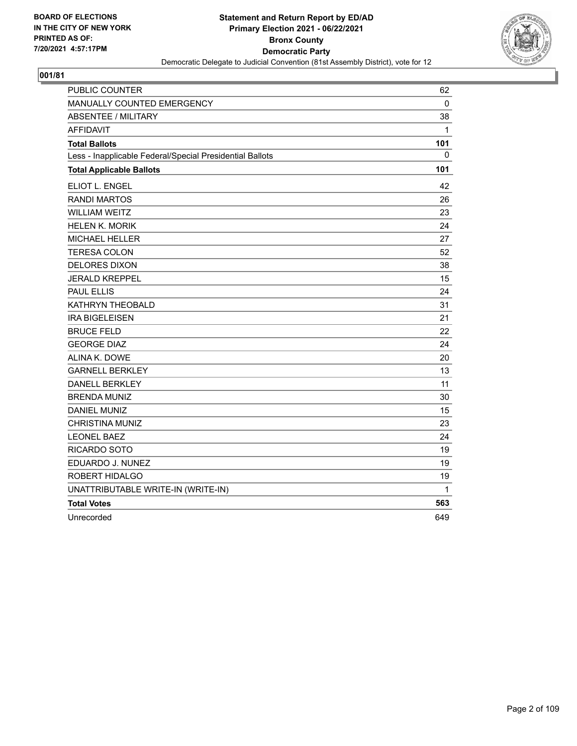**BOARD OF ELECTIONS IN THE CITY OF NEW YORK PRINTED AS OF: 7/20/2021 4:57:17PM**

**Statement and Return Report by ED/AD**
**Primary Election 2021 - 06/22/2021**
**Bronx County**
**Democratic Party**
Democratic Delegate to Judicial Convention (81st Assembly District), vote for 12

## 001/81

| | |
|---|---|
| PUBLIC COUNTER | 62 |
| MANUALLY COUNTED EMERGENCY | 0 |
| ABSENTEE / MILITARY | 38 |
| AFFIDAVIT | 1 |
| **Total Ballots** | **101** |
| Less - Inapplicable Federal/Special Presidential Ballots | 0 |
| **Total Applicable Ballots** | **101** |
| ELIOT L. ENGEL | 42 |
| RANDI MARTOS | 26 |
| WILLIAM WEITZ | 23 |
| HELEN K. MORIK | 24 |
| MICHAEL HELLER | 27 |
| TERESA COLON | 52 |
| DELORES DIXON | 38 |
| JERALD KREPPEL | 15 |
| PAUL ELLIS | 24 |
| KATHRYN THEOBALD | 31 |
| IRA BIGELEISEN | 21 |
| BRUCE FELD | 22 |
| GEORGE DIAZ | 24 |
| ALINA K. DOWE | 20 |
| GARNELL BERKLEY | 13 |
| DANELL BERKLEY | 11 |
| BRENDA MUNIZ | 30 |
| DANIEL MUNIZ | 15 |
| CHRISTINA MUNIZ | 23 |
| LEONEL BAEZ | 24 |
| RICARDO SOTO | 19 |
| EDUARDO J. NUNEZ | 19 |
| ROBERT HIDALGO | 19 |
| UNATTRIBUTABLE WRITE-IN (WRITE-IN) | 1 |
| **Total Votes** | **563** |
| Unrecorded | 649 |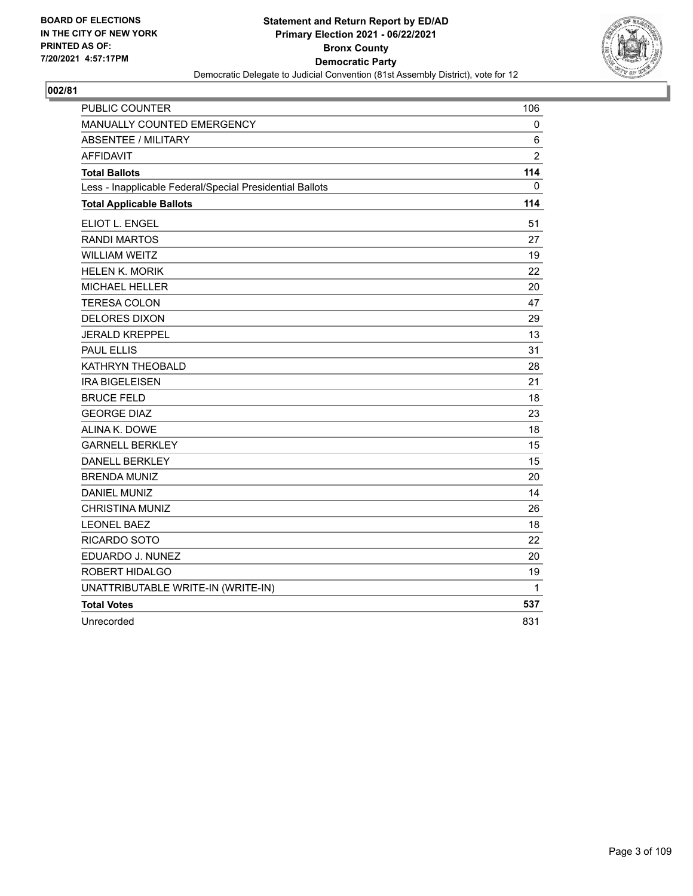BOARD OF ELECTIONS
IN THE CITY OF NEW YORK
PRINTED AS OF:
7/20/2021 4:57:17PM

**Statement and Return Report by ED/AD**
**Primary Election 2021 - 06/22/2021**
**Bronx County**
**Democratic Party**
Democratic Delegate to Judicial Convention (81st Assembly District), vote for 12

## 002/81

| | |
|---|---|
| PUBLIC COUNTER | 106 |
| MANUALLY COUNTED EMERGENCY | 0 |
| ABSENTEE / MILITARY | 6 |
| AFFIDAVIT | 2 |
| **Total Ballots** | **114** |
| Less - Inapplicable Federal/Special Presidential Ballots | 0 |
| **Total Applicable Ballots** | **114** |
| ELIOT L. ENGEL | 51 |
| RANDI MARTOS | 27 |
| WILLIAM WEITZ | 19 |
| HELEN K. MORIK | 22 |
| MICHAEL HELLER | 20 |
| TERESA COLON | 47 |
| DELORES DIXON | 29 |
| JERALD KREPPEL | 13 |
| PAUL ELLIS | 31 |
| KATHRYN THEOBALD | 28 |
| IRA BIGELEISEN | 21 |
| BRUCE FELD | 18 |
| GEORGE DIAZ | 23 |
| ALINA K. DOWE | 18 |
| GARNELL BERKLEY | 15 |
| DANELL BERKLEY | 15 |
| BRENDA MUNIZ | 20 |
| DANIEL MUNIZ | 14 |
| CHRISTINA MUNIZ | 26 |
| LEONEL BAEZ | 18 |
| RICARDO SOTO | 22 |
| EDUARDO J. NUNEZ | 20 |
| ROBERT HIDALGO | 19 |
| UNATTRIBUTABLE WRITE-IN (WRITE-IN) | 1 |
| **Total Votes** | **537** |
| Unrecorded | 831 |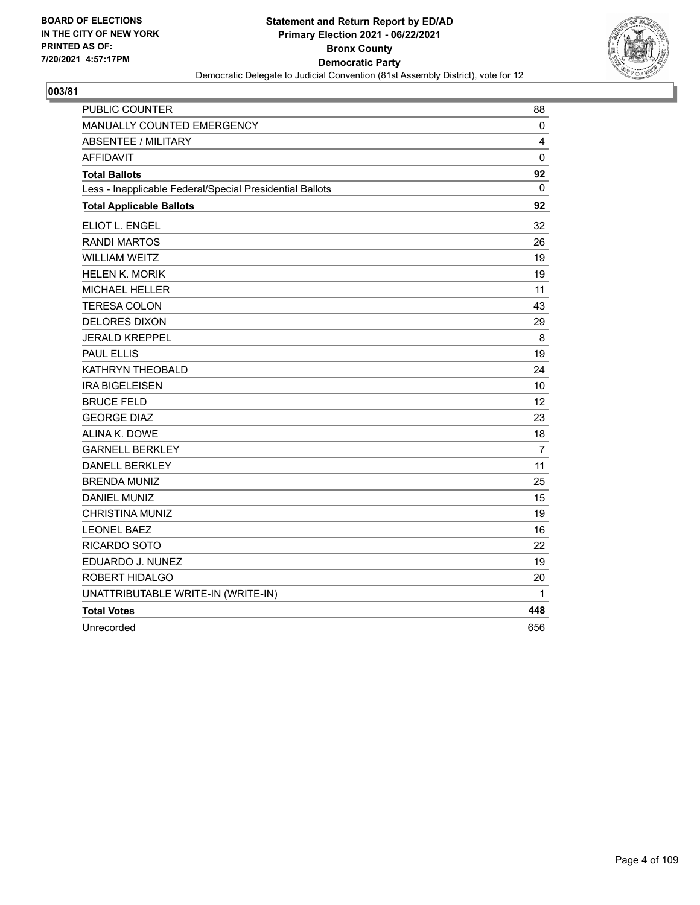**BOARD OF ELECTIONS IN THE CITY OF NEW YORK PRINTED AS OF: 7/20/2021 4:57:17PM**

**Statement and Return Report by ED/AD Primary Election 2021 - 06/22/2021 Bronx County Democratic Party**

Democratic Delegate to Judicial Convention (81st Assembly District), vote for 12

## 003/81

| | |
|---|---|
| PUBLIC COUNTER | 88 |
| MANUALLY COUNTED EMERGENCY | 0 |
| ABSENTEE / MILITARY | 4 |
| AFFIDAVIT | 0 |
| **Total Ballots** | **92** |
| Less - Inapplicable Federal/Special Presidential Ballots | 0 |
| **Total Applicable Ballots** | **92** |
| ELIOT L. ENGEL | 32 |
| RANDI MARTOS | 26 |
| WILLIAM WEITZ | 19 |
| HELEN K. MORIK | 19 |
| MICHAEL HELLER | 11 |
| TERESA COLON | 43 |
| DELORES DIXON | 29 |
| JERALD KREPPEL | 8 |
| PAUL ELLIS | 19 |
| KATHRYN THEOBALD | 24 |
| IRA BIGELEISEN | 10 |
| BRUCE FELD | 12 |
| GEORGE DIAZ | 23 |
| ALINA K. DOWE | 18 |
| GARNELL BERKLEY | 7 |
| DANELL BERKLEY | 11 |
| BRENDA MUNIZ | 25 |
| DANIEL MUNIZ | 15 |
| CHRISTINA MUNIZ | 19 |
| LEONEL BAEZ | 16 |
| RICARDO SOTO | 22 |
| EDUARDO J. NUNEZ | 19 |
| ROBERT HIDALGO | 20 |
| UNATTRIBUTABLE WRITE-IN (WRITE-IN) | 1 |
| **Total Votes** | **448** |
| Unrecorded | 656 |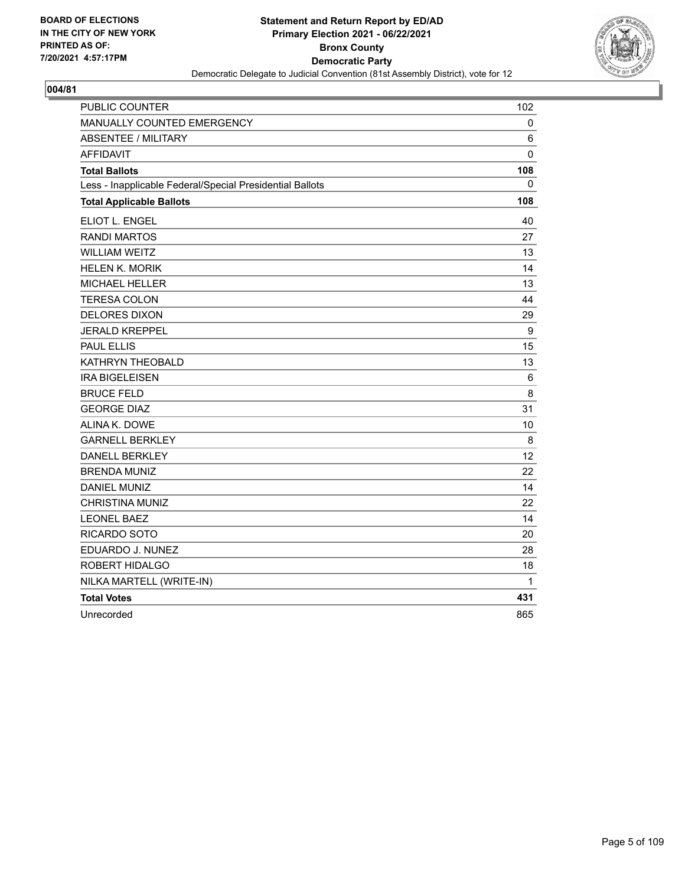BOARD OF ELECTIONS
IN THE CITY OF NEW YORK
PRINTED AS OF:
7/20/2021 4:57:17PM

**Statement and Return Report by ED/AD**
**Primary Election 2021 - 06/22/2021**
**Bronx County**
**Democratic Party**
Democratic Delegate to Judicial Convention (81st Assembly District), vote for 12

## 004/81

| | |
|---|---|
| PUBLIC COUNTER | 102 |
| MANUALLY COUNTED EMERGENCY | 0 |
| ABSENTEE / MILITARY | 6 |
| AFFIDAVIT | 0 |
| **Total Ballots** | **108** |
| Less - Inapplicable Federal/Special Presidential Ballots | 0 |
| **Total Applicable Ballots** | **108** |
| ELIOT L. ENGEL | 40 |
| RANDI MARTOS | 27 |
| WILLIAM WEITZ | 13 |
| HELEN K. MORIK | 14 |
| MICHAEL HELLER | 13 |
| TERESA COLON | 44 |
| DELORES DIXON | 29 |
| JERALD KREPPEL | 9 |
| PAUL ELLIS | 15 |
| KATHRYN THEOBALD | 13 |
| IRA BIGELEISEN | 6 |
| BRUCE FELD | 8 |
| GEORGE DIAZ | 31 |
| ALINA K. DOWE | 10 |
| GARNELL BERKLEY | 8 |
| DANELL BERKLEY | 12 |
| BRENDA MUNIZ | 22 |
| DANIEL MUNIZ | 14 |
| CHRISTINA MUNIZ | 22 |
| LEONEL BAEZ | 14 |
| RICARDO SOTO | 20 |
| EDUARDO J. NUNEZ | 28 |
| ROBERT HIDALGO | 18 |
| NILKA MARTELL (WRITE-IN) | 1 |
| **Total Votes** | **431** |
| Unrecorded | 865 |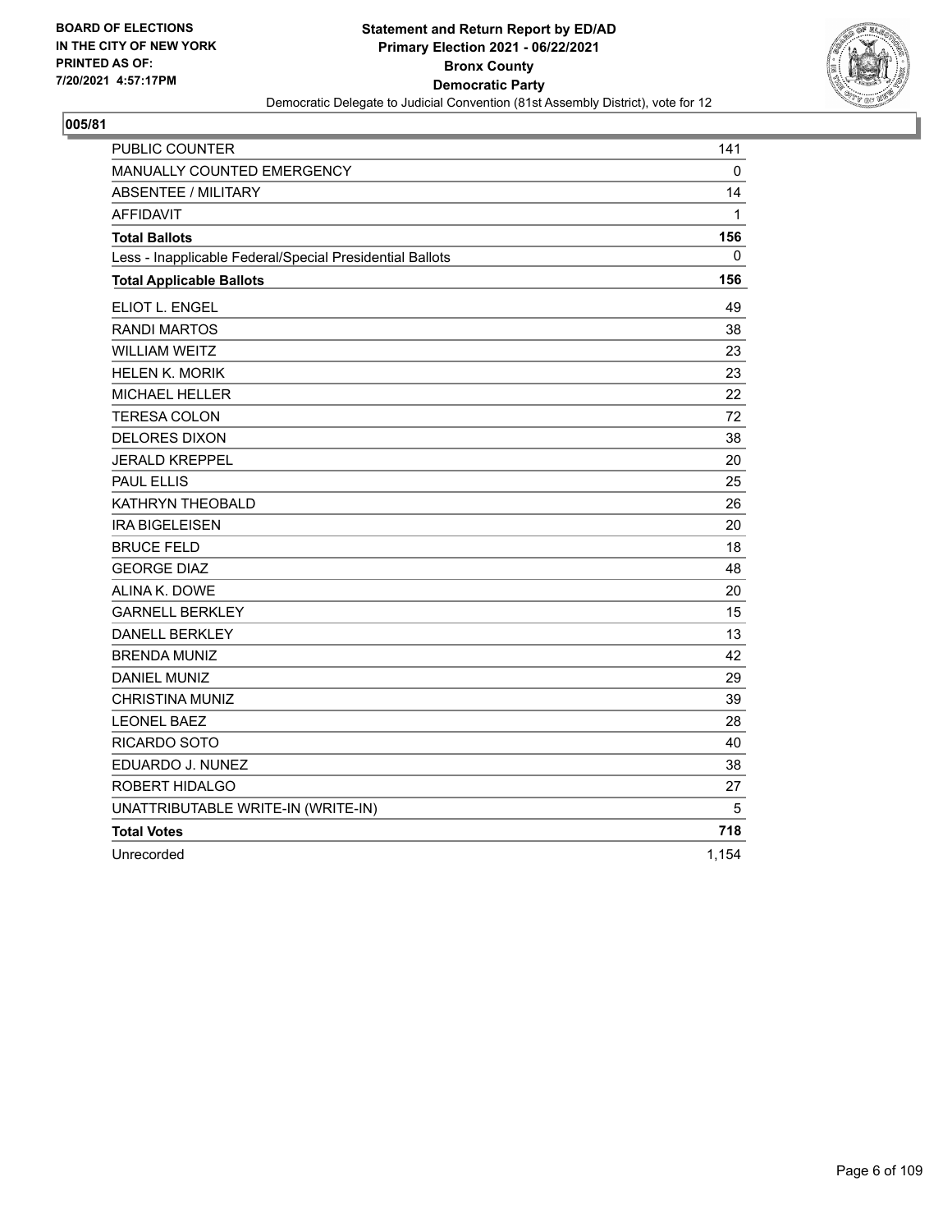BOARD OF ELECTIONS
IN THE CITY OF NEW YORK
PRINTED AS OF:
7/20/2021 4:57:17PM

**Statement and Return Report by ED/AD**
**Primary Election 2021 - 06/22/2021**
**Bronx County**
**Democratic Party**
Democratic Delegate to Judicial Convention (81st Assembly District), vote for 12

## 005/81

| | |
|---|---|
| PUBLIC COUNTER | 141 |
| MANUALLY COUNTED EMERGENCY | 0 |
| ABSENTEE / MILITARY | 14 |
| AFFIDAVIT | 1 |
| **Total Ballots** | **156** |
| Less - Inapplicable Federal/Special Presidential Ballots | 0 |
| **Total Applicable Ballots** | **156** |
| ELIOT L. ENGEL | 49 |
| RANDI MARTOS | 38 |
| WILLIAM WEITZ | 23 |
| HELEN K. MORIK | 23 |
| MICHAEL HELLER | 22 |
| TERESA COLON | 72 |
| DELORES DIXON | 38 |
| JERALD KREPPEL | 20 |
| PAUL ELLIS | 25 |
| KATHRYN THEOBALD | 26 |
| IRA BIGELEISEN | 20 |
| BRUCE FELD | 18 |
| GEORGE DIAZ | 48 |
| ALINA K. DOWE | 20 |
| GARNELL BERKLEY | 15 |
| DANELL BERKLEY | 13 |
| BRENDA MUNIZ | 42 |
| DANIEL MUNIZ | 29 |
| CHRISTINA MUNIZ | 39 |
| LEONEL BAEZ | 28 |
| RICARDO SOTO | 40 |
| EDUARDO J. NUNEZ | 38 |
| ROBERT HIDALGO | 27 |
| UNATTRIBUTABLE WRITE-IN (WRITE-IN) | 5 |
| **Total Votes** | **718** |
| Unrecorded | 1,154 |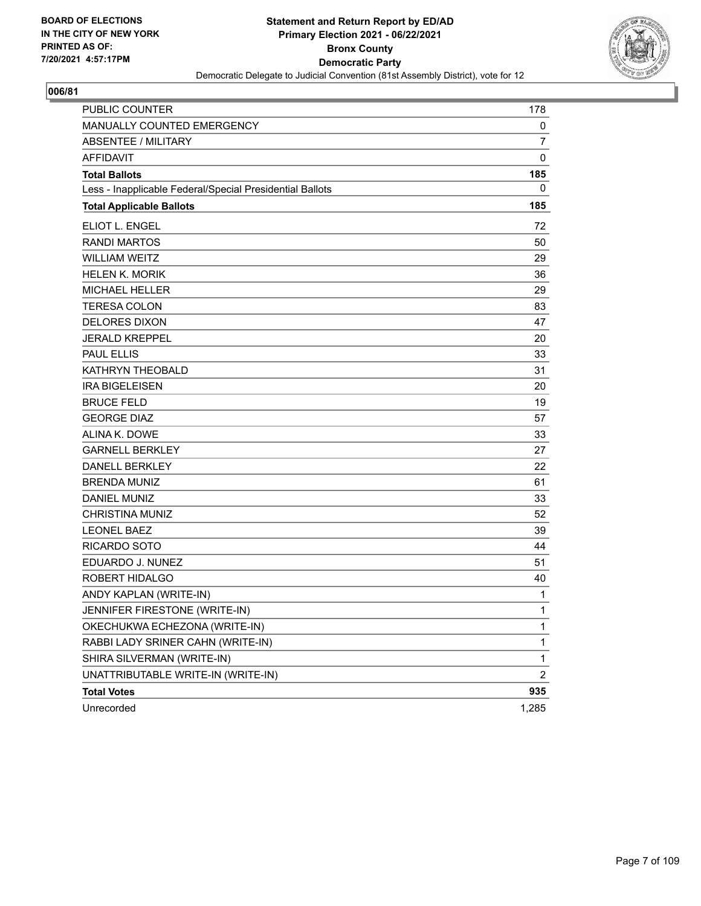BOARD OF ELECTIONS
IN THE CITY OF NEW YORK
PRINTED AS OF:
7/20/2021 4:57:17PM

**Statement and Return Report by ED/AD**
**Primary Election 2021 - 06/22/2021**
**Bronx County**
**Democratic Party**
Democratic Delegate to Judicial Convention (81st Assembly District), vote for 12

## 006/81

| | |
|---|---|
| PUBLIC COUNTER | 178 |
| MANUALLY COUNTED EMERGENCY | 0 |
| ABSENTEE / MILITARY | 7 |
| AFFIDAVIT | 0 |
| **Total Ballots** | **185** |
| Less - Inapplicable Federal/Special Presidential Ballots | 0 |
| **Total Applicable Ballots** | **185** |
| ELIOT L. ENGEL | 72 |
| RANDI MARTOS | 50 |
| WILLIAM WEITZ | 29 |
| HELEN K. MORIK | 36 |
| MICHAEL HELLER | 29 |
| TERESA COLON | 83 |
| DELORES DIXON | 47 |
| JERALD KREPPEL | 20 |
| PAUL ELLIS | 33 |
| KATHRYN THEOBALD | 31 |
| IRA BIGELEISEN | 20 |
| BRUCE FELD | 19 |
| GEORGE DIAZ | 57 |
| ALINA K. DOWE | 33 |
| GARNELL BERKLEY | 27 |
| DANELL BERKLEY | 22 |
| BRENDA MUNIZ | 61 |
| DANIEL MUNIZ | 33 |
| CHRISTINA MUNIZ | 52 |
| LEONEL BAEZ | 39 |
| RICARDO SOTO | 44 |
| EDUARDO J. NUNEZ | 51 |
| ROBERT HIDALGO | 40 |
| ANDY KAPLAN (WRITE-IN) | 1 |
| JENNIFER FIRESTONE (WRITE-IN) | 1 |
| OKECHUKWA ECHEZONA (WRITE-IN) | 1 |
| RABBI LADY SRINER CAHN (WRITE-IN) | 1 |
| SHIRA SILVERMAN (WRITE-IN) | 1 |
| UNATTRIBUTABLE WRITE-IN (WRITE-IN) | 2 |
| **Total Votes** | **935** |
| Unrecorded | 1,285 |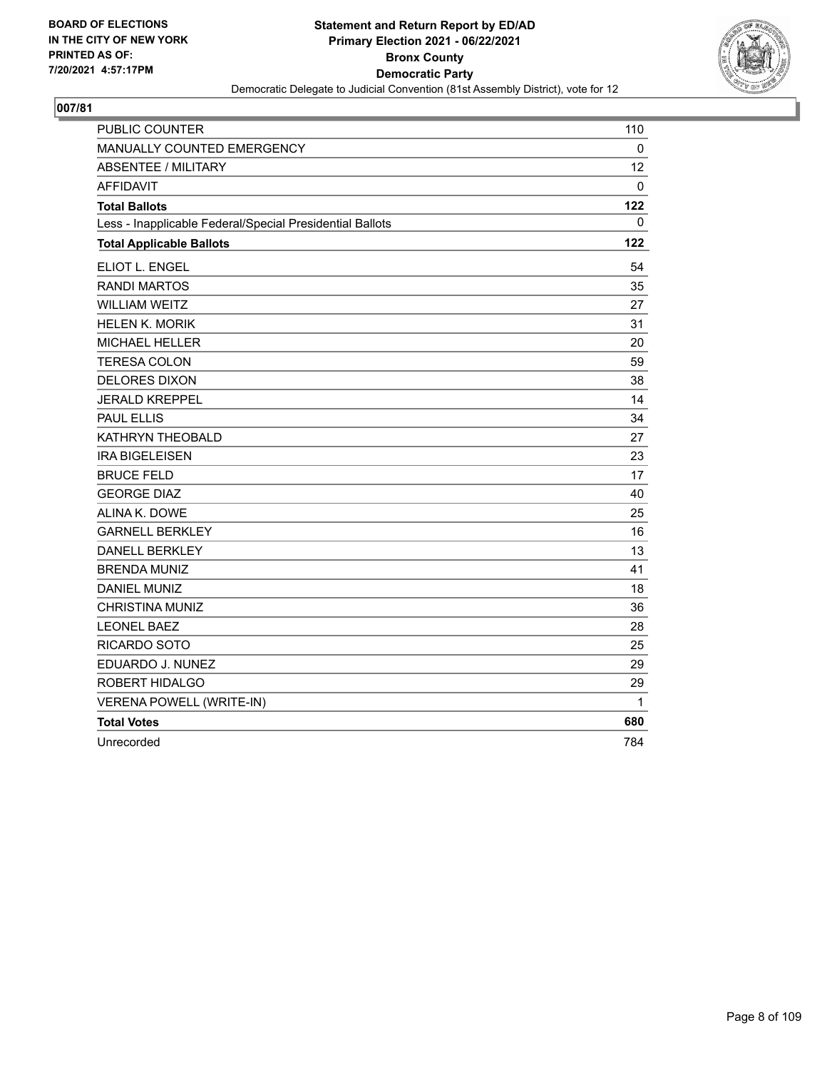**BOARD OF ELECTIONS IN THE CITY OF NEW YORK PRINTED AS OF: 7/20/2021 4:57:17PM**

**Statement and Return Report by ED/AD**
**Primary Election 2021 - 06/22/2021**
**Bronx County**
**Democratic Party**
Democratic Delegate to Judicial Convention (81st Assembly District), vote for 12

## 007/81

| | |
|---|---|
| PUBLIC COUNTER | 110 |
| MANUALLY COUNTED EMERGENCY | 0 |
| ABSENTEE / MILITARY | 12 |
| AFFIDAVIT | 0 |
| **Total Ballots** | **122** |
| Less - Inapplicable Federal/Special Presidential Ballots | 0 |
| **Total Applicable Ballots** | **122** |
| ELIOT L. ENGEL | 54 |
| RANDI MARTOS | 35 |
| WILLIAM WEITZ | 27 |
| HELEN K. MORIK | 31 |
| MICHAEL HELLER | 20 |
| TERESA COLON | 59 |
| DELORES DIXON | 38 |
| JERALD KREPPEL | 14 |
| PAUL ELLIS | 34 |
| KATHRYN THEOBALD | 27 |
| IRA BIGELEISEN | 23 |
| BRUCE FELD | 17 |
| GEORGE DIAZ | 40 |
| ALINA K. DOWE | 25 |
| GARNELL BERKLEY | 16 |
| DANELL BERKLEY | 13 |
| BRENDA MUNIZ | 41 |
| DANIEL MUNIZ | 18 |
| CHRISTINA MUNIZ | 36 |
| LEONEL BAEZ | 28 |
| RICARDO SOTO | 25 |
| EDUARDO J. NUNEZ | 29 |
| ROBERT HIDALGO | 29 |
| VERENA POWELL (WRITE-IN) | 1 |
| **Total Votes** | **680** |
| Unrecorded | 784 |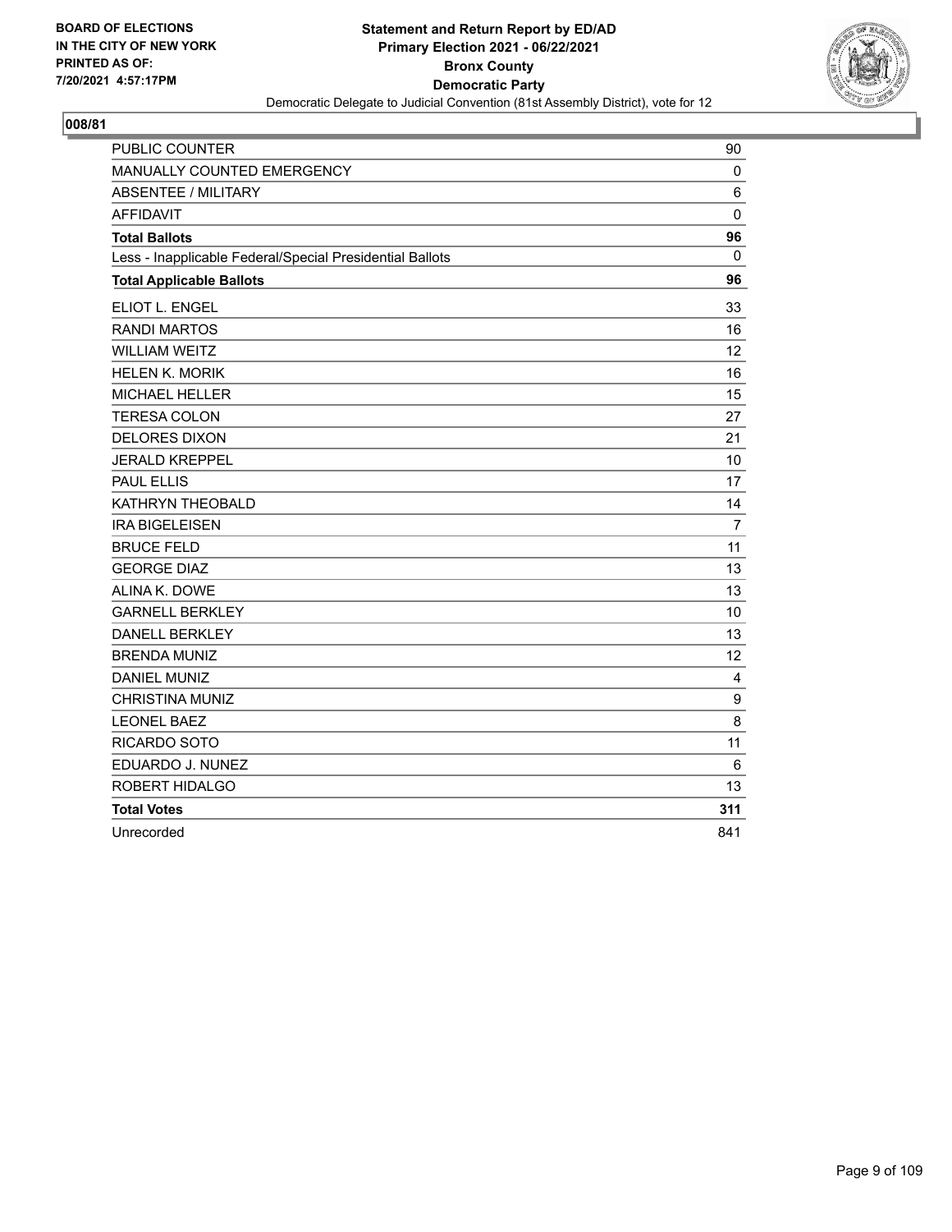BOARD OF ELECTIONS
IN THE CITY OF NEW YORK
PRINTED AS OF:
7/20/2021 4:57:17PM

**Statement and Return Report by ED/AD**
**Primary Election 2021 - 06/22/2021**
**Bronx County**
**Democratic Party**
Democratic Delegate to Judicial Convention (81st Assembly District), vote for 12

## 008/81

| | |
|---|---|
| PUBLIC COUNTER | 90 |
| MANUALLY COUNTED EMERGENCY | 0 |
| ABSENTEE / MILITARY | 6 |
| AFFIDAVIT | 0 |
| **Total Ballots** | **96** |
| Less - Inapplicable Federal/Special Presidential Ballots | 0 |
| **Total Applicable Ballots** | **96** |
| ELIOT L. ENGEL | 33 |
| RANDI MARTOS | 16 |
| WILLIAM WEITZ | 12 |
| HELEN K. MORIK | 16 |
| MICHAEL HELLER | 15 |
| TERESA COLON | 27 |
| DELORES DIXON | 21 |
| JERALD KREPPEL | 10 |
| PAUL ELLIS | 17 |
| KATHRYN THEOBALD | 14 |
| IRA BIGELEISEN | 7 |
| BRUCE FELD | 11 |
| GEORGE DIAZ | 13 |
| ALINA K. DOWE | 13 |
| GARNELL BERKLEY | 10 |
| DANELL BERKLEY | 13 |
| BRENDA MUNIZ | 12 |
| DANIEL MUNIZ | 4 |
| CHRISTINA MUNIZ | 9 |
| LEONEL BAEZ | 8 |
| RICARDO SOTO | 11 |
| EDUARDO J. NUNEZ | 6 |
| ROBERT HIDALGO | 13 |
| **Total Votes** | **311** |
| Unrecorded | 841 |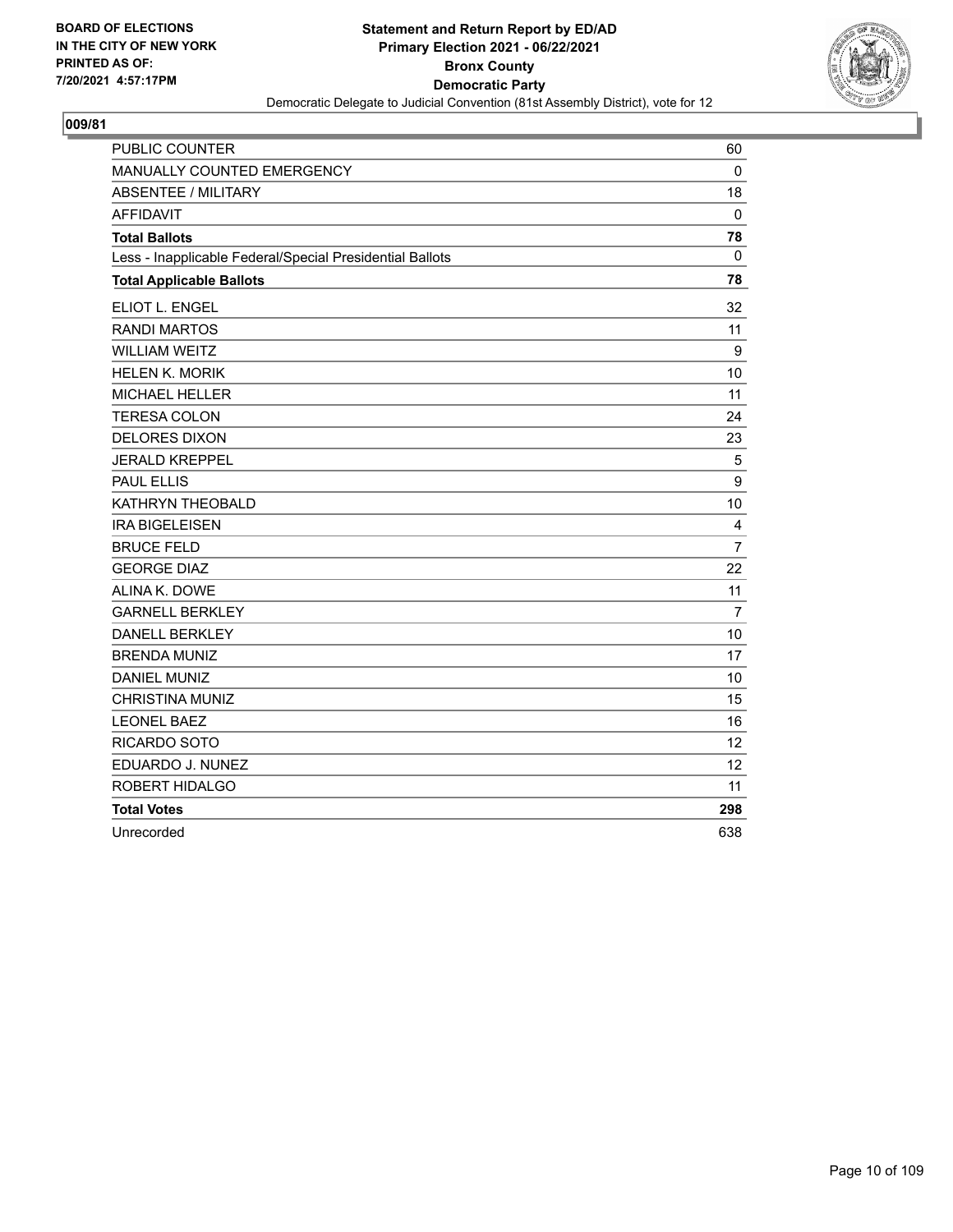**BOARD OF ELECTIONS IN THE CITY OF NEW YORK PRINTED AS OF: 7/20/2021 4:57:17PM**

**Statement and Return Report by ED/AD**
**Primary Election 2021 - 06/22/2021**
**Bronx County**
**Democratic Party**
Democratic Delegate to Judicial Convention (81st Assembly District), vote for 12

**009/81**

| | |
|---|---|
| PUBLIC COUNTER | 60 |
| MANUALLY COUNTED EMERGENCY | 0 |
| ABSENTEE / MILITARY | 18 |
| AFFIDAVIT | 0 |
| **Total Ballots** | **78** |
| Less - Inapplicable Federal/Special Presidential Ballots | 0 |
| **Total Applicable Ballots** | **78** |
| ELIOT L. ENGEL | 32 |
| RANDI MARTOS | 11 |
| WILLIAM WEITZ | 9 |
| HELEN K. MORIK | 10 |
| MICHAEL HELLER | 11 |
| TERESA COLON | 24 |
| DELORES DIXON | 23 |
| JERALD KREPPEL | 5 |
| PAUL ELLIS | 9 |
| KATHRYN THEOBALD | 10 |
| IRA BIGELEISEN | 4 |
| BRUCE FELD | 7 |
| GEORGE DIAZ | 22 |
| ALINA K. DOWE | 11 |
| GARNELL BERKLEY | 7 |
| DANELL BERKLEY | 10 |
| BRENDA MUNIZ | 17 |
| DANIEL MUNIZ | 10 |
| CHRISTINA MUNIZ | 15 |
| LEONEL BAEZ | 16 |
| RICARDO SOTO | 12 |
| EDUARDO J. NUNEZ | 12 |
| ROBERT HIDALGO | 11 |
| **Total Votes** | **298** |
| Unrecorded | 638 |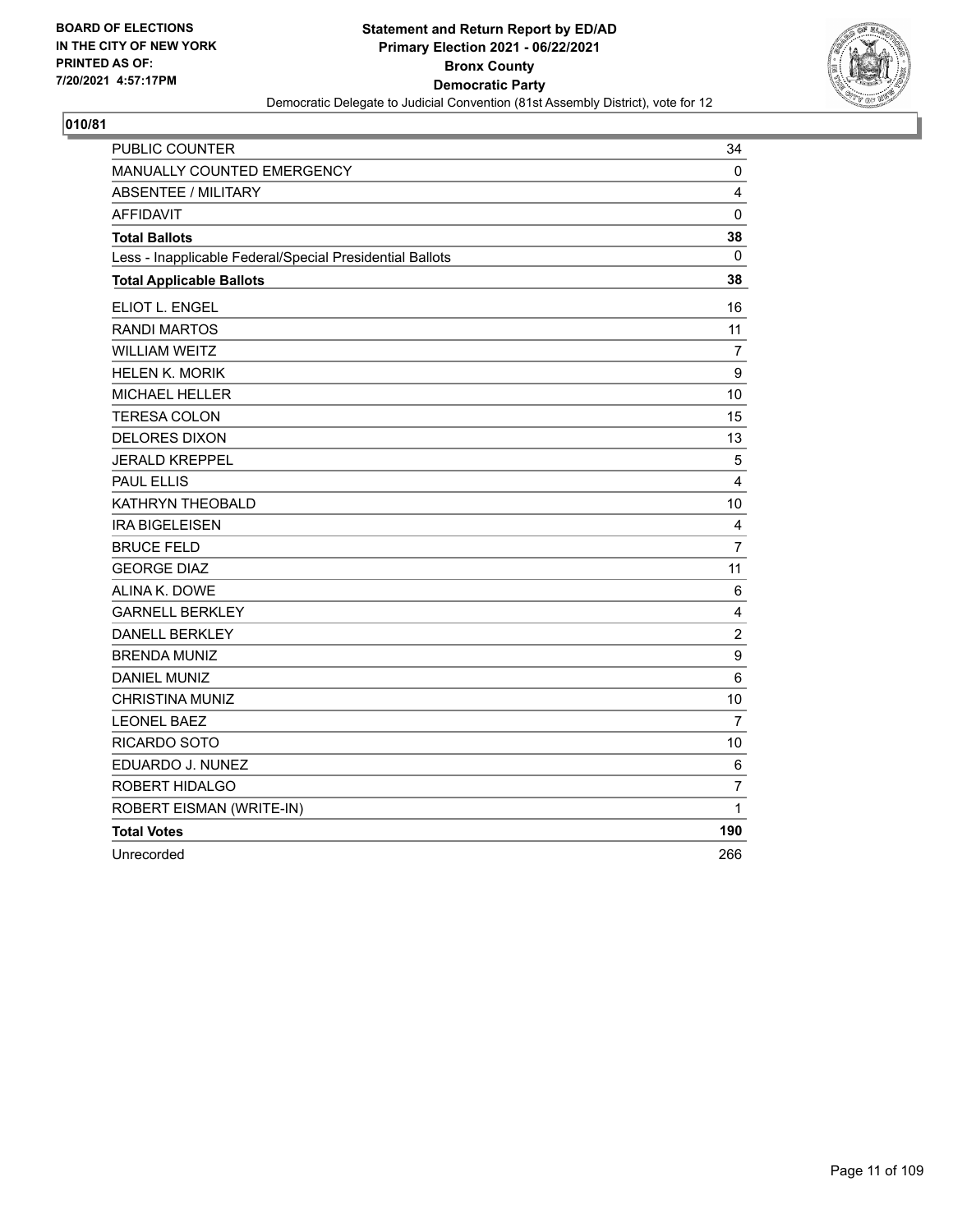**BOARD OF ELECTIONS IN THE CITY OF NEW YORK PRINTED AS OF: 7/20/2021 4:57:17PM**

**Statement and Return Report by ED/AD Primary Election 2021 - 06/22/2021 Bronx County Democratic Party**

Democratic Delegate to Judicial Convention (81st Assembly District), vote for 12

**010/81**

| | |
|---|---|
| PUBLIC COUNTER | 34 |
| MANUALLY COUNTED EMERGENCY | 0 |
| ABSENTEE / MILITARY | 4 |
| AFFIDAVIT | 0 |
| **Total Ballots** | **38** |
| Less - Inapplicable Federal/Special Presidential Ballots | 0 |
| **Total Applicable Ballots** | **38** |
| ELIOT L. ENGEL | 16 |
| RANDI MARTOS | 11 |
| WILLIAM WEITZ | 7 |
| HELEN K. MORIK | 9 |
| MICHAEL HELLER | 10 |
| TERESA COLON | 15 |
| DELORES DIXON | 13 |
| JERALD KREPPEL | 5 |
| PAUL ELLIS | 4 |
| KATHRYN THEOBALD | 10 |
| IRA BIGELEISEN | 4 |
| BRUCE FELD | 7 |
| GEORGE DIAZ | 11 |
| ALINA K. DOWE | 6 |
| GARNELL BERKLEY | 4 |
| DANELL BERKLEY | 2 |
| BRENDA MUNIZ | 9 |
| DANIEL MUNIZ | 6 |
| CHRISTINA MUNIZ | 10 |
| LEONEL BAEZ | 7 |
| RICARDO SOTO | 10 |
| EDUARDO J. NUNEZ | 6 |
| ROBERT HIDALGO | 7 |
| ROBERT EISMAN (WRITE-IN) | 1 |
| **Total Votes** | **190** |
| Unrecorded | 266 |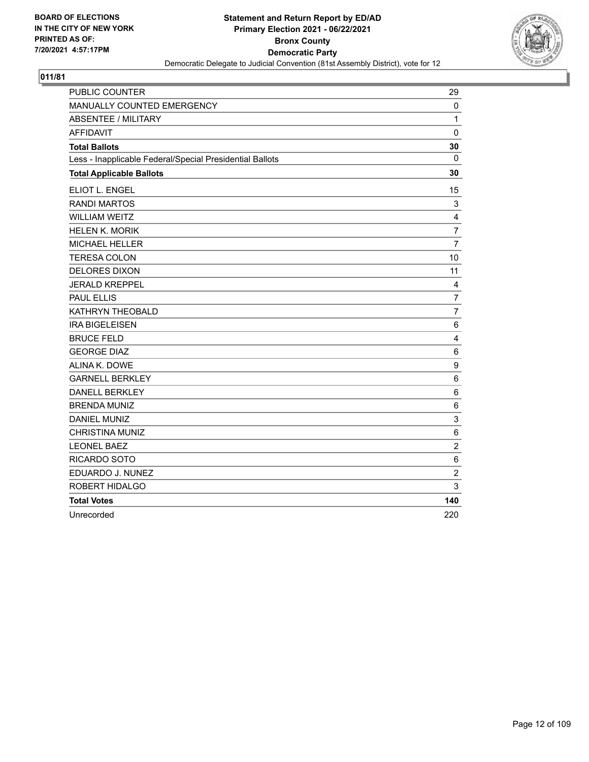BOARD OF ELECTIONS
IN THE CITY OF NEW YORK
PRINTED AS OF:
7/20/2021 4:57:17PM

**Statement and Return Report by ED/AD**
**Primary Election 2021 - 06/22/2021**
**Bronx County**
**Democratic Party**
Democratic Delegate to Judicial Convention (81st Assembly District), vote for 12

**011/81**

| | |
|---|---|
| PUBLIC COUNTER | 29 |
| MANUALLY COUNTED EMERGENCY | 0 |
| ABSENTEE / MILITARY | 1 |
| AFFIDAVIT | 0 |
| **Total Ballots** | **30** |
| Less - Inapplicable Federal/Special Presidential Ballots | 0 |
| **Total Applicable Ballots** | **30** |
| ELIOT L. ENGEL | 15 |
| RANDI MARTOS | 3 |
| WILLIAM WEITZ | 4 |
| HELEN K. MORIK | 7 |
| MICHAEL HELLER | 7 |
| TERESA COLON | 10 |
| DELORES DIXON | 11 |
| JERALD KREPPEL | 4 |
| PAUL ELLIS | 7 |
| KATHRYN THEOBALD | 7 |
| IRA BIGELEISEN | 6 |
| BRUCE FELD | 4 |
| GEORGE DIAZ | 6 |
| ALINA K. DOWE | 9 |
| GARNELL BERKLEY | 6 |
| DANELL BERKLEY | 6 |
| BRENDA MUNIZ | 6 |
| DANIEL MUNIZ | 3 |
| CHRISTINA MUNIZ | 6 |
| LEONEL BAEZ | 2 |
| RICARDO SOTO | 6 |
| EDUARDO J. NUNEZ | 2 |
| ROBERT HIDALGO | 3 |
| **Total Votes** | **140** |
| Unrecorded | 220 |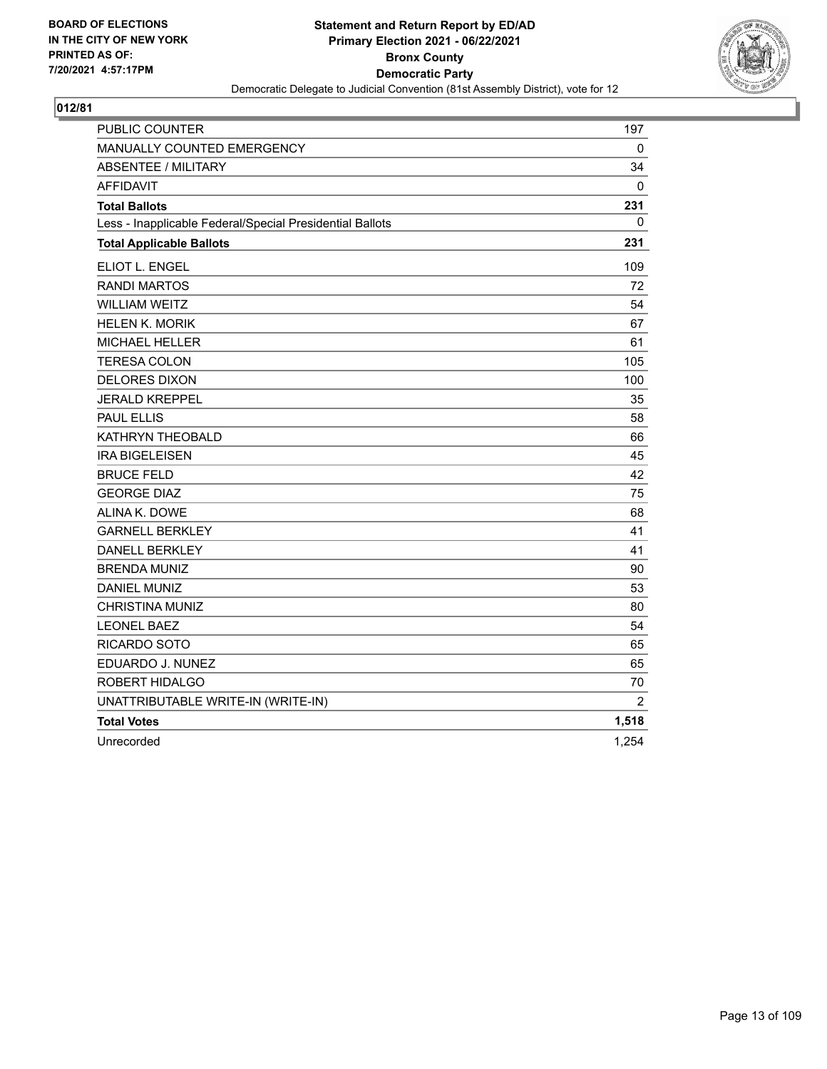BOARD OF ELECTIONS
IN THE CITY OF NEW YORK
PRINTED AS OF:
7/20/2021 4:57:17PM

**Statement and Return Report by ED/AD**
**Primary Election 2021 - 06/22/2021**
**Bronx County**
**Democratic Party**
Democratic Delegate to Judicial Convention (81st Assembly District), vote for 12

## 012/81

| | |
|---|---|
| PUBLIC COUNTER | 197 |
| MANUALLY COUNTED EMERGENCY | 0 |
| ABSENTEE / MILITARY | 34 |
| AFFIDAVIT | 0 |
| **Total Ballots** | **231** |
| Less - Inapplicable Federal/Special Presidential Ballots | 0 |
| **Total Applicable Ballots** | **231** |
| ELIOT L. ENGEL | 109 |
| RANDI MARTOS | 72 |
| WILLIAM WEITZ | 54 |
| HELEN K. MORIK | 67 |
| MICHAEL HELLER | 61 |
| TERESA COLON | 105 |
| DELORES DIXON | 100 |
| JERALD KREPPEL | 35 |
| PAUL ELLIS | 58 |
| KATHRYN THEOBALD | 66 |
| IRA BIGELEISEN | 45 |
| BRUCE FELD | 42 |
| GEORGE DIAZ | 75 |
| ALINA K. DOWE | 68 |
| GARNELL BERKLEY | 41 |
| DANELL BERKLEY | 41 |
| BRENDA MUNIZ | 90 |
| DANIEL MUNIZ | 53 |
| CHRISTINA MUNIZ | 80 |
| LEONEL BAEZ | 54 |
| RICARDO SOTO | 65 |
| EDUARDO J. NUNEZ | 65 |
| ROBERT HIDALGO | 70 |
| UNATTRIBUTABLE WRITE-IN (WRITE-IN) | 2 |
| **Total Votes** | **1,518** |
| Unrecorded | 1,254 |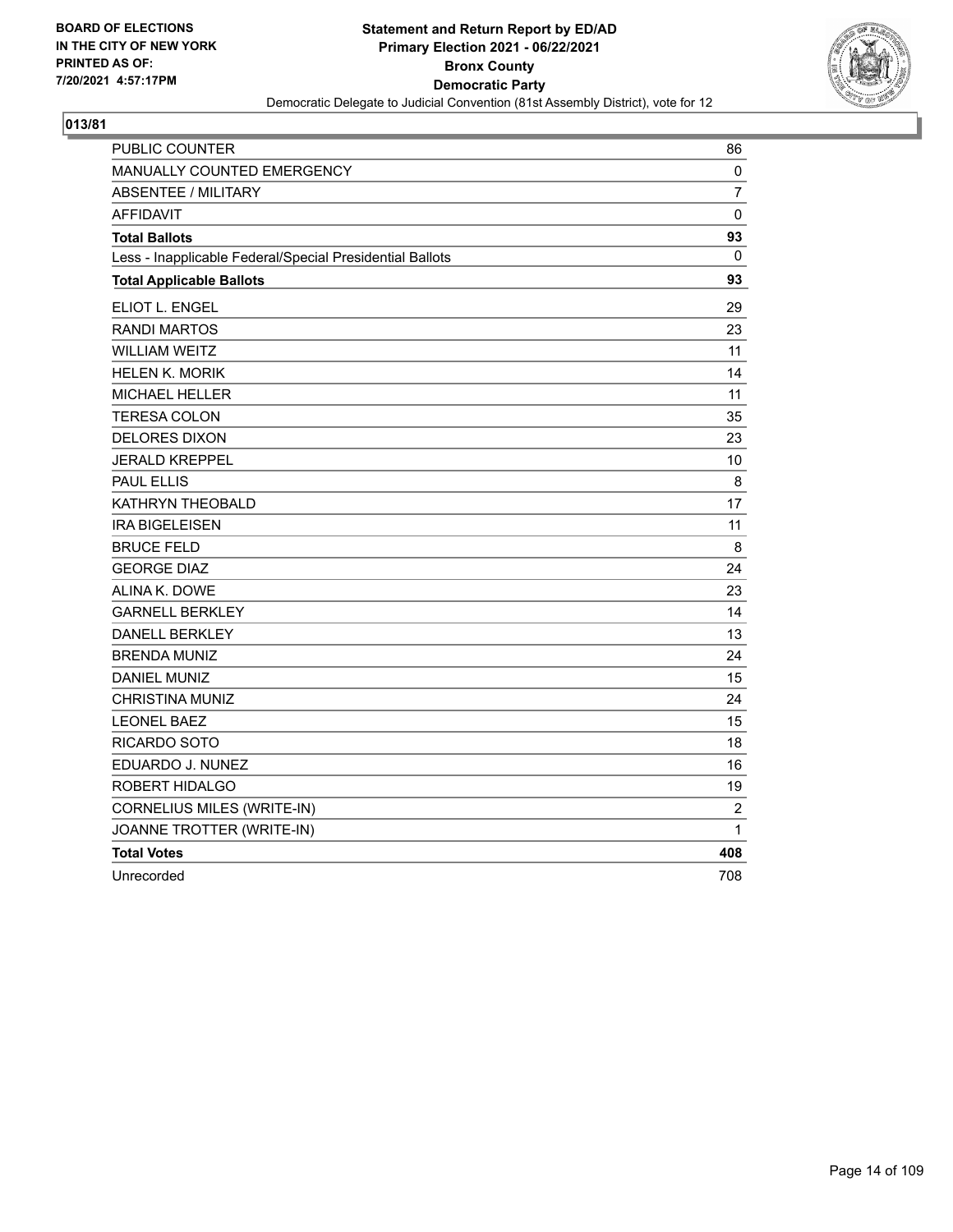BOARD OF ELECTIONS
IN THE CITY OF NEW YORK
PRINTED AS OF:
7/20/2021 4:57:17PM

**Statement and Return Report by ED/AD**
**Primary Election 2021 - 06/22/2021**
**Bronx County**
**Democratic Party**
Democratic Delegate to Judicial Convention (81st Assembly District), vote for 12

## 013/81

| | |
|---|---|
| PUBLIC COUNTER | 86 |
| MANUALLY COUNTED EMERGENCY | 0 |
| ABSENTEE / MILITARY | 7 |
| AFFIDAVIT | 0 |
| **Total Ballots** | **93** |
| Less - Inapplicable Federal/Special Presidential Ballots | 0 |
| **Total Applicable Ballots** | **93** |
| ELIOT L. ENGEL | 29 |
| RANDI MARTOS | 23 |
| WILLIAM WEITZ | 11 |
| HELEN K. MORIK | 14 |
| MICHAEL HELLER | 11 |
| TERESA COLON | 35 |
| DELORES DIXON | 23 |
| JERALD KREPPEL | 10 |
| PAUL ELLIS | 8 |
| KATHRYN THEOBALD | 17 |
| IRA BIGELEISEN | 11 |
| BRUCE FELD | 8 |
| GEORGE DIAZ | 24 |
| ALINA K. DOWE | 23 |
| GARNELL BERKLEY | 14 |
| DANELL BERKLEY | 13 |
| BRENDA MUNIZ | 24 |
| DANIEL MUNIZ | 15 |
| CHRISTINA MUNIZ | 24 |
| LEONEL BAEZ | 15 |
| RICARDO SOTO | 18 |
| EDUARDO J. NUNEZ | 16 |
| ROBERT HIDALGO | 19 |
| CORNELIUS MILES (WRITE-IN) | 2 |
| JOANNE TROTTER (WRITE-IN) | 1 |
| **Total Votes** | **408** |
| Unrecorded | 708 |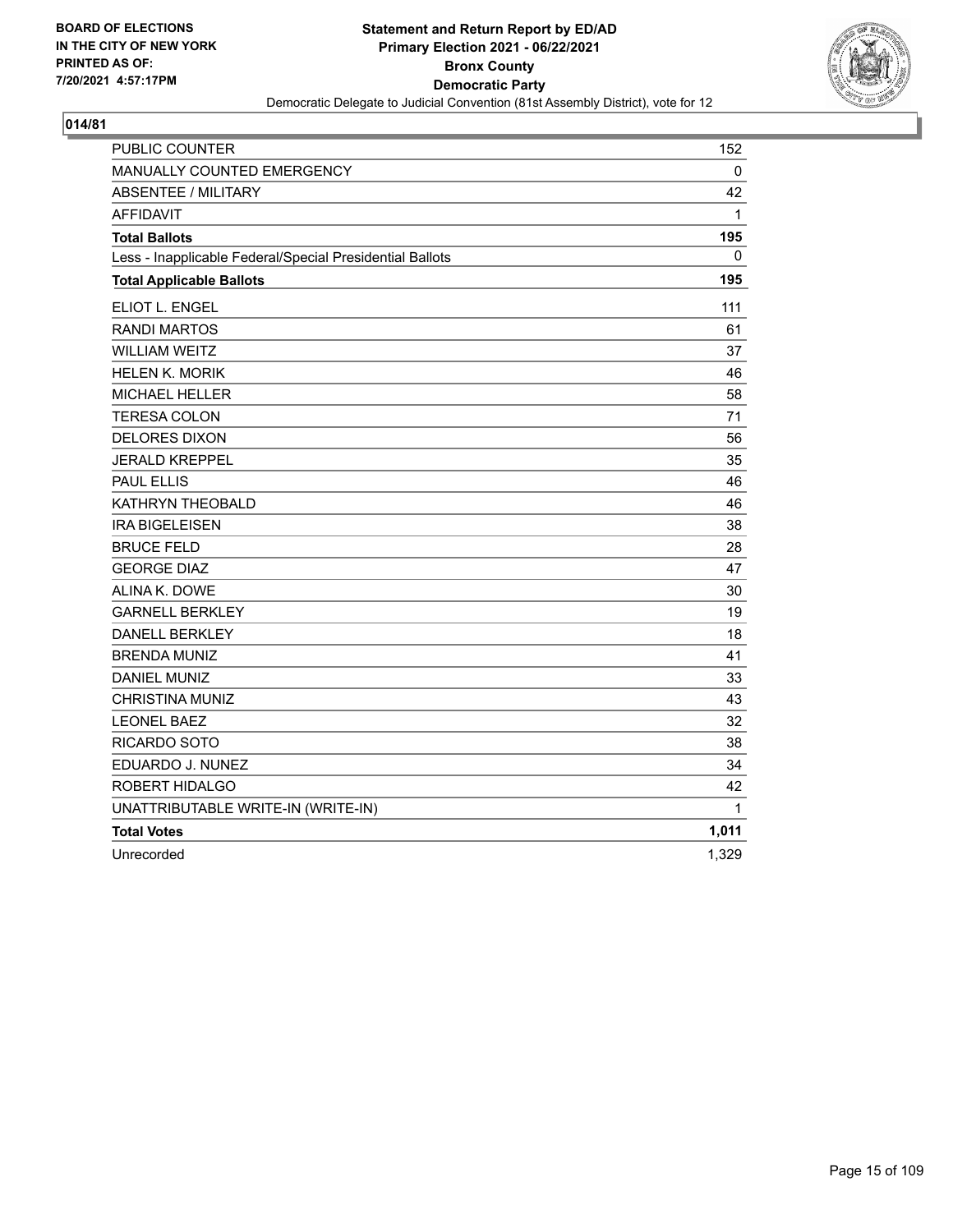BOARD OF ELECTIONS
IN THE CITY OF NEW YORK
PRINTED AS OF:
7/20/2021 4:57:17PM

**Statement and Return Report by ED/AD**
**Primary Election 2021 - 06/22/2021**
**Bronx County**
**Democratic Party**
Democratic Delegate to Judicial Convention (81st Assembly District), vote for 12

## 014/81

| | |
|---|---|
| PUBLIC COUNTER | 152 |
| MANUALLY COUNTED EMERGENCY | 0 |
| ABSENTEE / MILITARY | 42 |
| AFFIDAVIT | 1 |
| **Total Ballots** | **195** |
| Less - Inapplicable Federal/Special Presidential Ballots | 0 |
| **Total Applicable Ballots** | **195** |
| ELIOT L. ENGEL | 111 |
| RANDI MARTOS | 61 |
| WILLIAM WEITZ | 37 |
| HELEN K. MORIK | 46 |
| MICHAEL HELLER | 58 |
| TERESA COLON | 71 |
| DELORES DIXON | 56 |
| JERALD KREPPEL | 35 |
| PAUL ELLIS | 46 |
| KATHRYN THEOBALD | 46 |
| IRA BIGELEISEN | 38 |
| BRUCE FELD | 28 |
| GEORGE DIAZ | 47 |
| ALINA K. DOWE | 30 |
| GARNELL BERKLEY | 19 |
| DANELL BERKLEY | 18 |
| BRENDA MUNIZ | 41 |
| DANIEL MUNIZ | 33 |
| CHRISTINA MUNIZ | 43 |
| LEONEL BAEZ | 32 |
| RICARDO SOTO | 38 |
| EDUARDO J. NUNEZ | 34 |
| ROBERT HIDALGO | 42 |
| UNATTRIBUTABLE WRITE-IN (WRITE-IN) | 1 |
| **Total Votes** | **1,011** |
| Unrecorded | 1,329 |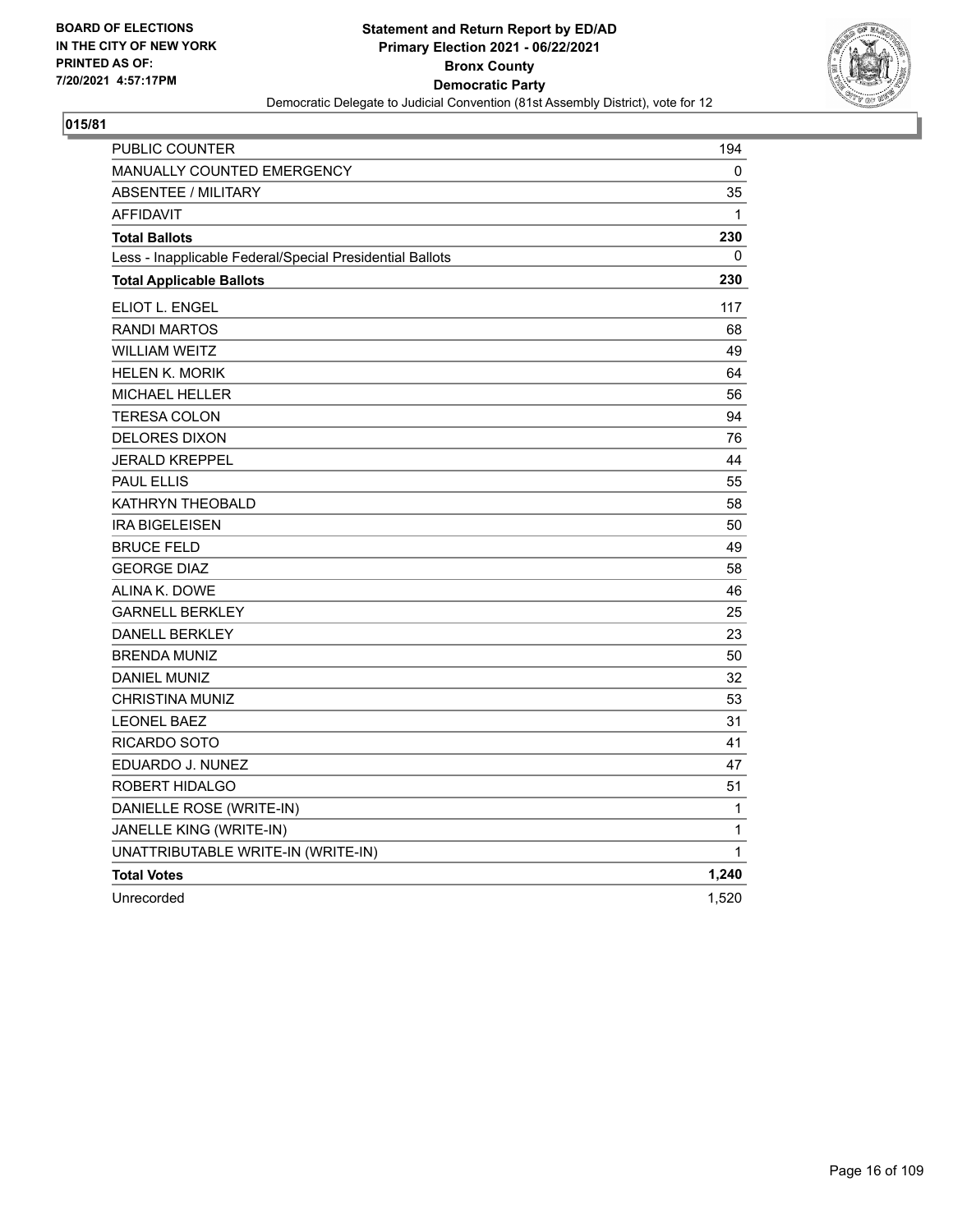BOARD OF ELECTIONS
IN THE CITY OF NEW YORK
PRINTED AS OF:
7/20/2021 4:57:17PM

**Statement and Return Report by ED/AD**
**Primary Election 2021 - 06/22/2021**
**Bronx County**
**Democratic Party**
Democratic Delegate to Judicial Convention (81st Assembly District), vote for 12

## 015/81

| | |
|---|---|
| PUBLIC COUNTER | 194 |
| MANUALLY COUNTED EMERGENCY | 0 |
| ABSENTEE / MILITARY | 35 |
| AFFIDAVIT | 1 |
| **Total Ballots** | **230** |
| Less - Inapplicable Federal/Special Presidential Ballots | 0 |
| **Total Applicable Ballots** | **230** |
| ELIOT L. ENGEL | 117 |
| RANDI MARTOS | 68 |
| WILLIAM WEITZ | 49 |
| HELEN K. MORIK | 64 |
| MICHAEL HELLER | 56 |
| TERESA COLON | 94 |
| DELORES DIXON | 76 |
| JERALD KREPPEL | 44 |
| PAUL ELLIS | 55 |
| KATHRYN THEOBALD | 58 |
| IRA BIGELEISEN | 50 |
| BRUCE FELD | 49 |
| GEORGE DIAZ | 58 |
| ALINA K. DOWE | 46 |
| GARNELL BERKLEY | 25 |
| DANELL BERKLEY | 23 |
| BRENDA MUNIZ | 50 |
| DANIEL MUNIZ | 32 |
| CHRISTINA MUNIZ | 53 |
| LEONEL BAEZ | 31 |
| RICARDO SOTO | 41 |
| EDUARDO J. NUNEZ | 47 |
| ROBERT HIDALGO | 51 |
| DANIELLE ROSE (WRITE-IN) | 1 |
| JANELLE KING (WRITE-IN) | 1 |
| UNATTRIBUTABLE WRITE-IN (WRITE-IN) | 1 |
| **Total Votes** | **1,240** |
| Unrecorded | 1,520 |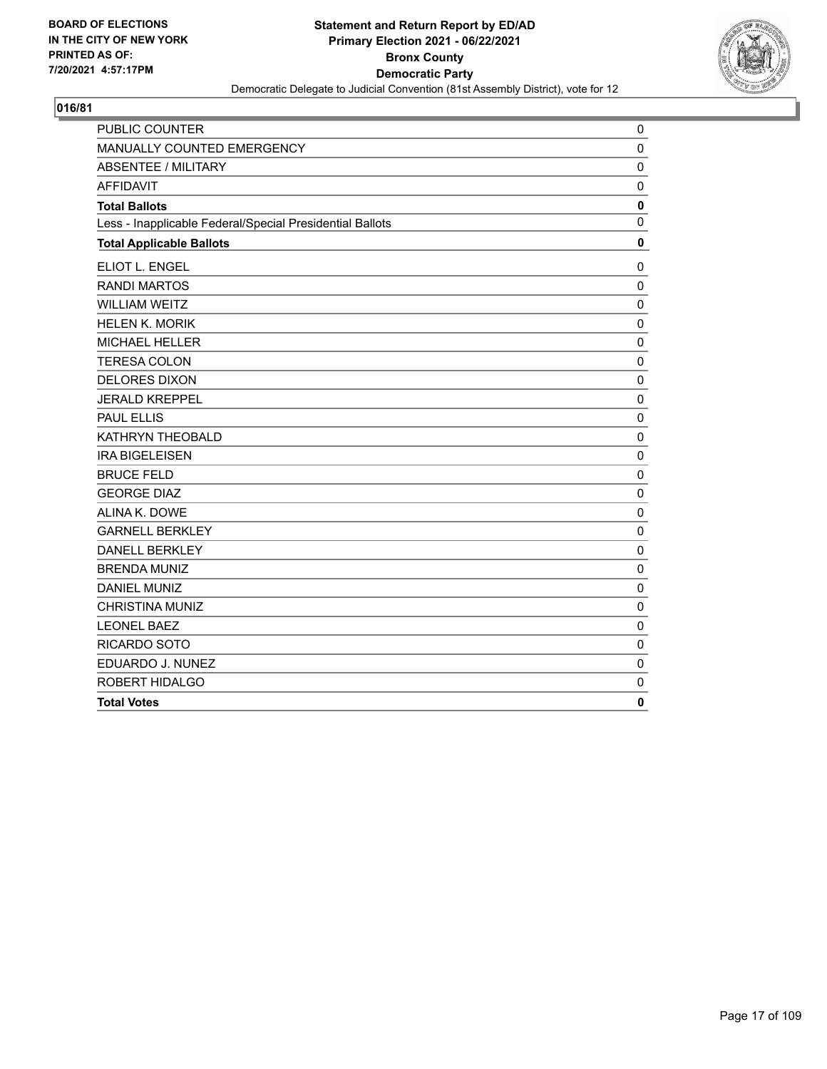BOARD OF ELECTIONS
IN THE CITY OF NEW YORK
PRINTED AS OF:
7/20/2021 4:57:17PM

**Statement and Return Report by ED/AD**
**Primary Election 2021 - 06/22/2021**
**Bronx County**
**Democratic Party**
Democratic Delegate to Judicial Convention (81st Assembly District), vote for 12

## 016/81

| | |
|---|---|
| PUBLIC COUNTER | 0 |
| MANUALLY COUNTED EMERGENCY | 0 |
| ABSENTEE / MILITARY | 0 |
| AFFIDAVIT | 0 |
| **Total Ballots** | **0** |
| Less - Inapplicable Federal/Special Presidential Ballots | 0 |
| **Total Applicable Ballots** | **0** |
| ELIOT L. ENGEL | 0 |
| RANDI MARTOS | 0 |
| WILLIAM WEITZ | 0 |
| HELEN K. MORIK | 0 |
| MICHAEL HELLER | 0 |
| TERESA COLON | 0 |
| DELORES DIXON | 0 |
| JERALD KREPPEL | 0 |
| PAUL ELLIS | 0 |
| KATHRYN THEOBALD | 0 |
| IRA BIGELEISEN | 0 |
| BRUCE FELD | 0 |
| GEORGE DIAZ | 0 |
| ALINA K. DOWE | 0 |
| GARNELL BERKLEY | 0 |
| DANELL BERKLEY | 0 |
| BRENDA MUNIZ | 0 |
| DANIEL MUNIZ | 0 |
| CHRISTINA MUNIZ | 0 |
| LEONEL BAEZ | 0 |
| RICARDO SOTO | 0 |
| EDUARDO J. NUNEZ | 0 |
| ROBERT HIDALGO | 0 |
| **Total Votes** | **0** |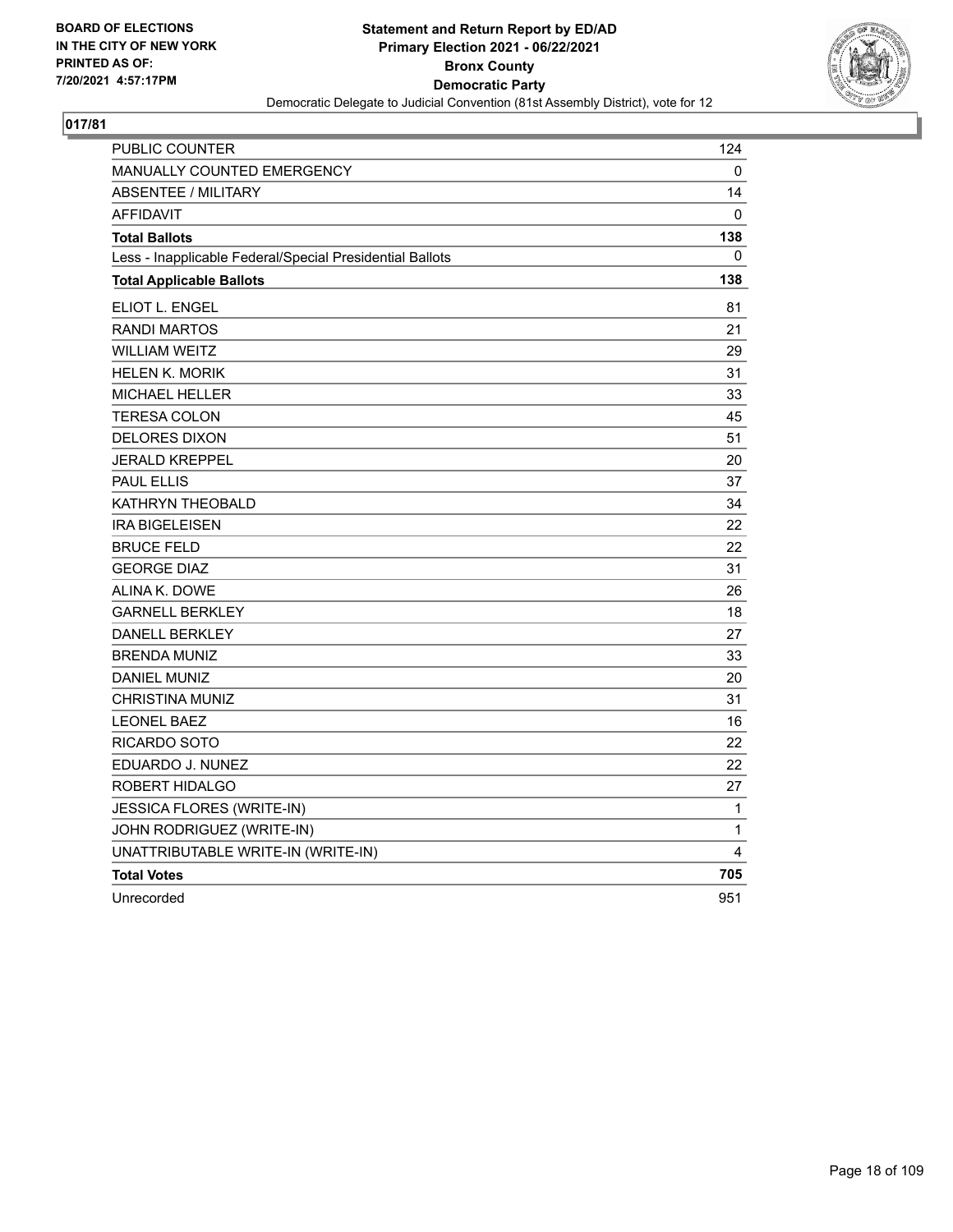BOARD OF ELECTIONS
IN THE CITY OF NEW YORK
PRINTED AS OF:
7/20/2021 4:57:17PM

**Statement and Return Report by ED/AD**
**Primary Election 2021 - 06/22/2021**
**Bronx County**
**Democratic Party**
Democratic Delegate to Judicial Convention (81st Assembly District), vote for 12

## 017/81

| | |
|---|---|
| PUBLIC COUNTER | 124 |
| MANUALLY COUNTED EMERGENCY | 0 |
| ABSENTEE / MILITARY | 14 |
| AFFIDAVIT | 0 |
| **Total Ballots** | **138** |
| Less - Inapplicable Federal/Special Presidential Ballots | 0 |
| **Total Applicable Ballots** | **138** |
| ELIOT L. ENGEL | 81 |
| RANDI MARTOS | 21 |
| WILLIAM WEITZ | 29 |
| HELEN K. MORIK | 31 |
| MICHAEL HELLER | 33 |
| TERESA COLON | 45 |
| DELORES DIXON | 51 |
| JERALD KREPPEL | 20 |
| PAUL ELLIS | 37 |
| KATHRYN THEOBALD | 34 |
| IRA BIGELEISEN | 22 |
| BRUCE FELD | 22 |
| GEORGE DIAZ | 31 |
| ALINA K. DOWE | 26 |
| GARNELL BERKLEY | 18 |
| DANELL BERKLEY | 27 |
| BRENDA MUNIZ | 33 |
| DANIEL MUNIZ | 20 |
| CHRISTINA MUNIZ | 31 |
| LEONEL BAEZ | 16 |
| RICARDO SOTO | 22 |
| EDUARDO J. NUNEZ | 22 |
| ROBERT HIDALGO | 27 |
| JESSICA FLORES (WRITE-IN) | 1 |
| JOHN RODRIGUEZ (WRITE-IN) | 1 |
| UNATTRIBUTABLE WRITE-IN (WRITE-IN) | 4 |
| **Total Votes** | **705** |
| Unrecorded | 951 |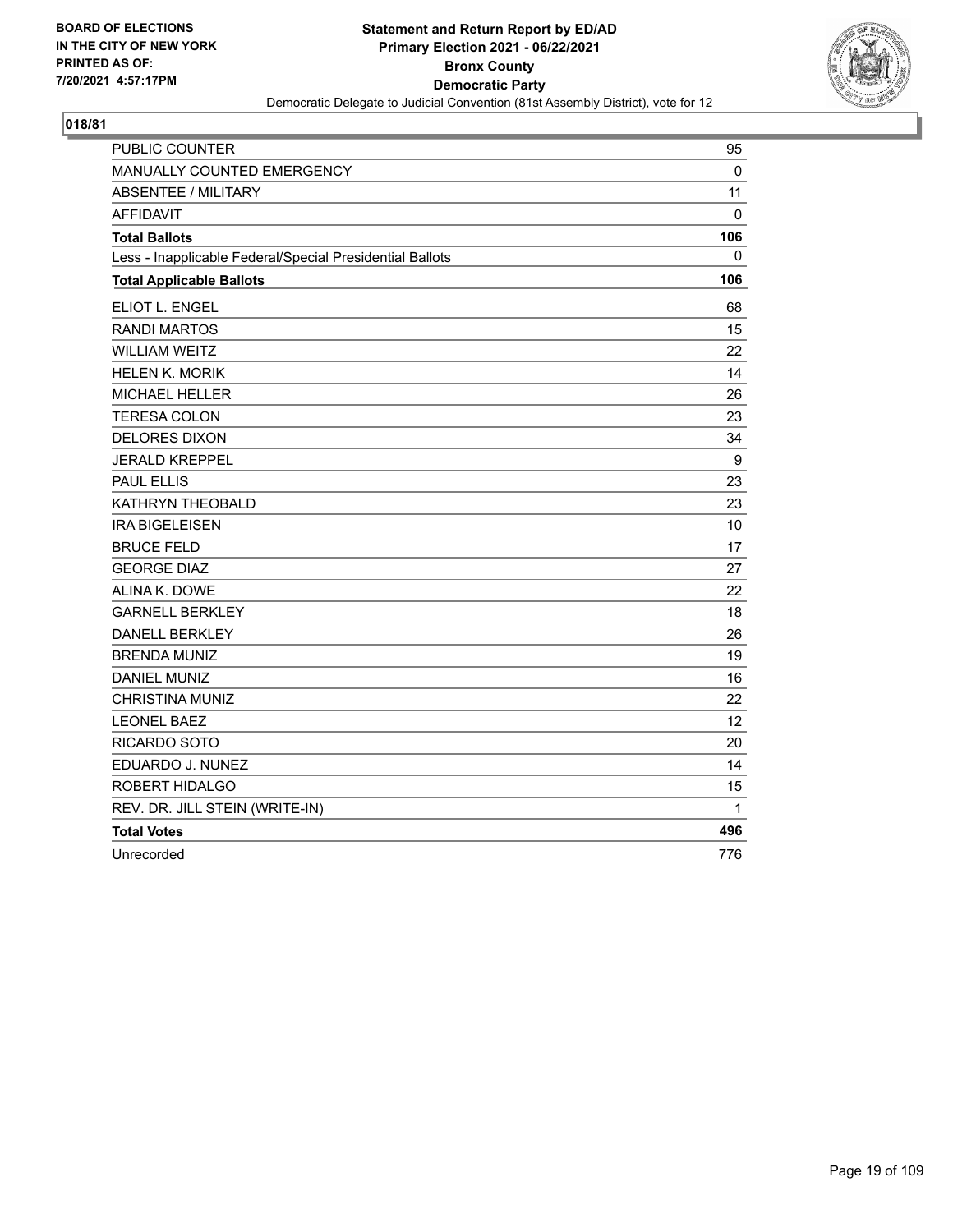BOARD OF ELECTIONS
IN THE CITY OF NEW YORK
PRINTED AS OF:
7/20/2021 4:57:17PM

**Statement and Return Report by ED/AD**
**Primary Election 2021 - 06/22/2021**
**Bronx County**
**Democratic Party**
Democratic Delegate to Judicial Convention (81st Assembly District), vote for 12

## 018/81

| | |
|---|---|
| PUBLIC COUNTER | 95 |
| MANUALLY COUNTED EMERGENCY | 0 |
| ABSENTEE / MILITARY | 11 |
| AFFIDAVIT | 0 |
| **Total Ballots** | **106** |
| Less - Inapplicable Federal/Special Presidential Ballots | 0 |
| **Total Applicable Ballots** | **106** |
| ELIOT L. ENGEL | 68 |
| RANDI MARTOS | 15 |
| WILLIAM WEITZ | 22 |
| HELEN K. MORIK | 14 |
| MICHAEL HELLER | 26 |
| TERESA COLON | 23 |
| DELORES DIXON | 34 |
| JERALD KREPPEL | 9 |
| PAUL ELLIS | 23 |
| KATHRYN THEOBALD | 23 |
| IRA BIGELEISEN | 10 |
| BRUCE FELD | 17 |
| GEORGE DIAZ | 27 |
| ALINA K. DOWE | 22 |
| GARNELL BERKLEY | 18 |
| DANELL BERKLEY | 26 |
| BRENDA MUNIZ | 19 |
| DANIEL MUNIZ | 16 |
| CHRISTINA MUNIZ | 22 |
| LEONEL BAEZ | 12 |
| RICARDO SOTO | 20 |
| EDUARDO J. NUNEZ | 14 |
| ROBERT HIDALGO | 15 |
| REV. DR. JILL STEIN (WRITE-IN) | 1 |
| **Total Votes** | **496** |
| Unrecorded | 776 |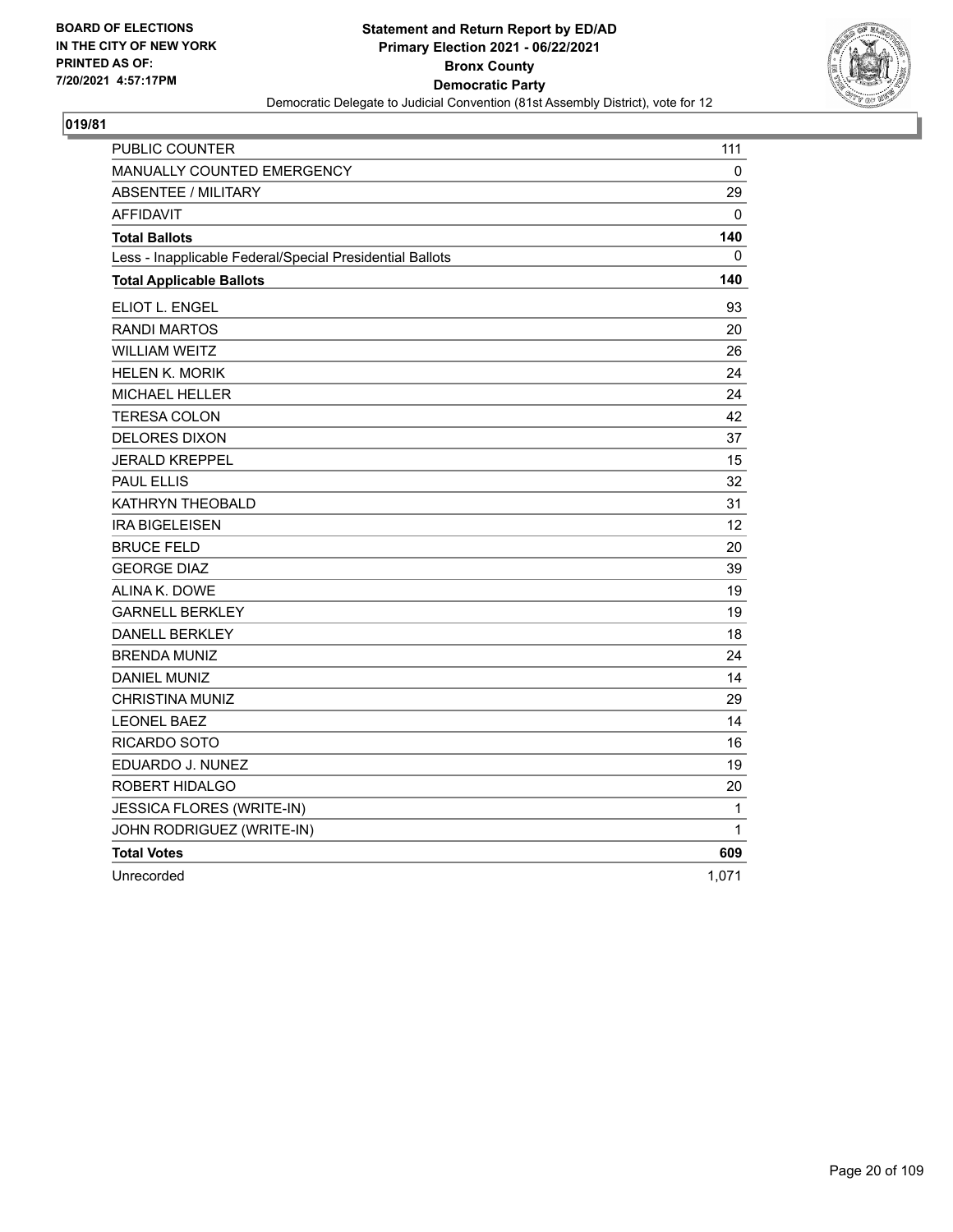BOARD OF ELECTIONS
IN THE CITY OF NEW YORK
PRINTED AS OF:
7/20/2021 4:57:17PM

**Statement and Return Report by ED/AD**
**Primary Election 2021 - 06/22/2021**
**Bronx County**
**Democratic Party**
Democratic Delegate to Judicial Convention (81st Assembly District), vote for 12

**019/81**

| | |
|---|---|
| PUBLIC COUNTER | 111 |
| MANUALLY COUNTED EMERGENCY | 0 |
| ABSENTEE / MILITARY | 29 |
| AFFIDAVIT | 0 |
| **Total Ballots** | **140** |
| Less - Inapplicable Federal/Special Presidential Ballots | 0 |
| **Total Applicable Ballots** | **140** |
| ELIOT L. ENGEL | 93 |
| RANDI MARTOS | 20 |
| WILLIAM WEITZ | 26 |
| HELEN K. MORIK | 24 |
| MICHAEL HELLER | 24 |
| TERESA COLON | 42 |
| DELORES DIXON | 37 |
| JERALD KREPPEL | 15 |
| PAUL ELLIS | 32 |
| KATHRYN THEOBALD | 31 |
| IRA BIGELEISEN | 12 |
| BRUCE FELD | 20 |
| GEORGE DIAZ | 39 |
| ALINA K. DOWE | 19 |
| GARNELL BERKLEY | 19 |
| DANELL BERKLEY | 18 |
| BRENDA MUNIZ | 24 |
| DANIEL MUNIZ | 14 |
| CHRISTINA MUNIZ | 29 |
| LEONEL BAEZ | 14 |
| RICARDO SOTO | 16 |
| EDUARDO J. NUNEZ | 19 |
| ROBERT HIDALGO | 20 |
| JESSICA FLORES (WRITE-IN) | 1 |
| JOHN RODRIGUEZ (WRITE-IN) | 1 |
| **Total Votes** | **609** |
| Unrecorded | 1,071 |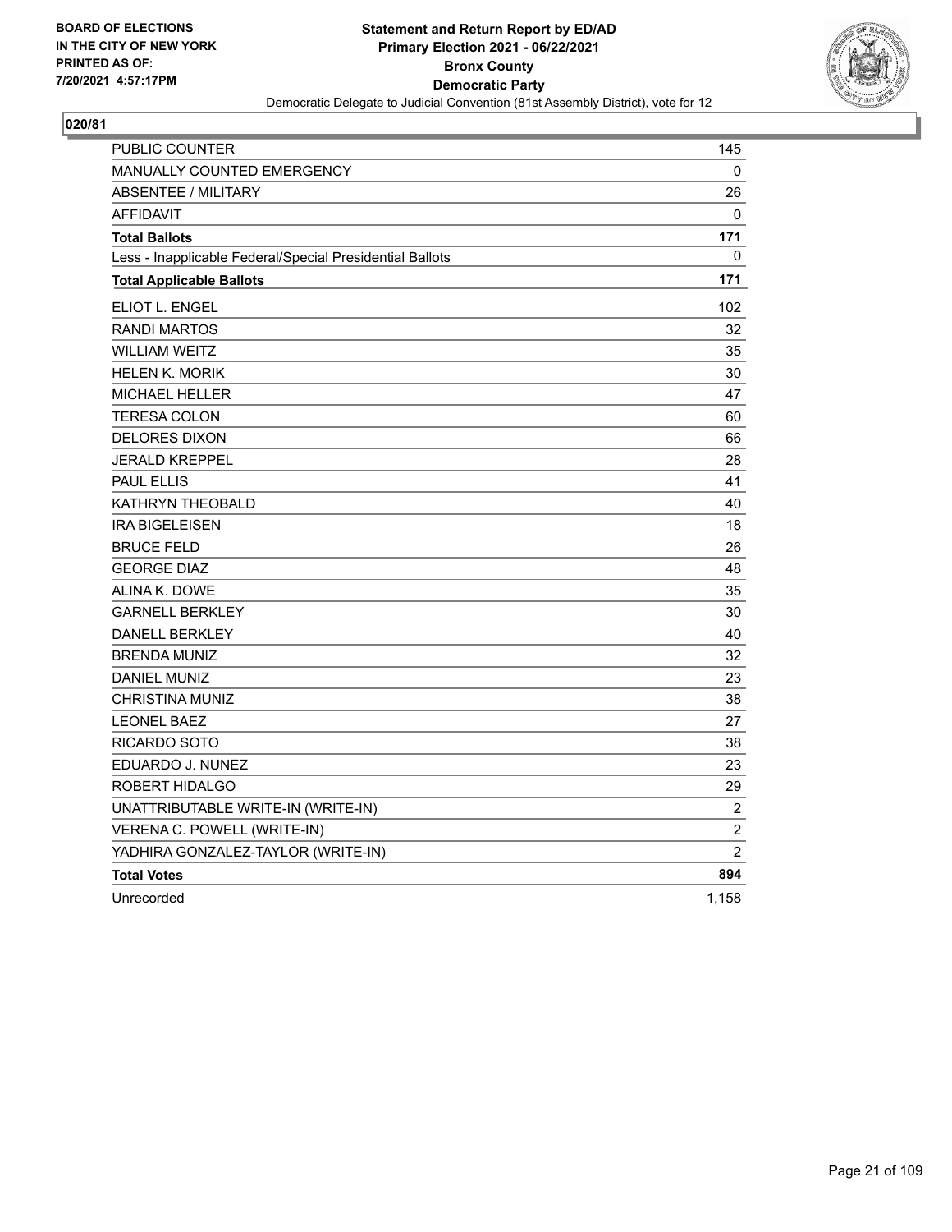BOARD OF ELECTIONS
IN THE CITY OF NEW YORK
PRINTED AS OF:
7/20/2021 4:57:17PM

**Statement and Return Report by ED/AD**
**Primary Election 2021 - 06/22/2021**
**Bronx County**
**Democratic Party**
Democratic Delegate to Judicial Convention (81st Assembly District), vote for 12

**020/81**

| | |
|---|---|
| PUBLIC COUNTER | 145 |
| MANUALLY COUNTED EMERGENCY | 0 |
| ABSENTEE / MILITARY | 26 |
| AFFIDAVIT | 0 |
| **Total Ballots** | **171** |
| Less - Inapplicable Federal/Special Presidential Ballots | 0 |
| **Total Applicable Ballots** | **171** |
| ELIOT L. ENGEL | 102 |
| RANDI MARTOS | 32 |
| WILLIAM WEITZ | 35 |
| HELEN K. MORIK | 30 |
| MICHAEL HELLER | 47 |
| TERESA COLON | 60 |
| DELORES DIXON | 66 |
| JERALD KREPPEL | 28 |
| PAUL ELLIS | 41 |
| KATHRYN THEOBALD | 40 |
| IRA BIGELEISEN | 18 |
| BRUCE FELD | 26 |
| GEORGE DIAZ | 48 |
| ALINA K. DOWE | 35 |
| GARNELL BERKLEY | 30 |
| DANELL BERKLEY | 40 |
| BRENDA MUNIZ | 32 |
| DANIEL MUNIZ | 23 |
| CHRISTINA MUNIZ | 38 |
| LEONEL BAEZ | 27 |
| RICARDO SOTO | 38 |
| EDUARDO J. NUNEZ | 23 |
| ROBERT HIDALGO | 29 |
| UNATTRIBUTABLE WRITE-IN (WRITE-IN) | 2 |
| VERENA C. POWELL (WRITE-IN) | 2 |
| YADHIRA GONZALEZ-TAYLOR (WRITE-IN) | 2 |
| **Total Votes** | **894** |
| Unrecorded | 1,158 |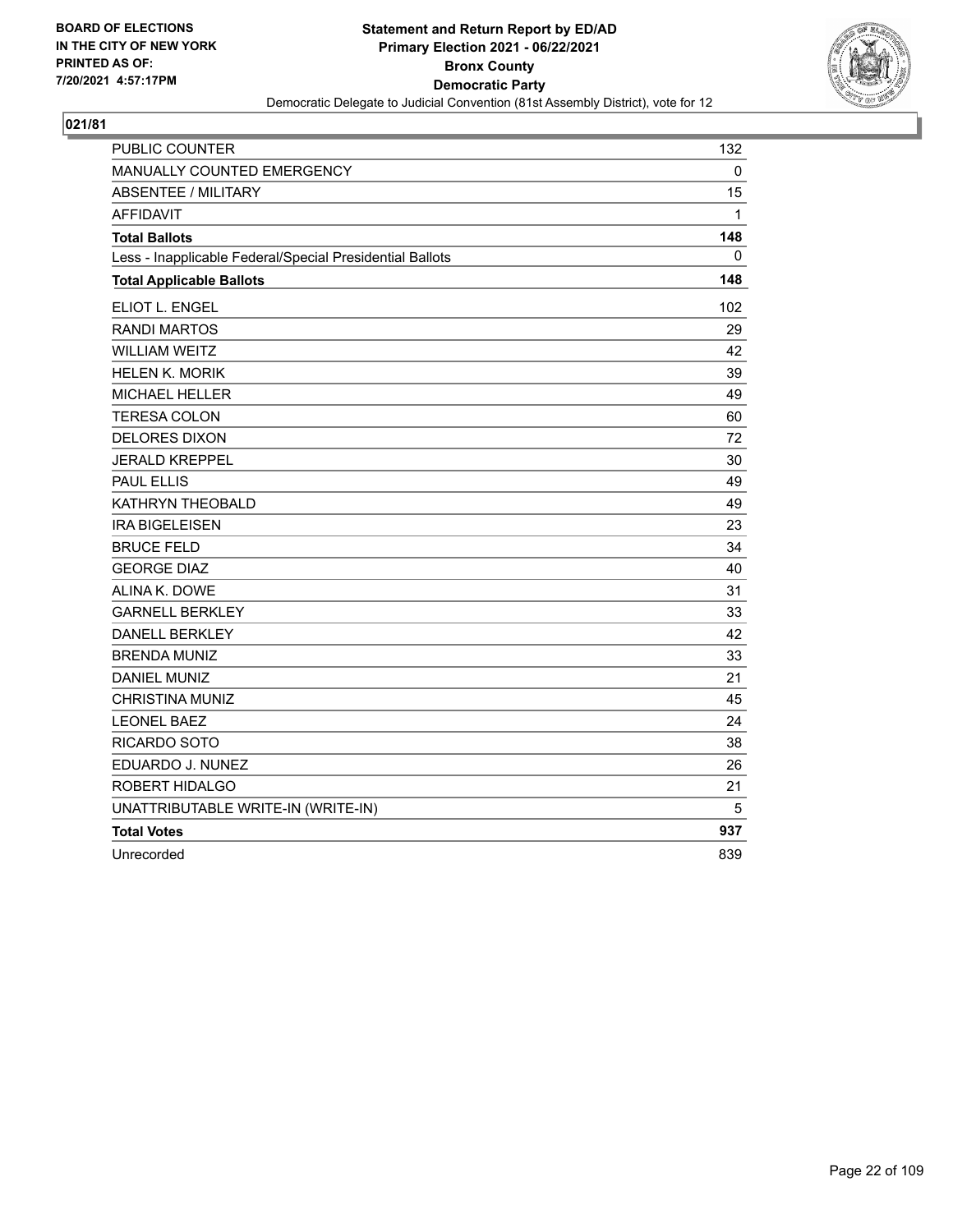BOARD OF ELECTIONS
IN THE CITY OF NEW YORK
PRINTED AS OF:
7/20/2021 4:57:17PM

**Statement and Return Report by ED/AD**
**Primary Election 2021 - 06/22/2021**
**Bronx County**
**Democratic Party**
Democratic Delegate to Judicial Convention (81st Assembly District), vote for 12

## 021/81

| | |
|---|---|
| PUBLIC COUNTER | 132 |
| MANUALLY COUNTED EMERGENCY | 0 |
| ABSENTEE / MILITARY | 15 |
| AFFIDAVIT | 1 |
| **Total Ballots** | **148** |
| Less - Inapplicable Federal/Special Presidential Ballots | 0 |
| **Total Applicable Ballots** | **148** |
| ELIOT L. ENGEL | 102 |
| RANDI MARTOS | 29 |
| WILLIAM WEITZ | 42 |
| HELEN K. MORIK | 39 |
| MICHAEL HELLER | 49 |
| TERESA COLON | 60 |
| DELORES DIXON | 72 |
| JERALD KREPPEL | 30 |
| PAUL ELLIS | 49 |
| KATHRYN THEOBALD | 49 |
| IRA BIGELEISEN | 23 |
| BRUCE FELD | 34 |
| GEORGE DIAZ | 40 |
| ALINA K. DOWE | 31 |
| GARNELL BERKLEY | 33 |
| DANELL BERKLEY | 42 |
| BRENDA MUNIZ | 33 |
| DANIEL MUNIZ | 21 |
| CHRISTINA MUNIZ | 45 |
| LEONEL BAEZ | 24 |
| RICARDO SOTO | 38 |
| EDUARDO J. NUNEZ | 26 |
| ROBERT HIDALGO | 21 |
| UNATTRIBUTABLE WRITE-IN (WRITE-IN) | 5 |
| **Total Votes** | **937** |
| Unrecorded | 839 |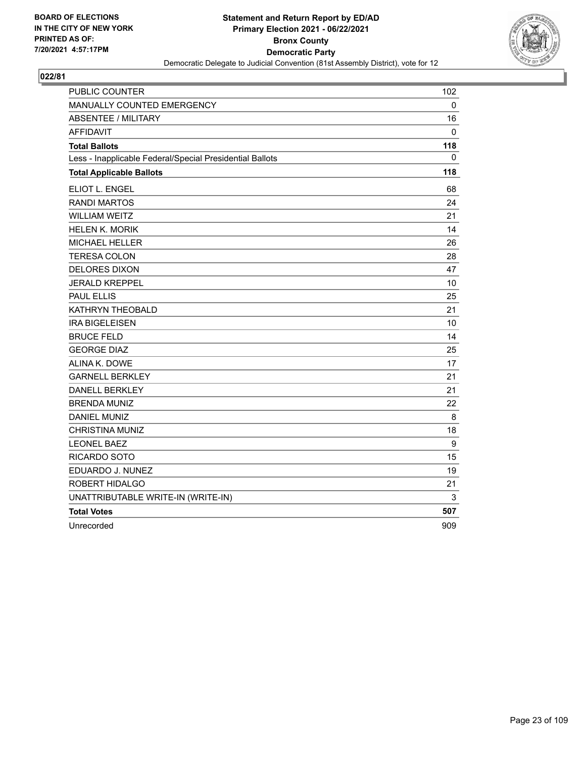**BOARD OF ELECTIONS IN THE CITY OF NEW YORK PRINTED AS OF: 7/20/2021 4:57:17PM**

# Statement and Return Report by ED/AD
## Primary Election 2021 - 06/22/2021
## Bronx County
## Democratic Party

Democratic Delegate to Judicial Convention (81st Assembly District), vote for 12

### 022/81

| | |
|---|---|
| PUBLIC COUNTER | 102 |
| MANUALLY COUNTED EMERGENCY | 0 |
| ABSENTEE / MILITARY | 16 |
| AFFIDAVIT | 0 |
| **Total Ballots** | **118** |
| Less - Inapplicable Federal/Special Presidential Ballots | 0 |
| **Total Applicable Ballots** | **118** |
| ELIOT L. ENGEL | 68 |
| RANDI MARTOS | 24 |
| WILLIAM WEITZ | 21 |
| HELEN K. MORIK | 14 |
| MICHAEL HELLER | 26 |
| TERESA COLON | 28 |
| DELORES DIXON | 47 |
| JERALD KREPPEL | 10 |
| PAUL ELLIS | 25 |
| KATHRYN THEOBALD | 21 |
| IRA BIGELEISEN | 10 |
| BRUCE FELD | 14 |
| GEORGE DIAZ | 25 |
| ALINA K. DOWE | 17 |
| GARNELL BERKLEY | 21 |
| DANELL BERKLEY | 21 |
| BRENDA MUNIZ | 22 |
| DANIEL MUNIZ | 8 |
| CHRISTINA MUNIZ | 18 |
| LEONEL BAEZ | 9 |
| RICARDO SOTO | 15 |
| EDUARDO J. NUNEZ | 19 |
| ROBERT HIDALGO | 21 |
| UNATTRIBUTABLE WRITE-IN (WRITE-IN) | 3 |
| **Total Votes** | **507** |
| Unrecorded | 909 |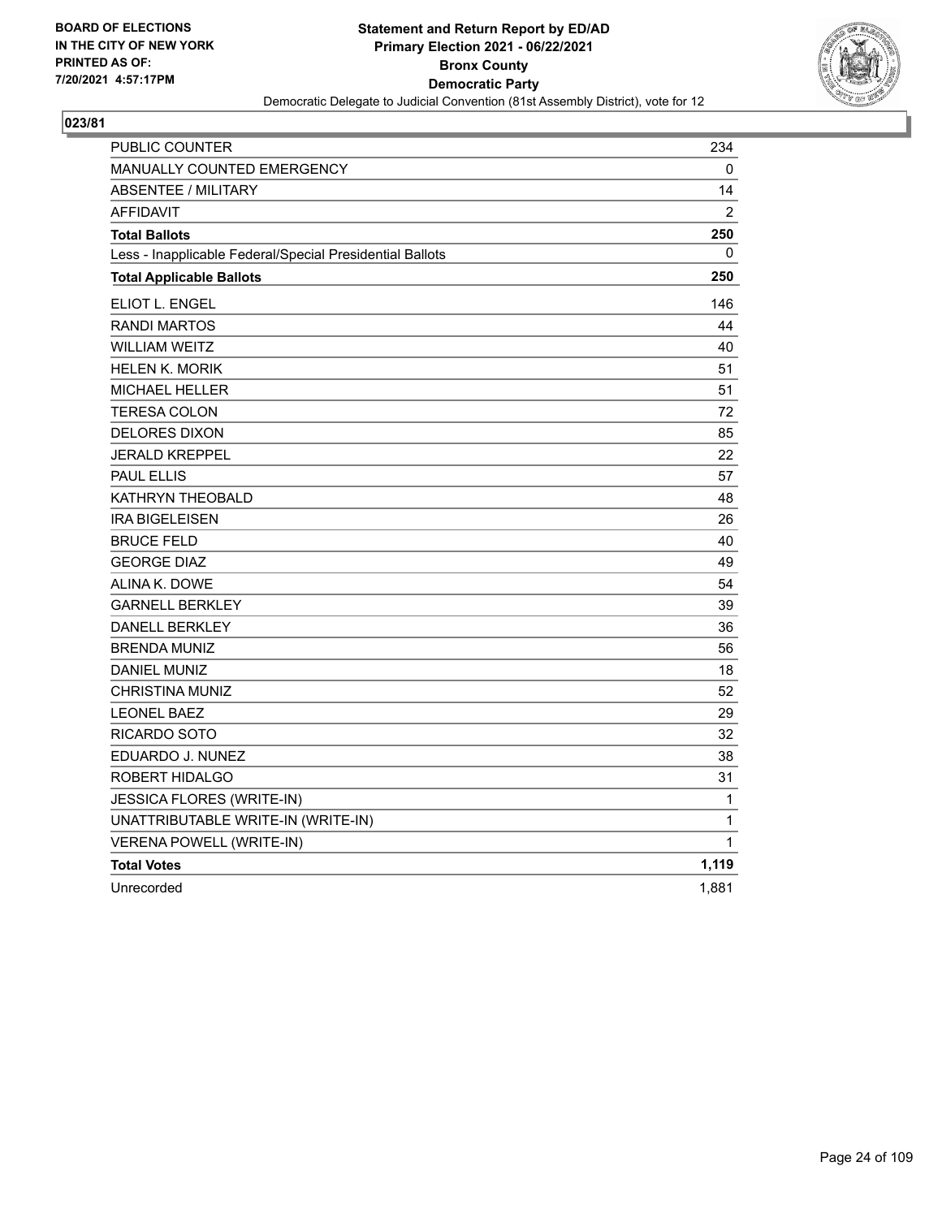**BOARD OF ELECTIONS IN THE CITY OF NEW YORK PRINTED AS OF: 7/20/2021 4:57:17PM**

**Statement and Return Report by ED/AD**
**Primary Election 2021 - 06/22/2021**
**Bronx County**
**Democratic Party**
Democratic Delegate to Judicial Convention (81st Assembly District), vote for 12

**023/81**

| | |
|---|---|
| PUBLIC COUNTER | 234 |
| MANUALLY COUNTED EMERGENCY | 0 |
| ABSENTEE / MILITARY | 14 |
| AFFIDAVIT | 2 |
| **Total Ballots** | **250** |
| Less - Inapplicable Federal/Special Presidential Ballots | 0 |
| **Total Applicable Ballots** | **250** |
| ELIOT L. ENGEL | 146 |
| RANDI MARTOS | 44 |
| WILLIAM WEITZ | 40 |
| HELEN K. MORIK | 51 |
| MICHAEL HELLER | 51 |
| TERESA COLON | 72 |
| DELORES DIXON | 85 |
| JERALD KREPPEL | 22 |
| PAUL ELLIS | 57 |
| KATHRYN THEOBALD | 48 |
| IRA BIGELEISEN | 26 |
| BRUCE FELD | 40 |
| GEORGE DIAZ | 49 |
| ALINA K. DOWE | 54 |
| GARNELL BERKLEY | 39 |
| DANELL BERKLEY | 36 |
| BRENDA MUNIZ | 56 |
| DANIEL MUNIZ | 18 |
| CHRISTINA MUNIZ | 52 |
| LEONEL BAEZ | 29 |
| RICARDO SOTO | 32 |
| EDUARDO J. NUNEZ | 38 |
| ROBERT HIDALGO | 31 |
| JESSICA FLORES (WRITE-IN) | 1 |
| UNATTRIBUTABLE WRITE-IN (WRITE-IN) | 1 |
| VERENA POWELL (WRITE-IN) | 1 |
| **Total Votes** | **1,119** |
| Unrecorded | 1,881 |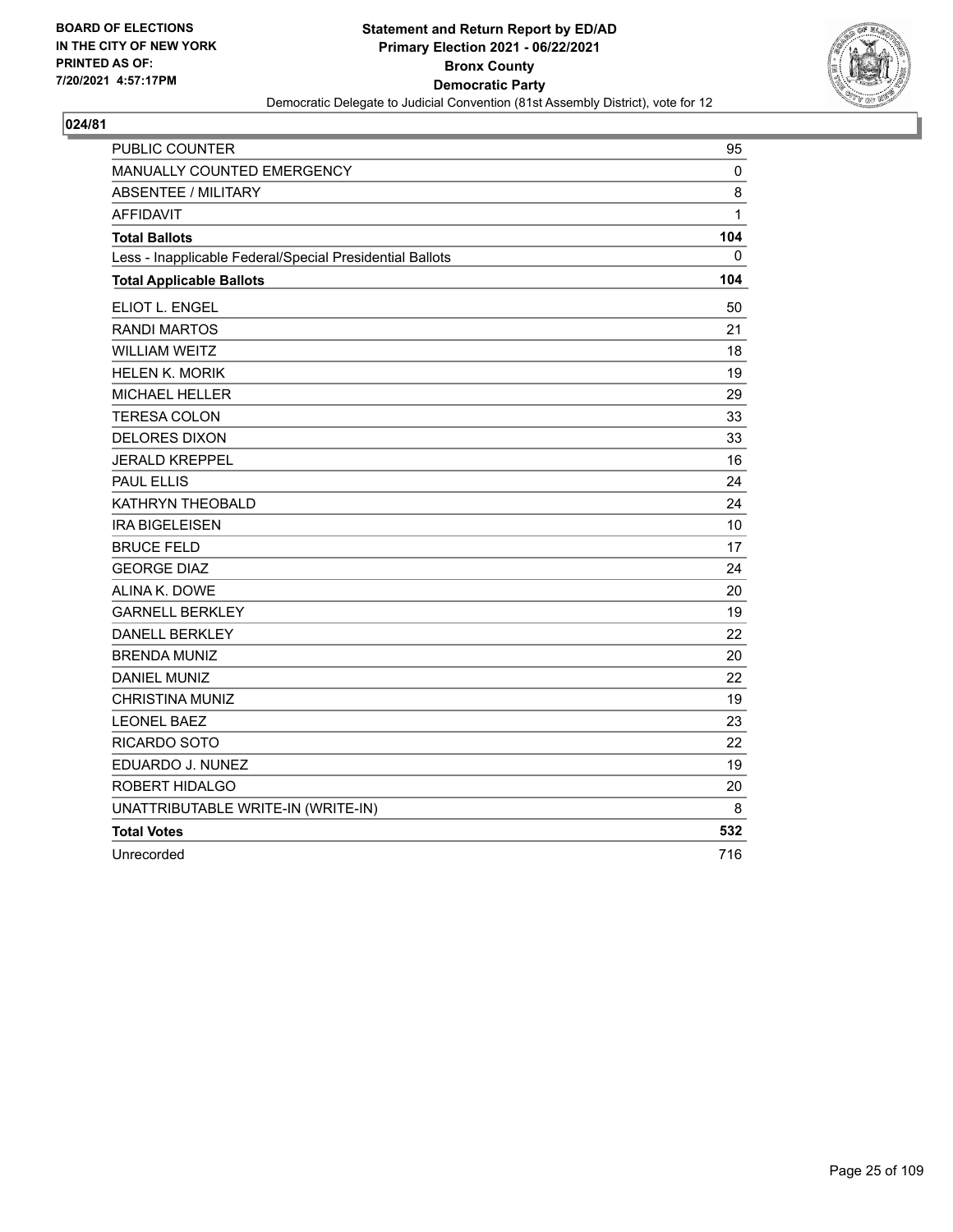BOARD OF ELECTIONS
IN THE CITY OF NEW YORK
PRINTED AS OF:
7/20/2021 4:57:17PM

**Statement and Return Report by ED/AD**
**Primary Election 2021 - 06/22/2021**
**Bronx County**
**Democratic Party**
Democratic Delegate to Judicial Convention (81st Assembly District), vote for 12

**024/81**

| | |
|---|---|
| PUBLIC COUNTER | 95 |
| MANUALLY COUNTED EMERGENCY | 0 |
| ABSENTEE / MILITARY | 8 |
| AFFIDAVIT | 1 |
| **Total Ballots** | **104** |
| Less - Inapplicable Federal/Special Presidential Ballots | 0 |
| **Total Applicable Ballots** | **104** |
| ELIOT L. ENGEL | 50 |
| RANDI MARTOS | 21 |
| WILLIAM WEITZ | 18 |
| HELEN K. MORIK | 19 |
| MICHAEL HELLER | 29 |
| TERESA COLON | 33 |
| DELORES DIXON | 33 |
| JERALD KREPPEL | 16 |
| PAUL ELLIS | 24 |
| KATHRYN THEOBALD | 24 |
| IRA BIGELEISEN | 10 |
| BRUCE FELD | 17 |
| GEORGE DIAZ | 24 |
| ALINA K. DOWE | 20 |
| GARNELL BERKLEY | 19 |
| DANELL BERKLEY | 22 |
| BRENDA MUNIZ | 20 |
| DANIEL MUNIZ | 22 |
| CHRISTINA MUNIZ | 19 |
| LEONEL BAEZ | 23 |
| RICARDO SOTO | 22 |
| EDUARDO J. NUNEZ | 19 |
| ROBERT HIDALGO | 20 |
| UNATTRIBUTABLE WRITE-IN (WRITE-IN) | 8 |
| **Total Votes** | **532** |
| Unrecorded | 716 |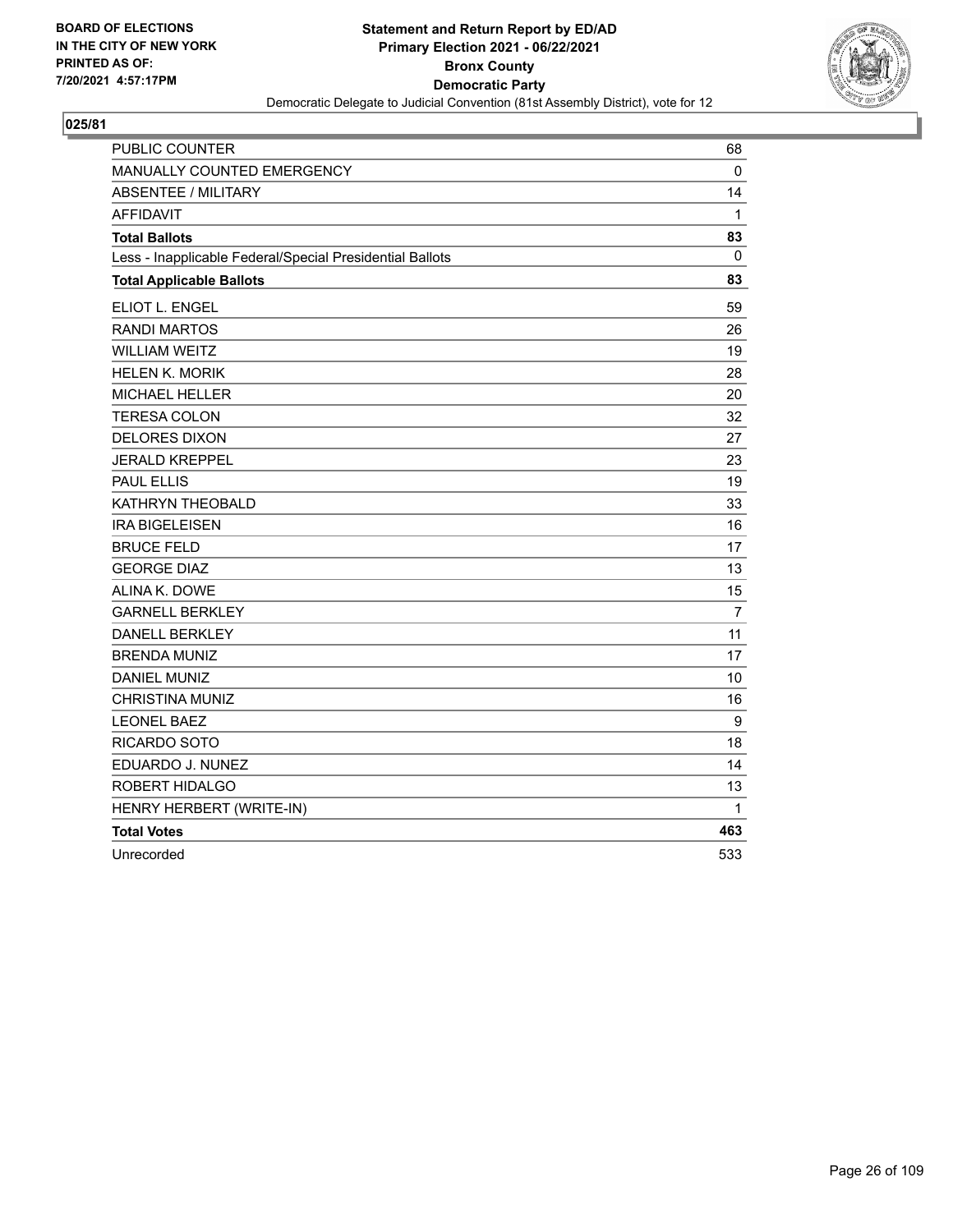**BOARD OF ELECTIONS IN THE CITY OF NEW YORK PRINTED AS OF: 7/20/2021 4:57:17PM**

**Statement and Return Report by ED/AD Primary Election 2021 - 06/22/2021 Bronx County Democratic Party**

Democratic Delegate to Judicial Convention (81st Assembly District), vote for 12

## 025/81

| | |
|---|---|
| PUBLIC COUNTER | 68 |
| MANUALLY COUNTED EMERGENCY | 0 |
| ABSENTEE / MILITARY | 14 |
| AFFIDAVIT | 1 |
| **Total Ballots** | **83** |
| Less - Inapplicable Federal/Special Presidential Ballots | 0 |
| **Total Applicable Ballots** | **83** |
| ELIOT L. ENGEL | 59 |
| RANDI MARTOS | 26 |
| WILLIAM WEITZ | 19 |
| HELEN K. MORIK | 28 |
| MICHAEL HELLER | 20 |
| TERESA COLON | 32 |
| DELORES DIXON | 27 |
| JERALD KREPPEL | 23 |
| PAUL ELLIS | 19 |
| KATHRYN THEOBALD | 33 |
| IRA BIGELEISEN | 16 |
| BRUCE FELD | 17 |
| GEORGE DIAZ | 13 |
| ALINA K. DOWE | 15 |
| GARNELL BERKLEY | 7 |
| DANELL BERKLEY | 11 |
| BRENDA MUNIZ | 17 |
| DANIEL MUNIZ | 10 |
| CHRISTINA MUNIZ | 16 |
| LEONEL BAEZ | 9 |
| RICARDO SOTO | 18 |
| EDUARDO J. NUNEZ | 14 |
| ROBERT HIDALGO | 13 |
| HENRY HERBERT (WRITE-IN) | 1 |
| **Total Votes** | **463** |
| Unrecorded | 533 |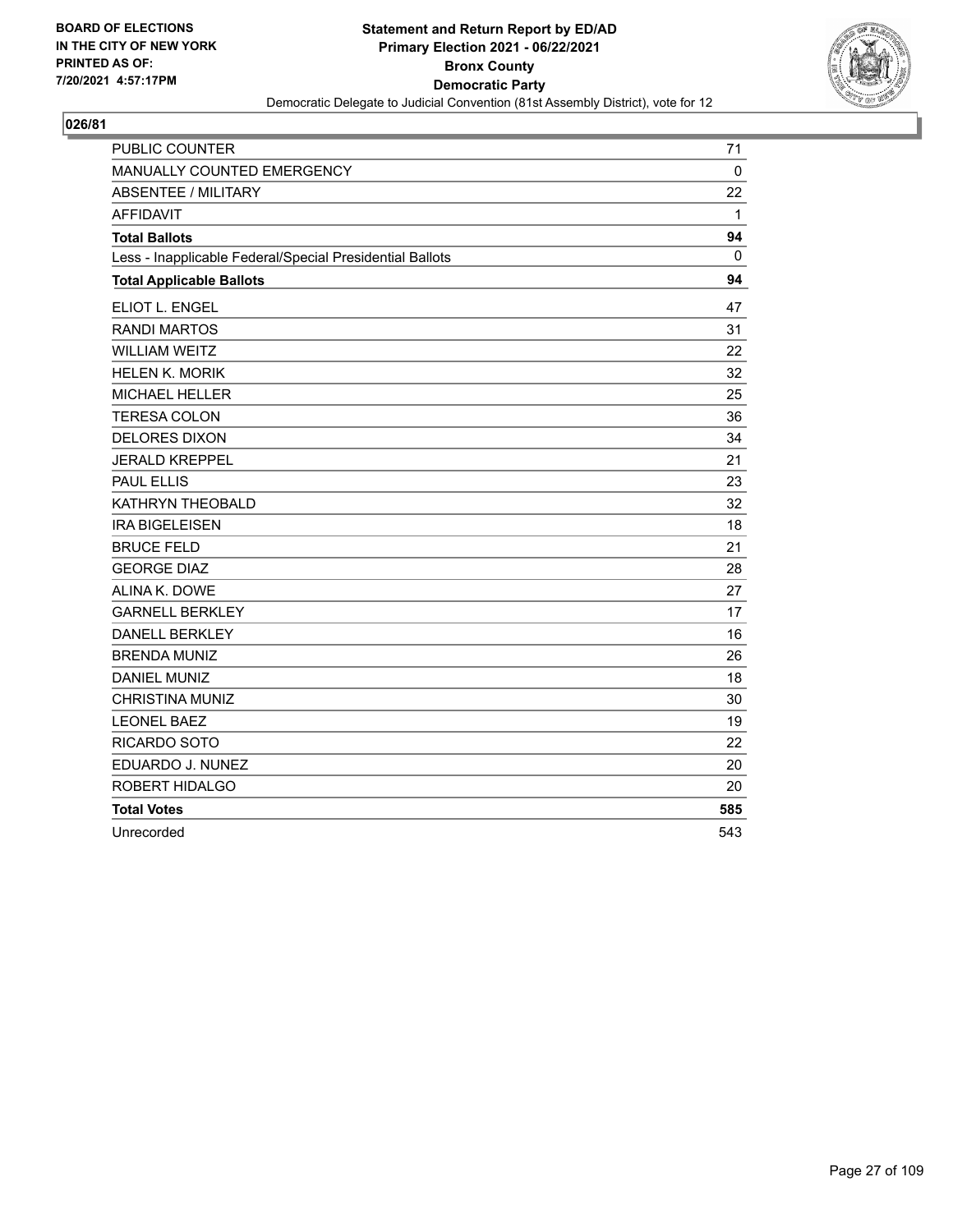**BOARD OF ELECTIONS IN THE CITY OF NEW YORK PRINTED AS OF: 7/20/2021 4:57:17PM**

**Statement and Return Report by ED/AD Primary Election 2021 - 06/22/2021 Bronx County Democratic Party**

Democratic Delegate to Judicial Convention (81st Assembly District), vote for 12

## 026/81

| | |
|---|---|
| PUBLIC COUNTER | 71 |
| MANUALLY COUNTED EMERGENCY | 0 |
| ABSENTEE / MILITARY | 22 |
| AFFIDAVIT | 1 |
| **Total Ballots** | **94** |
| Less - Inapplicable Federal/Special Presidential Ballots | 0 |
| **Total Applicable Ballots** | **94** |
| ELIOT L. ENGEL | 47 |
| RANDI MARTOS | 31 |
| WILLIAM WEITZ | 22 |
| HELEN K. MORIK | 32 |
| MICHAEL HELLER | 25 |
| TERESA COLON | 36 |
| DELORES DIXON | 34 |
| JERALD KREPPEL | 21 |
| PAUL ELLIS | 23 |
| KATHRYN THEOBALD | 32 |
| IRA BIGELEISEN | 18 |
| BRUCE FELD | 21 |
| GEORGE DIAZ | 28 |
| ALINA K. DOWE | 27 |
| GARNELL BERKLEY | 17 |
| DANELL BERKLEY | 16 |
| BRENDA MUNIZ | 26 |
| DANIEL MUNIZ | 18 |
| CHRISTINA MUNIZ | 30 |
| LEONEL BAEZ | 19 |
| RICARDO SOTO | 22 |
| EDUARDO J. NUNEZ | 20 |
| ROBERT HIDALGO | 20 |
| **Total Votes** | **585** |
| Unrecorded | 543 |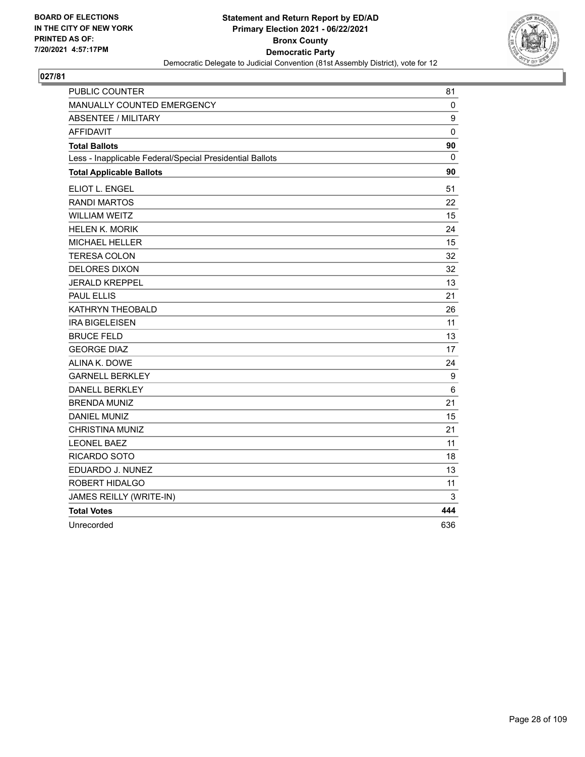BOARD OF ELECTIONS
IN THE CITY OF NEW YORK
PRINTED AS OF:
7/20/2021 4:57:17PM

**Statement and Return Report by ED/AD**
**Primary Election 2021 - 06/22/2021**
**Bronx County**
**Democratic Party**
Democratic Delegate to Judicial Convention (81st Assembly District), vote for 12

## 027/81

| | |
|---|---|
| PUBLIC COUNTER | 81 |
| MANUALLY COUNTED EMERGENCY | 0 |
| ABSENTEE / MILITARY | 9 |
| AFFIDAVIT | 0 |
| **Total Ballots** | **90** |
| Less - Inapplicable Federal/Special Presidential Ballots | 0 |
| **Total Applicable Ballots** | **90** |
| ELIOT L. ENGEL | 51 |
| RANDI MARTOS | 22 |
| WILLIAM WEITZ | 15 |
| HELEN K. MORIK | 24 |
| MICHAEL HELLER | 15 |
| TERESA COLON | 32 |
| DELORES DIXON | 32 |
| JERALD KREPPEL | 13 |
| PAUL ELLIS | 21 |
| KATHRYN THEOBALD | 26 |
| IRA BIGELEISEN | 11 |
| BRUCE FELD | 13 |
| GEORGE DIAZ | 17 |
| ALINA K. DOWE | 24 |
| GARNELL BERKLEY | 9 |
| DANELL BERKLEY | 6 |
| BRENDA MUNIZ | 21 |
| DANIEL MUNIZ | 15 |
| CHRISTINA MUNIZ | 21 |
| LEONEL BAEZ | 11 |
| RICARDO SOTO | 18 |
| EDUARDO J. NUNEZ | 13 |
| ROBERT HIDALGO | 11 |
| JAMES REILLY (WRITE-IN) | 3 |
| **Total Votes** | **444** |
| Unrecorded | 636 |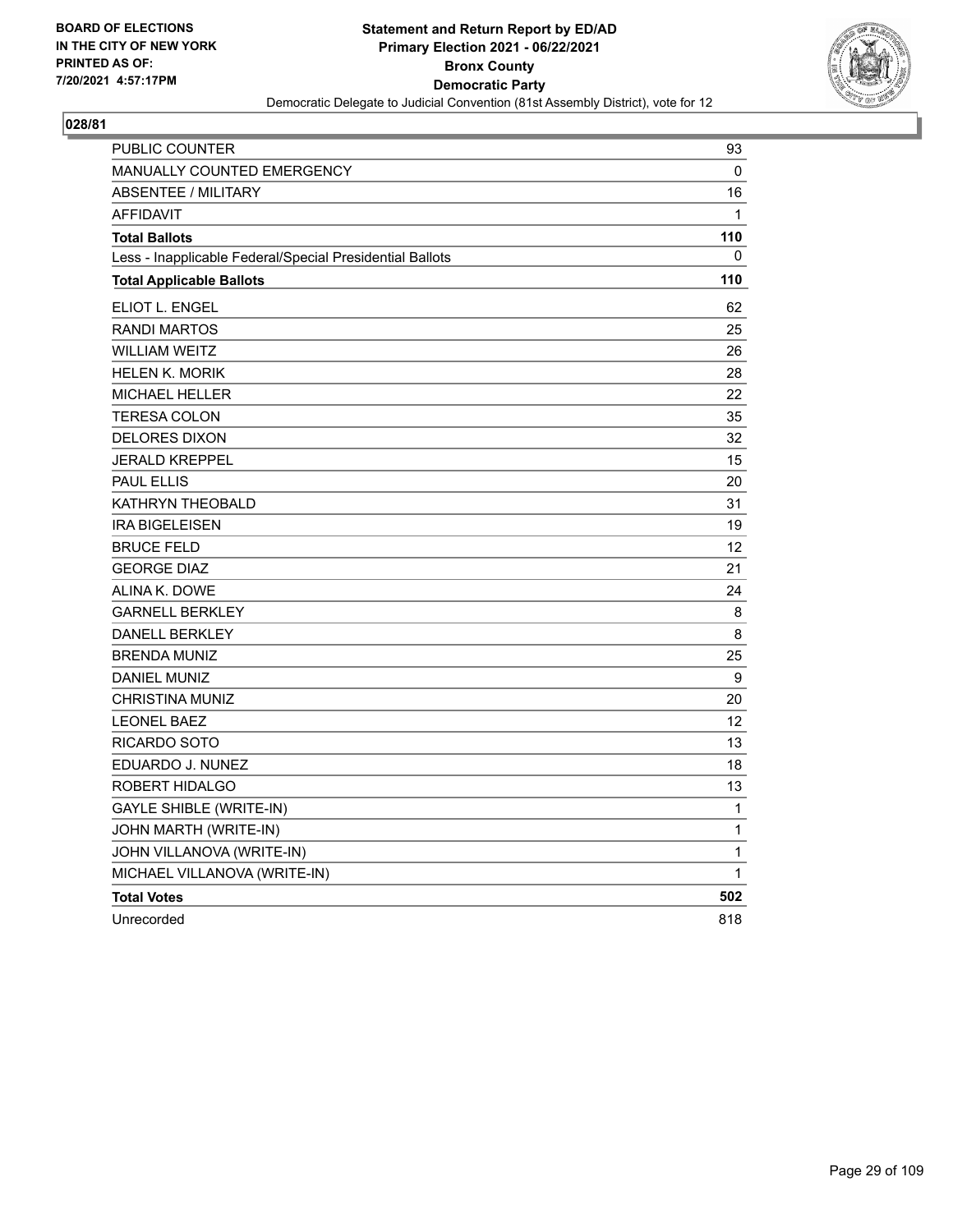BOARD OF ELECTIONS
IN THE CITY OF NEW YORK
PRINTED AS OF:
7/20/2021 4:57:17PM

**Statement and Return Report by ED/AD**
**Primary Election 2021 - 06/22/2021**
**Bronx County**
**Democratic Party**
Democratic Delegate to Judicial Convention (81st Assembly District), vote for 12

## 028/81

| | |
|---|---|
| PUBLIC COUNTER | 93 |
| MANUALLY COUNTED EMERGENCY | 0 |
| ABSENTEE / MILITARY | 16 |
| AFFIDAVIT | 1 |
| **Total Ballots** | **110** |
| Less - Inapplicable Federal/Special Presidential Ballots | 0 |
| **Total Applicable Ballots** | **110** |
| ELIOT L. ENGEL | 62 |
| RANDI MARTOS | 25 |
| WILLIAM WEITZ | 26 |
| HELEN K. MORIK | 28 |
| MICHAEL HELLER | 22 |
| TERESA COLON | 35 |
| DELORES DIXON | 32 |
| JERALD KREPPEL | 15 |
| PAUL ELLIS | 20 |
| KATHRYN THEOBALD | 31 |
| IRA BIGELEISEN | 19 |
| BRUCE FELD | 12 |
| GEORGE DIAZ | 21 |
| ALINA K. DOWE | 24 |
| GARNELL BERKLEY | 8 |
| DANELL BERKLEY | 8 |
| BRENDA MUNIZ | 25 |
| DANIEL MUNIZ | 9 |
| CHRISTINA MUNIZ | 20 |
| LEONEL BAEZ | 12 |
| RICARDO SOTO | 13 |
| EDUARDO J. NUNEZ | 18 |
| ROBERT HIDALGO | 13 |
| GAYLE SHIBLE (WRITE-IN) | 1 |
| JOHN MARTH (WRITE-IN) | 1 |
| JOHN VILLANOVA (WRITE-IN) | 1 |
| MICHAEL VILLANOVA (WRITE-IN) | 1 |
| **Total Votes** | **502** |
| Unrecorded | 818 |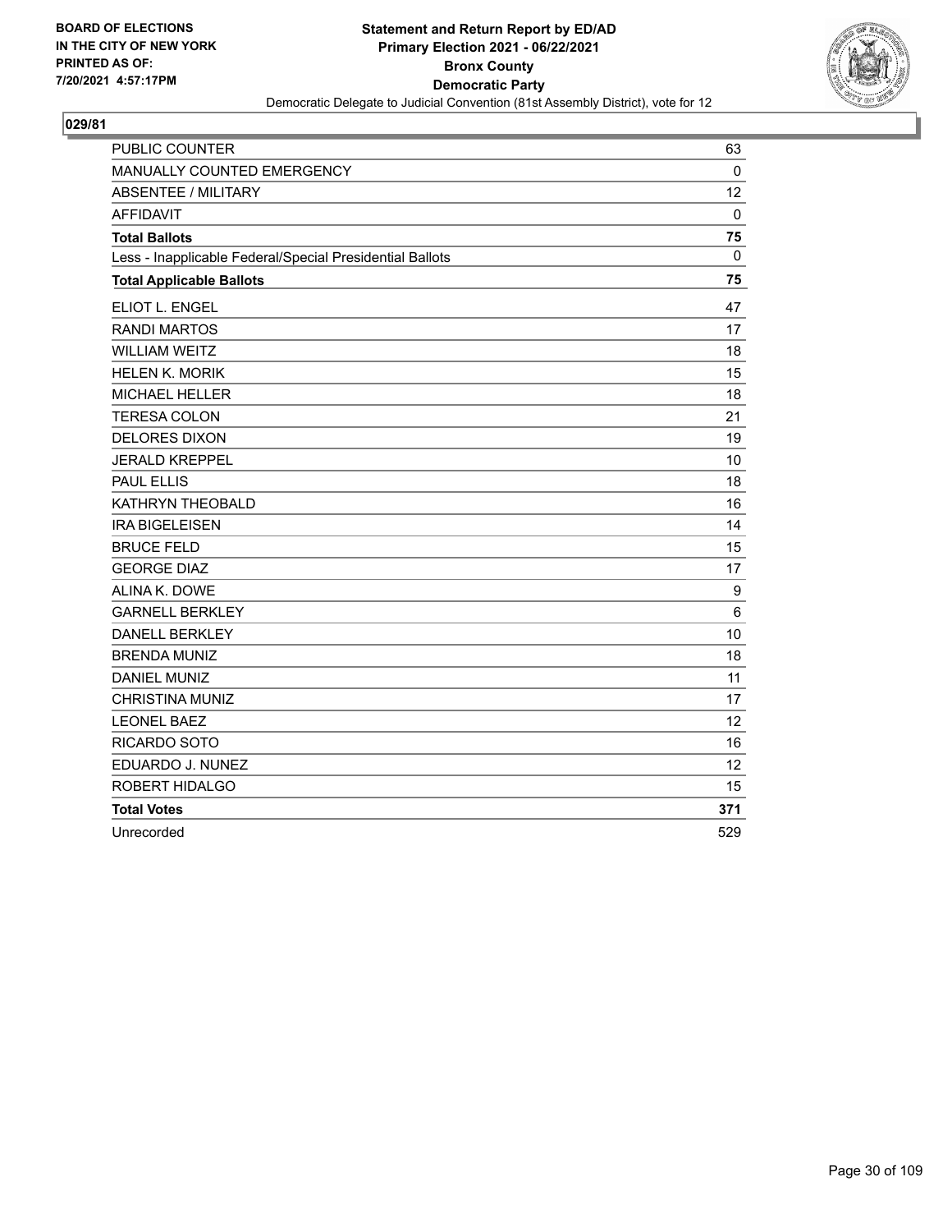BOARD OF ELECTIONS
IN THE CITY OF NEW YORK
PRINTED AS OF:
7/20/2021 4:57:17PM

**Statement and Return Report by ED/AD**
**Primary Election 2021 - 06/22/2021**
**Bronx County**
**Democratic Party**
Democratic Delegate to Judicial Convention (81st Assembly District), vote for 12

**029/81**

| | |
|---|---|
| PUBLIC COUNTER | 63 |
| MANUALLY COUNTED EMERGENCY | 0 |
| ABSENTEE / MILITARY | 12 |
| AFFIDAVIT | 0 |
| **Total Ballots** | **75** |
| Less - Inapplicable Federal/Special Presidential Ballots | 0 |
| **Total Applicable Ballots** | **75** |
| ELIOT L. ENGEL | 47 |
| RANDI MARTOS | 17 |
| WILLIAM WEITZ | 18 |
| HELEN K. MORIK | 15 |
| MICHAEL HELLER | 18 |
| TERESA COLON | 21 |
| DELORES DIXON | 19 |
| JERALD KREPPEL | 10 |
| PAUL ELLIS | 18 |
| KATHRYN THEOBALD | 16 |
| IRA BIGELEISEN | 14 |
| BRUCE FELD | 15 |
| GEORGE DIAZ | 17 |
| ALINA K. DOWE | 9 |
| GARNELL BERKLEY | 6 |
| DANELL BERKLEY | 10 |
| BRENDA MUNIZ | 18 |
| DANIEL MUNIZ | 11 |
| CHRISTINA MUNIZ | 17 |
| LEONEL BAEZ | 12 |
| RICARDO SOTO | 16 |
| EDUARDO J. NUNEZ | 12 |
| ROBERT HIDALGO | 15 |
| **Total Votes** | **371** |
| Unrecorded | 529 |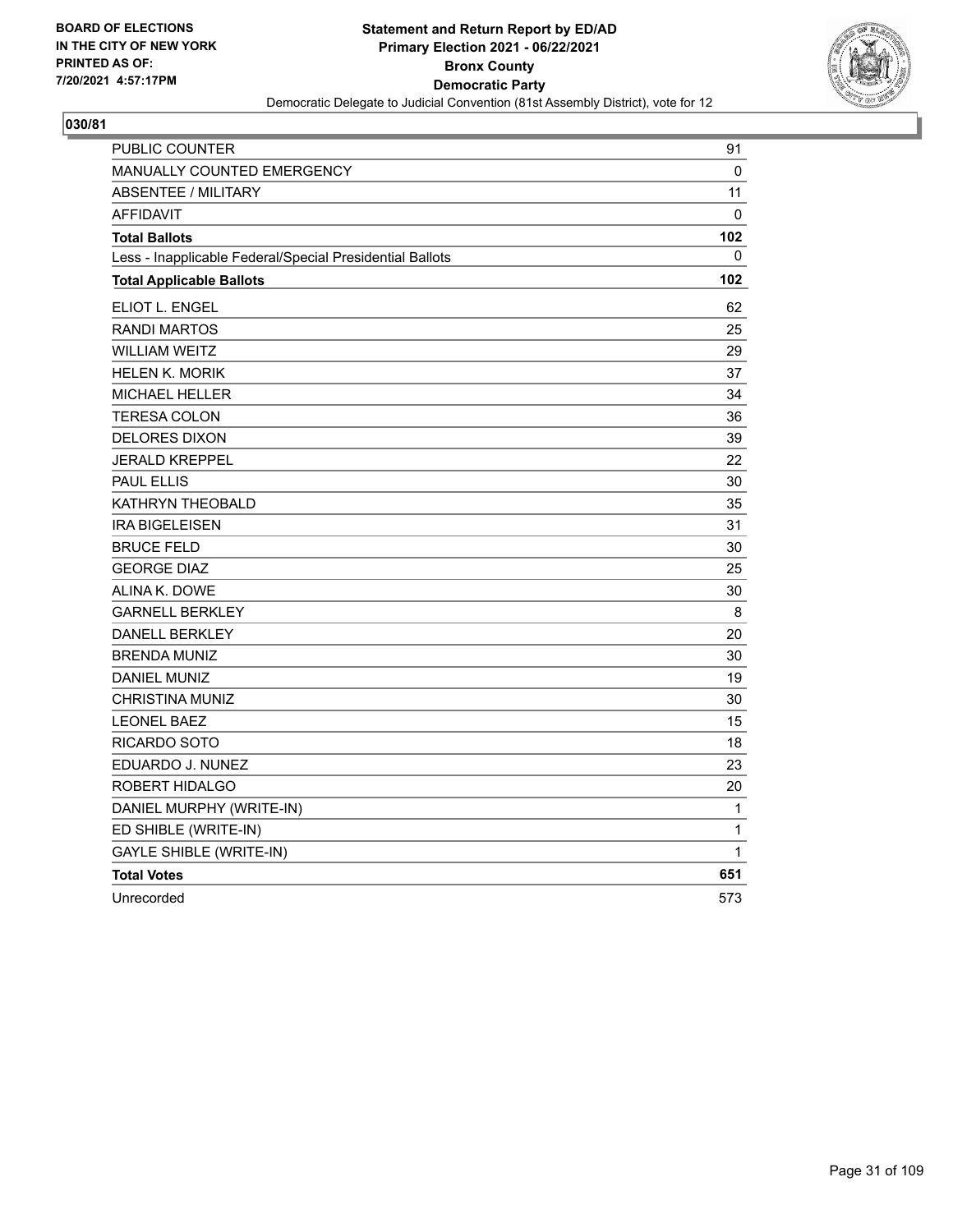**BOARD OF ELECTIONS IN THE CITY OF NEW YORK PRINTED AS OF: 7/20/2021 4:57:17PM**

# Statement and Return Report by ED/AD
## Primary Election 2021 - 06/22/2021
## Bronx County
## Democratic Party
### Democratic Delegate to Judicial Convention (81st Assembly District), vote for 12

**030/81**

| | |
|---|---|
| PUBLIC COUNTER | 91 |
| MANUALLY COUNTED EMERGENCY | 0 |
| ABSENTEE / MILITARY | 11 |
| AFFIDAVIT | 0 |
| **Total Ballots** | **102** |
| Less - Inapplicable Federal/Special Presidential Ballots | 0 |
| **Total Applicable Ballots** | **102** |
| ELIOT L. ENGEL | 62 |
| RANDI MARTOS | 25 |
| WILLIAM WEITZ | 29 |
| HELEN K. MORIK | 37 |
| MICHAEL HELLER | 34 |
| TERESA COLON | 36 |
| DELORES DIXON | 39 |
| JERALD KREPPEL | 22 |
| PAUL ELLIS | 30 |
| KATHRYN THEOBALD | 35 |
| IRA BIGELEISEN | 31 |
| BRUCE FELD | 30 |
| GEORGE DIAZ | 25 |
| ALINA K. DOWE | 30 |
| GARNELL BERKLEY | 8 |
| DANELL BERKLEY | 20 |
| BRENDA MUNIZ | 30 |
| DANIEL MUNIZ | 19 |
| CHRISTINA MUNIZ | 30 |
| LEONEL BAEZ | 15 |
| RICARDO SOTO | 18 |
| EDUARDO J. NUNEZ | 23 |
| ROBERT HIDALGO | 20 |
| DANIEL MURPHY (WRITE-IN) | 1 |
| ED SHIBLE (WRITE-IN) | 1 |
| GAYLE SHIBLE (WRITE-IN) | 1 |
| **Total Votes** | **651** |
| Unrecorded | 573 |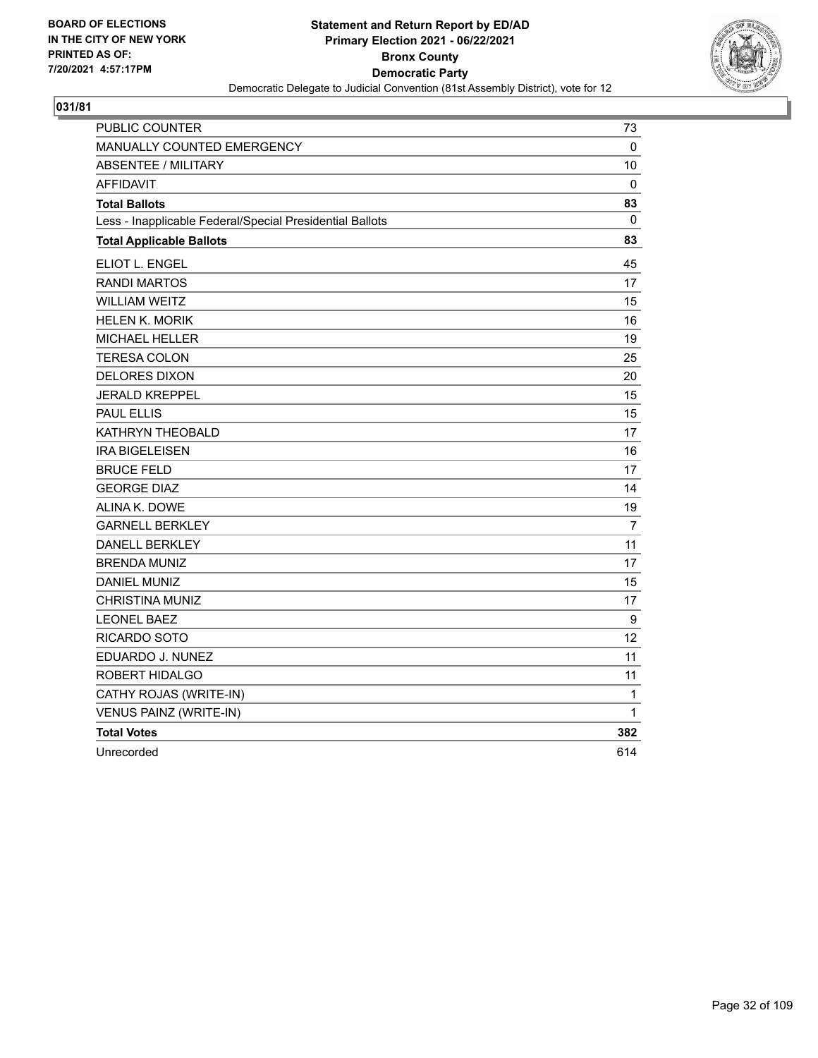BOARD OF ELECTIONS
IN THE CITY OF NEW YORK
PRINTED AS OF:
7/20/2021 4:57:17PM

**Statement and Return Report by ED/AD**
**Primary Election 2021 - 06/22/2021**
**Bronx County**
**Democratic Party**
Democratic Delegate to Judicial Convention (81st Assembly District), vote for 12

## 031/81

| | |
|---|---|
| PUBLIC COUNTER | 73 |
| MANUALLY COUNTED EMERGENCY | 0 |
| ABSENTEE / MILITARY | 10 |
| AFFIDAVIT | 0 |
| **Total Ballots** | **83** |
| Less - Inapplicable Federal/Special Presidential Ballots | 0 |
| **Total Applicable Ballots** | **83** |
| ELIOT L. ENGEL | 45 |
| RANDI MARTOS | 17 |
| WILLIAM WEITZ | 15 |
| HELEN K. MORIK | 16 |
| MICHAEL HELLER | 19 |
| TERESA COLON | 25 |
| DELORES DIXON | 20 |
| JERALD KREPPEL | 15 |
| PAUL ELLIS | 15 |
| KATHRYN THEOBALD | 17 |
| IRA BIGELEISEN | 16 |
| BRUCE FELD | 17 |
| GEORGE DIAZ | 14 |
| ALINA K. DOWE | 19 |
| GARNELL BERKLEY | 7 |
| DANELL BERKLEY | 11 |
| BRENDA MUNIZ | 17 |
| DANIEL MUNIZ | 15 |
| CHRISTINA MUNIZ | 17 |
| LEONEL BAEZ | 9 |
| RICARDO SOTO | 12 |
| EDUARDO J. NUNEZ | 11 |
| ROBERT HIDALGO | 11 |
| CATHY ROJAS (WRITE-IN) | 1 |
| VENUS PAINZ (WRITE-IN) | 1 |
| **Total Votes** | **382** |
| Unrecorded | 614 |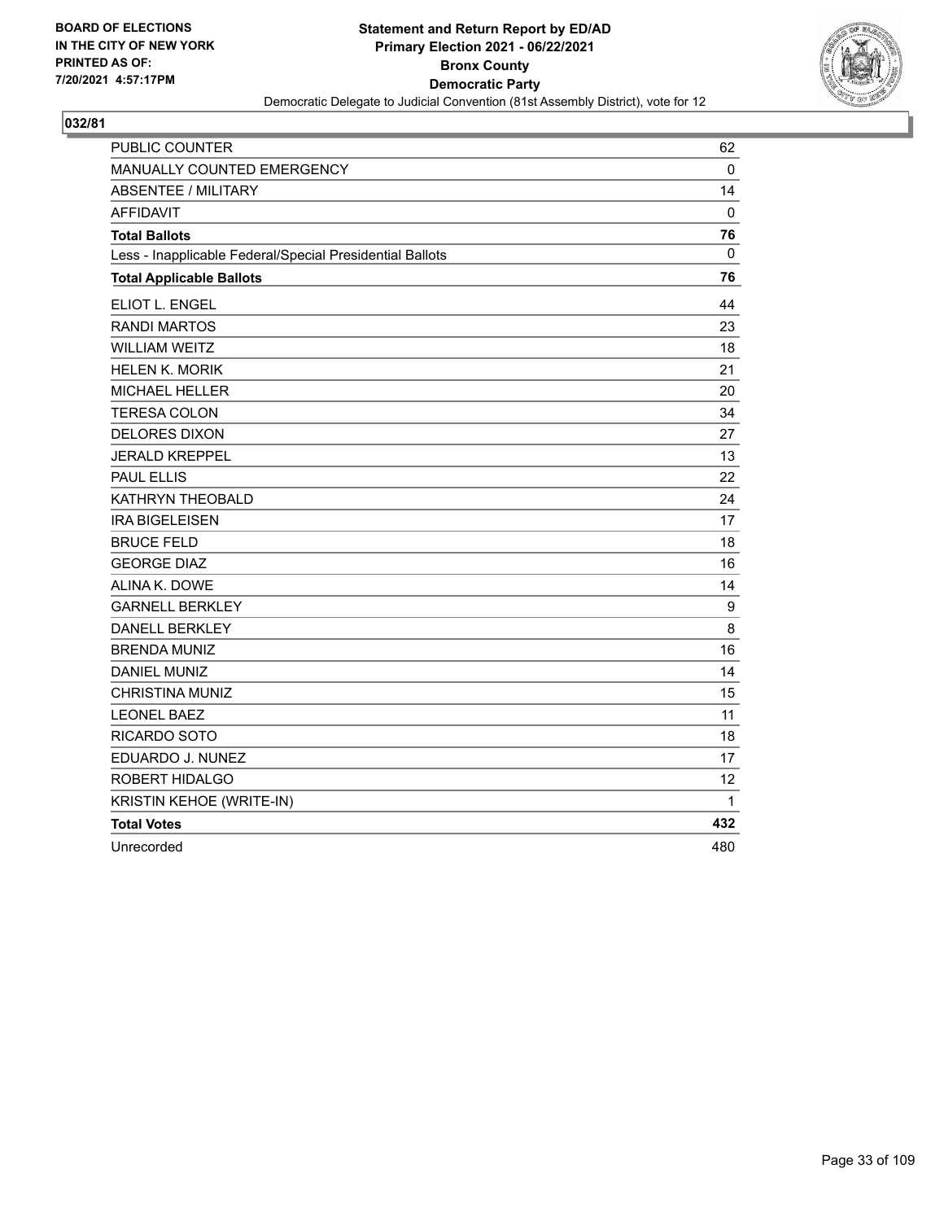BOARD OF ELECTIONS
IN THE CITY OF NEW YORK
PRINTED AS OF:
7/20/2021 4:57:17PM

**Statement and Return Report by ED/AD**
**Primary Election 2021 - 06/22/2021**
**Bronx County**
**Democratic Party**
Democratic Delegate to Judicial Convention (81st Assembly District), vote for 12

**032/81**

| | |
|---|---|
| PUBLIC COUNTER | 62 |
| MANUALLY COUNTED EMERGENCY | 0 |
| ABSENTEE / MILITARY | 14 |
| AFFIDAVIT | 0 |
| **Total Ballots** | **76** |
| Less - Inapplicable Federal/Special Presidential Ballots | 0 |
| **Total Applicable Ballots** | **76** |
| ELIOT L. ENGEL | 44 |
| RANDI MARTOS | 23 |
| WILLIAM WEITZ | 18 |
| HELEN K. MORIK | 21 |
| MICHAEL HELLER | 20 |
| TERESA COLON | 34 |
| DELORES DIXON | 27 |
| JERALD KREPPEL | 13 |
| PAUL ELLIS | 22 |
| KATHRYN THEOBALD | 24 |
| IRA BIGELEISEN | 17 |
| BRUCE FELD | 18 |
| GEORGE DIAZ | 16 |
| ALINA K. DOWE | 14 |
| GARNELL BERKLEY | 9 |
| DANELL BERKLEY | 8 |
| BRENDA MUNIZ | 16 |
| DANIEL MUNIZ | 14 |
| CHRISTINA MUNIZ | 15 |
| LEONEL BAEZ | 11 |
| RICARDO SOTO | 18 |
| EDUARDO J. NUNEZ | 17 |
| ROBERT HIDALGO | 12 |
| KRISTIN KEHOE (WRITE-IN) | 1 |
| **Total Votes** | **432** |
| Unrecorded | 480 |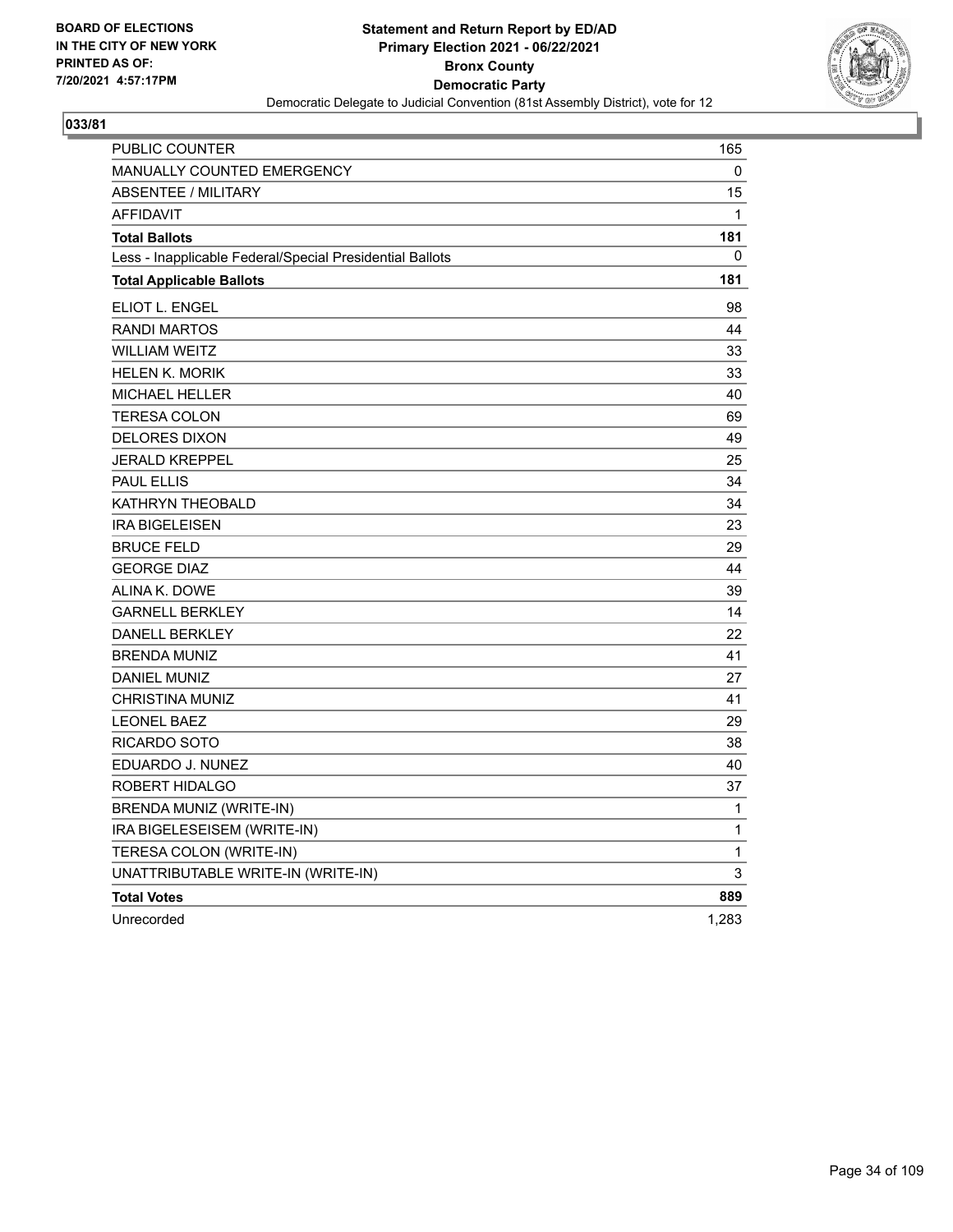BOARD OF ELECTIONS
IN THE CITY OF NEW YORK
PRINTED AS OF:
7/20/2021 4:57:17PM

**Statement and Return Report by ED/AD**
**Primary Election 2021 - 06/22/2021**
**Bronx County**
**Democratic Party**
Democratic Delegate to Judicial Convention (81st Assembly District), vote for 12

**033/81**

| | |
|---|---|
| PUBLIC COUNTER | 165 |
| MANUALLY COUNTED EMERGENCY | 0 |
| ABSENTEE / MILITARY | 15 |
| AFFIDAVIT | 1 |
| **Total Ballots** | **181** |
| Less - Inapplicable Federal/Special Presidential Ballots | 0 |
| **Total Applicable Ballots** | **181** |
| ELIOT L. ENGEL | 98 |
| RANDI MARTOS | 44 |
| WILLIAM WEITZ | 33 |
| HELEN K. MORIK | 33 |
| MICHAEL HELLER | 40 |
| TERESA COLON | 69 |
| DELORES DIXON | 49 |
| JERALD KREPPEL | 25 |
| PAUL ELLIS | 34 |
| KATHRYN THEOBALD | 34 |
| IRA BIGELEISEN | 23 |
| BRUCE FELD | 29 |
| GEORGE DIAZ | 44 |
| ALINA K. DOWE | 39 |
| GARNELL BERKLEY | 14 |
| DANELL BERKLEY | 22 |
| BRENDA MUNIZ | 41 |
| DANIEL MUNIZ | 27 |
| CHRISTINA MUNIZ | 41 |
| LEONEL BAEZ | 29 |
| RICARDO SOTO | 38 |
| EDUARDO J. NUNEZ | 40 |
| ROBERT HIDALGO | 37 |
| BRENDA MUNIZ (WRITE-IN) | 1 |
| IRA BIGELESEISEM (WRITE-IN) | 1 |
| TERESA COLON (WRITE-IN) | 1 |
| UNATTRIBUTABLE WRITE-IN (WRITE-IN) | 3 |
| **Total Votes** | **889** |
| Unrecorded | 1,283 |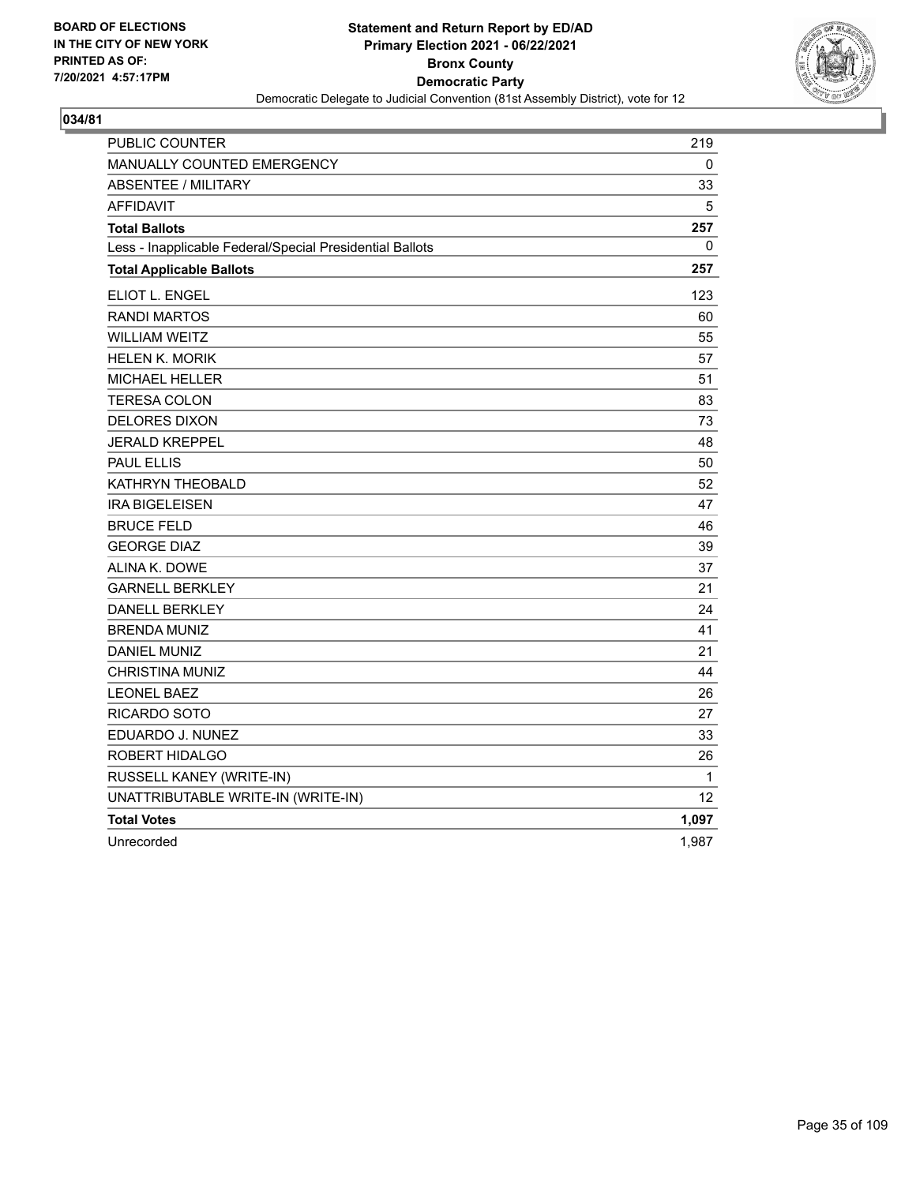BOARD OF ELECTIONS
IN THE CITY OF NEW YORK
PRINTED AS OF:
7/20/2021 4:57:17PM

**Statement and Return Report by ED/AD**
**Primary Election 2021 - 06/22/2021**
**Bronx County**
**Democratic Party**
Democratic Delegate to Judicial Convention (81st Assembly District), vote for 12

## 034/81

| | |
|---|---|
| PUBLIC COUNTER | 219 |
| MANUALLY COUNTED EMERGENCY | 0 |
| ABSENTEE / MILITARY | 33 |
| AFFIDAVIT | 5 |
| **Total Ballots** | **257** |
| Less - Inapplicable Federal/Special Presidential Ballots | 0 |
| **Total Applicable Ballots** | **257** |
| ELIOT L. ENGEL | 123 |
| RANDI MARTOS | 60 |
| WILLIAM WEITZ | 55 |
| HELEN K. MORIK | 57 |
| MICHAEL HELLER | 51 |
| TERESA COLON | 83 |
| DELORES DIXON | 73 |
| JERALD KREPPEL | 48 |
| PAUL ELLIS | 50 |
| KATHRYN THEOBALD | 52 |
| IRA BIGELEISEN | 47 |
| BRUCE FELD | 46 |
| GEORGE DIAZ | 39 |
| ALINA K. DOWE | 37 |
| GARNELL BERKLEY | 21 |
| DANELL BERKLEY | 24 |
| BRENDA MUNIZ | 41 |
| DANIEL MUNIZ | 21 |
| CHRISTINA MUNIZ | 44 |
| LEONEL BAEZ | 26 |
| RICARDO SOTO | 27 |
| EDUARDO J. NUNEZ | 33 |
| ROBERT HIDALGO | 26 |
| RUSSELL KANEY (WRITE-IN) | 1 |
| UNATTRIBUTABLE WRITE-IN (WRITE-IN) | 12 |
| **Total Votes** | **1,097** |
| Unrecorded | 1,987 |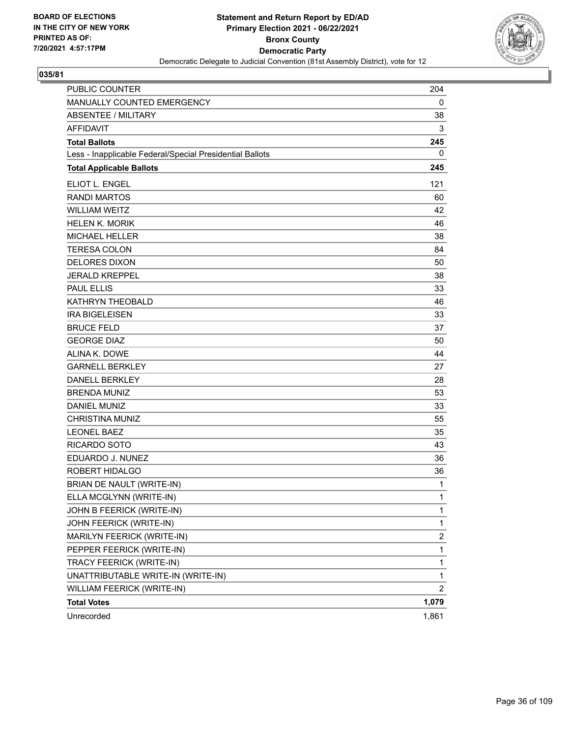BOARD OF ELECTIONS
IN THE CITY OF NEW YORK
PRINTED AS OF:
7/20/2021 4:57:17PM

**Statement and Return Report by ED/AD**
**Primary Election 2021 - 06/22/2021**
**Bronx County**
**Democratic Party**
Democratic Delegate to Judicial Convention (81st Assembly District), vote for 12

**035/81**

| | |
|---|---|
| PUBLIC COUNTER | 204 |
| MANUALLY COUNTED EMERGENCY | 0 |
| ABSENTEE / MILITARY | 38 |
| AFFIDAVIT | 3 |
| **Total Ballots** | **245** |
| Less - Inapplicable Federal/Special Presidential Ballots | 0 |
| **Total Applicable Ballots** | **245** |
| ELIOT L. ENGEL | 121 |
| RANDI MARTOS | 60 |
| WILLIAM WEITZ | 42 |
| HELEN K. MORIK | 46 |
| MICHAEL HELLER | 38 |
| TERESA COLON | 84 |
| DELORES DIXON | 50 |
| JERALD KREPPEL | 38 |
| PAUL ELLIS | 33 |
| KATHRYN THEOBALD | 46 |
| IRA BIGELEISEN | 33 |
| BRUCE FELD | 37 |
| GEORGE DIAZ | 50 |
| ALINA K. DOWE | 44 |
| GARNELL BERKLEY | 27 |
| DANELL BERKLEY | 28 |
| BRENDA MUNIZ | 53 |
| DANIEL MUNIZ | 33 |
| CHRISTINA MUNIZ | 55 |
| LEONEL BAEZ | 35 |
| RICARDO SOTO | 43 |
| EDUARDO J. NUNEZ | 36 |
| ROBERT HIDALGO | 36 |
| BRIAN DE NAULT (WRITE-IN) | 1 |
| ELLA MCGLYNN (WRITE-IN) | 1 |
| JOHN B FEERICK (WRITE-IN) | 1 |
| JOHN FEERICK (WRITE-IN) | 1 |
| MARILYN FEERICK (WRITE-IN) | 2 |
| PEPPER FEERICK (WRITE-IN) | 1 |
| TRACY FEERICK (WRITE-IN) | 1 |
| UNATTRIBUTABLE WRITE-IN (WRITE-IN) | 1 |
| WILLIAM FEERICK (WRITE-IN) | 2 |
| **Total Votes** | **1,079** |
| Unrecorded | 1,861 |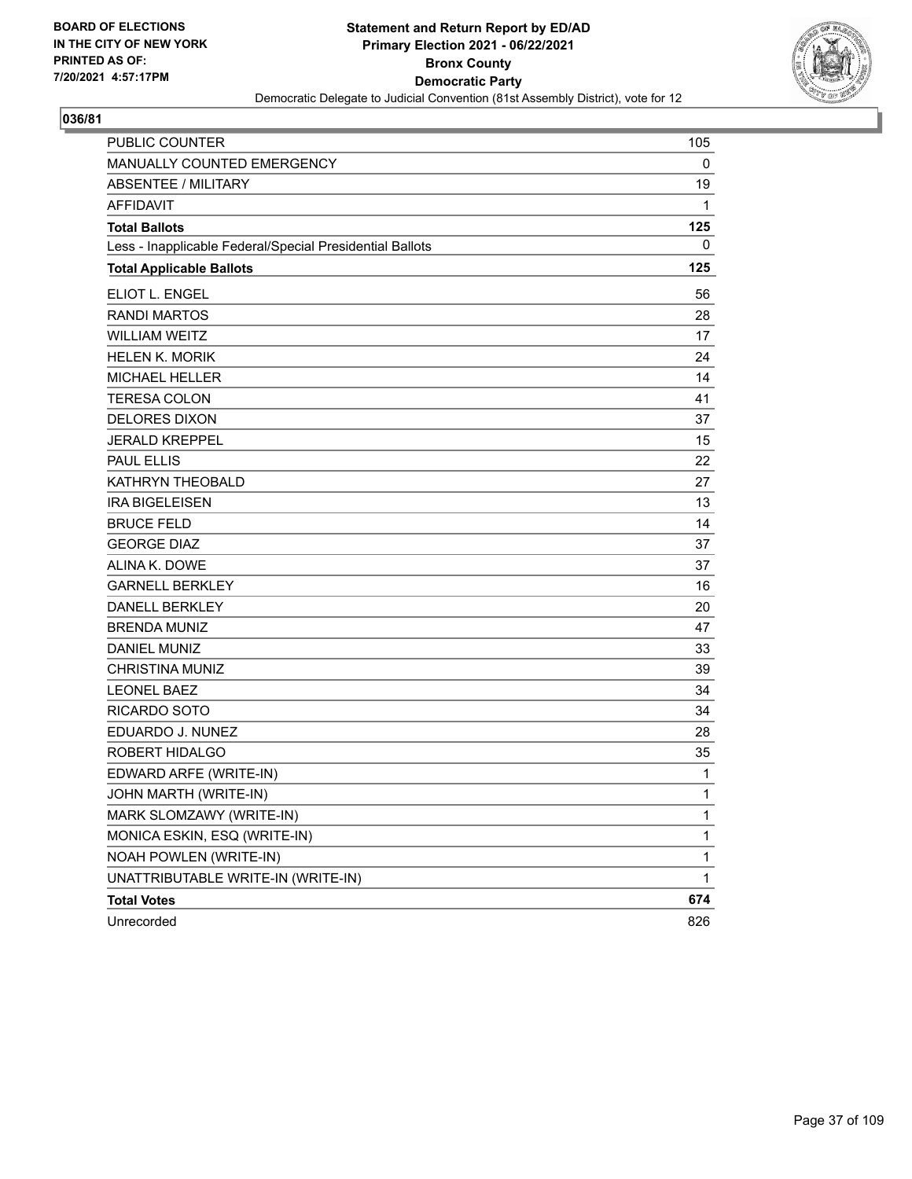BOARD OF ELECTIONS
IN THE CITY OF NEW YORK
PRINTED AS OF:
7/20/2021 4:57:17PM

**Statement and Return Report by ED/AD**
**Primary Election 2021 - 06/22/2021**
**Bronx County**
**Democratic Party**
Democratic Delegate to Judicial Convention (81st Assembly District), vote for 12

## 036/81

| | |
|---|---|
| PUBLIC COUNTER | 105 |
| MANUALLY COUNTED EMERGENCY | 0 |
| ABSENTEE / MILITARY | 19 |
| AFFIDAVIT | 1 |
| **Total Ballots** | **125** |
| Less - Inapplicable Federal/Special Presidential Ballots | 0 |
| **Total Applicable Ballots** | **125** |
| ELIOT L. ENGEL | 56 |
| RANDI MARTOS | 28 |
| WILLIAM WEITZ | 17 |
| HELEN K. MORIK | 24 |
| MICHAEL HELLER | 14 |
| TERESA COLON | 41 |
| DELORES DIXON | 37 |
| JERALD KREPPEL | 15 |
| PAUL ELLIS | 22 |
| KATHRYN THEOBALD | 27 |
| IRA BIGELEISEN | 13 |
| BRUCE FELD | 14 |
| GEORGE DIAZ | 37 |
| ALINA K. DOWE | 37 |
| GARNELL BERKLEY | 16 |
| DANELL BERKLEY | 20 |
| BRENDA MUNIZ | 47 |
| DANIEL MUNIZ | 33 |
| CHRISTINA MUNIZ | 39 |
| LEONEL BAEZ | 34 |
| RICARDO SOTO | 34 |
| EDUARDO J. NUNEZ | 28 |
| ROBERT HIDALGO | 35 |
| EDWARD ARFE (WRITE-IN) | 1 |
| JOHN MARTH (WRITE-IN) | 1 |
| MARK SLOMZAWY (WRITE-IN) | 1 |
| MONICA ESKIN, ESQ (WRITE-IN) | 1 |
| NOAH POWLEN (WRITE-IN) | 1 |
| UNATTRIBUTABLE WRITE-IN (WRITE-IN) | 1 |
| **Total Votes** | **674** |
| Unrecorded | 826 |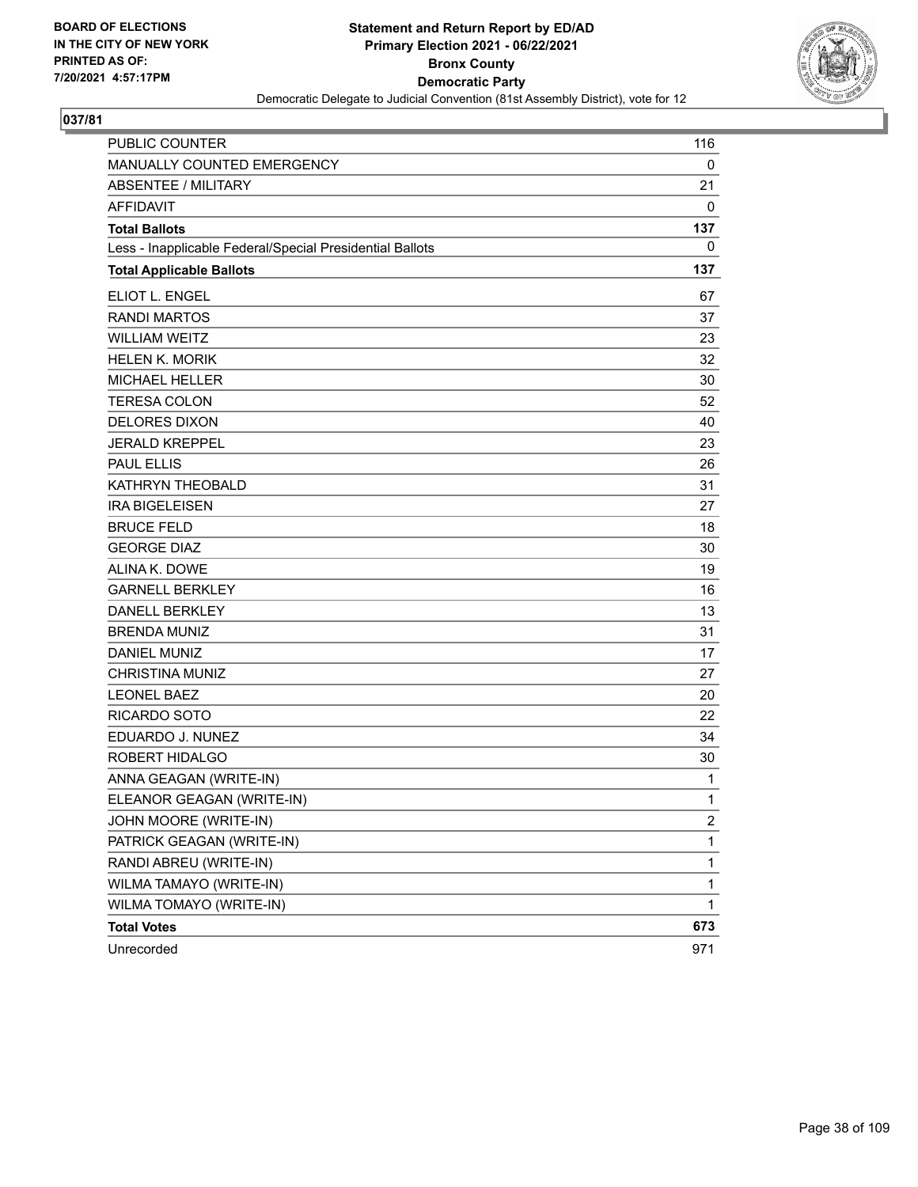BOARD OF ELECTIONS
IN THE CITY OF NEW YORK
PRINTED AS OF:
7/20/2021 4:57:17PM

**Statement and Return Report by ED/AD**
**Primary Election 2021 - 06/22/2021**
**Bronx County**
**Democratic Party**
Democratic Delegate to Judicial Convention (81st Assembly District), vote for 12

**037/81**

| | |
|---|---|
| PUBLIC COUNTER | 116 |
| MANUALLY COUNTED EMERGENCY | 0 |
| ABSENTEE / MILITARY | 21 |
| AFFIDAVIT | 0 |
| **Total Ballots** | **137** |
| Less - Inapplicable Federal/Special Presidential Ballots | 0 |
| **Total Applicable Ballots** | **137** |
| ELIOT L. ENGEL | 67 |
| RANDI MARTOS | 37 |
| WILLIAM WEITZ | 23 |
| HELEN K. MORIK | 32 |
| MICHAEL HELLER | 30 |
| TERESA COLON | 52 |
| DELORES DIXON | 40 |
| JERALD KREPPEL | 23 |
| PAUL ELLIS | 26 |
| KATHRYN THEOBALD | 31 |
| IRA BIGELEISEN | 27 |
| BRUCE FELD | 18 |
| GEORGE DIAZ | 30 |
| ALINA K. DOWE | 19 |
| GARNELL BERKLEY | 16 |
| DANELL BERKLEY | 13 |
| BRENDA MUNIZ | 31 |
| DANIEL MUNIZ | 17 |
| CHRISTINA MUNIZ | 27 |
| LEONEL BAEZ | 20 |
| RICARDO SOTO | 22 |
| EDUARDO J. NUNEZ | 34 |
| ROBERT HIDALGO | 30 |
| ANNA GEAGAN (WRITE-IN) | 1 |
| ELEANOR GEAGAN (WRITE-IN) | 1 |
| JOHN MOORE (WRITE-IN) | 2 |
| PATRICK GEAGAN (WRITE-IN) | 1 |
| RANDI ABREU (WRITE-IN) | 1 |
| WILMA TAMAYO (WRITE-IN) | 1 |
| WILMA TOMAYO (WRITE-IN) | 1 |
| **Total Votes** | **673** |
| Unrecorded | 971 |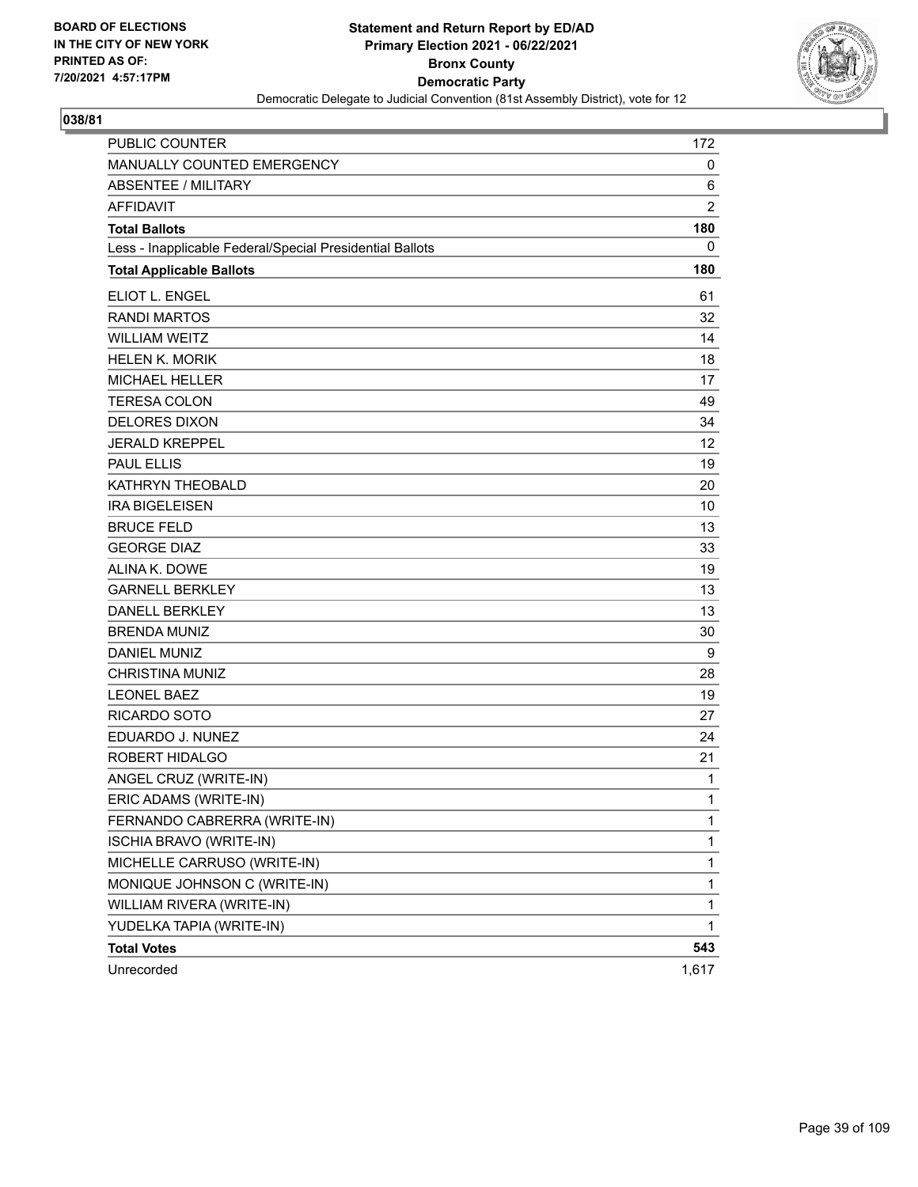BOARD OF ELECTIONS
IN THE CITY OF NEW YORK
PRINTED AS OF:
7/20/2021 4:57:17PM

**Statement and Return Report by ED/AD**
**Primary Election 2021 - 06/22/2021**
**Bronx County**
**Democratic Party**
Democratic Delegate to Judicial Convention (81st Assembly District), vote for 12

## 038/81

| | |
|---|---|
| PUBLIC COUNTER | 172 |
| MANUALLY COUNTED EMERGENCY | 0 |
| ABSENTEE / MILITARY | 6 |
| AFFIDAVIT | 2 |
| **Total Ballots** | **180** |
| Less - Inapplicable Federal/Special Presidential Ballots | 0 |
| **Total Applicable Ballots** | **180** |
| ELIOT L. ENGEL | 61 |
| RANDI MARTOS | 32 |
| WILLIAM WEITZ | 14 |
| HELEN K. MORIK | 18 |
| MICHAEL HELLER | 17 |
| TERESA COLON | 49 |
| DELORES DIXON | 34 |
| JERALD KREPPEL | 12 |
| PAUL ELLIS | 19 |
| KATHRYN THEOBALD | 20 |
| IRA BIGELEISEN | 10 |
| BRUCE FELD | 13 |
| GEORGE DIAZ | 33 |
| ALINA K. DOWE | 19 |
| GARNELL BERKLEY | 13 |
| DANELL BERKLEY | 13 |
| BRENDA MUNIZ | 30 |
| DANIEL MUNIZ | 9 |
| CHRISTINA MUNIZ | 28 |
| LEONEL BAEZ | 19 |
| RICARDO SOTO | 27 |
| EDUARDO J. NUNEZ | 24 |
| ROBERT HIDALGO | 21 |
| ANGEL CRUZ (WRITE-IN) | 1 |
| ERIC ADAMS (WRITE-IN) | 1 |
| FERNANDO CABRERRA (WRITE-IN) | 1 |
| ISCHIA BRAVO (WRITE-IN) | 1 |
| MICHELLE CARRUSO (WRITE-IN) | 1 |
| MONIQUE JOHNSON C (WRITE-IN) | 1 |
| WILLIAM RIVERA (WRITE-IN) | 1 |
| YUDELKA TAPIA (WRITE-IN) | 1 |
| **Total Votes** | **543** |
| Unrecorded | 1,617 |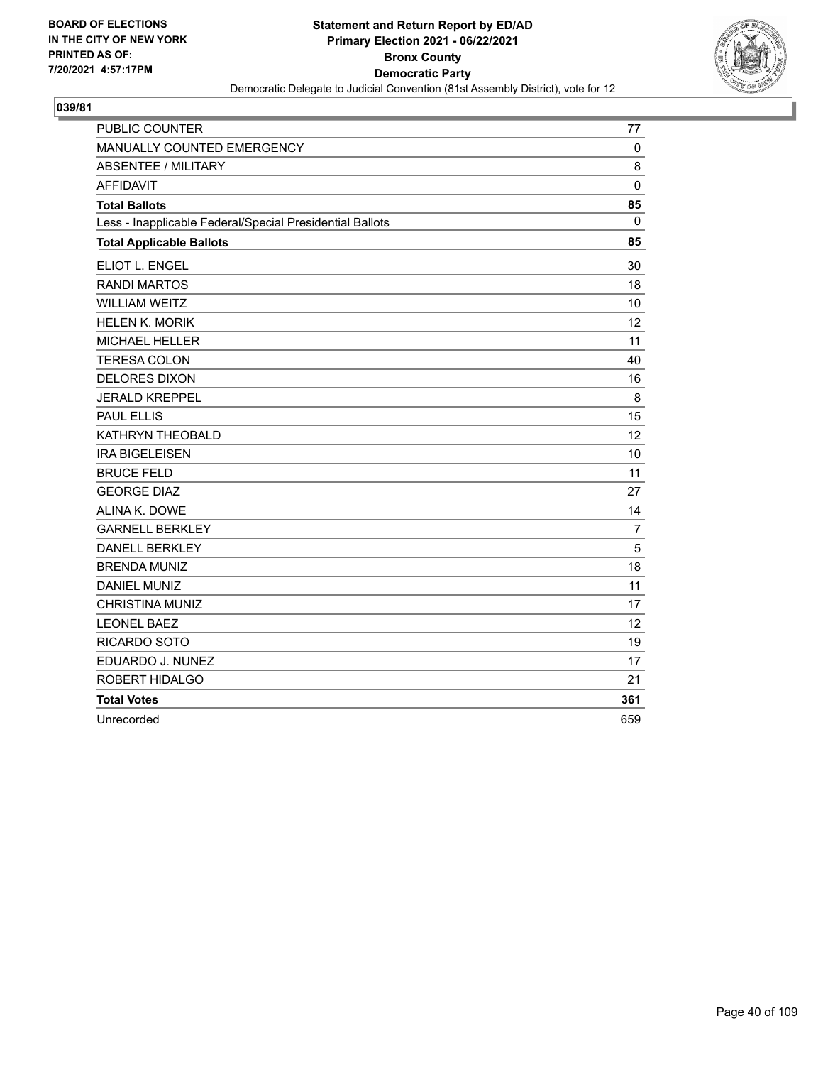BOARD OF ELECTIONS
IN THE CITY OF NEW YORK
PRINTED AS OF:
7/20/2021 4:57:17PM

**Statement and Return Report by ED/AD**
**Primary Election 2021 - 06/22/2021**
**Bronx County**
**Democratic Party**
Democratic Delegate to Judicial Convention (81st Assembly District), vote for 12

**039/81**

| | |
|---|---|
| PUBLIC COUNTER | 77 |
| MANUALLY COUNTED EMERGENCY | 0 |
| ABSENTEE / MILITARY | 8 |
| AFFIDAVIT | 0 |
| **Total Ballots** | **85** |
| Less - Inapplicable Federal/Special Presidential Ballots | 0 |
| **Total Applicable Ballots** | **85** |
| ELIOT L. ENGEL | 30 |
| RANDI MARTOS | 18 |
| WILLIAM WEITZ | 10 |
| HELEN K. MORIK | 12 |
| MICHAEL HELLER | 11 |
| TERESA COLON | 40 |
| DELORES DIXON | 16 |
| JERALD KREPPEL | 8 |
| PAUL ELLIS | 15 |
| KATHRYN THEOBALD | 12 |
| IRA BIGELEISEN | 10 |
| BRUCE FELD | 11 |
| GEORGE DIAZ | 27 |
| ALINA K. DOWE | 14 |
| GARNELL BERKLEY | 7 |
| DANELL BERKLEY | 5 |
| BRENDA MUNIZ | 18 |
| DANIEL MUNIZ | 11 |
| CHRISTINA MUNIZ | 17 |
| LEONEL BAEZ | 12 |
| RICARDO SOTO | 19 |
| EDUARDO J. NUNEZ | 17 |
| ROBERT HIDALGO | 21 |
| **Total Votes** | **361** |
| Unrecorded | 659 |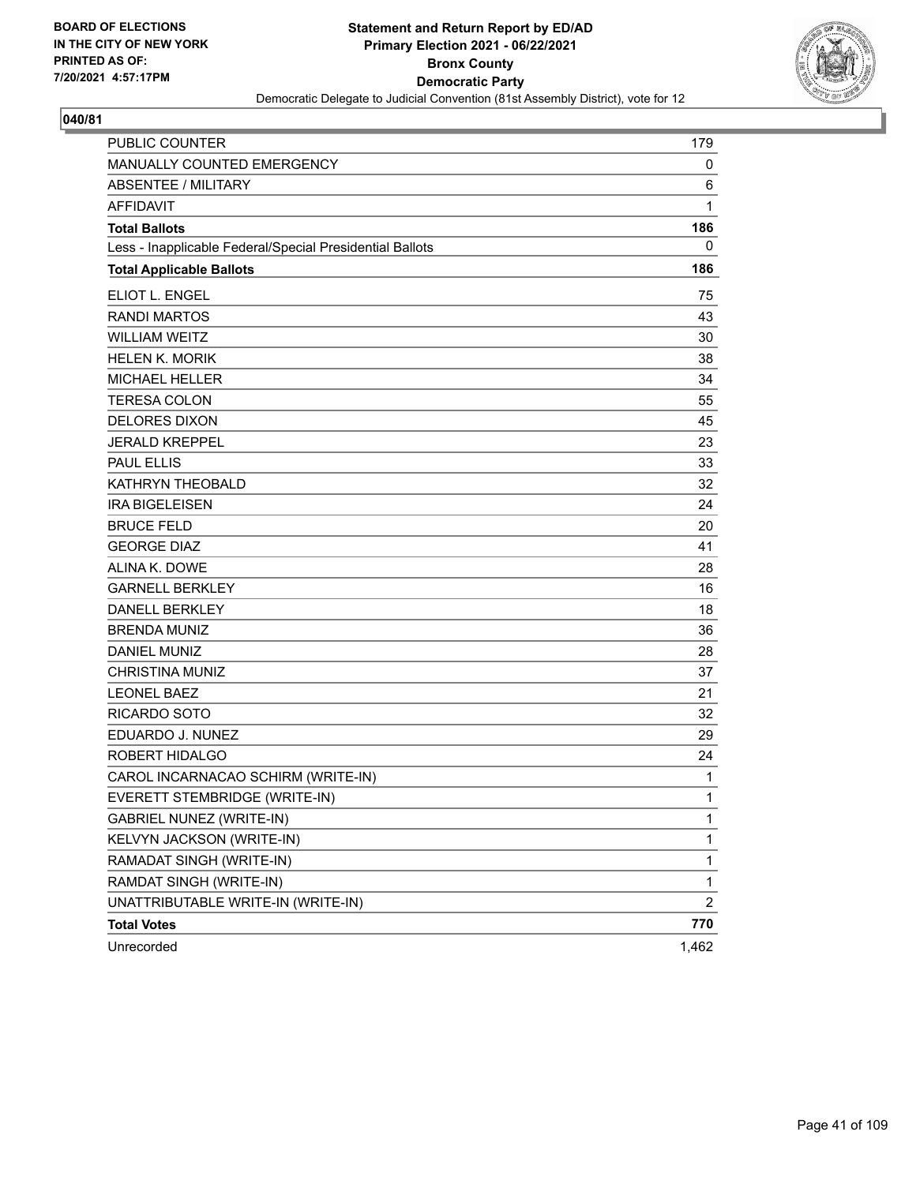BOARD OF ELECTIONS
IN THE CITY OF NEW YORK
PRINTED AS OF:
7/20/2021 4:57:17PM

**Statement and Return Report by ED/AD**
**Primary Election 2021 - 06/22/2021**
**Bronx County**
**Democratic Party**
Democratic Delegate to Judicial Convention (81st Assembly District), vote for 12

**040/81**

| | |
|---|---|
| PUBLIC COUNTER | 179 |
| MANUALLY COUNTED EMERGENCY | 0 |
| ABSENTEE / MILITARY | 6 |
| AFFIDAVIT | 1 |
| **Total Ballots** | **186** |
| Less - Inapplicable Federal/Special Presidential Ballots | 0 |
| **Total Applicable Ballots** | **186** |
| ELIOT L. ENGEL | 75 |
| RANDI MARTOS | 43 |
| WILLIAM WEITZ | 30 |
| HELEN K. MORIK | 38 |
| MICHAEL HELLER | 34 |
| TERESA COLON | 55 |
| DELORES DIXON | 45 |
| JERALD KREPPEL | 23 |
| PAUL ELLIS | 33 |
| KATHRYN THEOBALD | 32 |
| IRA BIGELEISEN | 24 |
| BRUCE FELD | 20 |
| GEORGE DIAZ | 41 |
| ALINA K. DOWE | 28 |
| GARNELL BERKLEY | 16 |
| DANELL BERKLEY | 18 |
| BRENDA MUNIZ | 36 |
| DANIEL MUNIZ | 28 |
| CHRISTINA MUNIZ | 37 |
| LEONEL BAEZ | 21 |
| RICARDO SOTO | 32 |
| EDUARDO J. NUNEZ | 29 |
| ROBERT HIDALGO | 24 |
| CAROL INCARNACAO SCHIRM (WRITE-IN) | 1 |
| EVERETT STEMBRIDGE (WRITE-IN) | 1 |
| GABRIEL NUNEZ (WRITE-IN) | 1 |
| KELVYN JACKSON (WRITE-IN) | 1 |
| RAMADAT SINGH (WRITE-IN) | 1 |
| RAMDAT SINGH (WRITE-IN) | 1 |
| UNATTRIBUTABLE WRITE-IN (WRITE-IN) | 2 |
| **Total Votes** | **770** |
| Unrecorded | 1,462 |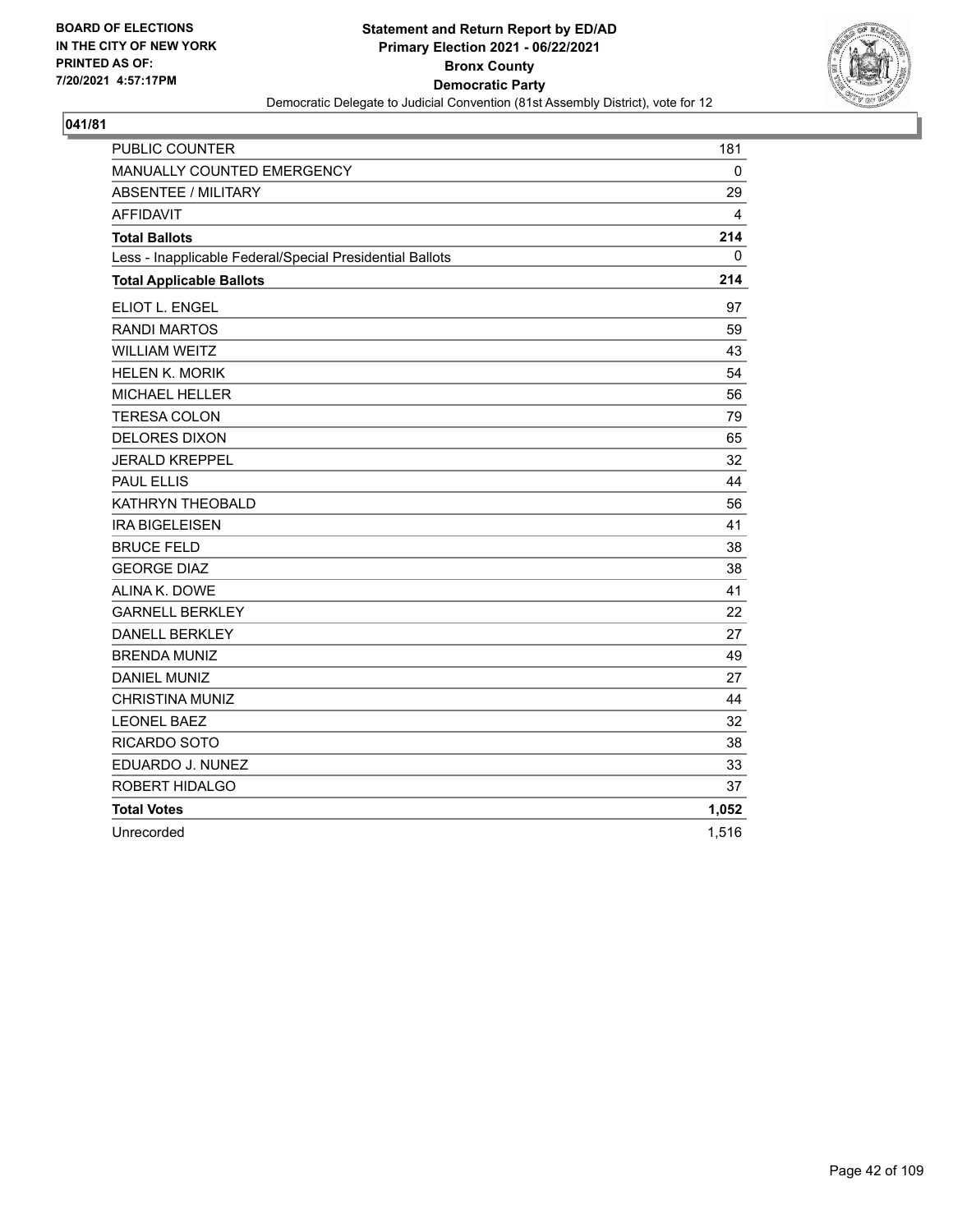**BOARD OF ELECTIONS IN THE CITY OF NEW YORK PRINTED AS OF: 7/20/2021 4:57:17PM**

**Statement and Return Report by ED/AD**
**Primary Election 2021 - 06/22/2021**
**Bronx County**
**Democratic Party**
Democratic Delegate to Judicial Convention (81st Assembly District), vote for 12

**041/81**

| | |
|---|---|
| PUBLIC COUNTER | 181 |
| MANUALLY COUNTED EMERGENCY | 0 |
| ABSENTEE / MILITARY | 29 |
| AFFIDAVIT | 4 |
| **Total Ballots** | **214** |
| Less - Inapplicable Federal/Special Presidential Ballots | 0 |
| **Total Applicable Ballots** | **214** |
| ELIOT L. ENGEL | 97 |
| RANDI MARTOS | 59 |
| WILLIAM WEITZ | 43 |
| HELEN K. MORIK | 54 |
| MICHAEL HELLER | 56 |
| TERESA COLON | 79 |
| DELORES DIXON | 65 |
| JERALD KREPPEL | 32 |
| PAUL ELLIS | 44 |
| KATHRYN THEOBALD | 56 |
| IRA BIGELEISEN | 41 |
| BRUCE FELD | 38 |
| GEORGE DIAZ | 38 |
| ALINA K. DOWE | 41 |
| GARNELL BERKLEY | 22 |
| DANELL BERKLEY | 27 |
| BRENDA MUNIZ | 49 |
| DANIEL MUNIZ | 27 |
| CHRISTINA MUNIZ | 44 |
| LEONEL BAEZ | 32 |
| RICARDO SOTO | 38 |
| EDUARDO J. NUNEZ | 33 |
| ROBERT HIDALGO | 37 |
| **Total Votes** | **1,052** |
| Unrecorded | 1,516 |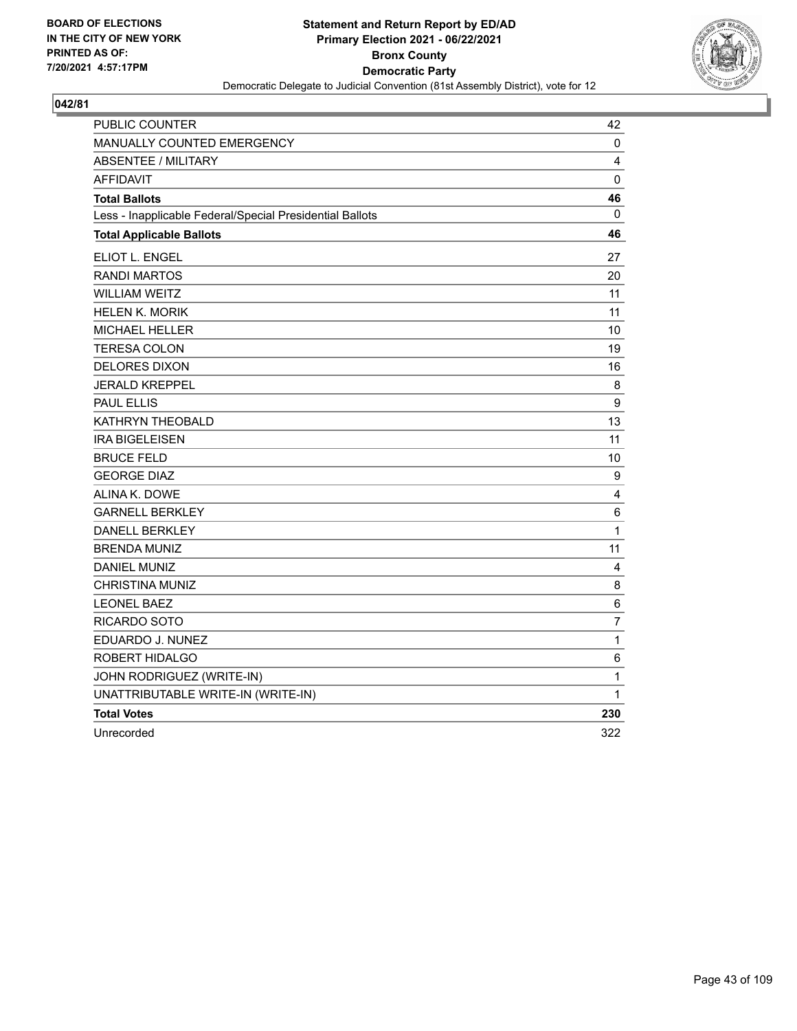BOARD OF ELECTIONS
IN THE CITY OF NEW YORK
PRINTED AS OF:
7/20/2021 4:57:17PM

**Statement and Return Report by ED/AD**
**Primary Election 2021 - 06/22/2021**
**Bronx County**
**Democratic Party**
Democratic Delegate to Judicial Convention (81st Assembly District), vote for 12

**042/81**

| | |
|---|---|
| PUBLIC COUNTER | 42 |
| MANUALLY COUNTED EMERGENCY | 0 |
| ABSENTEE / MILITARY | 4 |
| AFFIDAVIT | 0 |
| **Total Ballots** | **46** |
| Less - Inapplicable Federal/Special Presidential Ballots | 0 |
| **Total Applicable Ballots** | **46** |
| ELIOT L. ENGEL | 27 |
| RANDI MARTOS | 20 |
| WILLIAM WEITZ | 11 |
| HELEN K. MORIK | 11 |
| MICHAEL HELLER | 10 |
| TERESA COLON | 19 |
| DELORES DIXON | 16 |
| JERALD KREPPEL | 8 |
| PAUL ELLIS | 9 |
| KATHRYN THEOBALD | 13 |
| IRA BIGELEISEN | 11 |
| BRUCE FELD | 10 |
| GEORGE DIAZ | 9 |
| ALINA K. DOWE | 4 |
| GARNELL BERKLEY | 6 |
| DANELL BERKLEY | 1 |
| BRENDA MUNIZ | 11 |
| DANIEL MUNIZ | 4 |
| CHRISTINA MUNIZ | 8 |
| LEONEL BAEZ | 6 |
| RICARDO SOTO | 7 |
| EDUARDO J. NUNEZ | 1 |
| ROBERT HIDALGO | 6 |
| JOHN RODRIGUEZ (WRITE-IN) | 1 |
| UNATTRIBUTABLE WRITE-IN (WRITE-IN) | 1 |
| **Total Votes** | **230** |
| Unrecorded | 322 |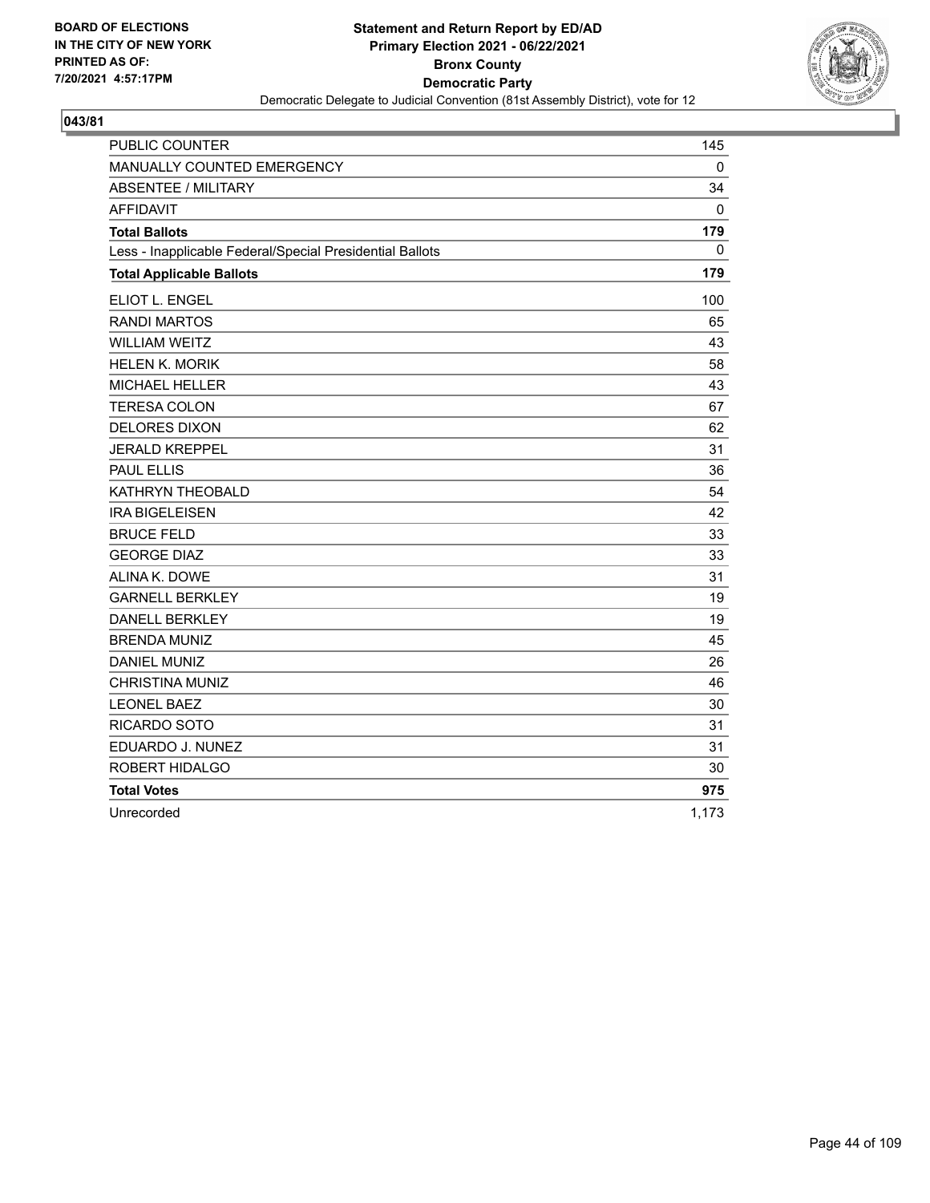BOARD OF ELECTIONS
IN THE CITY OF NEW YORK
PRINTED AS OF:
7/20/2021 4:57:17PM

**Statement and Return Report by ED/AD**
**Primary Election 2021 - 06/22/2021**
**Bronx County**
**Democratic Party**
Democratic Delegate to Judicial Convention (81st Assembly District), vote for 12

## 043/81

| | |
|---|---|
| PUBLIC COUNTER | 145 |
| MANUALLY COUNTED EMERGENCY | 0 |
| ABSENTEE / MILITARY | 34 |
| AFFIDAVIT | 0 |
| **Total Ballots** | **179** |
| Less - Inapplicable Federal/Special Presidential Ballots | 0 |
| **Total Applicable Ballots** | **179** |
| ELIOT L. ENGEL | 100 |
| RANDI MARTOS | 65 |
| WILLIAM WEITZ | 43 |
| HELEN K. MORIK | 58 |
| MICHAEL HELLER | 43 |
| TERESA COLON | 67 |
| DELORES DIXON | 62 |
| JERALD KREPPEL | 31 |
| PAUL ELLIS | 36 |
| KATHRYN THEOBALD | 54 |
| IRA BIGELEISEN | 42 |
| BRUCE FELD | 33 |
| GEORGE DIAZ | 33 |
| ALINA K. DOWE | 31 |
| GARNELL BERKLEY | 19 |
| DANELL BERKLEY | 19 |
| BRENDA MUNIZ | 45 |
| DANIEL MUNIZ | 26 |
| CHRISTINA MUNIZ | 46 |
| LEONEL BAEZ | 30 |
| RICARDO SOTO | 31 |
| EDUARDO J. NUNEZ | 31 |
| ROBERT HIDALGO | 30 |
| **Total Votes** | **975** |
| Unrecorded | 1,173 |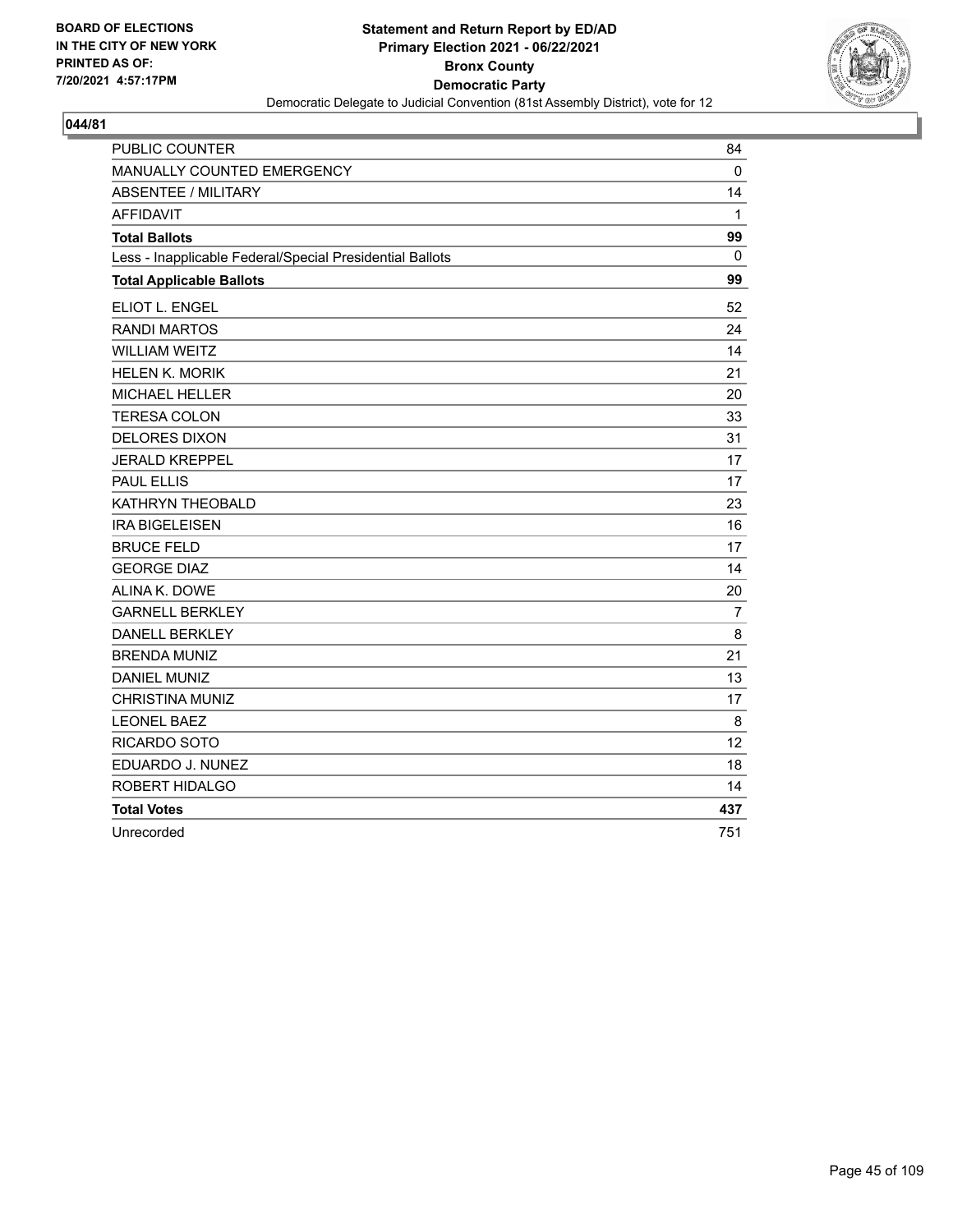BOARD OF ELECTIONS
IN THE CITY OF NEW YORK
PRINTED AS OF:
7/20/2021 4:57:17PM

**Statement and Return Report by ED/AD**
**Primary Election 2021 - 06/22/2021**
**Bronx County**
**Democratic Party**
Democratic Delegate to Judicial Convention (81st Assembly District), vote for 12

## 044/81

| | |
|---|---|
| PUBLIC COUNTER | 84 |
| MANUALLY COUNTED EMERGENCY | 0 |
| ABSENTEE / MILITARY | 14 |
| AFFIDAVIT | 1 |
| **Total Ballots** | **99** |
| Less - Inapplicable Federal/Special Presidential Ballots | 0 |
| **Total Applicable Ballots** | **99** |
| ELIOT L. ENGEL | 52 |
| RANDI MARTOS | 24 |
| WILLIAM WEITZ | 14 |
| HELEN K. MORIK | 21 |
| MICHAEL HELLER | 20 |
| TERESA COLON | 33 |
| DELORES DIXON | 31 |
| JERALD KREPPEL | 17 |
| PAUL ELLIS | 17 |
| KATHRYN THEOBALD | 23 |
| IRA BIGELEISEN | 16 |
| BRUCE FELD | 17 |
| GEORGE DIAZ | 14 |
| ALINA K. DOWE | 20 |
| GARNELL BERKLEY | 7 |
| DANELL BERKLEY | 8 |
| BRENDA MUNIZ | 21 |
| DANIEL MUNIZ | 13 |
| CHRISTINA MUNIZ | 17 |
| LEONEL BAEZ | 8 |
| RICARDO SOTO | 12 |
| EDUARDO J. NUNEZ | 18 |
| ROBERT HIDALGO | 14 |
| **Total Votes** | **437** |
| Unrecorded | 751 |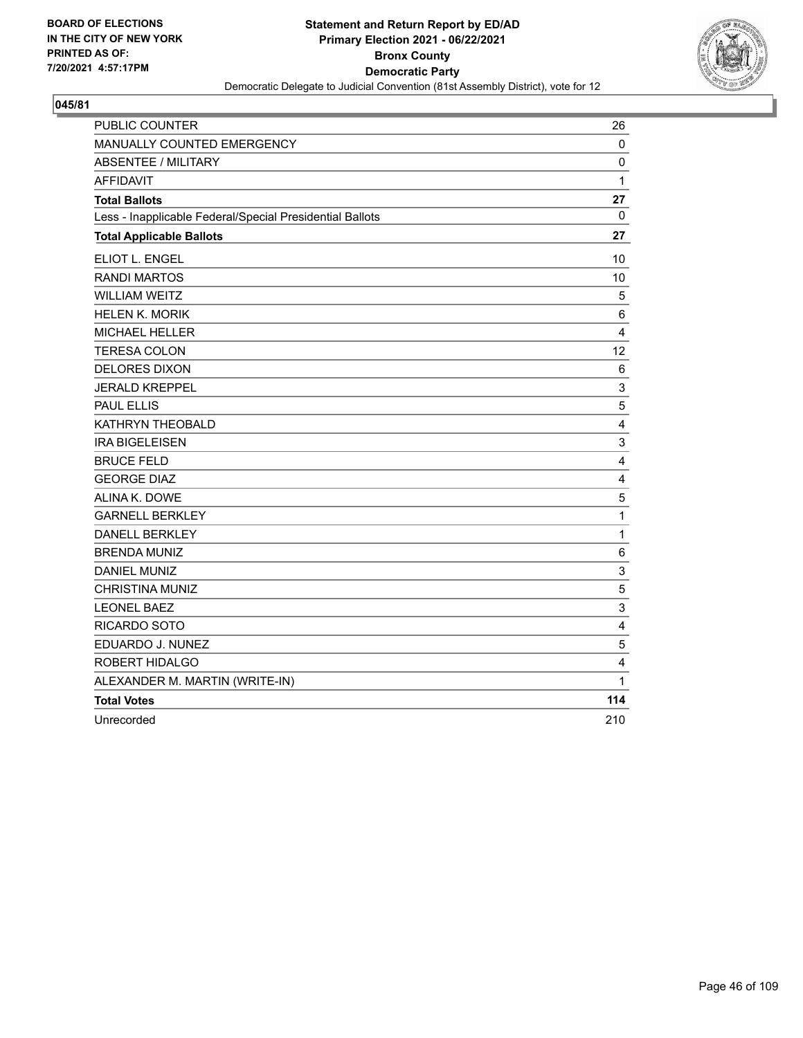BOARD OF ELECTIONS
IN THE CITY OF NEW YORK
PRINTED AS OF:
7/20/2021 4:57:17PM

**Statement and Return Report by ED/AD**
**Primary Election 2021 - 06/22/2021**
**Bronx County**
**Democratic Party**
Democratic Delegate to Judicial Convention (81st Assembly District), vote for 12

## 045/81

| | |
|---|---|
| PUBLIC COUNTER | 26 |
| MANUALLY COUNTED EMERGENCY | 0 |
| ABSENTEE / MILITARY | 0 |
| AFFIDAVIT | 1 |
| **Total Ballots** | **27** |
| Less - Inapplicable Federal/Special Presidential Ballots | 0 |
| **Total Applicable Ballots** | **27** |
| ELIOT L. ENGEL | 10 |
| RANDI MARTOS | 10 |
| WILLIAM WEITZ | 5 |
| HELEN K. MORIK | 6 |
| MICHAEL HELLER | 4 |
| TERESA COLON | 12 |
| DELORES DIXON | 6 |
| JERALD KREPPEL | 3 |
| PAUL ELLIS | 5 |
| KATHRYN THEOBALD | 4 |
| IRA BIGELEISEN | 3 |
| BRUCE FELD | 4 |
| GEORGE DIAZ | 4 |
| ALINA K. DOWE | 5 |
| GARNELL BERKLEY | 1 |
| DANELL BERKLEY | 1 |
| BRENDA MUNIZ | 6 |
| DANIEL MUNIZ | 3 |
| CHRISTINA MUNIZ | 5 |
| LEONEL BAEZ | 3 |
| RICARDO SOTO | 4 |
| EDUARDO J. NUNEZ | 5 |
| ROBERT HIDALGO | 4 |
| ALEXANDER M. MARTIN (WRITE-IN) | 1 |
| **Total Votes** | **114** |
| Unrecorded | 210 |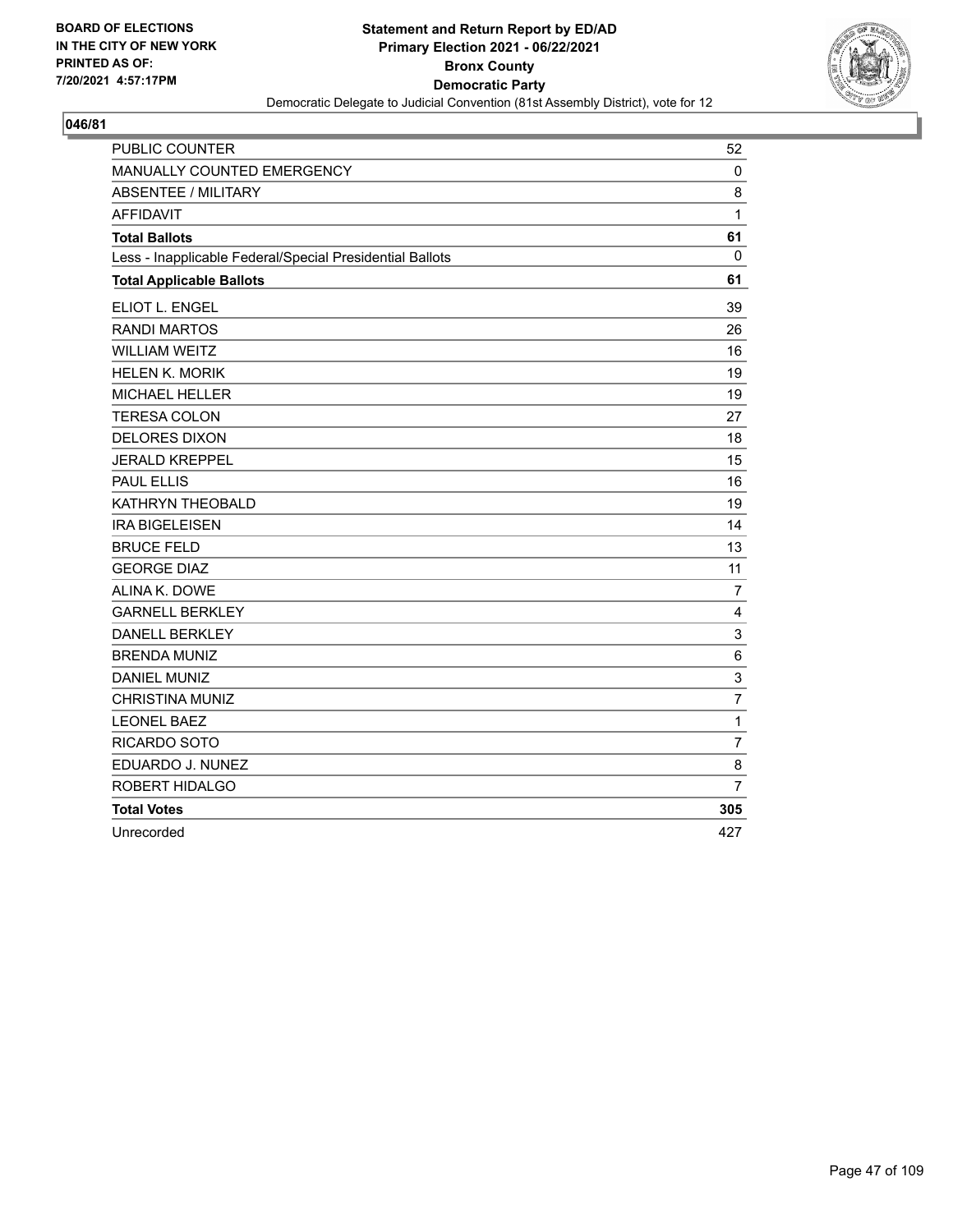BOARD OF ELECTIONS
IN THE CITY OF NEW YORK
PRINTED AS OF:
7/20/2021 4:57:17PM

**Statement and Return Report by ED/AD**
**Primary Election 2021 - 06/22/2021**
**Bronx County**
**Democratic Party**
Democratic Delegate to Judicial Convention (81st Assembly District), vote for 12

**046/81**

| | |
|---|---|
| PUBLIC COUNTER | 52 |
| MANUALLY COUNTED EMERGENCY | 0 |
| ABSENTEE / MILITARY | 8 |
| AFFIDAVIT | 1 |
| **Total Ballots** | **61** |
| Less - Inapplicable Federal/Special Presidential Ballots | 0 |
| **Total Applicable Ballots** | **61** |
| ELIOT L. ENGEL | 39 |
| RANDI MARTOS | 26 |
| WILLIAM WEITZ | 16 |
| HELEN K. MORIK | 19 |
| MICHAEL HELLER | 19 |
| TERESA COLON | 27 |
| DELORES DIXON | 18 |
| JERALD KREPPEL | 15 |
| PAUL ELLIS | 16 |
| KATHRYN THEOBALD | 19 |
| IRA BIGELEISEN | 14 |
| BRUCE FELD | 13 |
| GEORGE DIAZ | 11 |
| ALINA K. DOWE | 7 |
| GARNELL BERKLEY | 4 |
| DANELL BERKLEY | 3 |
| BRENDA MUNIZ | 6 |
| DANIEL MUNIZ | 3 |
| CHRISTINA MUNIZ | 7 |
| LEONEL BAEZ | 1 |
| RICARDO SOTO | 7 |
| EDUARDO J. NUNEZ | 8 |
| ROBERT HIDALGO | 7 |
| **Total Votes** | **305** |
| Unrecorded | 427 |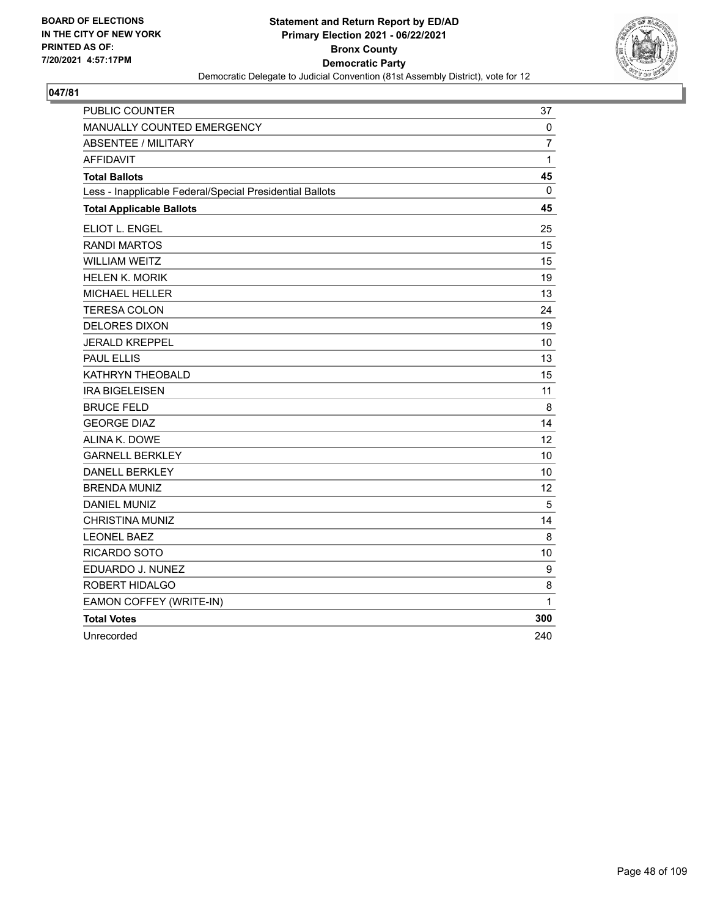BOARD OF ELECTIONS
IN THE CITY OF NEW YORK
PRINTED AS OF:
7/20/2021 4:57:17PM

**Statement and Return Report by ED/AD**
**Primary Election 2021 - 06/22/2021**
**Bronx County**
**Democratic Party**
Democratic Delegate to Judicial Convention (81st Assembly District), vote for 12

**047/81**

| | |
|---|---|
| PUBLIC COUNTER | 37 |
| MANUALLY COUNTED EMERGENCY | 0 |
| ABSENTEE / MILITARY | 7 |
| AFFIDAVIT | 1 |
| **Total Ballots** | **45** |
| Less - Inapplicable Federal/Special Presidential Ballots | 0 |
| **Total Applicable Ballots** | **45** |
| ELIOT L. ENGEL | 25 |
| RANDI MARTOS | 15 |
| WILLIAM WEITZ | 15 |
| HELEN K. MORIK | 19 |
| MICHAEL HELLER | 13 |
| TERESA COLON | 24 |
| DELORES DIXON | 19 |
| JERALD KREPPEL | 10 |
| PAUL ELLIS | 13 |
| KATHRYN THEOBALD | 15 |
| IRA BIGELEISEN | 11 |
| BRUCE FELD | 8 |
| GEORGE DIAZ | 14 |
| ALINA K. DOWE | 12 |
| GARNELL BERKLEY | 10 |
| DANELL BERKLEY | 10 |
| BRENDA MUNIZ | 12 |
| DANIEL MUNIZ | 5 |
| CHRISTINA MUNIZ | 14 |
| LEONEL BAEZ | 8 |
| RICARDO SOTO | 10 |
| EDUARDO J. NUNEZ | 9 |
| ROBERT HIDALGO | 8 |
| EAMON COFFEY (WRITE-IN) | 1 |
| **Total Votes** | **300** |
| Unrecorded | 240 |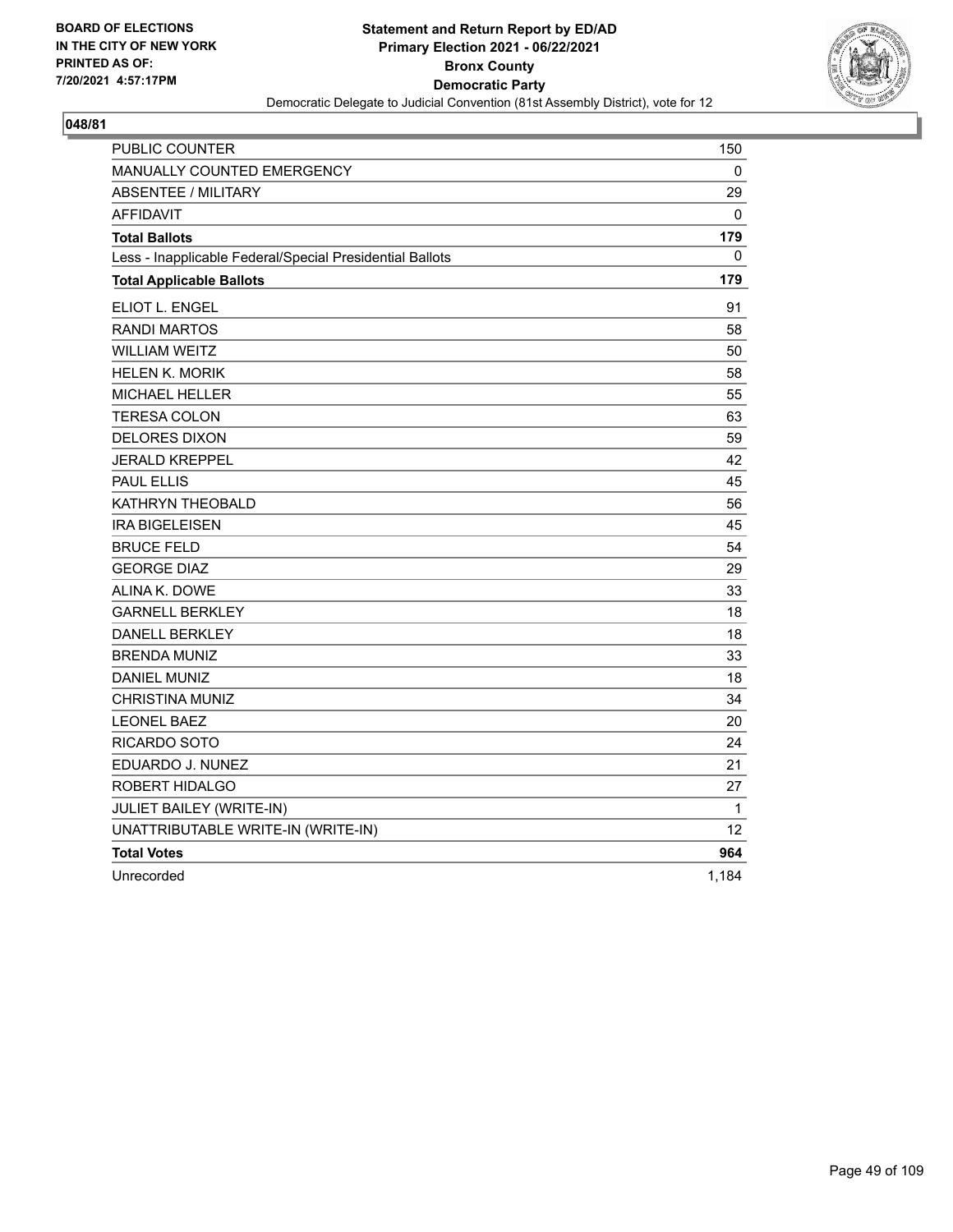BOARD OF ELECTIONS
IN THE CITY OF NEW YORK
PRINTED AS OF:
7/20/2021 4:57:17PM

**Statement and Return Report by ED/AD**
**Primary Election 2021 - 06/22/2021**
**Bronx County**
**Democratic Party**
Democratic Delegate to Judicial Convention (81st Assembly District), vote for 12

## 048/81

| | |
|---|---|
| PUBLIC COUNTER | 150 |
| MANUALLY COUNTED EMERGENCY | 0 |
| ABSENTEE / MILITARY | 29 |
| AFFIDAVIT | 0 |
| **Total Ballots** | **179** |
| Less - Inapplicable Federal/Special Presidential Ballots | 0 |
| **Total Applicable Ballots** | **179** |
| ELIOT L. ENGEL | 91 |
| RANDI MARTOS | 58 |
| WILLIAM WEITZ | 50 |
| HELEN K. MORIK | 58 |
| MICHAEL HELLER | 55 |
| TERESA COLON | 63 |
| DELORES DIXON | 59 |
| JERALD KREPPEL | 42 |
| PAUL ELLIS | 45 |
| KATHRYN THEOBALD | 56 |
| IRA BIGELEISEN | 45 |
| BRUCE FELD | 54 |
| GEORGE DIAZ | 29 |
| ALINA K. DOWE | 33 |
| GARNELL BERKLEY | 18 |
| DANELL BERKLEY | 18 |
| BRENDA MUNIZ | 33 |
| DANIEL MUNIZ | 18 |
| CHRISTINA MUNIZ | 34 |
| LEONEL BAEZ | 20 |
| RICARDO SOTO | 24 |
| EDUARDO J. NUNEZ | 21 |
| ROBERT HIDALGO | 27 |
| JULIET BAILEY (WRITE-IN) | 1 |
| UNATTRIBUTABLE WRITE-IN (WRITE-IN) | 12 |
| **Total Votes** | **964** |
| Unrecorded | 1,184 |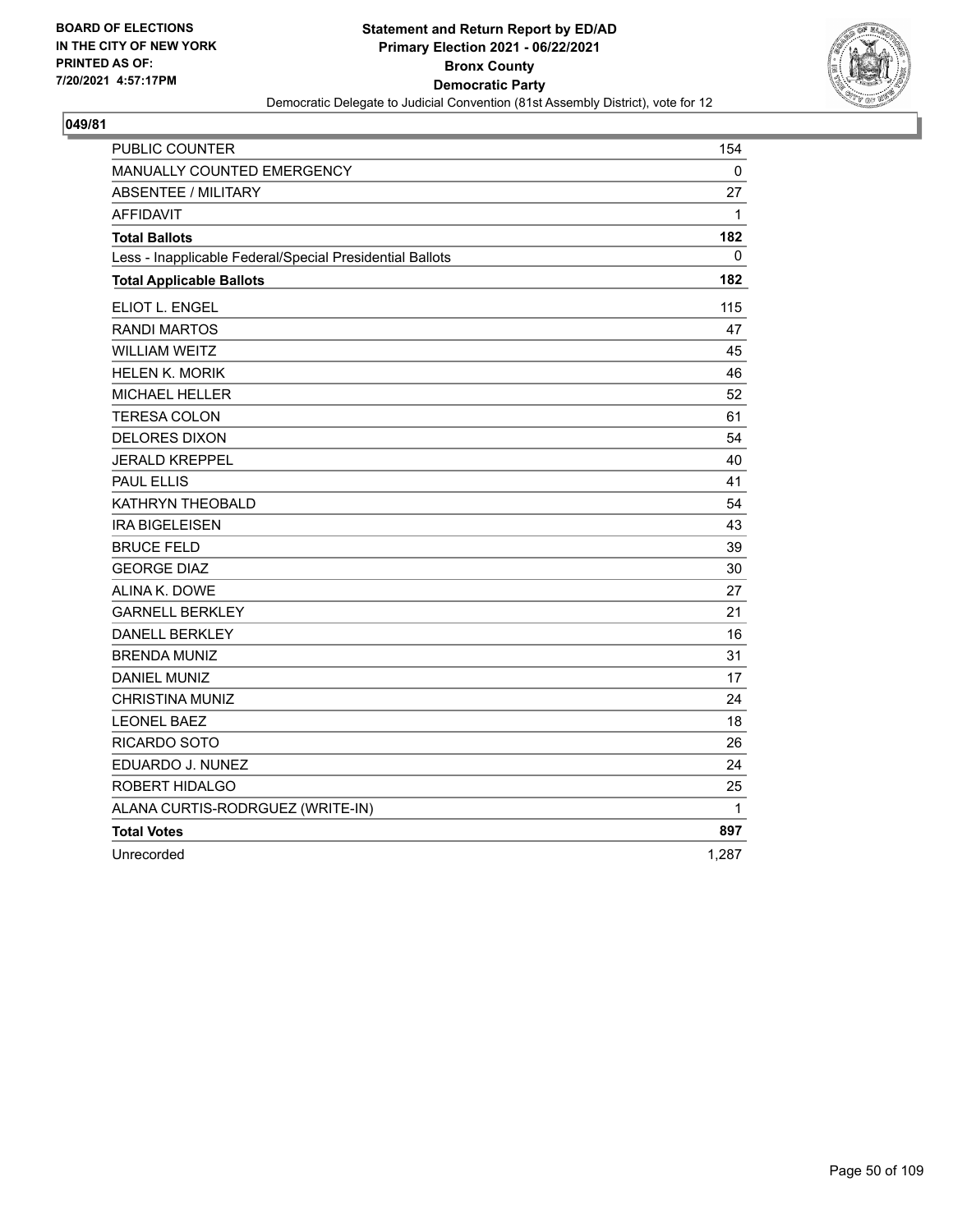BOARD OF ELECTIONS
IN THE CITY OF NEW YORK
PRINTED AS OF:
7/20/2021 4:57:17PM

**Statement and Return Report by ED/AD**
**Primary Election 2021 - 06/22/2021**
**Bronx County**
**Democratic Party**
Democratic Delegate to Judicial Convention (81st Assembly District), vote for 12

## 049/81

| | |
|---|---|
| PUBLIC COUNTER | 154 |
| MANUALLY COUNTED EMERGENCY | 0 |
| ABSENTEE / MILITARY | 27 |
| AFFIDAVIT | 1 |
| **Total Ballots** | **182** |
| Less - Inapplicable Federal/Special Presidential Ballots | 0 |
| **Total Applicable Ballots** | **182** |
| ELIOT L. ENGEL | 115 |
| RANDI MARTOS | 47 |
| WILLIAM WEITZ | 45 |
| HELEN K. MORIK | 46 |
| MICHAEL HELLER | 52 |
| TERESA COLON | 61 |
| DELORES DIXON | 54 |
| JERALD KREPPEL | 40 |
| PAUL ELLIS | 41 |
| KATHRYN THEOBALD | 54 |
| IRA BIGELEISEN | 43 |
| BRUCE FELD | 39 |
| GEORGE DIAZ | 30 |
| ALINA K. DOWE | 27 |
| GARNELL BERKLEY | 21 |
| DANELL BERKLEY | 16 |
| BRENDA MUNIZ | 31 |
| DANIEL MUNIZ | 17 |
| CHRISTINA MUNIZ | 24 |
| LEONEL BAEZ | 18 |
| RICARDO SOTO | 26 |
| EDUARDO J. NUNEZ | 24 |
| ROBERT HIDALGO | 25 |
| ALANA CURTIS-RODRGUEZ (WRITE-IN) | 1 |
| **Total Votes** | **897** |
| Unrecorded | 1,287 |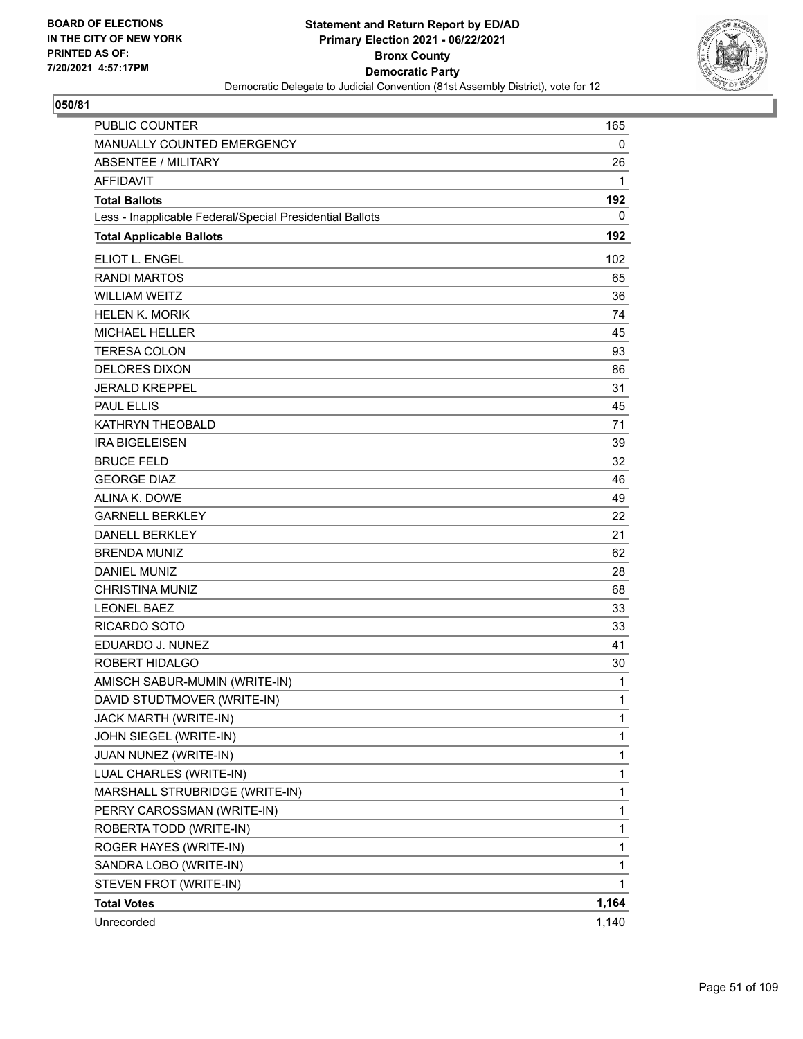BOARD OF ELECTIONS
IN THE CITY OF NEW YORK
PRINTED AS OF:
7/20/2021 4:57:17PM

**Statement and Return Report by ED/AD**
**Primary Election 2021 - 06/22/2021**
**Bronx County**
**Democratic Party**
Democratic Delegate to Judicial Convention (81st Assembly District), vote for 12

**050/81**

| | |
|---|---|
| PUBLIC COUNTER | 165 |
| MANUALLY COUNTED EMERGENCY | 0 |
| ABSENTEE / MILITARY | 26 |
| AFFIDAVIT | 1 |
| **Total Ballots** | **192** |
| Less - Inapplicable Federal/Special Presidential Ballots | 0 |
| **Total Applicable Ballots** | **192** |
| ELIOT L. ENGEL | 102 |
| RANDI MARTOS | 65 |
| WILLIAM WEITZ | 36 |
| HELEN K. MORIK | 74 |
| MICHAEL HELLER | 45 |
| TERESA COLON | 93 |
| DELORES DIXON | 86 |
| JERALD KREPPEL | 31 |
| PAUL ELLIS | 45 |
| KATHRYN THEOBALD | 71 |
| IRA BIGELEISEN | 39 |
| BRUCE FELD | 32 |
| GEORGE DIAZ | 46 |
| ALINA K. DOWE | 49 |
| GARNELL BERKLEY | 22 |
| DANELL BERKLEY | 21 |
| BRENDA MUNIZ | 62 |
| DANIEL MUNIZ | 28 |
| CHRISTINA MUNIZ | 68 |
| LEONEL BAEZ | 33 |
| RICARDO SOTO | 33 |
| EDUARDO J. NUNEZ | 41 |
| ROBERT HIDALGO | 30 |
| AMISCH SABUR-MUMIN (WRITE-IN) | 1 |
| DAVID STUDTMOVER (WRITE-IN) | 1 |
| JACK MARTH (WRITE-IN) | 1 |
| JOHN SIEGEL (WRITE-IN) | 1 |
| JUAN NUNEZ (WRITE-IN) | 1 |
| LUAL CHARLES (WRITE-IN) | 1 |
| MARSHALL STRUBRIDGE (WRITE-IN) | 1 |
| PERRY CAROSSMAN (WRITE-IN) | 1 |
| ROBERTA TODD (WRITE-IN) | 1 |
| ROGER HAYES (WRITE-IN) | 1 |
| SANDRA LOBO (WRITE-IN) | 1 |
| STEVEN FROT (WRITE-IN) | 1 |
| **Total Votes** | **1,164** |
| Unrecorded | 1,140 |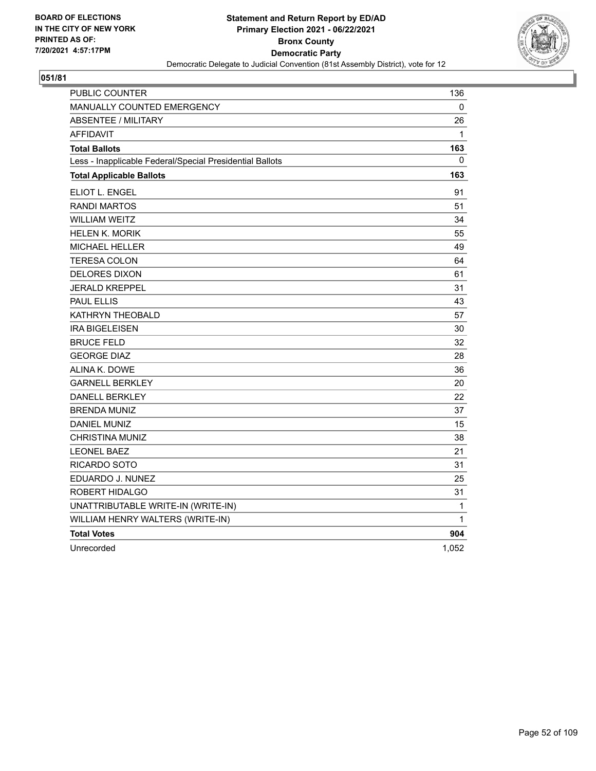BOARD OF ELECTIONS
IN THE CITY OF NEW YORK
PRINTED AS OF:
7/20/2021 4:57:17PM

**Statement and Return Report by ED/AD**
**Primary Election 2021 - 06/22/2021**
**Bronx County**
**Democratic Party**
Democratic Delegate to Judicial Convention (81st Assembly District), vote for 12

**051/81**

| | |
|---|---|
| PUBLIC COUNTER | 136 |
| MANUALLY COUNTED EMERGENCY | 0 |
| ABSENTEE / MILITARY | 26 |
| AFFIDAVIT | 1 |
| **Total Ballots** | **163** |
| Less - Inapplicable Federal/Special Presidential Ballots | 0 |
| **Total Applicable Ballots** | **163** |
| ELIOT L. ENGEL | 91 |
| RANDI MARTOS | 51 |
| WILLIAM WEITZ | 34 |
| HELEN K. MORIK | 55 |
| MICHAEL HELLER | 49 |
| TERESA COLON | 64 |
| DELORES DIXON | 61 |
| JERALD KREPPEL | 31 |
| PAUL ELLIS | 43 |
| KATHRYN THEOBALD | 57 |
| IRA BIGELEISEN | 30 |
| BRUCE FELD | 32 |
| GEORGE DIAZ | 28 |
| ALINA K. DOWE | 36 |
| GARNELL BERKLEY | 20 |
| DANELL BERKLEY | 22 |
| BRENDA MUNIZ | 37 |
| DANIEL MUNIZ | 15 |
| CHRISTINA MUNIZ | 38 |
| LEONEL BAEZ | 21 |
| RICARDO SOTO | 31 |
| EDUARDO J. NUNEZ | 25 |
| ROBERT HIDALGO | 31 |
| UNATTRIBUTABLE WRITE-IN (WRITE-IN) | 1 |
| WILLIAM HENRY WALTERS (WRITE-IN) | 1 |
| **Total Votes** | **904** |
| Unrecorded | 1,052 |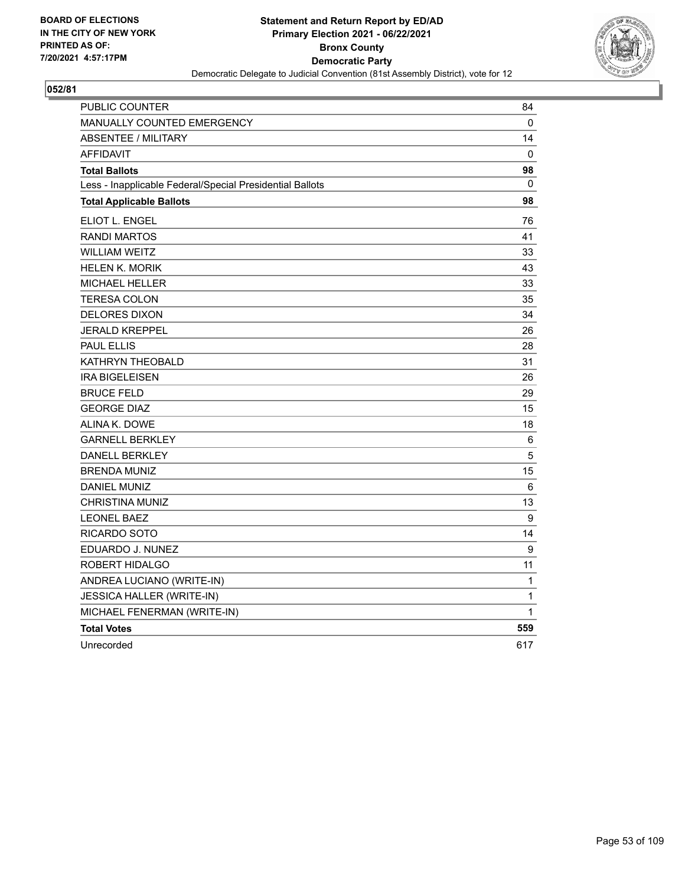BOARD OF ELECTIONS
IN THE CITY OF NEW YORK
PRINTED AS OF:
7/20/2021 4:57:17PM

**Statement and Return Report by ED/AD**
**Primary Election 2021 - 06/22/2021**
**Bronx County**
**Democratic Party**
Democratic Delegate to Judicial Convention (81st Assembly District), vote for 12

**052/81**

| | |
|---|---|
| PUBLIC COUNTER | 84 |
| MANUALLY COUNTED EMERGENCY | 0 |
| ABSENTEE / MILITARY | 14 |
| AFFIDAVIT | 0 |
| **Total Ballots** | **98** |
| Less - Inapplicable Federal/Special Presidential Ballots | 0 |
| **Total Applicable Ballots** | **98** |
| ELIOT L. ENGEL | 76 |
| RANDI MARTOS | 41 |
| WILLIAM WEITZ | 33 |
| HELEN K. MORIK | 43 |
| MICHAEL HELLER | 33 |
| TERESA COLON | 35 |
| DELORES DIXON | 34 |
| JERALD KREPPEL | 26 |
| PAUL ELLIS | 28 |
| KATHRYN THEOBALD | 31 |
| IRA BIGELEISEN | 26 |
| BRUCE FELD | 29 |
| GEORGE DIAZ | 15 |
| ALINA K. DOWE | 18 |
| GARNELL BERKLEY | 6 |
| DANELL BERKLEY | 5 |
| BRENDA MUNIZ | 15 |
| DANIEL MUNIZ | 6 |
| CHRISTINA MUNIZ | 13 |
| LEONEL BAEZ | 9 |
| RICARDO SOTO | 14 |
| EDUARDO J. NUNEZ | 9 |
| ROBERT HIDALGO | 11 |
| ANDREA LUCIANO (WRITE-IN) | 1 |
| JESSICA HALLER (WRITE-IN) | 1 |
| MICHAEL FENERMAN (WRITE-IN) | 1 |
| **Total Votes** | **559** |
| Unrecorded | 617 |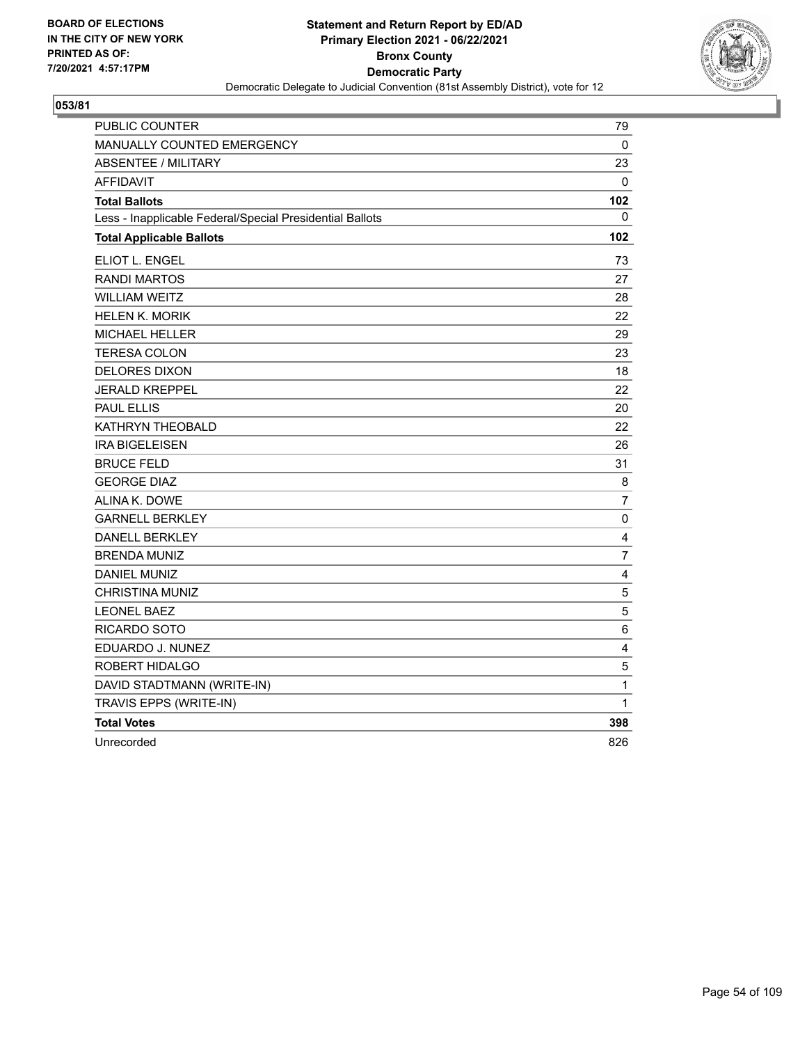**BOARD OF ELECTIONS IN THE CITY OF NEW YORK PRINTED AS OF: 7/20/2021 4:57:17PM**

**Statement and Return Report by ED/AD**
**Primary Election 2021 - 06/22/2021**
**Bronx County**
**Democratic Party**
Democratic Delegate to Judicial Convention (81st Assembly District), vote for 12

**053/81**

| | |
|---|---|
| PUBLIC COUNTER | 79 |
| MANUALLY COUNTED EMERGENCY | 0 |
| ABSENTEE / MILITARY | 23 |
| AFFIDAVIT | 0 |
| **Total Ballots** | **102** |
| Less - Inapplicable Federal/Special Presidential Ballots | 0 |
| **Total Applicable Ballots** | **102** |
| ELIOT L. ENGEL | 73 |
| RANDI MARTOS | 27 |
| WILLIAM WEITZ | 28 |
| HELEN K. MORIK | 22 |
| MICHAEL HELLER | 29 |
| TERESA COLON | 23 |
| DELORES DIXON | 18 |
| JERALD KREPPEL | 22 |
| PAUL ELLIS | 20 |
| KATHRYN THEOBALD | 22 |
| IRA BIGELEISEN | 26 |
| BRUCE FELD | 31 |
| GEORGE DIAZ | 8 |
| ALINA K. DOWE | 7 |
| GARNELL BERKLEY | 0 |
| DANELL BERKLEY | 4 |
| BRENDA MUNIZ | 7 |
| DANIEL MUNIZ | 4 |
| CHRISTINA MUNIZ | 5 |
| LEONEL BAEZ | 5 |
| RICARDO SOTO | 6 |
| EDUARDO J. NUNEZ | 4 |
| ROBERT HIDALGO | 5 |
| DAVID STADTMANN (WRITE-IN) | 1 |
| TRAVIS EPPS (WRITE-IN) | 1 |
| **Total Votes** | **398** |
| Unrecorded | 826 |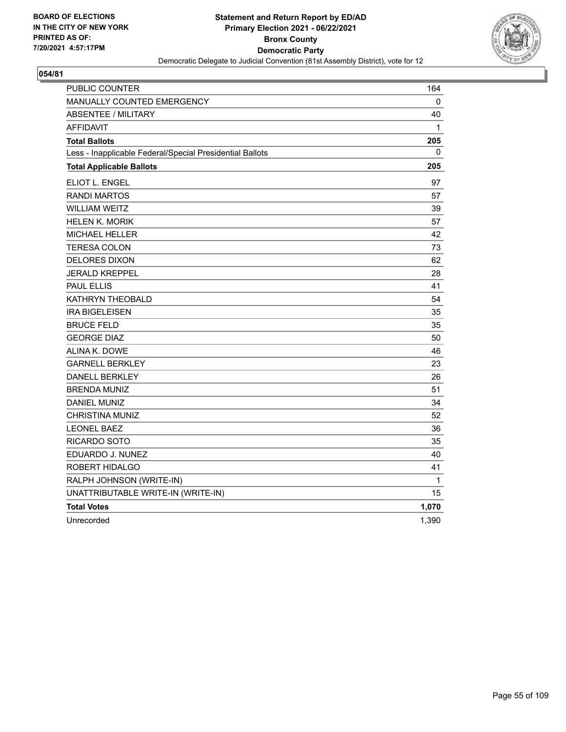BOARD OF ELECTIONS
IN THE CITY OF NEW YORK
PRINTED AS OF:
7/20/2021 4:57:17PM

**Statement and Return Report by ED/AD**
**Primary Election 2021 - 06/22/2021**
**Bronx County**
**Democratic Party**
Democratic Delegate to Judicial Convention (81st Assembly District), vote for 12

**054/81**

| | |
|---|---|
| PUBLIC COUNTER | 164 |
| MANUALLY COUNTED EMERGENCY | 0 |
| ABSENTEE / MILITARY | 40 |
| AFFIDAVIT | 1 |
| **Total Ballots** | **205** |
| Less - Inapplicable Federal/Special Presidential Ballots | 0 |
| **Total Applicable Ballots** | **205** |
| ELIOT L. ENGEL | 97 |
| RANDI MARTOS | 57 |
| WILLIAM WEITZ | 39 |
| HELEN K. MORIK | 57 |
| MICHAEL HELLER | 42 |
| TERESA COLON | 73 |
| DELORES DIXON | 62 |
| JERALD KREPPEL | 28 |
| PAUL ELLIS | 41 |
| KATHRYN THEOBALD | 54 |
| IRA BIGELEISEN | 35 |
| BRUCE FELD | 35 |
| GEORGE DIAZ | 50 |
| ALINA K. DOWE | 46 |
| GARNELL BERKLEY | 23 |
| DANELL BERKLEY | 26 |
| BRENDA MUNIZ | 51 |
| DANIEL MUNIZ | 34 |
| CHRISTINA MUNIZ | 52 |
| LEONEL BAEZ | 36 |
| RICARDO SOTO | 35 |
| EDUARDO J. NUNEZ | 40 |
| ROBERT HIDALGO | 41 |
| RALPH JOHNSON (WRITE-IN) | 1 |
| UNATTRIBUTABLE WRITE-IN (WRITE-IN) | 15 |
| **Total Votes** | **1,070** |
| Unrecorded | 1,390 |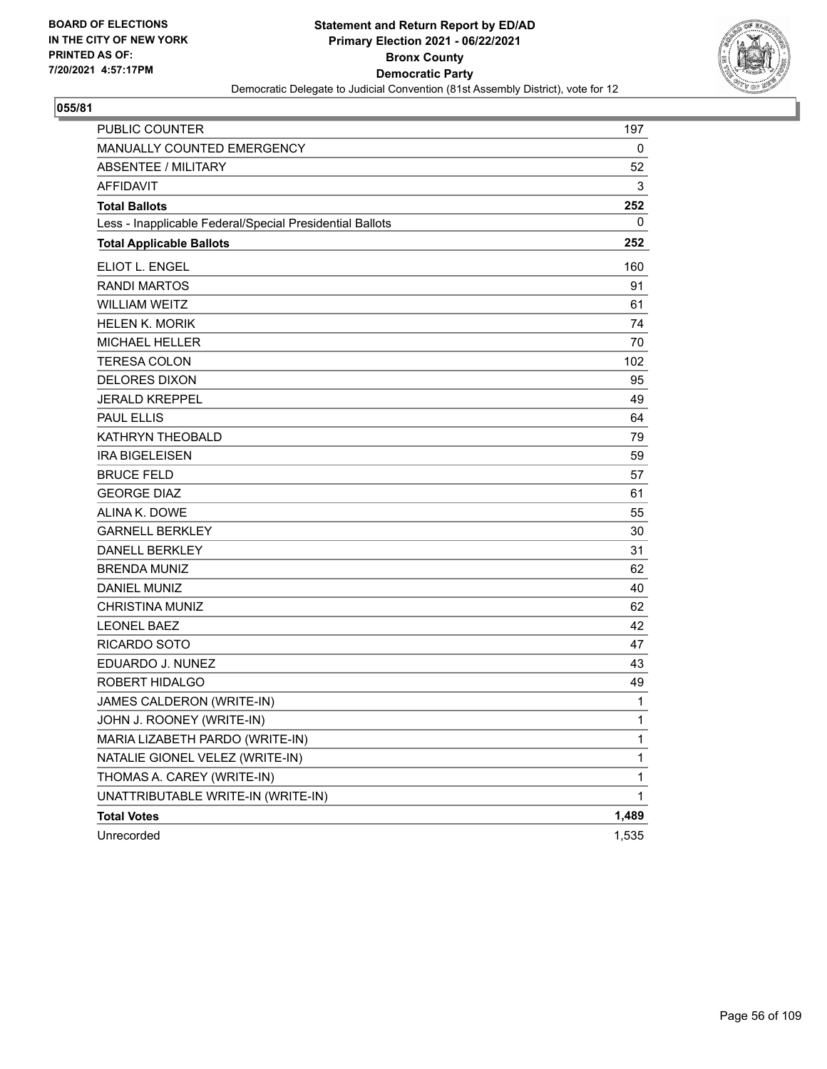BOARD OF ELECTIONS
IN THE CITY OF NEW YORK
PRINTED AS OF:
7/20/2021 4:57:17PM

**Statement and Return Report by ED/AD**
**Primary Election 2021 - 06/22/2021**
**Bronx County**
**Democratic Party**
Democratic Delegate to Judicial Convention (81st Assembly District), vote for 12

## 055/81

| | |
|---|---|
| PUBLIC COUNTER | 197 |
| MANUALLY COUNTED EMERGENCY | 0 |
| ABSENTEE / MILITARY | 52 |
| AFFIDAVIT | 3 |
| **Total Ballots** | **252** |
| Less - Inapplicable Federal/Special Presidential Ballots | 0 |
| **Total Applicable Ballots** | **252** |
| ELIOT L. ENGEL | 160 |
| RANDI MARTOS | 91 |
| WILLIAM WEITZ | 61 |
| HELEN K. MORIK | 74 |
| MICHAEL HELLER | 70 |
| TERESA COLON | 102 |
| DELORES DIXON | 95 |
| JERALD KREPPEL | 49 |
| PAUL ELLIS | 64 |
| KATHRYN THEOBALD | 79 |
| IRA BIGELEISEN | 59 |
| BRUCE FELD | 57 |
| GEORGE DIAZ | 61 |
| ALINA K. DOWE | 55 |
| GARNELL BERKLEY | 30 |
| DANELL BERKLEY | 31 |
| BRENDA MUNIZ | 62 |
| DANIEL MUNIZ | 40 |
| CHRISTINA MUNIZ | 62 |
| LEONEL BAEZ | 42 |
| RICARDO SOTO | 47 |
| EDUARDO J. NUNEZ | 43 |
| ROBERT HIDALGO | 49 |
| JAMES CALDERON (WRITE-IN) | 1 |
| JOHN J. ROONEY (WRITE-IN) | 1 |
| MARIA LIZABETH PARDO (WRITE-IN) | 1 |
| NATALIE GIONEL VELEZ (WRITE-IN) | 1 |
| THOMAS A. CAREY (WRITE-IN) | 1 |
| UNATTRIBUTABLE WRITE-IN (WRITE-IN) | 1 |
| **Total Votes** | **1,489** |
| Unrecorded | 1,535 |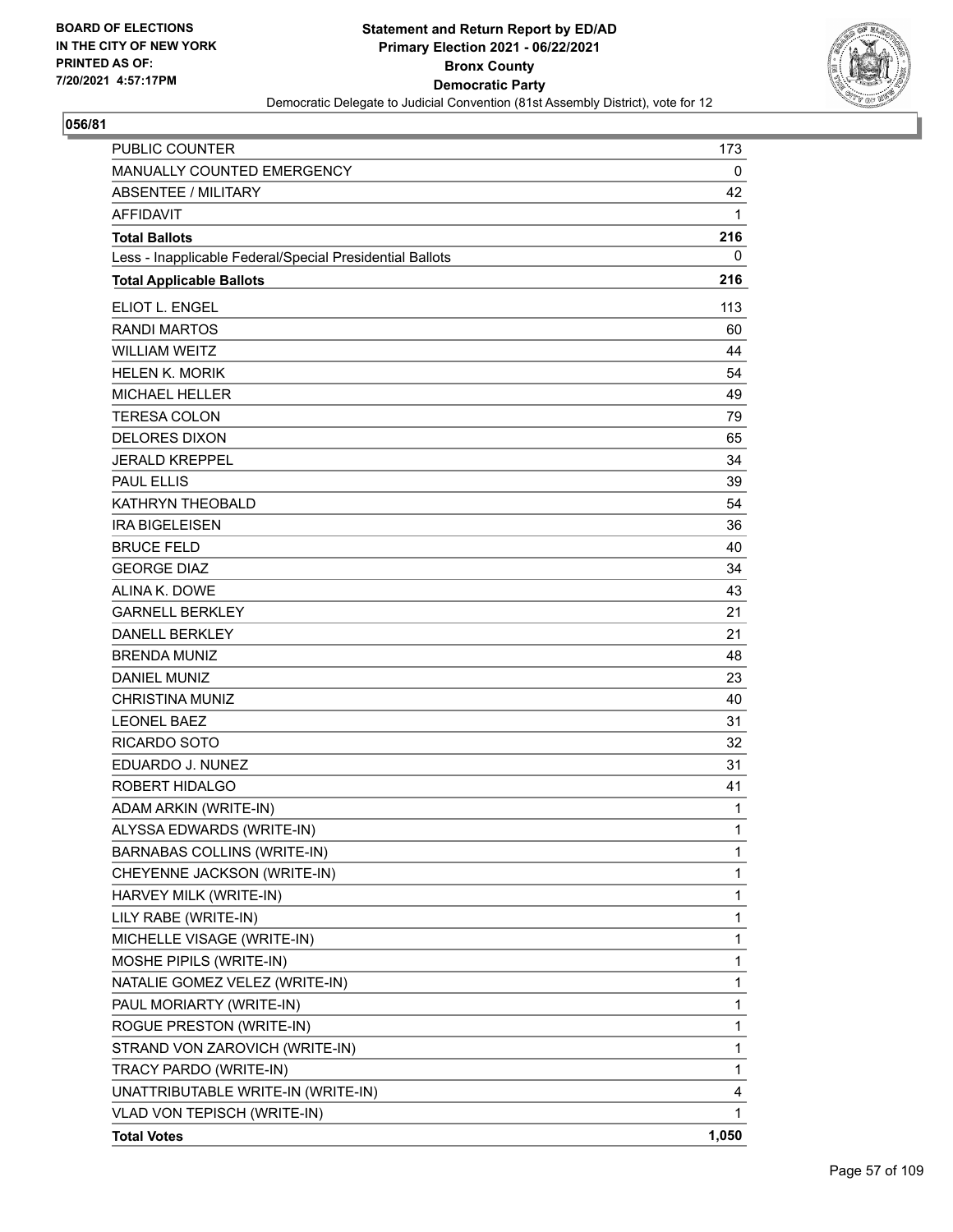BOARD OF ELECTIONS
IN THE CITY OF NEW YORK
PRINTED AS OF:
7/20/2021 4:57:17PM

**Statement and Return Report by ED/AD**
**Primary Election 2021 - 06/22/2021**
**Bronx County**
**Democratic Party**
Democratic Delegate to Judicial Convention (81st Assembly District), vote for 12

## 056/81

| | |
|---|---|
| PUBLIC COUNTER | 173 |
| MANUALLY COUNTED EMERGENCY | 0 |
| ABSENTEE / MILITARY | 42 |
| AFFIDAVIT | 1 |
| **Total Ballots** | **216** |
| Less - Inapplicable Federal/Special Presidential Ballots | 0 |
| **Total Applicable Ballots** | **216** |
| ELIOT L. ENGEL | 113 |
| RANDI MARTOS | 60 |
| WILLIAM WEITZ | 44 |
| HELEN K. MORIK | 54 |
| MICHAEL HELLER | 49 |
| TERESA COLON | 79 |
| DELORES DIXON | 65 |
| JERALD KREPPEL | 34 |
| PAUL ELLIS | 39 |
| KATHRYN THEOBALD | 54 |
| IRA BIGELEISEN | 36 |
| BRUCE FELD | 40 |
| GEORGE DIAZ | 34 |
| ALINA K. DOWE | 43 |
| GARNELL BERKLEY | 21 |
| DANELL BERKLEY | 21 |
| BRENDA MUNIZ | 48 |
| DANIEL MUNIZ | 23 |
| CHRISTINA MUNIZ | 40 |
| LEONEL BAEZ | 31 |
| RICARDO SOTO | 32 |
| EDUARDO J. NUNEZ | 31 |
| ROBERT HIDALGO | 41 |
| ADAM ARKIN (WRITE-IN) | 1 |
| ALYSSA EDWARDS (WRITE-IN) | 1 |
| BARNABAS COLLINS (WRITE-IN) | 1 |
| CHEYENNE JACKSON (WRITE-IN) | 1 |
| HARVEY MILK (WRITE-IN) | 1 |
| LILY RABE (WRITE-IN) | 1 |
| MICHELLE VISAGE (WRITE-IN) | 1 |
| MOSHE PIPILS (WRITE-IN) | 1 |
| NATALIE GOMEZ VELEZ (WRITE-IN) | 1 |
| PAUL MORIARTY (WRITE-IN) | 1 |
| ROGUE PRESTON (WRITE-IN) | 1 |
| STRAND VON ZAROVICH (WRITE-IN) | 1 |
| TRACY PARDO (WRITE-IN) | 1 |
| UNATTRIBUTABLE WRITE-IN (WRITE-IN) | 4 |
| VLAD VON TEPISCH (WRITE-IN) | 1 |
| **Total Votes** | **1,050** |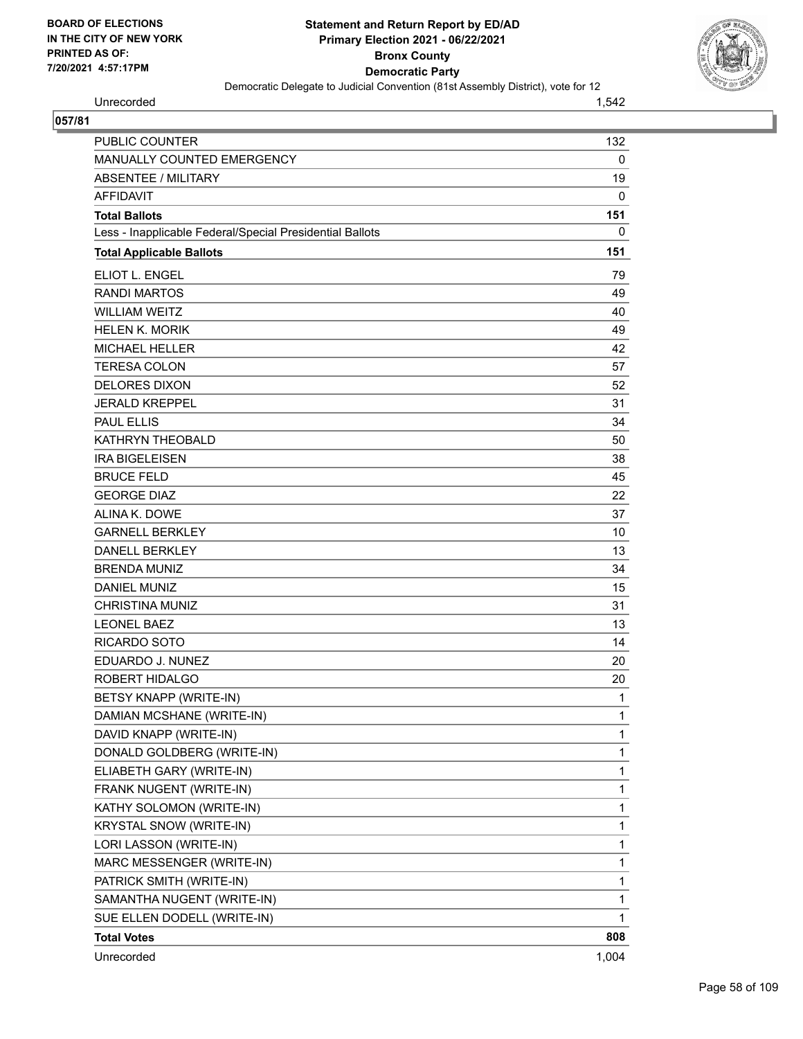**Statement and Return Report by ED/AD**
**Primary Election 2021 - 06/22/2021**
**Bronx County**
**Democratic Party**
Democratic Delegate to Judicial Convention (81st Assembly District), vote for 12

BOARD OF ELECTIONS IN THE CITY OF NEW YORK PRINTED AS OF: 7/20/2021 4:57:17PM

| Unrecorded | 1,542 |
|---|---|

**057/81**

| | |
|---|---|
| PUBLIC COUNTER | 132 |
| MANUALLY COUNTED EMERGENCY | 0 |
| ABSENTEE / MILITARY | 19 |
| AFFIDAVIT | 0 |
| **Total Ballots** | **151** |
| Less - Inapplicable Federal/Special Presidential Ballots | 0 |
| **Total Applicable Ballots** | **151** |
| ELIOT L. ENGEL | 79 |
| RANDI MARTOS | 49 |
| WILLIAM WEITZ | 40 |
| HELEN K. MORIK | 49 |
| MICHAEL HELLER | 42 |
| TERESA COLON | 57 |
| DELORES DIXON | 52 |
| JERALD KREPPEL | 31 |
| PAUL ELLIS | 34 |
| KATHRYN THEOBALD | 50 |
| IRA BIGELEISEN | 38 |
| BRUCE FELD | 45 |
| GEORGE DIAZ | 22 |
| ALINA K. DOWE | 37 |
| GARNELL BERKLEY | 10 |
| DANELL BERKLEY | 13 |
| BRENDA MUNIZ | 34 |
| DANIEL MUNIZ | 15 |
| CHRISTINA MUNIZ | 31 |
| LEONEL BAEZ | 13 |
| RICARDO SOTO | 14 |
| EDUARDO J. NUNEZ | 20 |
| ROBERT HIDALGO | 20 |
| BETSY KNAPP (WRITE-IN) | 1 |
| DAMIAN MCSHANE (WRITE-IN) | 1 |
| DAVID KNAPP (WRITE-IN) | 1 |
| DONALD GOLDBERG (WRITE-IN) | 1 |
| ELIABETH GARY (WRITE-IN) | 1 |
| FRANK NUGENT (WRITE-IN) | 1 |
| KATHY SOLOMON (WRITE-IN) | 1 |
| KRYSTAL SNOW (WRITE-IN) | 1 |
| LORI LASSON (WRITE-IN) | 1 |
| MARC MESSENGER (WRITE-IN) | 1 |
| PATRICK SMITH (WRITE-IN) | 1 |
| SAMANTHA NUGENT (WRITE-IN) | 1 |
| SUE ELLEN DODELL (WRITE-IN) | 1 |
| **Total Votes** | **808** |
| Unrecorded | 1,004 |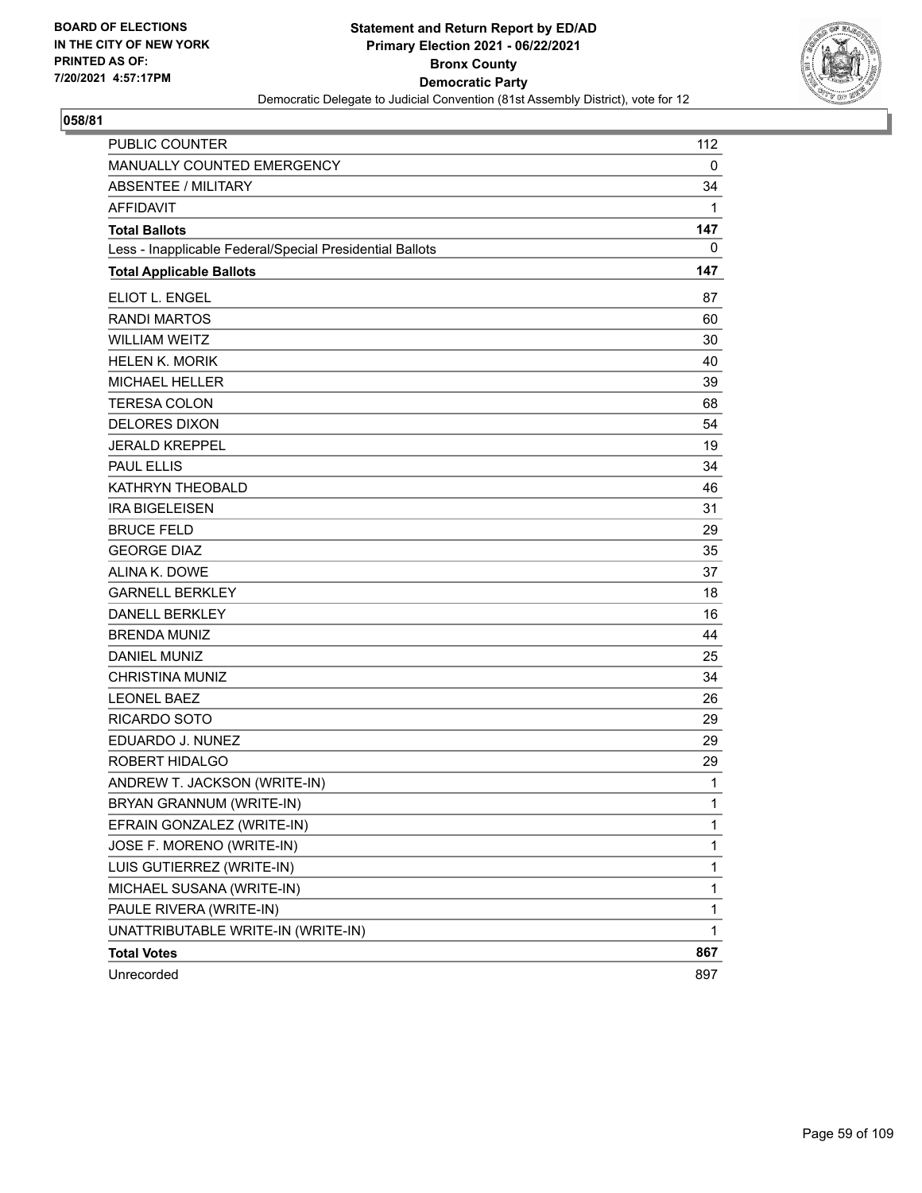BOARD OF ELECTIONS
IN THE CITY OF NEW YORK
PRINTED AS OF:
7/20/2021 4:57:17PM

**Statement and Return Report by ED/AD**
**Primary Election 2021 - 06/22/2021**
**Bronx County**
**Democratic Party**
Democratic Delegate to Judicial Convention (81st Assembly District), vote for 12

## 058/81

| | |
|---|---|
| PUBLIC COUNTER | 112 |
| MANUALLY COUNTED EMERGENCY | 0 |
| ABSENTEE / MILITARY | 34 |
| AFFIDAVIT | 1 |
| **Total Ballots** | **147** |
| Less - Inapplicable Federal/Special Presidential Ballots | 0 |
| **Total Applicable Ballots** | **147** |
| ELIOT L. ENGEL | 87 |
| RANDI MARTOS | 60 |
| WILLIAM WEITZ | 30 |
| HELEN K. MORIK | 40 |
| MICHAEL HELLER | 39 |
| TERESA COLON | 68 |
| DELORES DIXON | 54 |
| JERALD KREPPEL | 19 |
| PAUL ELLIS | 34 |
| KATHRYN THEOBALD | 46 |
| IRA BIGELEISEN | 31 |
| BRUCE FELD | 29 |
| GEORGE DIAZ | 35 |
| ALINA K. DOWE | 37 |
| GARNELL BERKLEY | 18 |
| DANELL BERKLEY | 16 |
| BRENDA MUNIZ | 44 |
| DANIEL MUNIZ | 25 |
| CHRISTINA MUNIZ | 34 |
| LEONEL BAEZ | 26 |
| RICARDO SOTO | 29 |
| EDUARDO J. NUNEZ | 29 |
| ROBERT HIDALGO | 29 |
| ANDREW T. JACKSON (WRITE-IN) | 1 |
| BRYAN GRANNUM (WRITE-IN) | 1 |
| EFRAIN GONZALEZ (WRITE-IN) | 1 |
| JOSE F. MORENO (WRITE-IN) | 1 |
| LUIS GUTIERREZ (WRITE-IN) | 1 |
| MICHAEL SUSANA (WRITE-IN) | 1 |
| PAULE RIVERA (WRITE-IN) | 1 |
| UNATTRIBUTABLE WRITE-IN (WRITE-IN) | 1 |
| **Total Votes** | **867** |
| Unrecorded | 897 |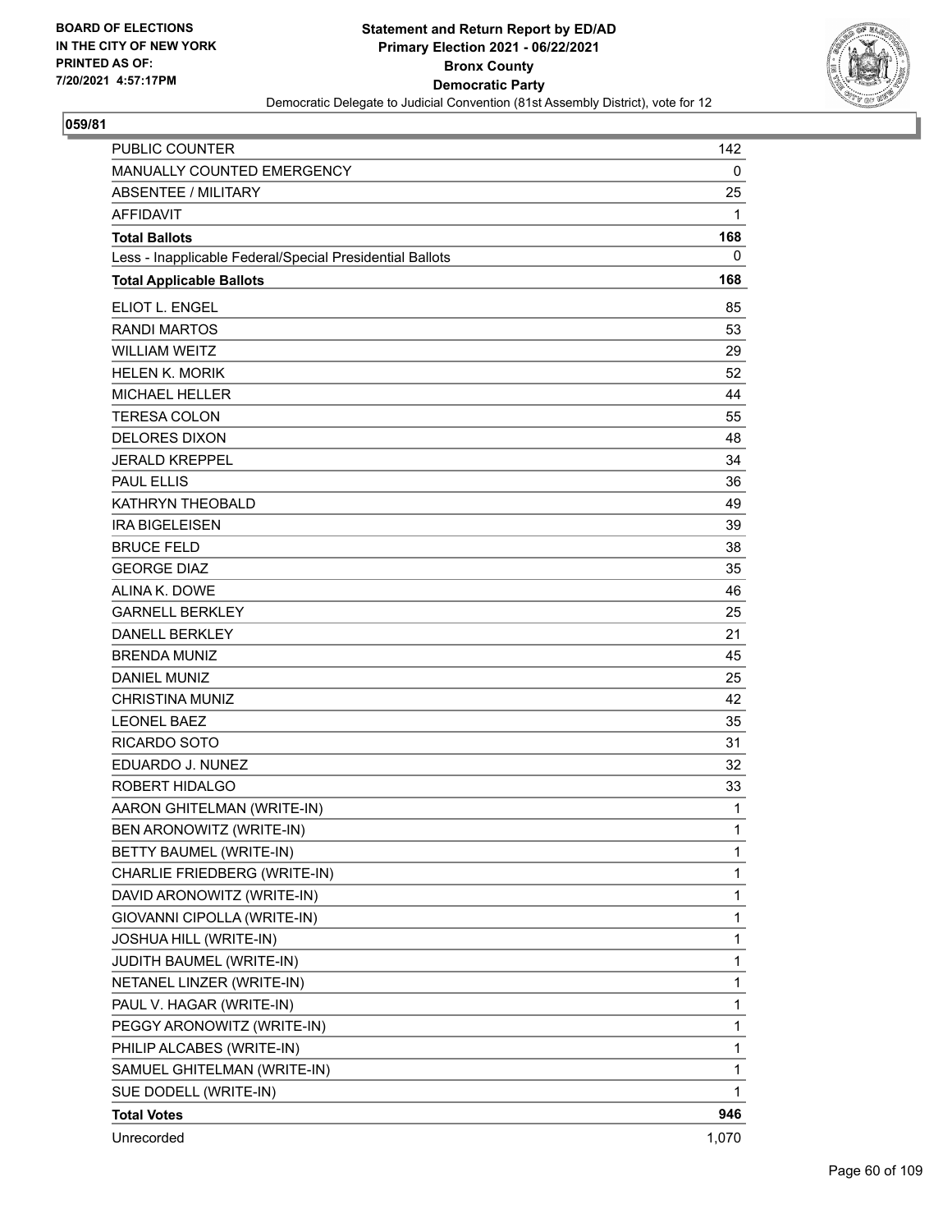BOARD OF ELECTIONS
IN THE CITY OF NEW YORK
PRINTED AS OF:
7/20/2021 4:57:17PM

**Statement and Return Report by ED/AD**
**Primary Election 2021 - 06/22/2021**
**Bronx County**
**Democratic Party**
Democratic Delegate to Judicial Convention (81st Assembly District), vote for 12

**059/81**

| | |
|---|---|
| PUBLIC COUNTER | 142 |
| MANUALLY COUNTED EMERGENCY | 0 |
| ABSENTEE / MILITARY | 25 |
| AFFIDAVIT | 1 |
| **Total Ballots** | **168** |
| Less - Inapplicable Federal/Special Presidential Ballots | 0 |
| **Total Applicable Ballots** | **168** |
| ELIOT L. ENGEL | 85 |
| RANDI MARTOS | 53 |
| WILLIAM WEITZ | 29 |
| HELEN K. MORIK | 52 |
| MICHAEL HELLER | 44 |
| TERESA COLON | 55 |
| DELORES DIXON | 48 |
| JERALD KREPPEL | 34 |
| PAUL ELLIS | 36 |
| KATHRYN THEOBALD | 49 |
| IRA BIGELEISEN | 39 |
| BRUCE FELD | 38 |
| GEORGE DIAZ | 35 |
| ALINA K. DOWE | 46 |
| GARNELL BERKLEY | 25 |
| DANELL BERKLEY | 21 |
| BRENDA MUNIZ | 45 |
| DANIEL MUNIZ | 25 |
| CHRISTINA MUNIZ | 42 |
| LEONEL BAEZ | 35 |
| RICARDO SOTO | 31 |
| EDUARDO J. NUNEZ | 32 |
| ROBERT HIDALGO | 33 |
| AARON GHITELMAN (WRITE-IN) | 1 |
| BEN ARONOWITZ (WRITE-IN) | 1 |
| BETTY BAUMEL (WRITE-IN) | 1 |
| CHARLIE FRIEDBERG (WRITE-IN) | 1 |
| DAVID ARONOWITZ (WRITE-IN) | 1 |
| GIOVANNI CIPOLLA (WRITE-IN) | 1 |
| JOSHUA HILL (WRITE-IN) | 1 |
| JUDITH BAUMEL (WRITE-IN) | 1 |
| NETANEL LINZER (WRITE-IN) | 1 |
| PAUL V. HAGAR (WRITE-IN) | 1 |
| PEGGY ARONOWITZ (WRITE-IN) | 1 |
| PHILIP ALCABES (WRITE-IN) | 1 |
| SAMUEL GHITELMAN (WRITE-IN) | 1 |
| SUE DODELL (WRITE-IN) | 1 |
| **Total Votes** | **946** |
| Unrecorded | 1,070 |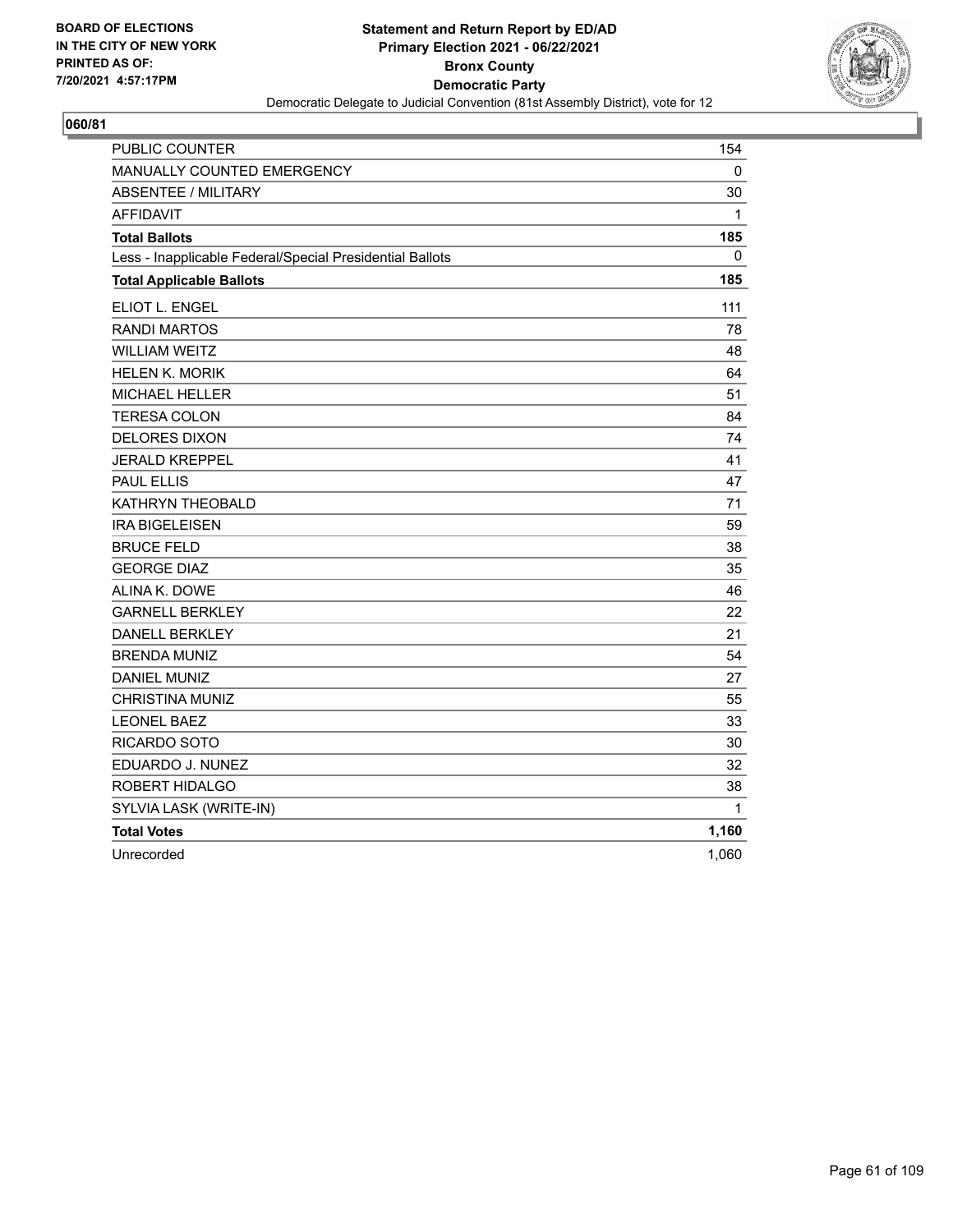BOARD OF ELECTIONS
IN THE CITY OF NEW YORK
PRINTED AS OF:
7/20/2021 4:57:17PM

**Statement and Return Report by ED/AD**
**Primary Election 2021 - 06/22/2021**
**Bronx County**
**Democratic Party**
Democratic Delegate to Judicial Convention (81st Assembly District), vote for 12

**060/81**

| | |
|---|---|
| PUBLIC COUNTER | 154 |
| MANUALLY COUNTED EMERGENCY | 0 |
| ABSENTEE / MILITARY | 30 |
| AFFIDAVIT | 1 |
| **Total Ballots** | **185** |
| Less - Inapplicable Federal/Special Presidential Ballots | 0 |
| **Total Applicable Ballots** | **185** |
| ELIOT L. ENGEL | 111 |
| RANDI MARTOS | 78 |
| WILLIAM WEITZ | 48 |
| HELEN K. MORIK | 64 |
| MICHAEL HELLER | 51 |
| TERESA COLON | 84 |
| DELORES DIXON | 74 |
| JERALD KREPPEL | 41 |
| PAUL ELLIS | 47 |
| KATHRYN THEOBALD | 71 |
| IRA BIGELEISEN | 59 |
| BRUCE FELD | 38 |
| GEORGE DIAZ | 35 |
| ALINA K. DOWE | 46 |
| GARNELL BERKLEY | 22 |
| DANELL BERKLEY | 21 |
| BRENDA MUNIZ | 54 |
| DANIEL MUNIZ | 27 |
| CHRISTINA MUNIZ | 55 |
| LEONEL BAEZ | 33 |
| RICARDO SOTO | 30 |
| EDUARDO J. NUNEZ | 32 |
| ROBERT HIDALGO | 38 |
| SYLVIA LASK (WRITE-IN) | 1 |
| **Total Votes** | **1,160** |
| Unrecorded | 1,060 |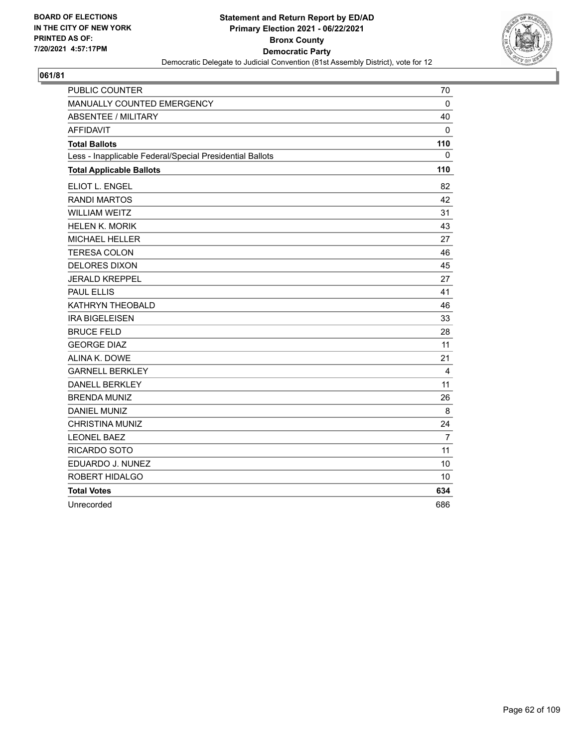BOARD OF ELECTIONS
IN THE CITY OF NEW YORK
PRINTED AS OF:
7/20/2021 4:57:17PM

**Statement and Return Report by ED/AD**
**Primary Election 2021 - 06/22/2021**
**Bronx County**
**Democratic Party**
Democratic Delegate to Judicial Convention (81st Assembly District), vote for 12

## 061/81

| | |
|---|---|
| PUBLIC COUNTER | 70 |
| MANUALLY COUNTED EMERGENCY | 0 |
| ABSENTEE / MILITARY | 40 |
| AFFIDAVIT | 0 |
| **Total Ballots** | **110** |
| Less - Inapplicable Federal/Special Presidential Ballots | 0 |
| **Total Applicable Ballots** | **110** |
| ELIOT L. ENGEL | 82 |
| RANDI MARTOS | 42 |
| WILLIAM WEITZ | 31 |
| HELEN K. MORIK | 43 |
| MICHAEL HELLER | 27 |
| TERESA COLON | 46 |
| DELORES DIXON | 45 |
| JERALD KREPPEL | 27 |
| PAUL ELLIS | 41 |
| KATHRYN THEOBALD | 46 |
| IRA BIGELEISEN | 33 |
| BRUCE FELD | 28 |
| GEORGE DIAZ | 11 |
| ALINA K. DOWE | 21 |
| GARNELL BERKLEY | 4 |
| DANELL BERKLEY | 11 |
| BRENDA MUNIZ | 26 |
| DANIEL MUNIZ | 8 |
| CHRISTINA MUNIZ | 24 |
| LEONEL BAEZ | 7 |
| RICARDO SOTO | 11 |
| EDUARDO J. NUNEZ | 10 |
| ROBERT HIDALGO | 10 |
| **Total Votes** | **634** |
| Unrecorded | 686 |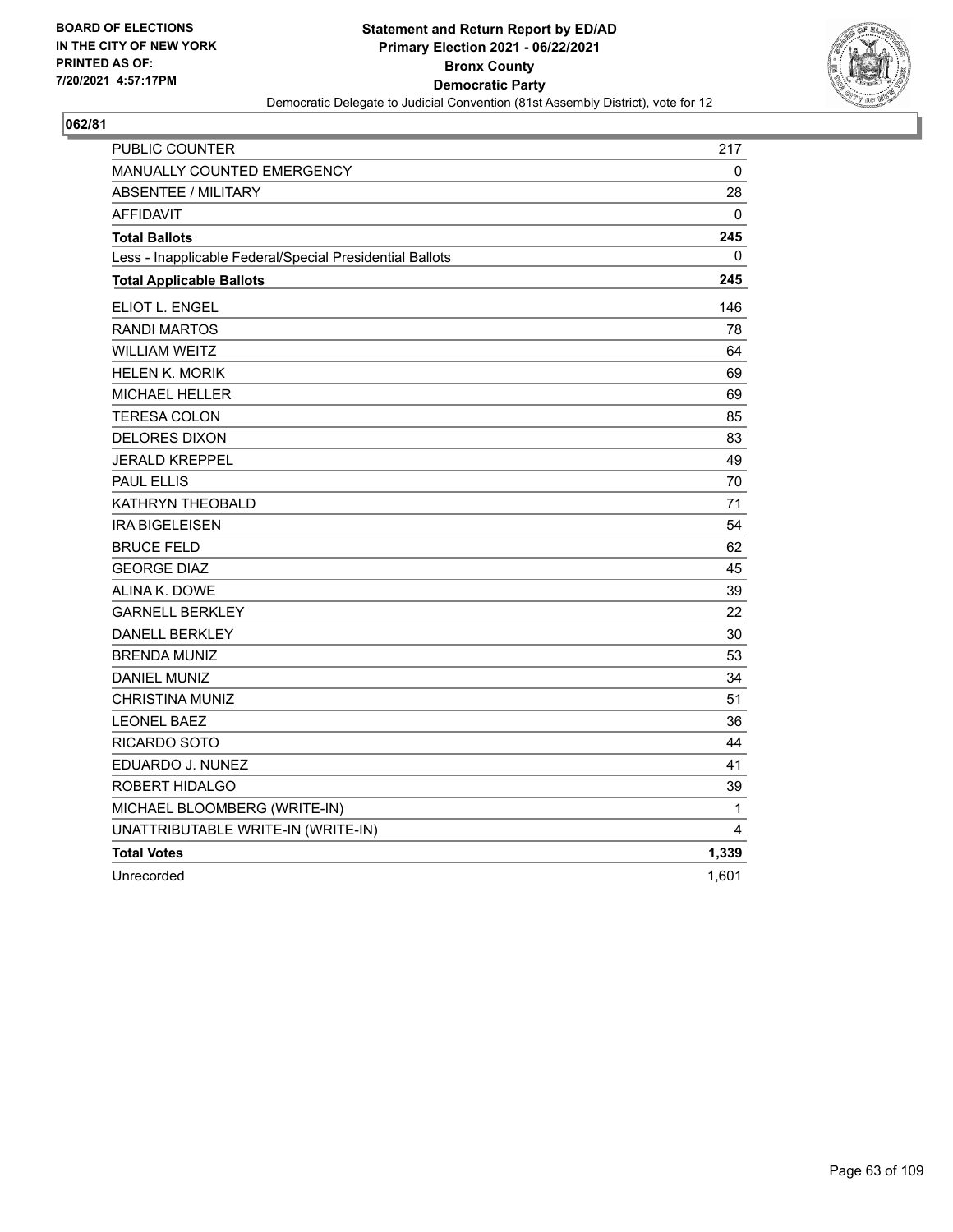BOARD OF ELECTIONS
IN THE CITY OF NEW YORK
PRINTED AS OF:
7/20/2021 4:57:17PM

**Statement and Return Report by ED/AD**
**Primary Election 2021 - 06/22/2021**
**Bronx County**
**Democratic Party**
Democratic Delegate to Judicial Convention (81st Assembly District), vote for 12

## 062/81

| | |
|---|---|
| PUBLIC COUNTER | 217 |
| MANUALLY COUNTED EMERGENCY | 0 |
| ABSENTEE / MILITARY | 28 |
| AFFIDAVIT | 0 |
| **Total Ballots** | **245** |
| Less - Inapplicable Federal/Special Presidential Ballots | 0 |
| **Total Applicable Ballots** | **245** |
| ELIOT L. ENGEL | 146 |
| RANDI MARTOS | 78 |
| WILLIAM WEITZ | 64 |
| HELEN K. MORIK | 69 |
| MICHAEL HELLER | 69 |
| TERESA COLON | 85 |
| DELORES DIXON | 83 |
| JERALD KREPPEL | 49 |
| PAUL ELLIS | 70 |
| KATHRYN THEOBALD | 71 |
| IRA BIGELEISEN | 54 |
| BRUCE FELD | 62 |
| GEORGE DIAZ | 45 |
| ALINA K. DOWE | 39 |
| GARNELL BERKLEY | 22 |
| DANELL BERKLEY | 30 |
| BRENDA MUNIZ | 53 |
| DANIEL MUNIZ | 34 |
| CHRISTINA MUNIZ | 51 |
| LEONEL BAEZ | 36 |
| RICARDO SOTO | 44 |
| EDUARDO J. NUNEZ | 41 |
| ROBERT HIDALGO | 39 |
| MICHAEL BLOOMBERG (WRITE-IN) | 1 |
| UNATTRIBUTABLE WRITE-IN (WRITE-IN) | 4 |
| **Total Votes** | **1,339** |
| Unrecorded | 1,601 |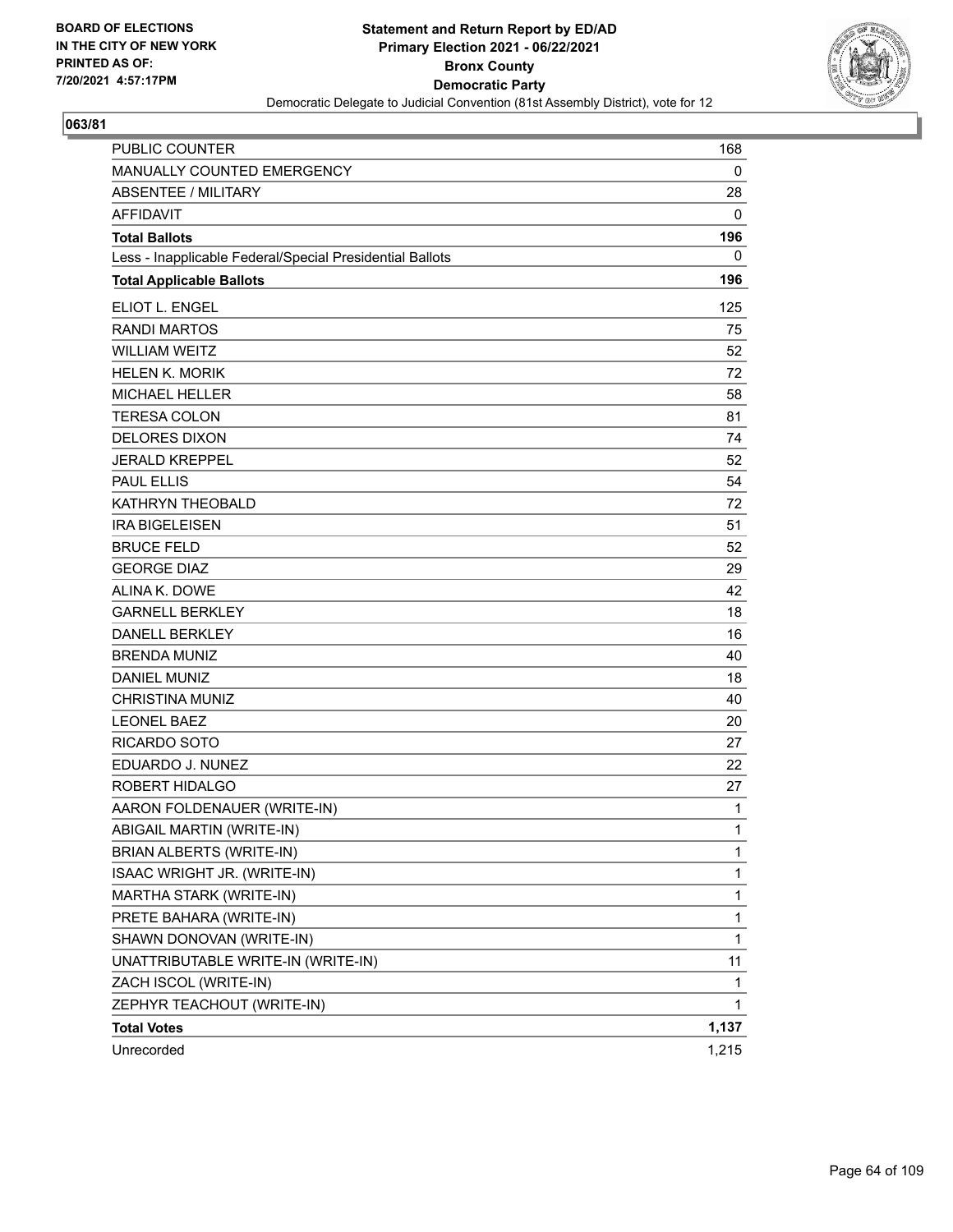BOARD OF ELECTIONS
IN THE CITY OF NEW YORK
PRINTED AS OF:
7/20/2021 4:57:17PM

**Statement and Return Report by ED/AD**
**Primary Election 2021 - 06/22/2021**
**Bronx County**
**Democratic Party**
Democratic Delegate to Judicial Convention (81st Assembly District), vote for 12

**063/81**

| | |
|---|---|
| PUBLIC COUNTER | 168 |
| MANUALLY COUNTED EMERGENCY | 0 |
| ABSENTEE / MILITARY | 28 |
| AFFIDAVIT | 0 |
| **Total Ballots** | **196** |
| Less - Inapplicable Federal/Special Presidential Ballots | 0 |
| **Total Applicable Ballots** | **196** |
| ELIOT L. ENGEL | 125 |
| RANDI MARTOS | 75 |
| WILLIAM WEITZ | 52 |
| HELEN K. MORIK | 72 |
| MICHAEL HELLER | 58 |
| TERESA COLON | 81 |
| DELORES DIXON | 74 |
| JERALD KREPPEL | 52 |
| PAUL ELLIS | 54 |
| KATHRYN THEOBALD | 72 |
| IRA BIGELEISEN | 51 |
| BRUCE FELD | 52 |
| GEORGE DIAZ | 29 |
| ALINA K. DOWE | 42 |
| GARNELL BERKLEY | 18 |
| DANELL BERKLEY | 16 |
| BRENDA MUNIZ | 40 |
| DANIEL MUNIZ | 18 |
| CHRISTINA MUNIZ | 40 |
| LEONEL BAEZ | 20 |
| RICARDO SOTO | 27 |
| EDUARDO J. NUNEZ | 22 |
| ROBERT HIDALGO | 27 |
| AARON FOLDENAUER (WRITE-IN) | 1 |
| ABIGAIL MARTIN (WRITE-IN) | 1 |
| BRIAN ALBERTS (WRITE-IN) | 1 |
| ISAAC WRIGHT JR. (WRITE-IN) | 1 |
| MARTHA STARK (WRITE-IN) | 1 |
| PRETE BAHARA (WRITE-IN) | 1 |
| SHAWN DONOVAN (WRITE-IN) | 1 |
| UNATTRIBUTABLE WRITE-IN (WRITE-IN) | 11 |
| ZACH ISCOL (WRITE-IN) | 1 |
| ZEPHYR TEACHOUT (WRITE-IN) | 1 |
| **Total Votes** | **1,137** |
| Unrecorded | 1,215 |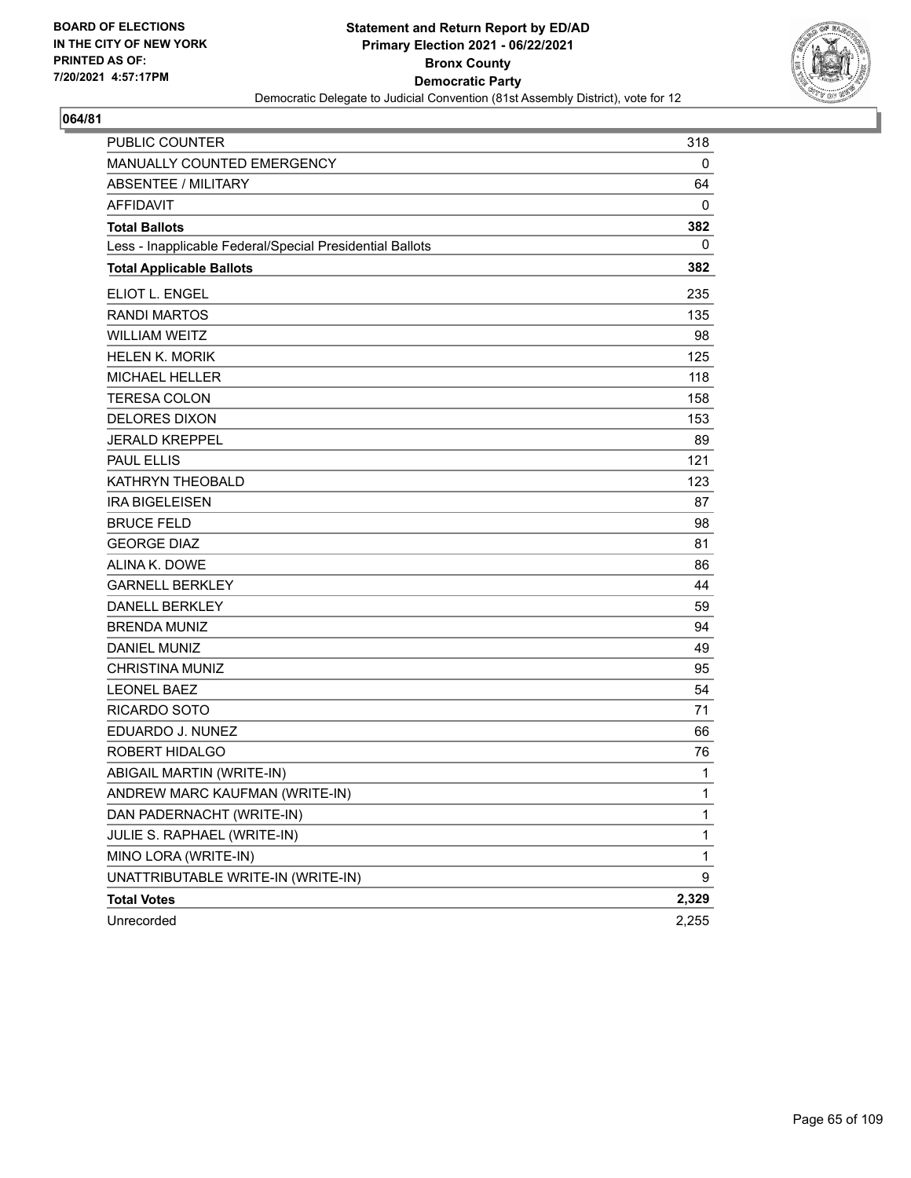**BOARD OF ELECTIONS IN THE CITY OF NEW YORK PRINTED AS OF: 7/20/2021 4:57:17PM**

# Statement and Return Report by ED/AD
## Primary Election 2021 - 06/22/2021
## Bronx County
## Democratic Party
### Democratic Delegate to Judicial Convention (81st Assembly District), vote for 12

**064/81**

| | |
|---|---|
| PUBLIC COUNTER | 318 |
| MANUALLY COUNTED EMERGENCY | 0 |
| ABSENTEE / MILITARY | 64 |
| AFFIDAVIT | 0 |
| **Total Ballots** | **382** |
| Less - Inapplicable Federal/Special Presidential Ballots | 0 |
| **Total Applicable Ballots** | **382** |
| ELIOT L. ENGEL | 235 |
| RANDI MARTOS | 135 |
| WILLIAM WEITZ | 98 |
| HELEN K. MORIK | 125 |
| MICHAEL HELLER | 118 |
| TERESA COLON | 158 |
| DELORES DIXON | 153 |
| JERALD KREPPEL | 89 |
| PAUL ELLIS | 121 |
| KATHRYN THEOBALD | 123 |
| IRA BIGELEISEN | 87 |
| BRUCE FELD | 98 |
| GEORGE DIAZ | 81 |
| ALINA K. DOWE | 86 |
| GARNELL BERKLEY | 44 |
| DANELL BERKLEY | 59 |
| BRENDA MUNIZ | 94 |
| DANIEL MUNIZ | 49 |
| CHRISTINA MUNIZ | 95 |
| LEONEL BAEZ | 54 |
| RICARDO SOTO | 71 |
| EDUARDO J. NUNEZ | 66 |
| ROBERT HIDALGO | 76 |
| ABIGAIL MARTIN (WRITE-IN) | 1 |
| ANDREW MARC KAUFMAN (WRITE-IN) | 1 |
| DAN PADERNACHT (WRITE-IN) | 1 |
| JULIE S. RAPHAEL (WRITE-IN) | 1 |
| MINO LORA (WRITE-IN) | 1 |
| UNATTRIBUTABLE WRITE-IN (WRITE-IN) | 9 |
| **Total Votes** | **2,329** |
| Unrecorded | 2,255 |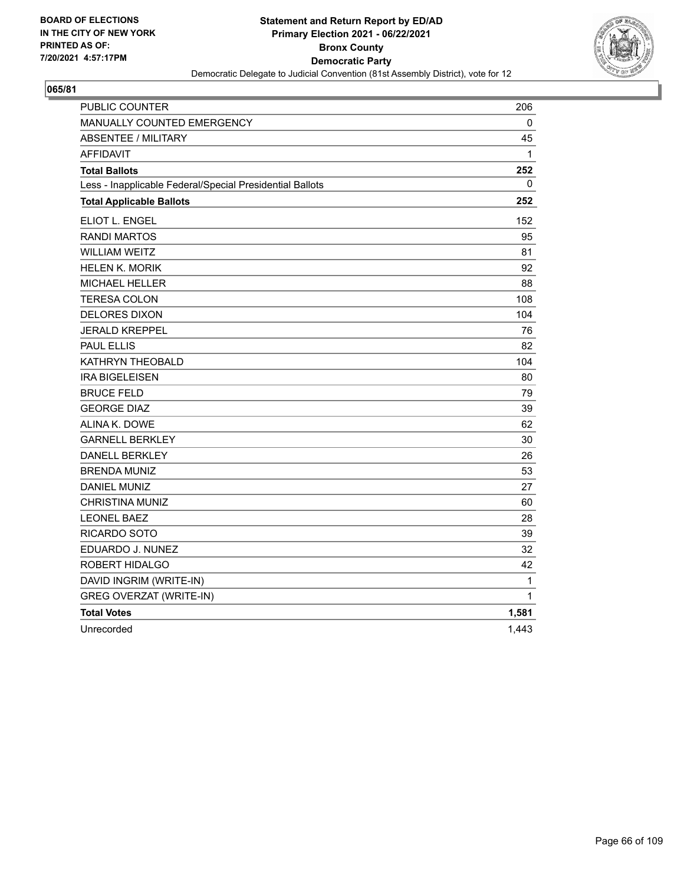BOARD OF ELECTIONS
IN THE CITY OF NEW YORK
PRINTED AS OF:
7/20/2021 4:57:17PM

**Statement and Return Report by ED/AD**
**Primary Election 2021 - 06/22/2021**
**Bronx County**
**Democratic Party**
Democratic Delegate to Judicial Convention (81st Assembly District), vote for 12

**065/81**

| | |
|---|---|
| PUBLIC COUNTER | 206 |
| MANUALLY COUNTED EMERGENCY | 0 |
| ABSENTEE / MILITARY | 45 |
| AFFIDAVIT | 1 |
| **Total Ballots** | **252** |
| Less - Inapplicable Federal/Special Presidential Ballots | 0 |
| **Total Applicable Ballots** | **252** |
| ELIOT L. ENGEL | 152 |
| RANDI MARTOS | 95 |
| WILLIAM WEITZ | 81 |
| HELEN K. MORIK | 92 |
| MICHAEL HELLER | 88 |
| TERESA COLON | 108 |
| DELORES DIXON | 104 |
| JERALD KREPPEL | 76 |
| PAUL ELLIS | 82 |
| KATHRYN THEOBALD | 104 |
| IRA BIGELEISEN | 80 |
| BRUCE FELD | 79 |
| GEORGE DIAZ | 39 |
| ALINA K. DOWE | 62 |
| GARNELL BERKLEY | 30 |
| DANELL BERKLEY | 26 |
| BRENDA MUNIZ | 53 |
| DANIEL MUNIZ | 27 |
| CHRISTINA MUNIZ | 60 |
| LEONEL BAEZ | 28 |
| RICARDO SOTO | 39 |
| EDUARDO J. NUNEZ | 32 |
| ROBERT HIDALGO | 42 |
| DAVID INGRIM (WRITE-IN) | 1 |
| GREG OVERZAT (WRITE-IN) | 1 |
| **Total Votes** | **1,581** |
| Unrecorded | 1,443 |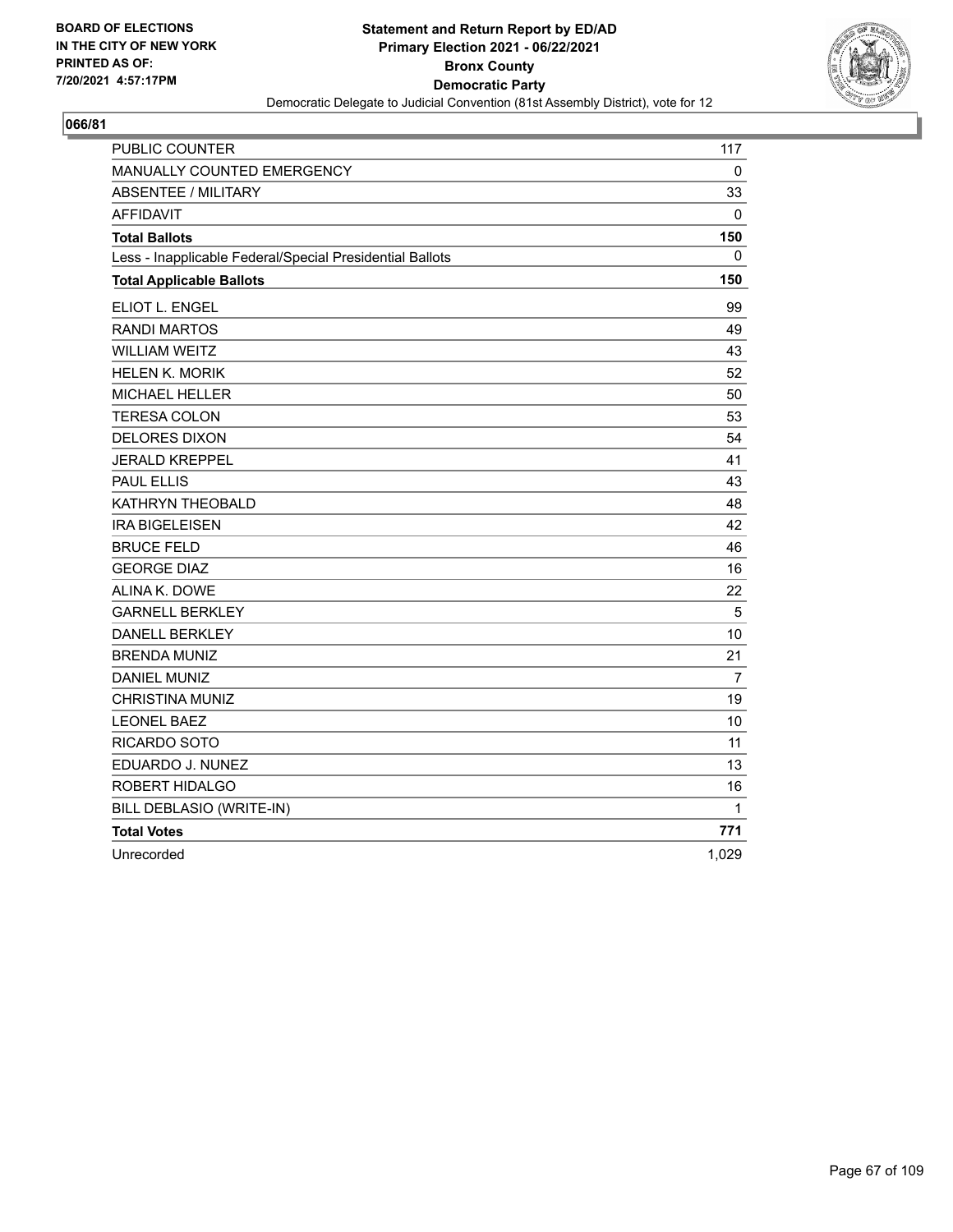BOARD OF ELECTIONS
IN THE CITY OF NEW YORK
PRINTED AS OF:
7/20/2021 4:57:17PM

**Statement and Return Report by ED/AD**
**Primary Election 2021 - 06/22/2021**
**Bronx County**
**Democratic Party**
Democratic Delegate to Judicial Convention (81st Assembly District), vote for 12

## 066/81

| | |
|---|---|
| PUBLIC COUNTER | 117 |
| MANUALLY COUNTED EMERGENCY | 0 |
| ABSENTEE / MILITARY | 33 |
| AFFIDAVIT | 0 |
| **Total Ballots** | **150** |
| Less - Inapplicable Federal/Special Presidential Ballots | 0 |
| **Total Applicable Ballots** | **150** |
| ELIOT L. ENGEL | 99 |
| RANDI MARTOS | 49 |
| WILLIAM WEITZ | 43 |
| HELEN K. MORIK | 52 |
| MICHAEL HELLER | 50 |
| TERESA COLON | 53 |
| DELORES DIXON | 54 |
| JERALD KREPPEL | 41 |
| PAUL ELLIS | 43 |
| KATHRYN THEOBALD | 48 |
| IRA BIGELEISEN | 42 |
| BRUCE FELD | 46 |
| GEORGE DIAZ | 16 |
| ALINA K. DOWE | 22 |
| GARNELL BERKLEY | 5 |
| DANELL BERKLEY | 10 |
| BRENDA MUNIZ | 21 |
| DANIEL MUNIZ | 7 |
| CHRISTINA MUNIZ | 19 |
| LEONEL BAEZ | 10 |
| RICARDO SOTO | 11 |
| EDUARDO J. NUNEZ | 13 |
| ROBERT HIDALGO | 16 |
| BILL DEBLASIO (WRITE-IN) | 1 |
| **Total Votes** | **771** |
| Unrecorded | 1,029 |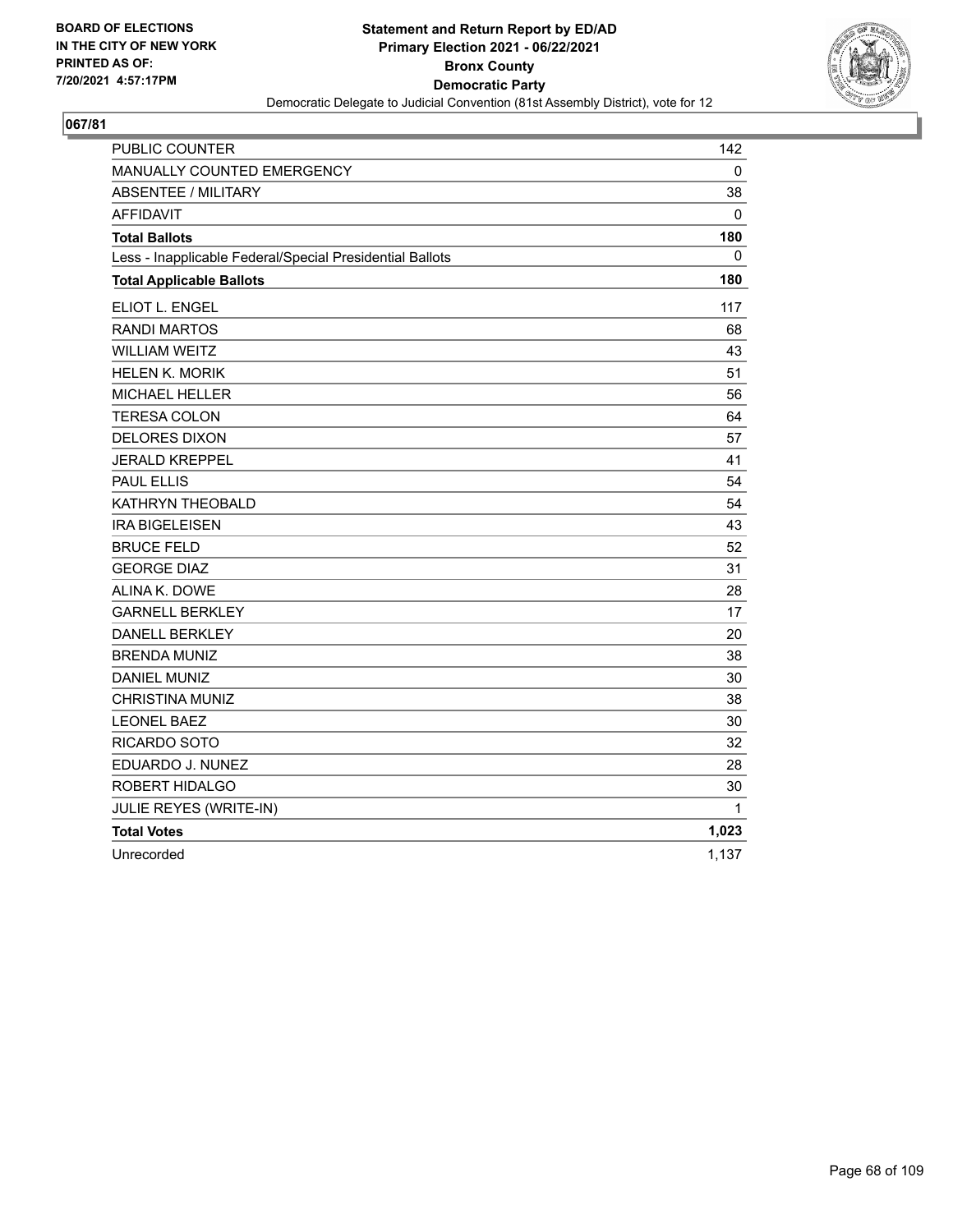BOARD OF ELECTIONS
IN THE CITY OF NEW YORK
PRINTED AS OF:
7/20/2021 4:57:17PM

**Statement and Return Report by ED/AD**
**Primary Election 2021 - 06/22/2021**
**Bronx County**
**Democratic Party**
Democratic Delegate to Judicial Convention (81st Assembly District), vote for 12

## 067/81

| | |
|---|---|
| PUBLIC COUNTER | 142 |
| MANUALLY COUNTED EMERGENCY | 0 |
| ABSENTEE / MILITARY | 38 |
| AFFIDAVIT | 0 |
| **Total Ballots** | **180** |
| Less - Inapplicable Federal/Special Presidential Ballots | 0 |
| **Total Applicable Ballots** | **180** |
| ELIOT L. ENGEL | 117 |
| RANDI MARTOS | 68 |
| WILLIAM WEITZ | 43 |
| HELEN K. MORIK | 51 |
| MICHAEL HELLER | 56 |
| TERESA COLON | 64 |
| DELORES DIXON | 57 |
| JERALD KREPPEL | 41 |
| PAUL ELLIS | 54 |
| KATHRYN THEOBALD | 54 |
| IRA BIGELEISEN | 43 |
| BRUCE FELD | 52 |
| GEORGE DIAZ | 31 |
| ALINA K. DOWE | 28 |
| GARNELL BERKLEY | 17 |
| DANELL BERKLEY | 20 |
| BRENDA MUNIZ | 38 |
| DANIEL MUNIZ | 30 |
| CHRISTINA MUNIZ | 38 |
| LEONEL BAEZ | 30 |
| RICARDO SOTO | 32 |
| EDUARDO J. NUNEZ | 28 |
| ROBERT HIDALGO | 30 |
| JULIE REYES (WRITE-IN) | 1 |
| **Total Votes** | **1,023** |
| Unrecorded | 1,137 |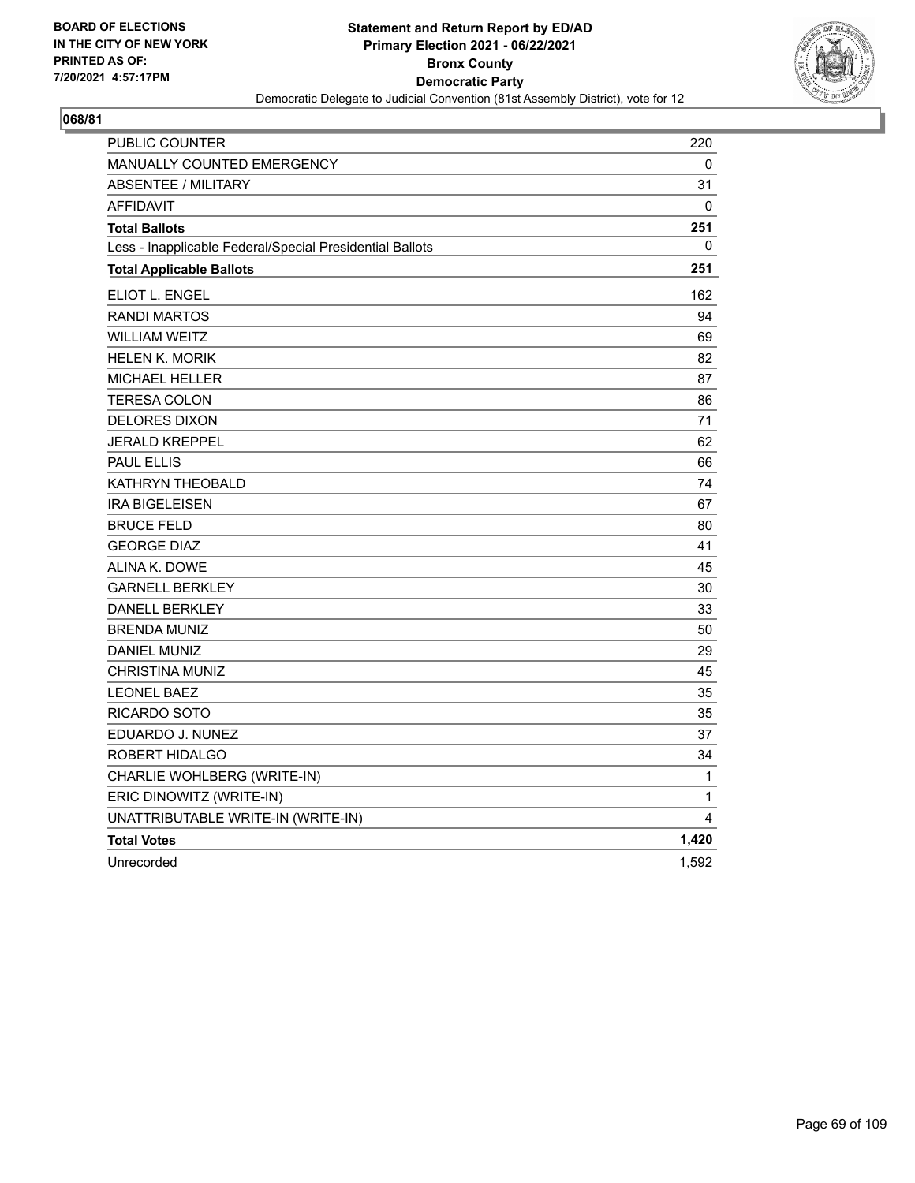BOARD OF ELECTIONS
IN THE CITY OF NEW YORK
PRINTED AS OF:
7/20/2021 4:57:17PM

**Statement and Return Report by ED/AD**
**Primary Election 2021 - 06/22/2021**
**Bronx County**
**Democratic Party**
Democratic Delegate to Judicial Convention (81st Assembly District), vote for 12

**068/81**

| | |
|---|---|
| PUBLIC COUNTER | 220 |
| MANUALLY COUNTED EMERGENCY | 0 |
| ABSENTEE / MILITARY | 31 |
| AFFIDAVIT | 0 |
| **Total Ballots** | **251** |
| Less - Inapplicable Federal/Special Presidential Ballots | 0 |
| **Total Applicable Ballots** | **251** |
| ELIOT L. ENGEL | 162 |
| RANDI MARTOS | 94 |
| WILLIAM WEITZ | 69 |
| HELEN K. MORIK | 82 |
| MICHAEL HELLER | 87 |
| TERESA COLON | 86 |
| DELORES DIXON | 71 |
| JERALD KREPPEL | 62 |
| PAUL ELLIS | 66 |
| KATHRYN THEOBALD | 74 |
| IRA BIGELEISEN | 67 |
| BRUCE FELD | 80 |
| GEORGE DIAZ | 41 |
| ALINA K. DOWE | 45 |
| GARNELL BERKLEY | 30 |
| DANELL BERKLEY | 33 |
| BRENDA MUNIZ | 50 |
| DANIEL MUNIZ | 29 |
| CHRISTINA MUNIZ | 45 |
| LEONEL BAEZ | 35 |
| RICARDO SOTO | 35 |
| EDUARDO J. NUNEZ | 37 |
| ROBERT HIDALGO | 34 |
| CHARLIE WOHLBERG (WRITE-IN) | 1 |
| ERIC DINOWITZ (WRITE-IN) | 1 |
| UNATTRIBUTABLE WRITE-IN (WRITE-IN) | 4 |
| **Total Votes** | **1,420** |
| Unrecorded | 1,592 |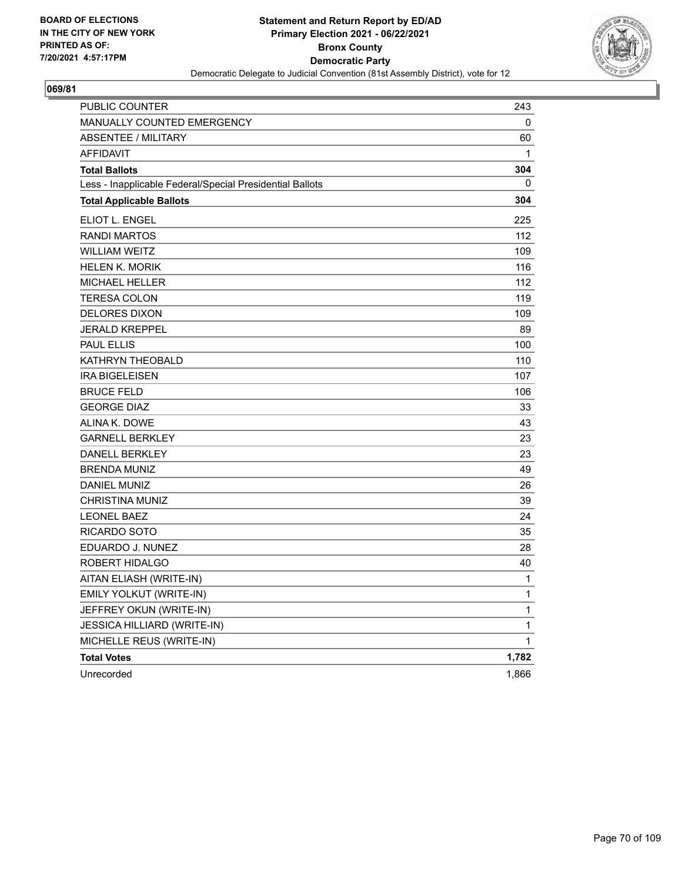BOARD OF ELECTIONS
IN THE CITY OF NEW YORK
PRINTED AS OF:
7/20/2021 4:57:17PM

**Statement and Return Report by ED/AD**
**Primary Election 2021 - 06/22/2021**
**Bronx County**
**Democratic Party**
Democratic Delegate to Judicial Convention (81st Assembly District), vote for 12

**069/81**

| | |
|---|---|
| PUBLIC COUNTER | 243 |
| MANUALLY COUNTED EMERGENCY | 0 |
| ABSENTEE / MILITARY | 60 |
| AFFIDAVIT | 1 |
| **Total Ballots** | **304** |
| Less - Inapplicable Federal/Special Presidential Ballots | 0 |
| **Total Applicable Ballots** | **304** |
| ELIOT L. ENGEL | 225 |
| RANDI MARTOS | 112 |
| WILLIAM WEITZ | 109 |
| HELEN K. MORIK | 116 |
| MICHAEL HELLER | 112 |
| TERESA COLON | 119 |
| DELORES DIXON | 109 |
| JERALD KREPPEL | 89 |
| PAUL ELLIS | 100 |
| KATHRYN THEOBALD | 110 |
| IRA BIGELEISEN | 107 |
| BRUCE FELD | 106 |
| GEORGE DIAZ | 33 |
| ALINA K. DOWE | 43 |
| GARNELL BERKLEY | 23 |
| DANELL BERKLEY | 23 |
| BRENDA MUNIZ | 49 |
| DANIEL MUNIZ | 26 |
| CHRISTINA MUNIZ | 39 |
| LEONEL BAEZ | 24 |
| RICARDO SOTO | 35 |
| EDUARDO J. NUNEZ | 28 |
| ROBERT HIDALGO | 40 |
| AITAN ELIASH (WRITE-IN) | 1 |
| EMILY YOLKUT (WRITE-IN) | 1 |
| JEFFREY OKUN (WRITE-IN) | 1 |
| JESSICA HILLIARD (WRITE-IN) | 1 |
| MICHELLE REUS (WRITE-IN) | 1 |
| **Total Votes** | **1,782** |
| Unrecorded | 1,866 |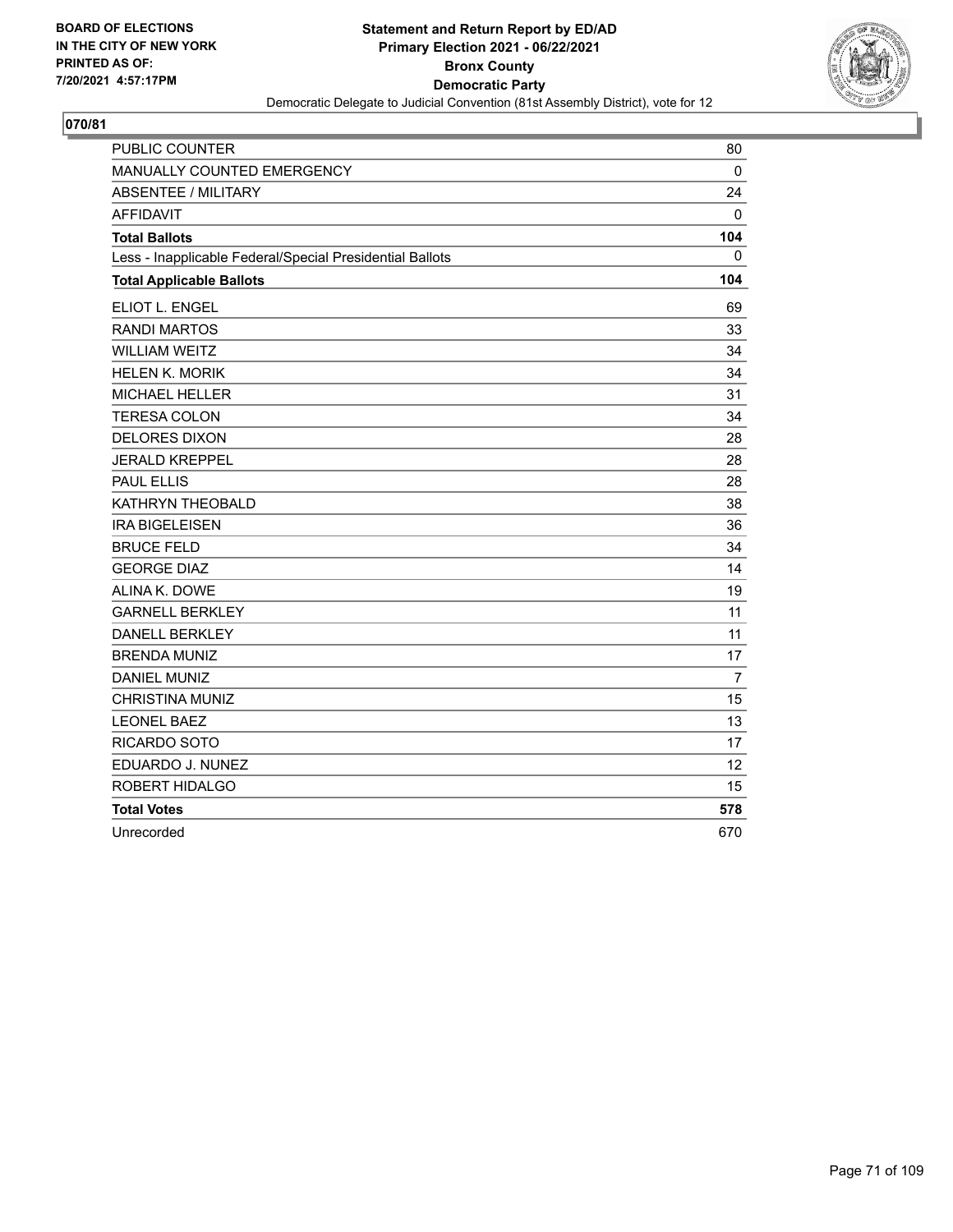BOARD OF ELECTIONS
IN THE CITY OF NEW YORK
PRINTED AS OF:
7/20/2021 4:57:17PM

**Statement and Return Report by ED/AD**
**Primary Election 2021 - 06/22/2021**
**Bronx County**
**Democratic Party**
Democratic Delegate to Judicial Convention (81st Assembly District), vote for 12

**070/81**

| | |
|---|---|
| PUBLIC COUNTER | 80 |
| MANUALLY COUNTED EMERGENCY | 0 |
| ABSENTEE / MILITARY | 24 |
| AFFIDAVIT | 0 |
| **Total Ballots** | **104** |
| Less - Inapplicable Federal/Special Presidential Ballots | 0 |
| **Total Applicable Ballots** | **104** |
| ELIOT L. ENGEL | 69 |
| RANDI MARTOS | 33 |
| WILLIAM WEITZ | 34 |
| HELEN K. MORIK | 34 |
| MICHAEL HELLER | 31 |
| TERESA COLON | 34 |
| DELORES DIXON | 28 |
| JERALD KREPPEL | 28 |
| PAUL ELLIS | 28 |
| KATHRYN THEOBALD | 38 |
| IRA BIGELEISEN | 36 |
| BRUCE FELD | 34 |
| GEORGE DIAZ | 14 |
| ALINA K. DOWE | 19 |
| GARNELL BERKLEY | 11 |
| DANELL BERKLEY | 11 |
| BRENDA MUNIZ | 17 |
| DANIEL MUNIZ | 7 |
| CHRISTINA MUNIZ | 15 |
| LEONEL BAEZ | 13 |
| RICARDO SOTO | 17 |
| EDUARDO J. NUNEZ | 12 |
| ROBERT HIDALGO | 15 |
| **Total Votes** | **578** |
| Unrecorded | 670 |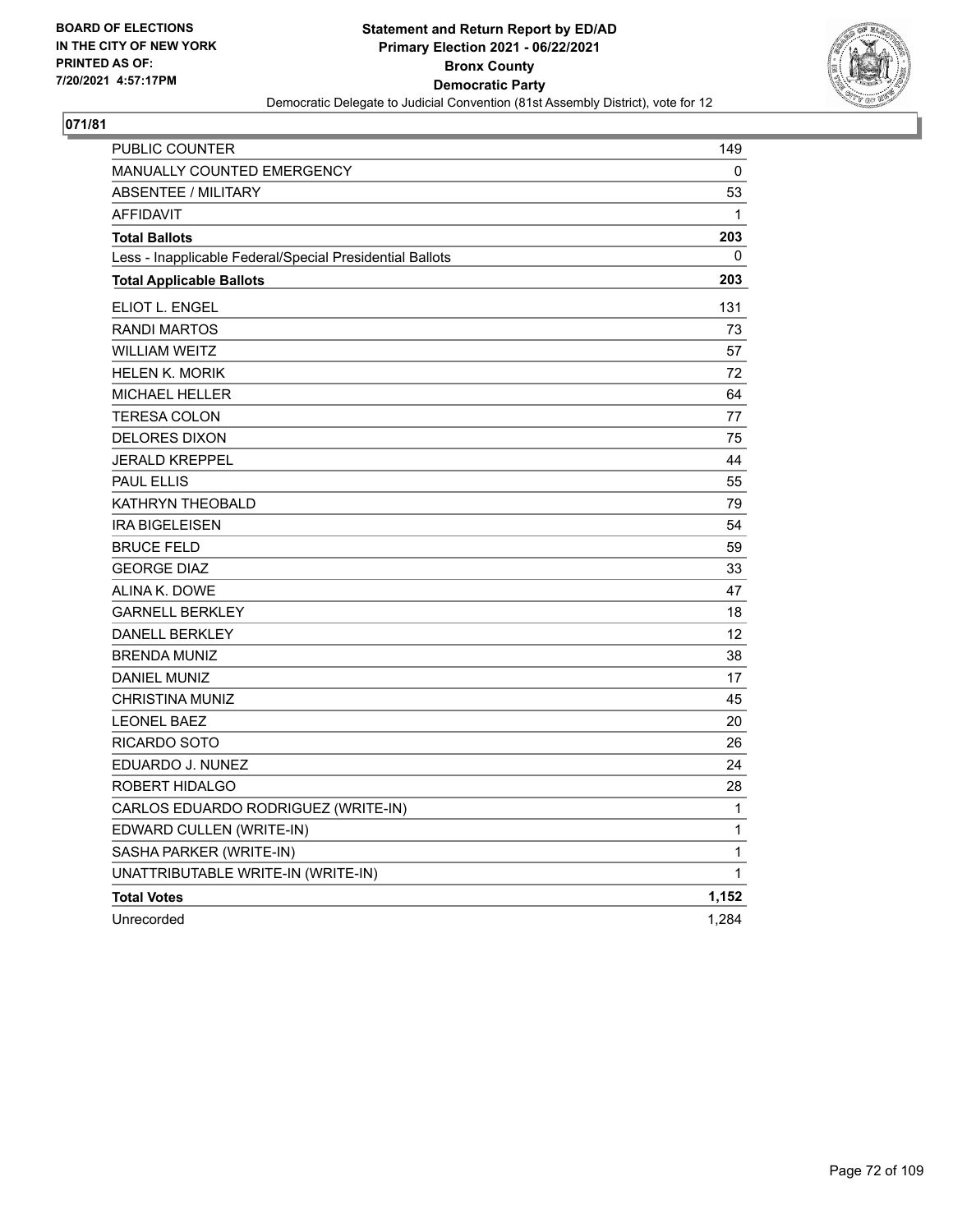BOARD OF ELECTIONS
IN THE CITY OF NEW YORK
PRINTED AS OF:
7/20/2021 4:57:17PM

**Statement and Return Report by ED/AD**
**Primary Election 2021 - 06/22/2021**
**Bronx County**
**Democratic Party**
Democratic Delegate to Judicial Convention (81st Assembly District), vote for 12

**071/81**

| | |
|---|---|
| PUBLIC COUNTER | 149 |
| MANUALLY COUNTED EMERGENCY | 0 |
| ABSENTEE / MILITARY | 53 |
| AFFIDAVIT | 1 |
| **Total Ballots** | **203** |
| Less - Inapplicable Federal/Special Presidential Ballots | 0 |
| **Total Applicable Ballots** | **203** |
| ELIOT L. ENGEL | 131 |
| RANDI MARTOS | 73 |
| WILLIAM WEITZ | 57 |
| HELEN K. MORIK | 72 |
| MICHAEL HELLER | 64 |
| TERESA COLON | 77 |
| DELORES DIXON | 75 |
| JERALD KREPPEL | 44 |
| PAUL ELLIS | 55 |
| KATHRYN THEOBALD | 79 |
| IRA BIGELEISEN | 54 |
| BRUCE FELD | 59 |
| GEORGE DIAZ | 33 |
| ALINA K. DOWE | 47 |
| GARNELL BERKLEY | 18 |
| DANELL BERKLEY | 12 |
| BRENDA MUNIZ | 38 |
| DANIEL MUNIZ | 17 |
| CHRISTINA MUNIZ | 45 |
| LEONEL BAEZ | 20 |
| RICARDO SOTO | 26 |
| EDUARDO J. NUNEZ | 24 |
| ROBERT HIDALGO | 28 |
| CARLOS EDUARDO RODRIGUEZ (WRITE-IN) | 1 |
| EDWARD CULLEN (WRITE-IN) | 1 |
| SASHA PARKER (WRITE-IN) | 1 |
| UNATTRIBUTABLE WRITE-IN (WRITE-IN) | 1 |
| **Total Votes** | **1,152** |
| Unrecorded | 1,284 |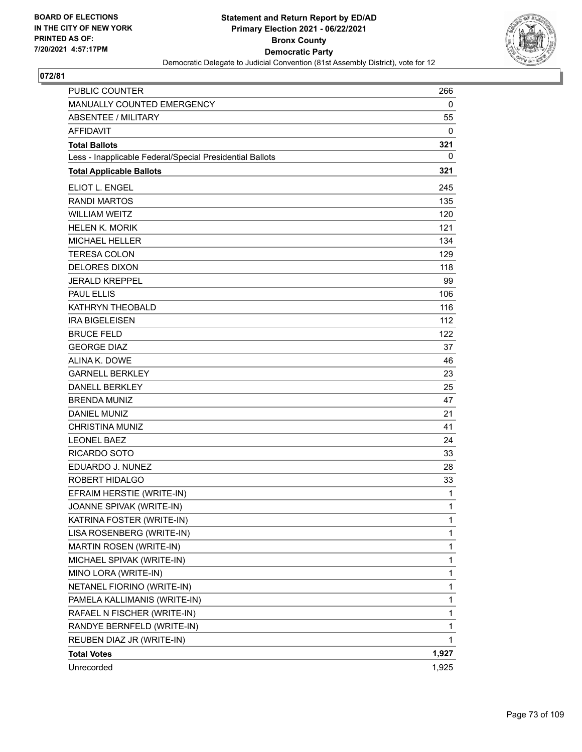BOARD OF ELECTIONS
IN THE CITY OF NEW YORK
PRINTED AS OF:
7/20/2021 4:57:17PM

**Statement and Return Report by ED/AD**
**Primary Election 2021 - 06/22/2021**
**Bronx County**
**Democratic Party**
Democratic Delegate to Judicial Convention (81st Assembly District), vote for 12

## 072/81

| | |
|---|---|
| PUBLIC COUNTER | 266 |
| MANUALLY COUNTED EMERGENCY | 0 |
| ABSENTEE / MILITARY | 55 |
| AFFIDAVIT | 0 |
| **Total Ballots** | **321** |
| Less - Inapplicable Federal/Special Presidential Ballots | 0 |
| **Total Applicable Ballots** | **321** |
| ELIOT L. ENGEL | 245 |
| RANDI MARTOS | 135 |
| WILLIAM WEITZ | 120 |
| HELEN K. MORIK | 121 |
| MICHAEL HELLER | 134 |
| TERESA COLON | 129 |
| DELORES DIXON | 118 |
| JERALD KREPPEL | 99 |
| PAUL ELLIS | 106 |
| KATHRYN THEOBALD | 116 |
| IRA BIGELEISEN | 112 |
| BRUCE FELD | 122 |
| GEORGE DIAZ | 37 |
| ALINA K. DOWE | 46 |
| GARNELL BERKLEY | 23 |
| DANELL BERKLEY | 25 |
| BRENDA MUNIZ | 47 |
| DANIEL MUNIZ | 21 |
| CHRISTINA MUNIZ | 41 |
| LEONEL BAEZ | 24 |
| RICARDO SOTO | 33 |
| EDUARDO J. NUNEZ | 28 |
| ROBERT HIDALGO | 33 |
| EFRAIM HERSTIE (WRITE-IN) | 1 |
| JOANNE SPIVAK (WRITE-IN) | 1 |
| KATRINA FOSTER (WRITE-IN) | 1 |
| LISA ROSENBERG (WRITE-IN) | 1 |
| MARTIN ROSEN (WRITE-IN) | 1 |
| MICHAEL SPIVAK (WRITE-IN) | 1 |
| MINO LORA (WRITE-IN) | 1 |
| NETANEL FIORINO (WRITE-IN) | 1 |
| PAMELA KALLIMANIS (WRITE-IN) | 1 |
| RAFAEL N FISCHER (WRITE-IN) | 1 |
| RANDYE BERNFELD (WRITE-IN) | 1 |
| REUBEN DIAZ JR (WRITE-IN) | 1 |
| **Total Votes** | **1,927** |
| Unrecorded | 1,925 |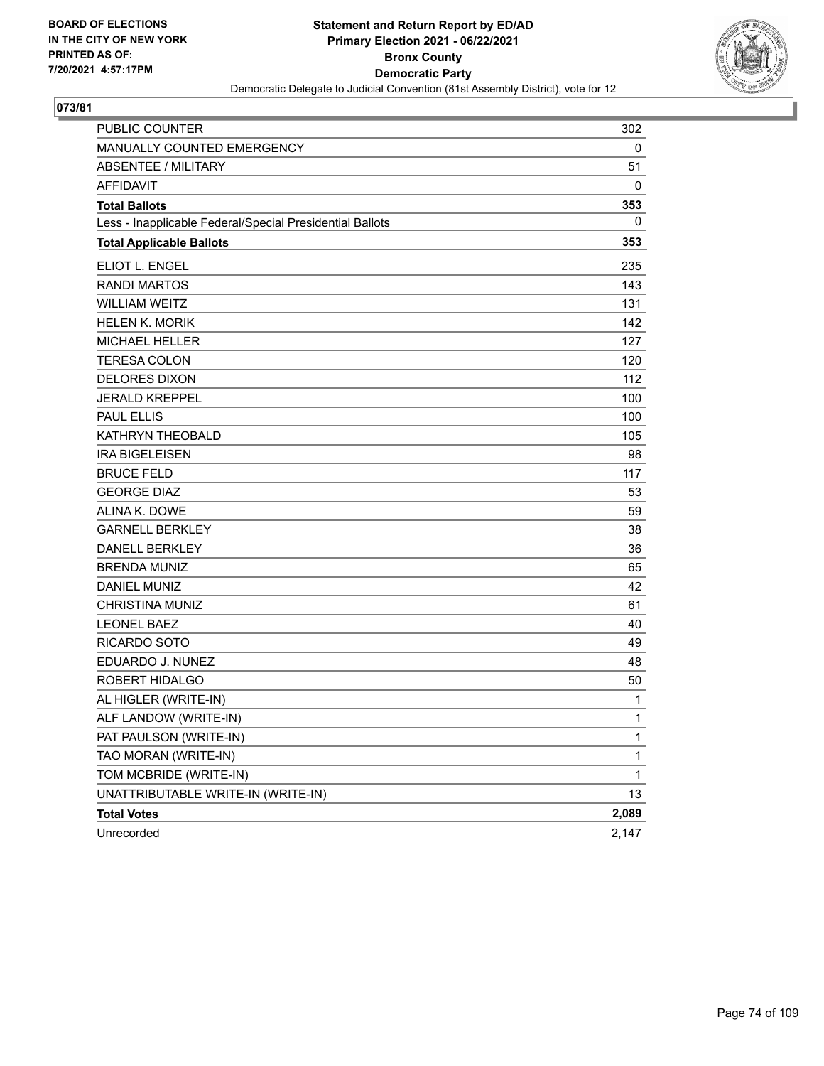BOARD OF ELECTIONS
IN THE CITY OF NEW YORK
PRINTED AS OF:
7/20/2021 4:57:17PM

**Statement and Return Report by ED/AD**
**Primary Election 2021 - 06/22/2021**
**Bronx County**
**Democratic Party**
Democratic Delegate to Judicial Convention (81st Assembly District), vote for 12

## 073/81

| | |
|---|---|
| PUBLIC COUNTER | 302 |
| MANUALLY COUNTED EMERGENCY | 0 |
| ABSENTEE / MILITARY | 51 |
| AFFIDAVIT | 0 |
| **Total Ballots** | **353** |
| Less - Inapplicable Federal/Special Presidential Ballots | 0 |
| **Total Applicable Ballots** | **353** |
| ELIOT L. ENGEL | 235 |
| RANDI MARTOS | 143 |
| WILLIAM WEITZ | 131 |
| HELEN K. MORIK | 142 |
| MICHAEL HELLER | 127 |
| TERESA COLON | 120 |
| DELORES DIXON | 112 |
| JERALD KREPPEL | 100 |
| PAUL ELLIS | 100 |
| KATHRYN THEOBALD | 105 |
| IRA BIGELEISEN | 98 |
| BRUCE FELD | 117 |
| GEORGE DIAZ | 53 |
| ALINA K. DOWE | 59 |
| GARNELL BERKLEY | 38 |
| DANELL BERKLEY | 36 |
| BRENDA MUNIZ | 65 |
| DANIEL MUNIZ | 42 |
| CHRISTINA MUNIZ | 61 |
| LEONEL BAEZ | 40 |
| RICARDO SOTO | 49 |
| EDUARDO J. NUNEZ | 48 |
| ROBERT HIDALGO | 50 |
| AL HIGLER (WRITE-IN) | 1 |
| ALF LANDOW (WRITE-IN) | 1 |
| PAT PAULSON (WRITE-IN) | 1 |
| TAO MORAN (WRITE-IN) | 1 |
| TOM MCBRIDE (WRITE-IN) | 1 |
| UNATTRIBUTABLE WRITE-IN (WRITE-IN) | 13 |
| **Total Votes** | **2,089** |
| Unrecorded | 2,147 |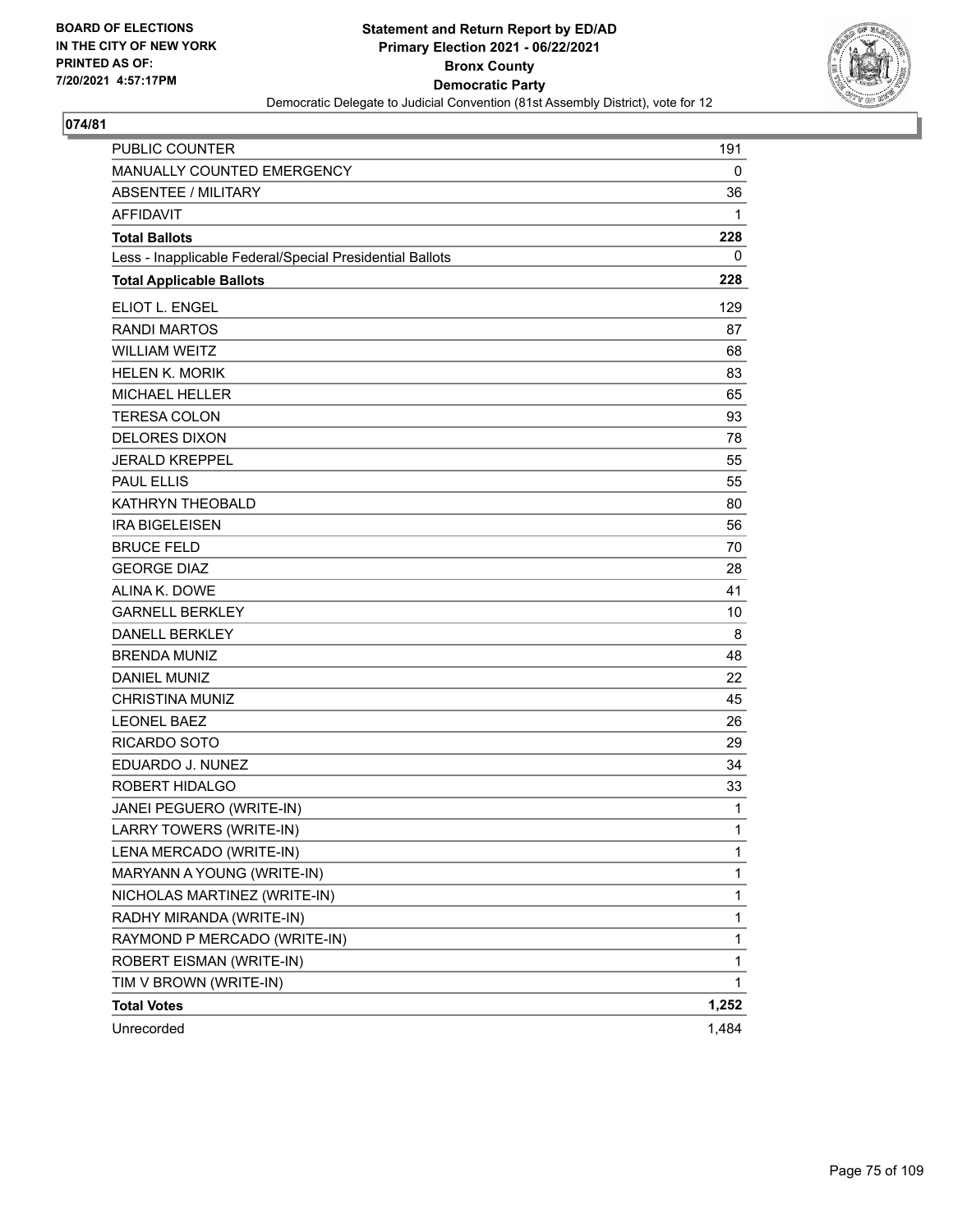BOARD OF ELECTIONS
IN THE CITY OF NEW YORK
PRINTED AS OF:
7/20/2021 4:57:17PM

**Statement and Return Report by ED/AD**
**Primary Election 2021 - 06/22/2021**
**Bronx County**
**Democratic Party**
Democratic Delegate to Judicial Convention (81st Assembly District), vote for 12

## 074/81

| | |
|---|---|
| PUBLIC COUNTER | 191 |
| MANUALLY COUNTED EMERGENCY | 0 |
| ABSENTEE / MILITARY | 36 |
| AFFIDAVIT | 1 |
| **Total Ballots** | **228** |
| Less - Inapplicable Federal/Special Presidential Ballots | 0 |
| **Total Applicable Ballots** | **228** |
| ELIOT L. ENGEL | 129 |
| RANDI MARTOS | 87 |
| WILLIAM WEITZ | 68 |
| HELEN K. MORIK | 83 |
| MICHAEL HELLER | 65 |
| TERESA COLON | 93 |
| DELORES DIXON | 78 |
| JERALD KREPPEL | 55 |
| PAUL ELLIS | 55 |
| KATHRYN THEOBALD | 80 |
| IRA BIGELEISEN | 56 |
| BRUCE FELD | 70 |
| GEORGE DIAZ | 28 |
| ALINA K. DOWE | 41 |
| GARNELL BERKLEY | 10 |
| DANELL BERKLEY | 8 |
| BRENDA MUNIZ | 48 |
| DANIEL MUNIZ | 22 |
| CHRISTINA MUNIZ | 45 |
| LEONEL BAEZ | 26 |
| RICARDO SOTO | 29 |
| EDUARDO J. NUNEZ | 34 |
| ROBERT HIDALGO | 33 |
| JANEI PEGUERO (WRITE-IN) | 1 |
| LARRY TOWERS (WRITE-IN) | 1 |
| LENA MERCADO (WRITE-IN) | 1 |
| MARYANN A YOUNG (WRITE-IN) | 1 |
| NICHOLAS MARTINEZ (WRITE-IN) | 1 |
| RADHY MIRANDA (WRITE-IN) | 1 |
| RAYMOND P MERCADO (WRITE-IN) | 1 |
| ROBERT EISMAN (WRITE-IN) | 1 |
| TIM V BROWN (WRITE-IN) | 1 |
| **Total Votes** | **1,252** |
| Unrecorded | 1,484 |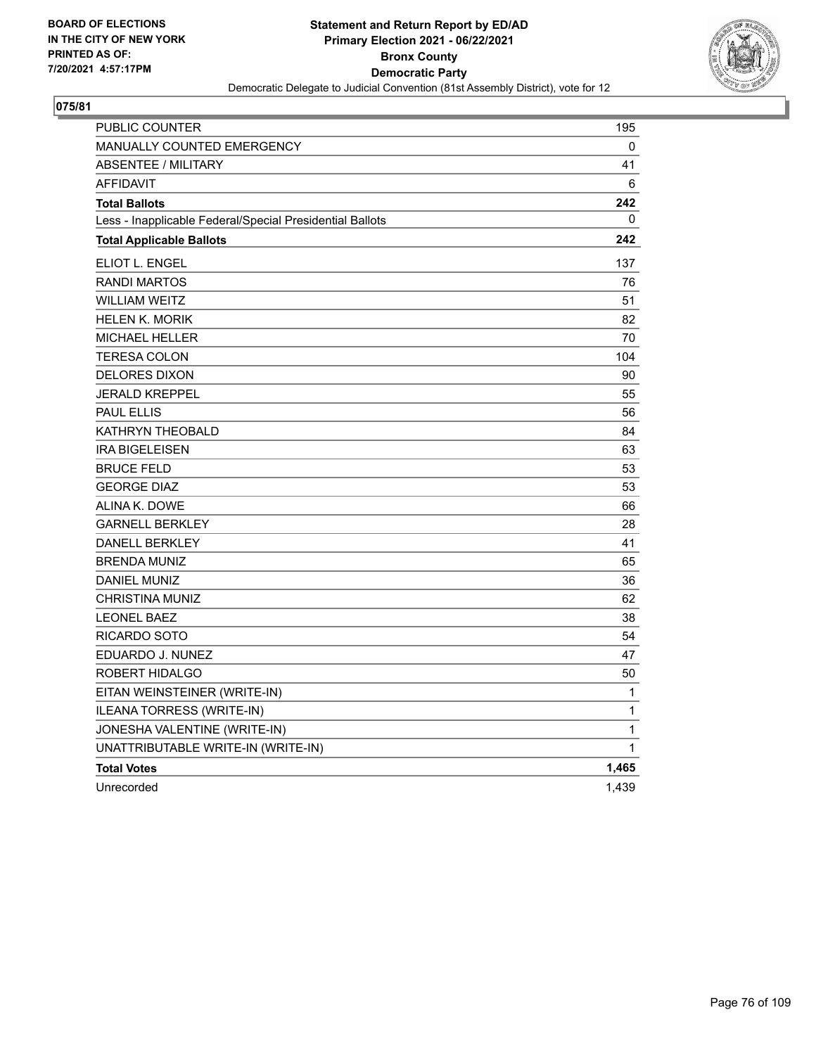BOARD OF ELECTIONS
IN THE CITY OF NEW YORK
PRINTED AS OF:
7/20/2021 4:57:17PM

**Statement and Return Report by ED/AD**
**Primary Election 2021 - 06/22/2021**
**Bronx County**
**Democratic Party**
Democratic Delegate to Judicial Convention (81st Assembly District), vote for 12

**075/81**

| | |
|---|---|
| PUBLIC COUNTER | 195 |
| MANUALLY COUNTED EMERGENCY | 0 |
| ABSENTEE / MILITARY | 41 |
| AFFIDAVIT | 6 |
| **Total Ballots** | **242** |
| Less - Inapplicable Federal/Special Presidential Ballots | 0 |
| **Total Applicable Ballots** | **242** |
| ELIOT L. ENGEL | 137 |
| RANDI MARTOS | 76 |
| WILLIAM WEITZ | 51 |
| HELEN K. MORIK | 82 |
| MICHAEL HELLER | 70 |
| TERESA COLON | 104 |
| DELORES DIXON | 90 |
| JERALD KREPPEL | 55 |
| PAUL ELLIS | 56 |
| KATHRYN THEOBALD | 84 |
| IRA BIGELEISEN | 63 |
| BRUCE FELD | 53 |
| GEORGE DIAZ | 53 |
| ALINA K. DOWE | 66 |
| GARNELL BERKLEY | 28 |
| DANELL BERKLEY | 41 |
| BRENDA MUNIZ | 65 |
| DANIEL MUNIZ | 36 |
| CHRISTINA MUNIZ | 62 |
| LEONEL BAEZ | 38 |
| RICARDO SOTO | 54 |
| EDUARDO J. NUNEZ | 47 |
| ROBERT HIDALGO | 50 |
| EITAN WEINSTEINER (WRITE-IN) | 1 |
| ILEANA TORRESS (WRITE-IN) | 1 |
| JONESHA VALENTINE (WRITE-IN) | 1 |
| UNATTRIBUTABLE WRITE-IN (WRITE-IN) | 1 |
| **Total Votes** | **1,465** |
| Unrecorded | 1,439 |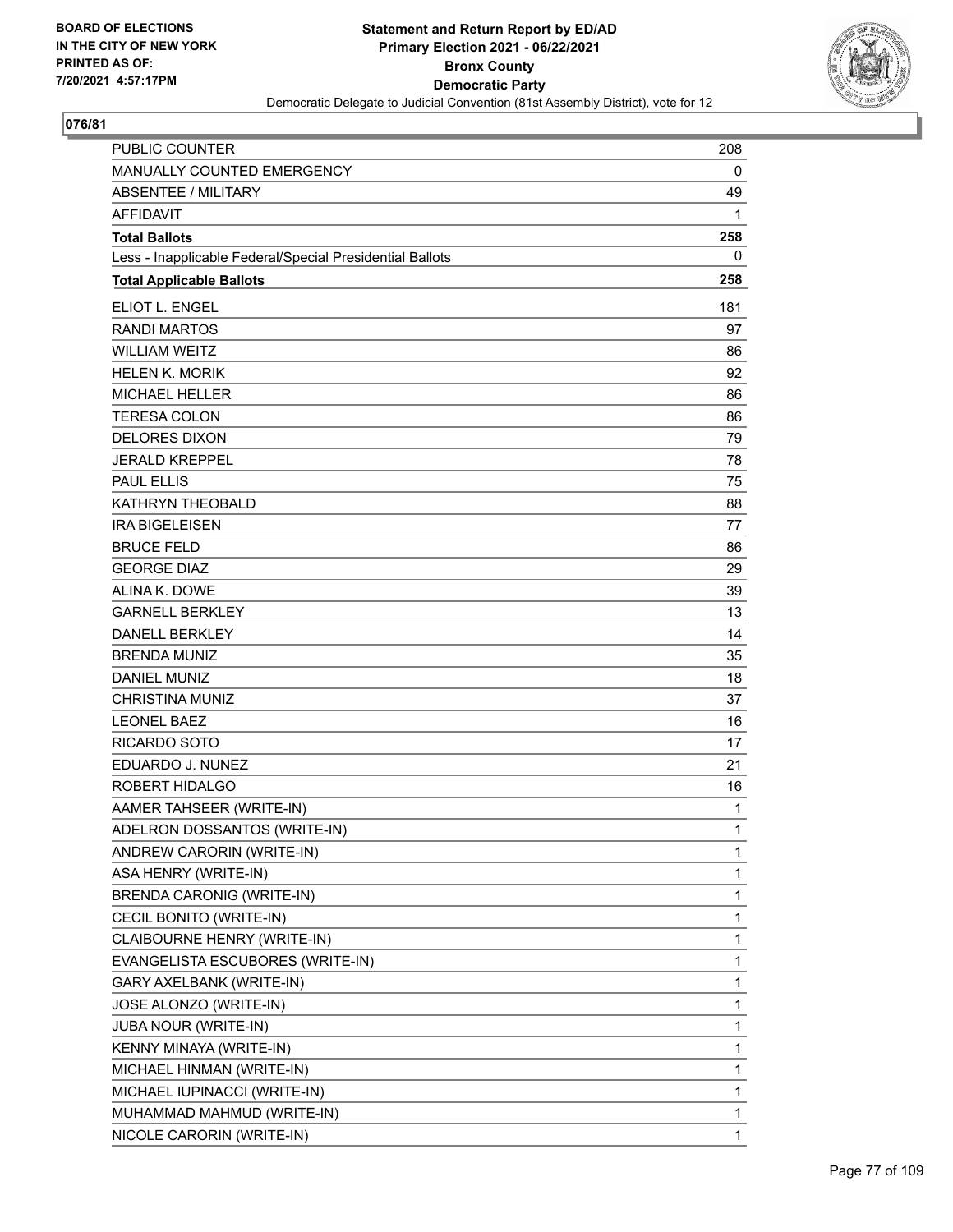**BOARD OF ELECTIONS IN THE CITY OF NEW YORK PRINTED AS OF: 7/20/2021 4:57:17PM**

# Statement and Return Report by ED/AD
## Primary Election 2021 - 06/22/2021
## Bronx County
## Democratic Party
### Democratic Delegate to Judicial Convention (81st Assembly District), vote for 12

**076/81**

| | |
|---|---|
| PUBLIC COUNTER | 208 |
| MANUALLY COUNTED EMERGENCY | 0 |
| ABSENTEE / MILITARY | 49 |
| AFFIDAVIT | 1 |
| **Total Ballots** | **258** |
| Less - Inapplicable Federal/Special Presidential Ballots | 0 |
| **Total Applicable Ballots** | **258** |
| ELIOT L. ENGEL | 181 |
| RANDI MARTOS | 97 |
| WILLIAM WEITZ | 86 |
| HELEN K. MORIK | 92 |
| MICHAEL HELLER | 86 |
| TERESA COLON | 86 |
| DELORES DIXON | 79 |
| JERALD KREPPEL | 78 |
| PAUL ELLIS | 75 |
| KATHRYN THEOBALD | 88 |
| IRA BIGELEISEN | 77 |
| BRUCE FELD | 86 |
| GEORGE DIAZ | 29 |
| ALINA K. DOWE | 39 |
| GARNELL BERKLEY | 13 |
| DANELL BERKLEY | 14 |
| BRENDA MUNIZ | 35 |
| DANIEL MUNIZ | 18 |
| CHRISTINA MUNIZ | 37 |
| LEONEL BAEZ | 16 |
| RICARDO SOTO | 17 |
| EDUARDO J. NUNEZ | 21 |
| ROBERT HIDALGO | 16 |
| AAMER TAHSEER (WRITE-IN) | 1 |
| ADELRON DOSSANTOS (WRITE-IN) | 1 |
| ANDREW CARORIN (WRITE-IN) | 1 |
| ASA HENRY (WRITE-IN) | 1 |
| BRENDA CARONIG (WRITE-IN) | 1 |
| CECIL BONITO (WRITE-IN) | 1 |
| CLAIBOURNE HENRY (WRITE-IN) | 1 |
| EVANGELISTA ESCUBORES (WRITE-IN) | 1 |
| GARY AXELBANK (WRITE-IN) | 1 |
| JOSE ALONZO (WRITE-IN) | 1 |
| JUBA NOUR (WRITE-IN) | 1 |
| KENNY MINAYA (WRITE-IN) | 1 |
| MICHAEL HINMAN (WRITE-IN) | 1 |
| MICHAEL IUPINACCI (WRITE-IN) | 1 |
| MUHAMMAD MAHMUD (WRITE-IN) | 1 |
| NICOLE CARORIN (WRITE-IN) | 1 |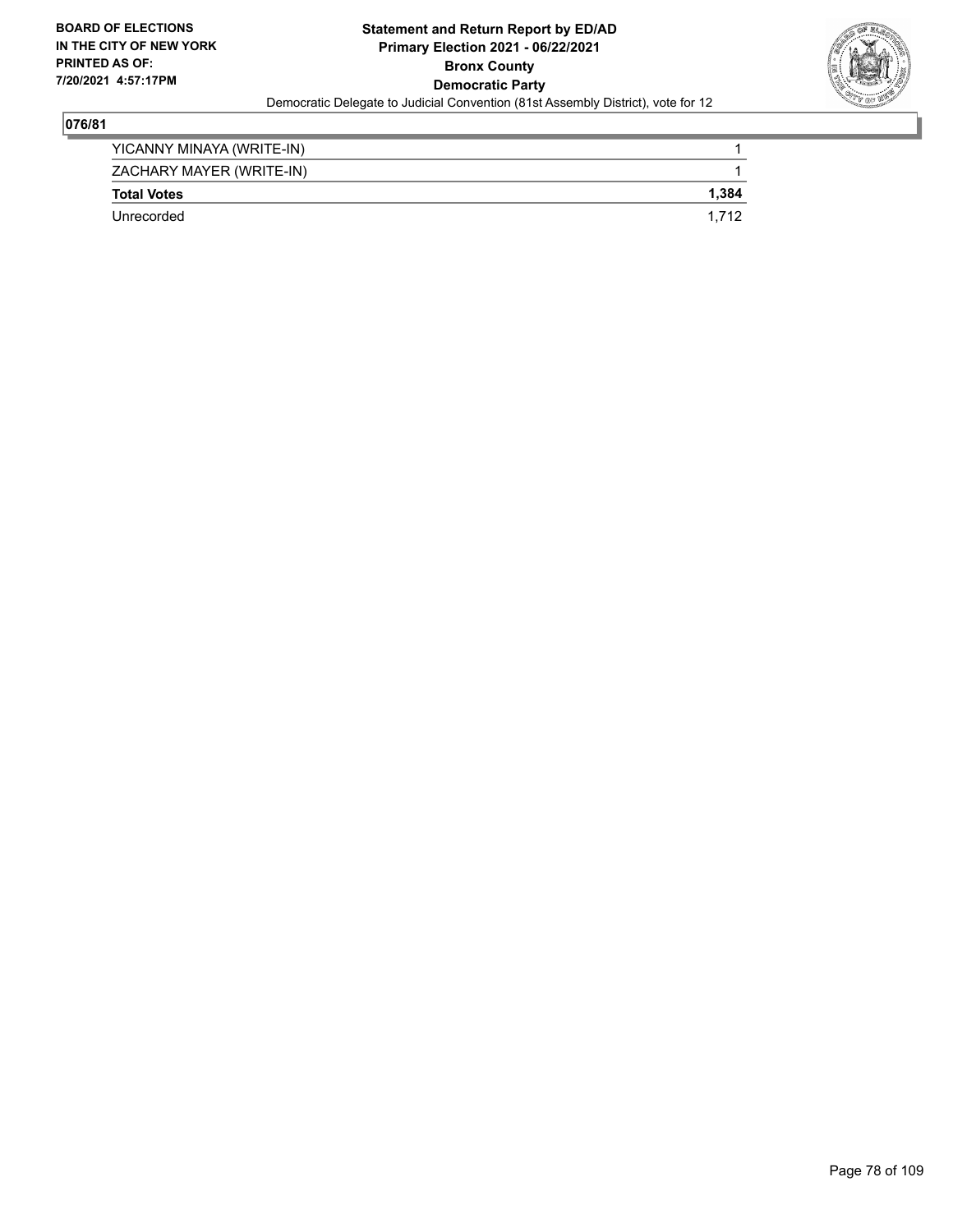**BOARD OF ELECTIONS IN THE CITY OF NEW YORK PRINTED AS OF: 7/20/2021 4:57:17PM**

**Statement and Return Report by ED/AD**
**Primary Election 2021 - 06/22/2021**
**Bronx County**
**Democratic Party**
Democratic Delegate to Judicial Convention (81st Assembly District), vote for 12

## 076/81

| | |
|---|---|
| YICANNY MINAYA (WRITE-IN) | 1 |
| ZACHARY MAYER (WRITE-IN) | 1 |
| **Total Votes** | **1,384** |
| Unrecorded | 1,712 |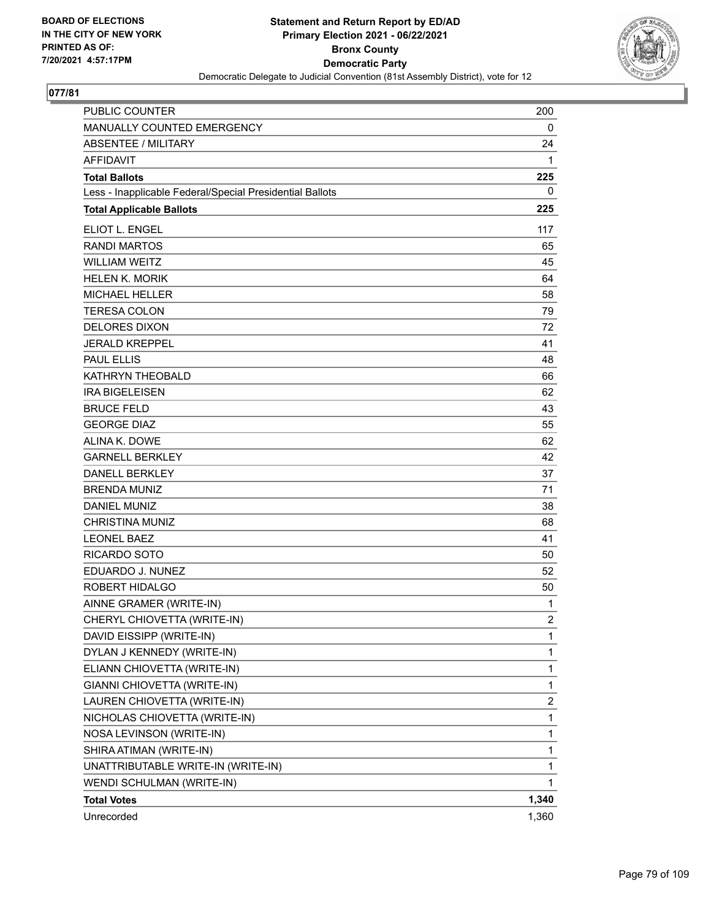BOARD OF ELECTIONS
IN THE CITY OF NEW YORK
PRINTED AS OF:
7/20/2021 4:57:17PM

**Statement and Return Report by ED/AD**
**Primary Election 2021 - 06/22/2021**
**Bronx County**
**Democratic Party**
Democratic Delegate to Judicial Convention (81st Assembly District), vote for 12

## 077/81

| | |
|---|---|
| PUBLIC COUNTER | 200 |
| MANUALLY COUNTED EMERGENCY | 0 |
| ABSENTEE / MILITARY | 24 |
| AFFIDAVIT | 1 |
| **Total Ballots** | **225** |
| Less - Inapplicable Federal/Special Presidential Ballots | 0 |
| **Total Applicable Ballots** | **225** |
| ELIOT L. ENGEL | 117 |
| RANDI MARTOS | 65 |
| WILLIAM WEITZ | 45 |
| HELEN K. MORIK | 64 |
| MICHAEL HELLER | 58 |
| TERESA COLON | 79 |
| DELORES DIXON | 72 |
| JERALD KREPPEL | 41 |
| PAUL ELLIS | 48 |
| KATHRYN THEOBALD | 66 |
| IRA BIGELEISEN | 62 |
| BRUCE FELD | 43 |
| GEORGE DIAZ | 55 |
| ALINA K. DOWE | 62 |
| GARNELL BERKLEY | 42 |
| DANELL BERKLEY | 37 |
| BRENDA MUNIZ | 71 |
| DANIEL MUNIZ | 38 |
| CHRISTINA MUNIZ | 68 |
| LEONEL BAEZ | 41 |
| RICARDO SOTO | 50 |
| EDUARDO J. NUNEZ | 52 |
| ROBERT HIDALGO | 50 |
| AINNE GRAMER (WRITE-IN) | 1 |
| CHERYL CHIOVETTA (WRITE-IN) | 2 |
| DAVID EISSIPP (WRITE-IN) | 1 |
| DYLAN J KENNEDY (WRITE-IN) | 1 |
| ELIANN CHIOVETTA (WRITE-IN) | 1 |
| GIANNI CHIOVETTA (WRITE-IN) | 1 |
| LAUREN CHIOVETTA (WRITE-IN) | 2 |
| NICHOLAS CHIOVETTA (WRITE-IN) | 1 |
| NOSA LEVINSON (WRITE-IN) | 1 |
| SHIRA ATIMAN (WRITE-IN) | 1 |
| UNATTRIBUTABLE WRITE-IN (WRITE-IN) | 1 |
| WENDI SCHULMAN (WRITE-IN) | 1 |
| **Total Votes** | **1,340** |
| Unrecorded | 1,360 |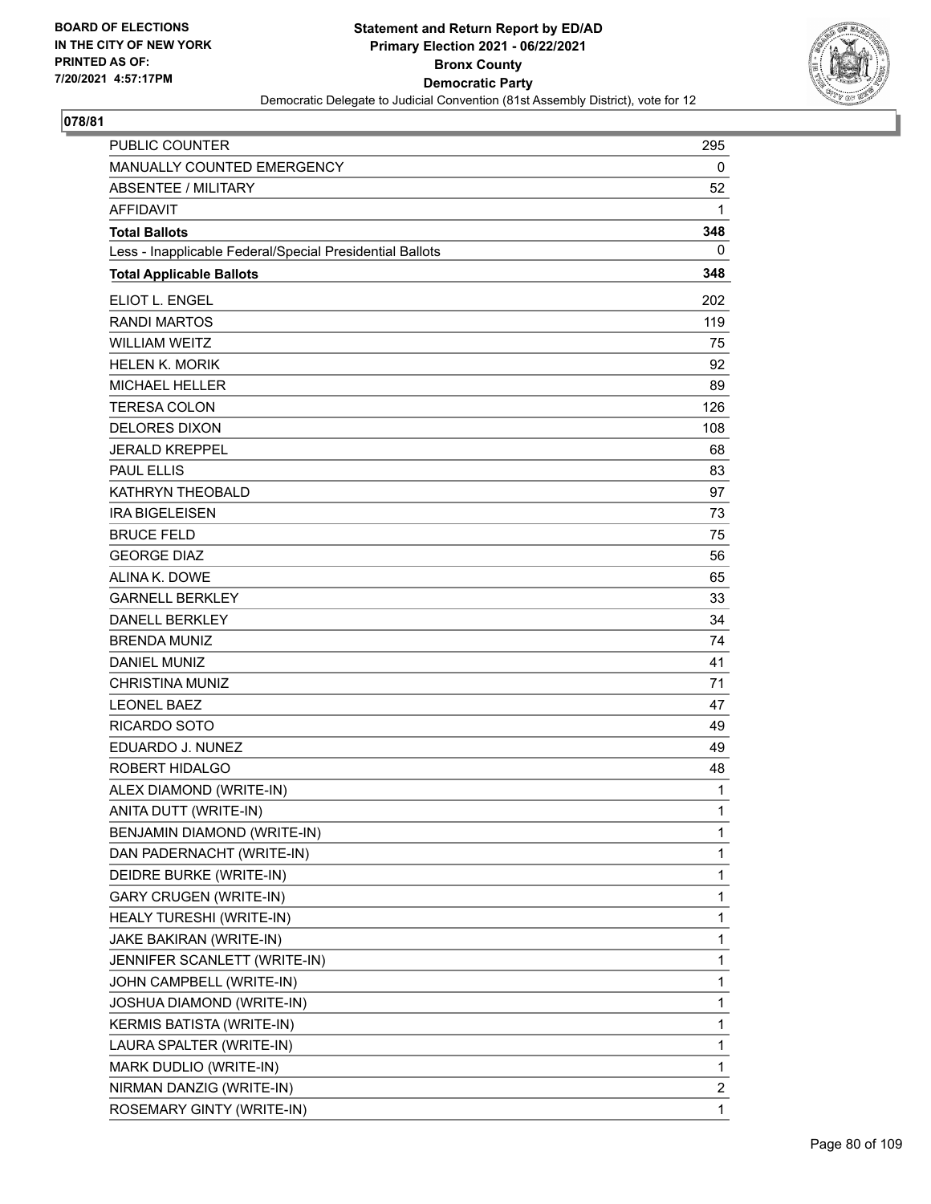BOARD OF ELECTIONS
IN THE CITY OF NEW YORK
PRINTED AS OF:
7/20/2021 4:57:17PM

**Statement and Return Report by ED/AD**
**Primary Election 2021 - 06/22/2021**
**Bronx County**
**Democratic Party**
Democratic Delegate to Judicial Convention (81st Assembly District), vote for 12

**078/81**

| | |
|---|---|
| PUBLIC COUNTER | 295 |
| MANUALLY COUNTED EMERGENCY | 0 |
| ABSENTEE / MILITARY | 52 |
| AFFIDAVIT | 1 |
| **Total Ballots** | **348** |
| Less - Inapplicable Federal/Special Presidential Ballots | 0 |
| **Total Applicable Ballots** | **348** |
| ELIOT L. ENGEL | 202 |
| RANDI MARTOS | 119 |
| WILLIAM WEITZ | 75 |
| HELEN K. MORIK | 92 |
| MICHAEL HELLER | 89 |
| TERESA COLON | 126 |
| DELORES DIXON | 108 |
| JERALD KREPPEL | 68 |
| PAUL ELLIS | 83 |
| KATHRYN THEOBALD | 97 |
| IRA BIGELEISEN | 73 |
| BRUCE FELD | 75 |
| GEORGE DIAZ | 56 |
| ALINA K. DOWE | 65 |
| GARNELL BERKLEY | 33 |
| DANELL BERKLEY | 34 |
| BRENDA MUNIZ | 74 |
| DANIEL MUNIZ | 41 |
| CHRISTINA MUNIZ | 71 |
| LEONEL BAEZ | 47 |
| RICARDO SOTO | 49 |
| EDUARDO J. NUNEZ | 49 |
| ROBERT HIDALGO | 48 |
| ALEX DIAMOND (WRITE-IN) | 1 |
| ANITA DUTT (WRITE-IN) | 1 |
| BENJAMIN DIAMOND (WRITE-IN) | 1 |
| DAN PADERNACHT (WRITE-IN) | 1 |
| DEIDRE BURKE (WRITE-IN) | 1 |
| GARY CRUGEN (WRITE-IN) | 1 |
| HEALY TURESHI (WRITE-IN) | 1 |
| JAKE BAKIRAN (WRITE-IN) | 1 |
| JENNIFER SCANLETT (WRITE-IN) | 1 |
| JOHN CAMPBELL (WRITE-IN) | 1 |
| JOSHUA DIAMOND (WRITE-IN) | 1 |
| KERMIS BATISTA (WRITE-IN) | 1 |
| LAURA SPALTER (WRITE-IN) | 1 |
| MARK DUDLIO (WRITE-IN) | 1 |
| NIRMAN DANZIG (WRITE-IN) | 2 |
| ROSEMARY GINTY (WRITE-IN) | 1 |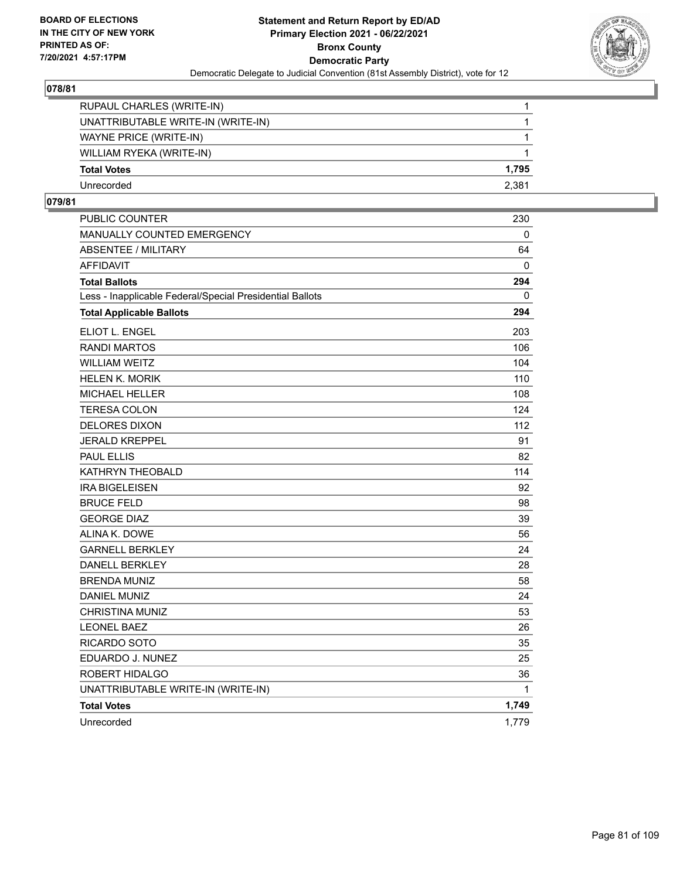**Statement and Return Report by ED/AD**
**Primary Election 2021 - 06/22/2021**
**Bronx County**
**Democratic Party**
Democratic Delegate to Judicial Convention (81st Assembly District), vote for 12

BOARD OF ELECTIONS IN THE CITY OF NEW YORK
PRINTED AS OF: 7/20/2021 4:57:17PM

## 078/81

| | |
|---|---|
| RUPAUL CHARLES (WRITE-IN) | 1 |
| UNATTRIBUTABLE WRITE-IN (WRITE-IN) | 1 |
| WAYNE PRICE (WRITE-IN) | 1 |
| WILLIAM RYEKA (WRITE-IN) | 1 |
| **Total Votes** | **1,795** |
| Unrecorded | 2,381 |

## 079/81

| | |
|---|---|
| PUBLIC COUNTER | 230 |
| MANUALLY COUNTED EMERGENCY | 0 |
| ABSENTEE / MILITARY | 64 |
| AFFIDAVIT | 0 |
| **Total Ballots** | **294** |
| Less - Inapplicable Federal/Special Presidential Ballots | 0 |
| **Total Applicable Ballots** | **294** |
| ELIOT L. ENGEL | 203 |
| RANDI MARTOS | 106 |
| WILLIAM WEITZ | 104 |
| HELEN K. MORIK | 110 |
| MICHAEL HELLER | 108 |
| TERESA COLON | 124 |
| DELORES DIXON | 112 |
| JERALD KREPPEL | 91 |
| PAUL ELLIS | 82 |
| KATHRYN THEOBALD | 114 |
| IRA BIGELEISEN | 92 |
| BRUCE FELD | 98 |
| GEORGE DIAZ | 39 |
| ALINA K. DOWE | 56 |
| GARNELL BERKLEY | 24 |
| DANELL BERKLEY | 28 |
| BRENDA MUNIZ | 58 |
| DANIEL MUNIZ | 24 |
| CHRISTINA MUNIZ | 53 |
| LEONEL BAEZ | 26 |
| RICARDO SOTO | 35 |
| EDUARDO J. NUNEZ | 25 |
| ROBERT HIDALGO | 36 |
| UNATTRIBUTABLE WRITE-IN (WRITE-IN) | 1 |
| **Total Votes** | **1,749** |
| Unrecorded | 1,779 |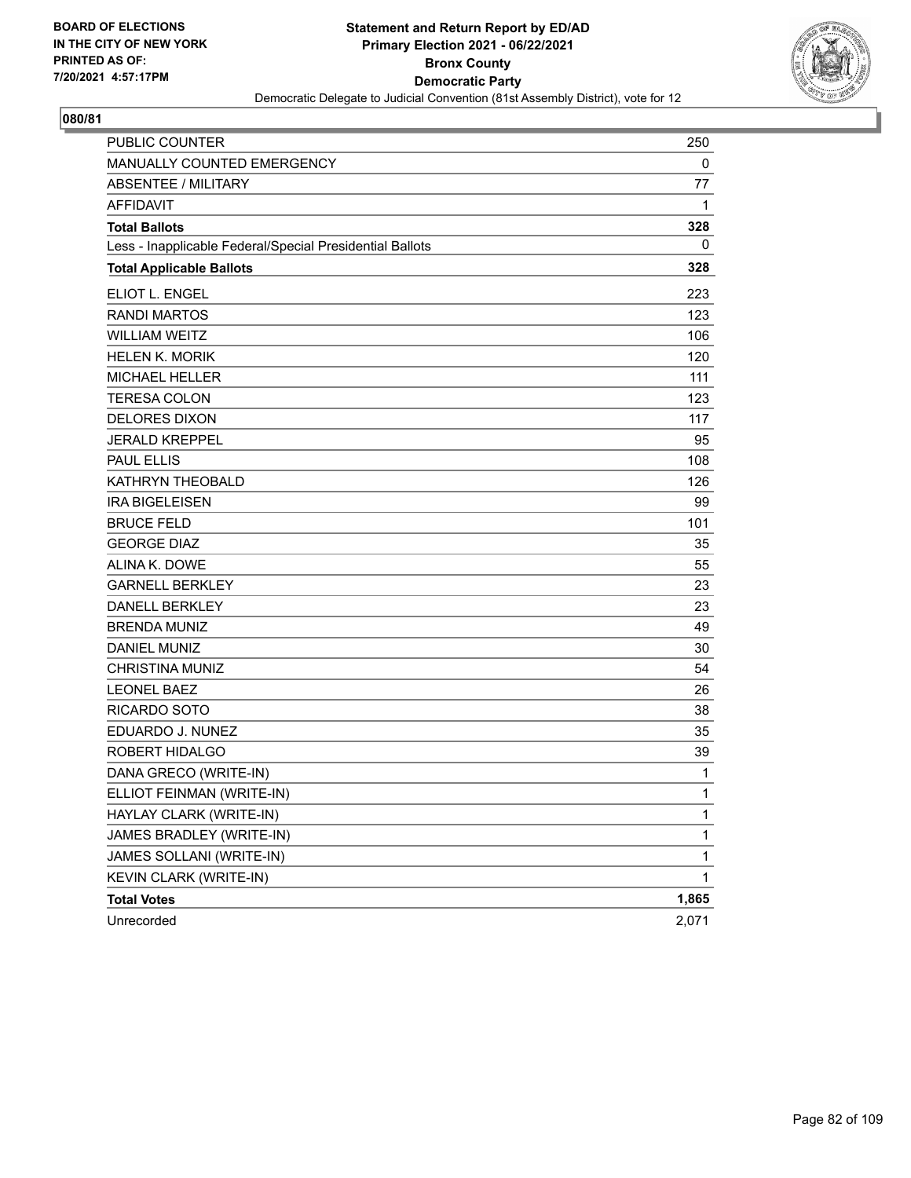BOARD OF ELECTIONS
IN THE CITY OF NEW YORK
PRINTED AS OF:
7/20/2021 4:57:17PM

**Statement and Return Report by ED/AD**
**Primary Election 2021 - 06/22/2021**
**Bronx County**
**Democratic Party**
Democratic Delegate to Judicial Convention (81st Assembly District), vote for 12

## 080/81

| | |
|---|---|
| PUBLIC COUNTER | 250 |
| MANUALLY COUNTED EMERGENCY | 0 |
| ABSENTEE / MILITARY | 77 |
| AFFIDAVIT | 1 |
| **Total Ballots** | **328** |
| Less - Inapplicable Federal/Special Presidential Ballots | 0 |
| **Total Applicable Ballots** | **328** |
| ELIOT L. ENGEL | 223 |
| RANDI MARTOS | 123 |
| WILLIAM WEITZ | 106 |
| HELEN K. MORIK | 120 |
| MICHAEL HELLER | 111 |
| TERESA COLON | 123 |
| DELORES DIXON | 117 |
| JERALD KREPPEL | 95 |
| PAUL ELLIS | 108 |
| KATHRYN THEOBALD | 126 |
| IRA BIGELEISEN | 99 |
| BRUCE FELD | 101 |
| GEORGE DIAZ | 35 |
| ALINA K. DOWE | 55 |
| GARNELL BERKLEY | 23 |
| DANELL BERKLEY | 23 |
| BRENDA MUNIZ | 49 |
| DANIEL MUNIZ | 30 |
| CHRISTINA MUNIZ | 54 |
| LEONEL BAEZ | 26 |
| RICARDO SOTO | 38 |
| EDUARDO J. NUNEZ | 35 |
| ROBERT HIDALGO | 39 |
| DANA GRECO (WRITE-IN) | 1 |
| ELLIOT FEINMAN (WRITE-IN) | 1 |
| HAYLAY CLARK (WRITE-IN) | 1 |
| JAMES BRADLEY (WRITE-IN) | 1 |
| JAMES SOLLANI (WRITE-IN) | 1 |
| KEVIN CLARK (WRITE-IN) | 1 |
| **Total Votes** | **1,865** |
| Unrecorded | 2,071 |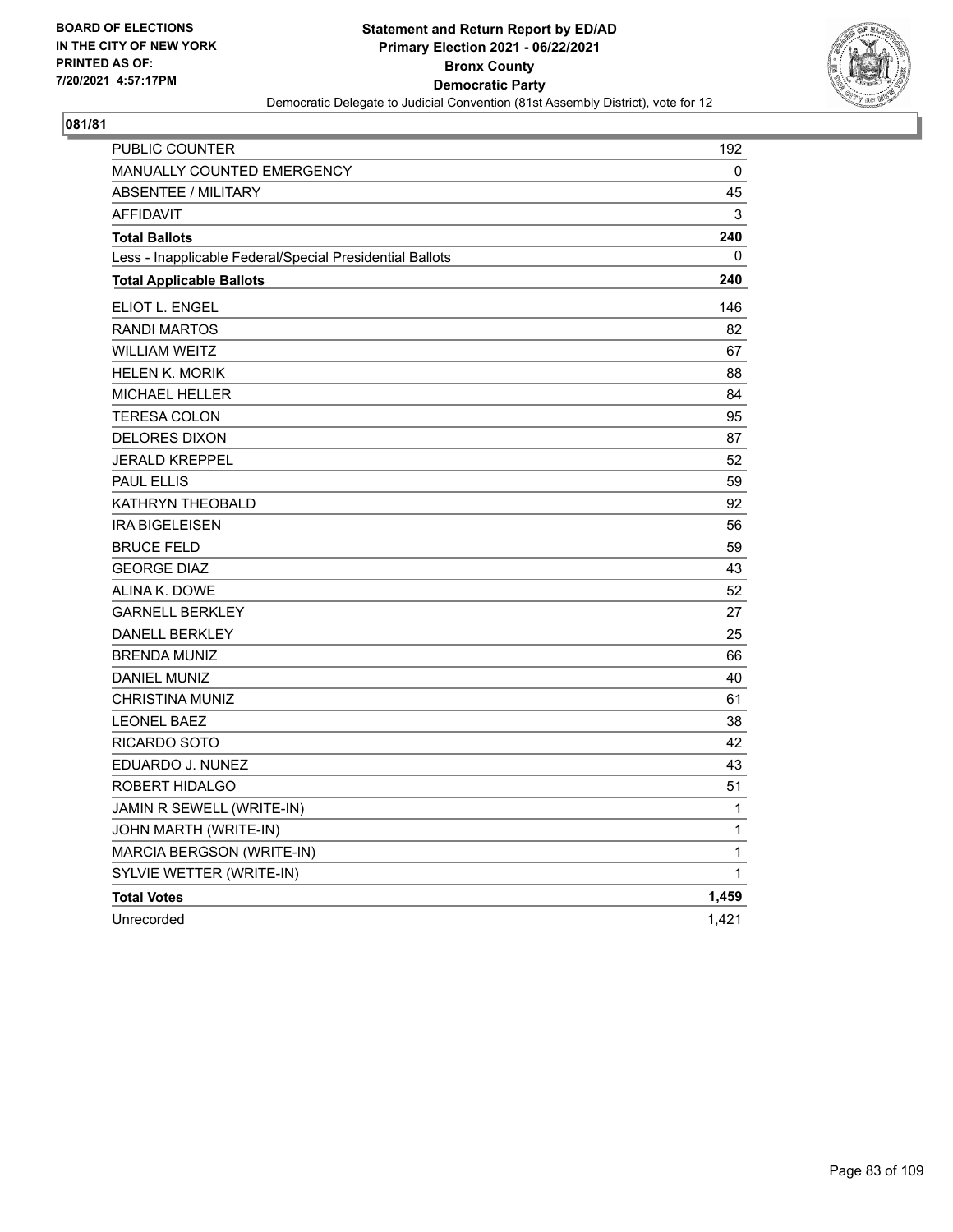BOARD OF ELECTIONS
IN THE CITY OF NEW YORK
PRINTED AS OF:
7/20/2021 4:57:17PM

**Statement and Return Report by ED/AD**
**Primary Election 2021 - 06/22/2021**
**Bronx County**
**Democratic Party**
Democratic Delegate to Judicial Convention (81st Assembly District), vote for 12

**081/81**

| | |
|---|---|
| PUBLIC COUNTER | 192 |
| MANUALLY COUNTED EMERGENCY | 0 |
| ABSENTEE / MILITARY | 45 |
| AFFIDAVIT | 3 |
| **Total Ballots** | **240** |
| Less - Inapplicable Federal/Special Presidential Ballots | 0 |
| **Total Applicable Ballots** | **240** |
| ELIOT L. ENGEL | 146 |
| RANDI MARTOS | 82 |
| WILLIAM WEITZ | 67 |
| HELEN K. MORIK | 88 |
| MICHAEL HELLER | 84 |
| TERESA COLON | 95 |
| DELORES DIXON | 87 |
| JERALD KREPPEL | 52 |
| PAUL ELLIS | 59 |
| KATHRYN THEOBALD | 92 |
| IRA BIGELEISEN | 56 |
| BRUCE FELD | 59 |
| GEORGE DIAZ | 43 |
| ALINA K. DOWE | 52 |
| GARNELL BERKLEY | 27 |
| DANELL BERKLEY | 25 |
| BRENDA MUNIZ | 66 |
| DANIEL MUNIZ | 40 |
| CHRISTINA MUNIZ | 61 |
| LEONEL BAEZ | 38 |
| RICARDO SOTO | 42 |
| EDUARDO J. NUNEZ | 43 |
| ROBERT HIDALGO | 51 |
| JAMIN R SEWELL (WRITE-IN) | 1 |
| JOHN MARTH (WRITE-IN) | 1 |
| MARCIA BERGSON (WRITE-IN) | 1 |
| SYLVIE WETTER (WRITE-IN) | 1 |
| **Total Votes** | **1,459** |
| Unrecorded | 1,421 |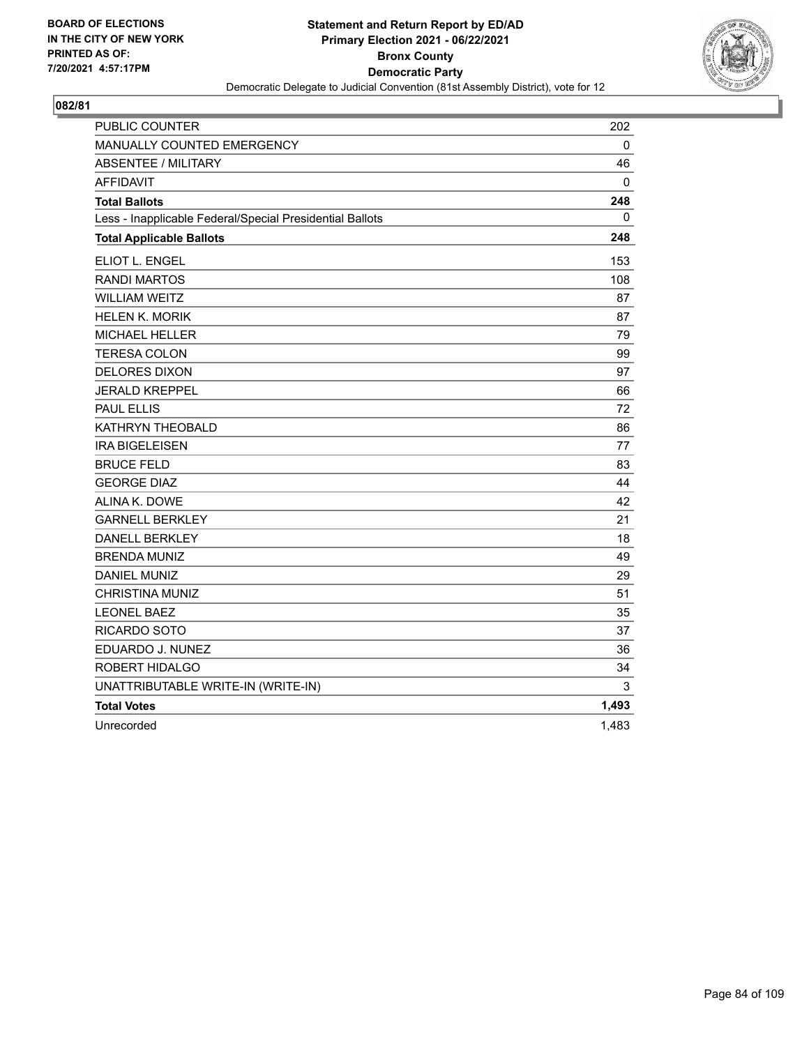BOARD OF ELECTIONS
IN THE CITY OF NEW YORK
PRINTED AS OF:
7/20/2021 4:57:17PM

**Statement and Return Report by ED/AD**
**Primary Election 2021 - 06/22/2021**
**Bronx County**
**Democratic Party**
Democratic Delegate to Judicial Convention (81st Assembly District), vote for 12

## 082/81

| | |
|---|---|
| PUBLIC COUNTER | 202 |
| MANUALLY COUNTED EMERGENCY | 0 |
| ABSENTEE / MILITARY | 46 |
| AFFIDAVIT | 0 |
| **Total Ballots** | **248** |
| Less - Inapplicable Federal/Special Presidential Ballots | 0 |
| **Total Applicable Ballots** | **248** |
| ELIOT L. ENGEL | 153 |
| RANDI MARTOS | 108 |
| WILLIAM WEITZ | 87 |
| HELEN K. MORIK | 87 |
| MICHAEL HELLER | 79 |
| TERESA COLON | 99 |
| DELORES DIXON | 97 |
| JERALD KREPPEL | 66 |
| PAUL ELLIS | 72 |
| KATHRYN THEOBALD | 86 |
| IRA BIGELEISEN | 77 |
| BRUCE FELD | 83 |
| GEORGE DIAZ | 44 |
| ALINA K. DOWE | 42 |
| GARNELL BERKLEY | 21 |
| DANELL BERKLEY | 18 |
| BRENDA MUNIZ | 49 |
| DANIEL MUNIZ | 29 |
| CHRISTINA MUNIZ | 51 |
| LEONEL BAEZ | 35 |
| RICARDO SOTO | 37 |
| EDUARDO J. NUNEZ | 36 |
| ROBERT HIDALGO | 34 |
| UNATTRIBUTABLE WRITE-IN (WRITE-IN) | 3 |
| **Total Votes** | **1,493** |
| Unrecorded | 1,483 |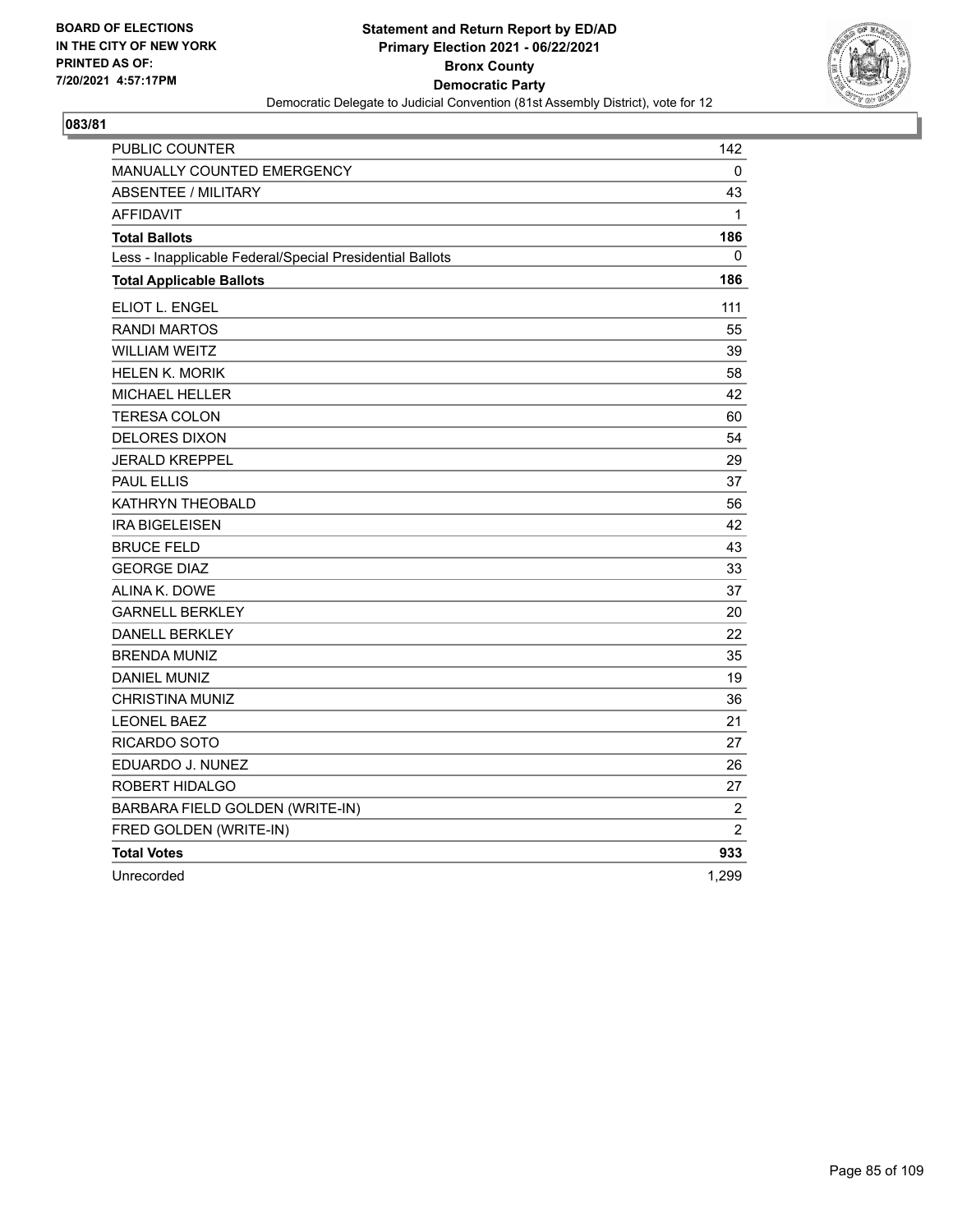BOARD OF ELECTIONS
IN THE CITY OF NEW YORK
PRINTED AS OF:
7/20/2021 4:57:17PM

**Statement and Return Report by ED/AD**
**Primary Election 2021 - 06/22/2021**
**Bronx County**
**Democratic Party**
Democratic Delegate to Judicial Convention (81st Assembly District), vote for 12

**083/81**

| | |
|---|---|
| PUBLIC COUNTER | 142 |
| MANUALLY COUNTED EMERGENCY | 0 |
| ABSENTEE / MILITARY | 43 |
| AFFIDAVIT | 1 |
| **Total Ballots** | **186** |
| Less - Inapplicable Federal/Special Presidential Ballots | 0 |
| **Total Applicable Ballots** | **186** |
| ELIOT L. ENGEL | 111 |
| RANDI MARTOS | 55 |
| WILLIAM WEITZ | 39 |
| HELEN K. MORIK | 58 |
| MICHAEL HELLER | 42 |
| TERESA COLON | 60 |
| DELORES DIXON | 54 |
| JERALD KREPPEL | 29 |
| PAUL ELLIS | 37 |
| KATHRYN THEOBALD | 56 |
| IRA BIGELEISEN | 42 |
| BRUCE FELD | 43 |
| GEORGE DIAZ | 33 |
| ALINA K. DOWE | 37 |
| GARNELL BERKLEY | 20 |
| DANELL BERKLEY | 22 |
| BRENDA MUNIZ | 35 |
| DANIEL MUNIZ | 19 |
| CHRISTINA MUNIZ | 36 |
| LEONEL BAEZ | 21 |
| RICARDO SOTO | 27 |
| EDUARDO J. NUNEZ | 26 |
| ROBERT HIDALGO | 27 |
| BARBARA FIELD GOLDEN (WRITE-IN) | 2 |
| FRED GOLDEN (WRITE-IN) | 2 |
| **Total Votes** | **933** |
| Unrecorded | 1,299 |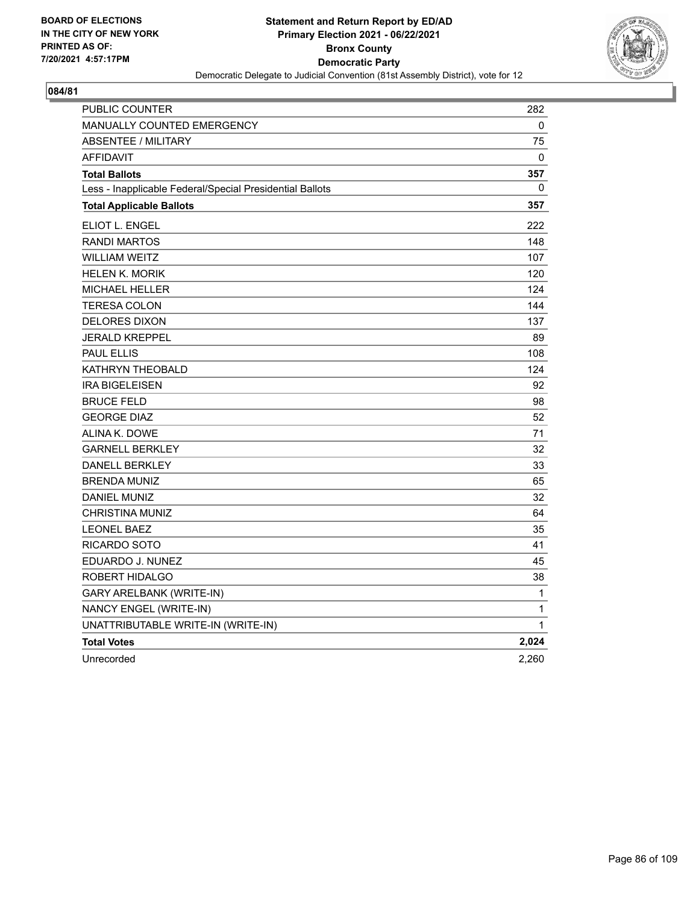BOARD OF ELECTIONS
IN THE CITY OF NEW YORK
PRINTED AS OF:
7/20/2021 4:57:17PM

**Statement and Return Report by ED/AD**
**Primary Election 2021 - 06/22/2021**
**Bronx County**
**Democratic Party**
Democratic Delegate to Judicial Convention (81st Assembly District), vote for 12

**084/81**

| | |
|---|---|
| PUBLIC COUNTER | 282 |
| MANUALLY COUNTED EMERGENCY | 0 |
| ABSENTEE / MILITARY | 75 |
| AFFIDAVIT | 0 |
| **Total Ballots** | **357** |
| Less - Inapplicable Federal/Special Presidential Ballots | 0 |
| **Total Applicable Ballots** | **357** |
| ELIOT L. ENGEL | 222 |
| RANDI MARTOS | 148 |
| WILLIAM WEITZ | 107 |
| HELEN K. MORIK | 120 |
| MICHAEL HELLER | 124 |
| TERESA COLON | 144 |
| DELORES DIXON | 137 |
| JERALD KREPPEL | 89 |
| PAUL ELLIS | 108 |
| KATHRYN THEOBALD | 124 |
| IRA BIGELEISEN | 92 |
| BRUCE FELD | 98 |
| GEORGE DIAZ | 52 |
| ALINA K. DOWE | 71 |
| GARNELL BERKLEY | 32 |
| DANELL BERKLEY | 33 |
| BRENDA MUNIZ | 65 |
| DANIEL MUNIZ | 32 |
| CHRISTINA MUNIZ | 64 |
| LEONEL BAEZ | 35 |
| RICARDO SOTO | 41 |
| EDUARDO J. NUNEZ | 45 |
| ROBERT HIDALGO | 38 |
| GARY ARELBANK (WRITE-IN) | 1 |
| NANCY ENGEL (WRITE-IN) | 1 |
| UNATTRIBUTABLE WRITE-IN (WRITE-IN) | 1 |
| **Total Votes** | **2,024** |
| Unrecorded | 2,260 |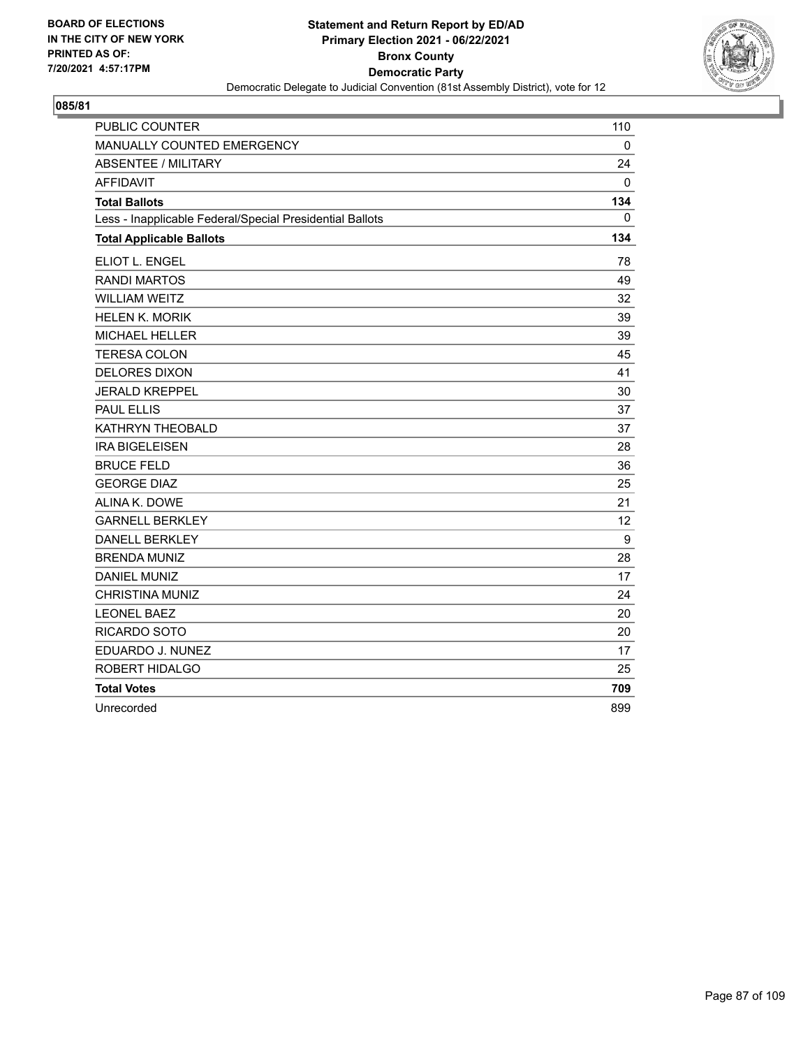BOARD OF ELECTIONS
IN THE CITY OF NEW YORK
PRINTED AS OF:
7/20/2021 4:57:17PM

**Statement and Return Report by ED/AD**
**Primary Election 2021 - 06/22/2021**
**Bronx County**
**Democratic Party**
Democratic Delegate to Judicial Convention (81st Assembly District), vote for 12

## 085/81

| | |
|---|---|
| PUBLIC COUNTER | 110 |
| MANUALLY COUNTED EMERGENCY | 0 |
| ABSENTEE / MILITARY | 24 |
| AFFIDAVIT | 0 |
| **Total Ballots** | **134** |
| Less - Inapplicable Federal/Special Presidential Ballots | 0 |
| **Total Applicable Ballots** | **134** |
| ELIOT L. ENGEL | 78 |
| RANDI MARTOS | 49 |
| WILLIAM WEITZ | 32 |
| HELEN K. MORIK | 39 |
| MICHAEL HELLER | 39 |
| TERESA COLON | 45 |
| DELORES DIXON | 41 |
| JERALD KREPPEL | 30 |
| PAUL ELLIS | 37 |
| KATHRYN THEOBALD | 37 |
| IRA BIGELEISEN | 28 |
| BRUCE FELD | 36 |
| GEORGE DIAZ | 25 |
| ALINA K. DOWE | 21 |
| GARNELL BERKLEY | 12 |
| DANELL BERKLEY | 9 |
| BRENDA MUNIZ | 28 |
| DANIEL MUNIZ | 17 |
| CHRISTINA MUNIZ | 24 |
| LEONEL BAEZ | 20 |
| RICARDO SOTO | 20 |
| EDUARDO J. NUNEZ | 17 |
| ROBERT HIDALGO | 25 |
| **Total Votes** | **709** |
| Unrecorded | 899 |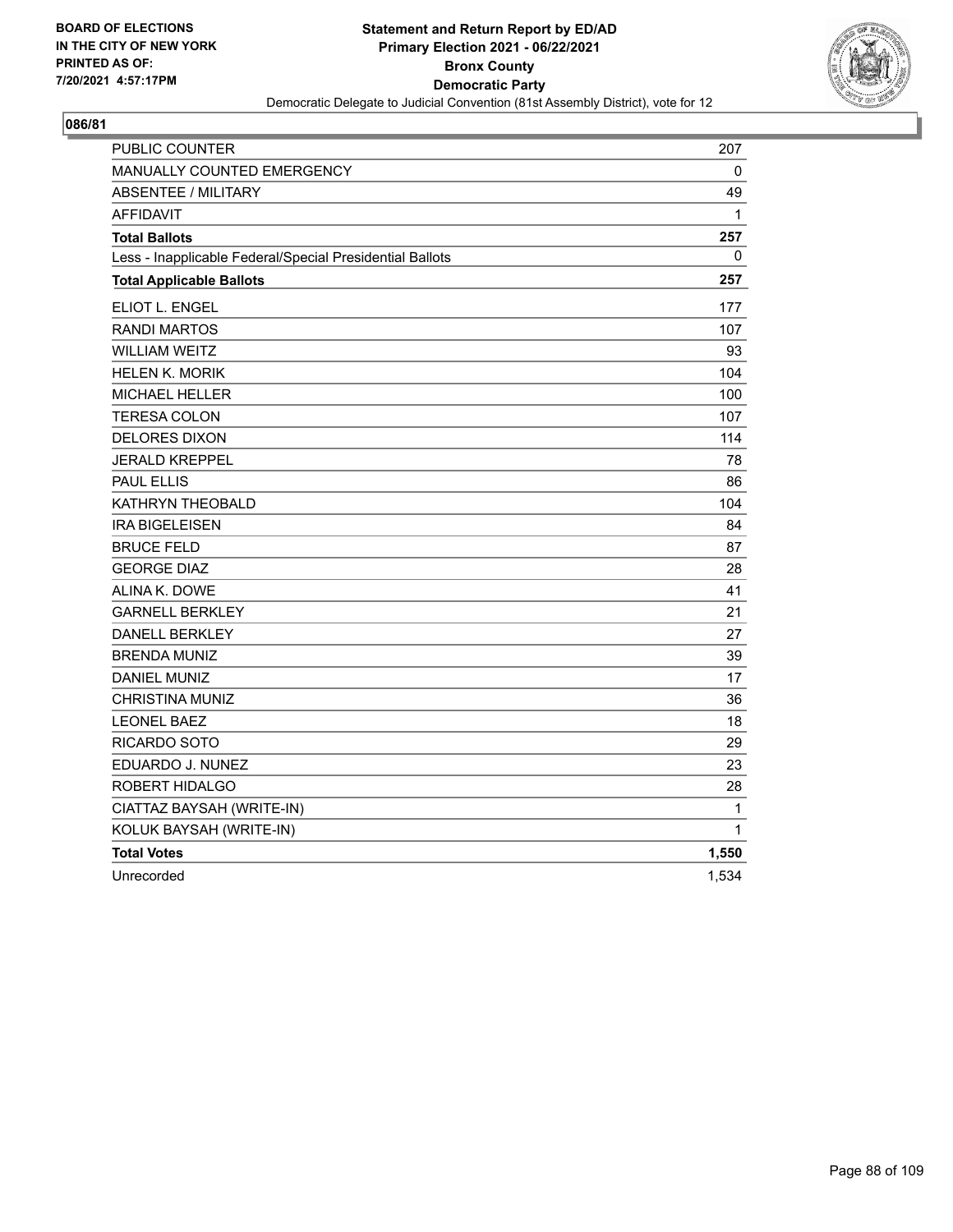BOARD OF ELECTIONS
IN THE CITY OF NEW YORK
PRINTED AS OF:
7/20/2021 4:57:17PM

**Statement and Return Report by ED/AD**
**Primary Election 2021 - 06/22/2021**
**Bronx County**
**Democratic Party**
Democratic Delegate to Judicial Convention (81st Assembly District), vote for 12

**086/81**

| | |
|---|---|
| PUBLIC COUNTER | 207 |
| MANUALLY COUNTED EMERGENCY | 0 |
| ABSENTEE / MILITARY | 49 |
| AFFIDAVIT | 1 |
| **Total Ballots** | **257** |
| Less - Inapplicable Federal/Special Presidential Ballots | 0 |
| **Total Applicable Ballots** | **257** |
| ELIOT L. ENGEL | 177 |
| RANDI MARTOS | 107 |
| WILLIAM WEITZ | 93 |
| HELEN K. MORIK | 104 |
| MICHAEL HELLER | 100 |
| TERESA COLON | 107 |
| DELORES DIXON | 114 |
| JERALD KREPPEL | 78 |
| PAUL ELLIS | 86 |
| KATHRYN THEOBALD | 104 |
| IRA BIGELEISEN | 84 |
| BRUCE FELD | 87 |
| GEORGE DIAZ | 28 |
| ALINA K. DOWE | 41 |
| GARNELL BERKLEY | 21 |
| DANELL BERKLEY | 27 |
| BRENDA MUNIZ | 39 |
| DANIEL MUNIZ | 17 |
| CHRISTINA MUNIZ | 36 |
| LEONEL BAEZ | 18 |
| RICARDO SOTO | 29 |
| EDUARDO J. NUNEZ | 23 |
| ROBERT HIDALGO | 28 |
| CIATTAZ BAYSAH (WRITE-IN) | 1 |
| KOLUK BAYSAH (WRITE-IN) | 1 |
| **Total Votes** | **1,550** |
| Unrecorded | 1,534 |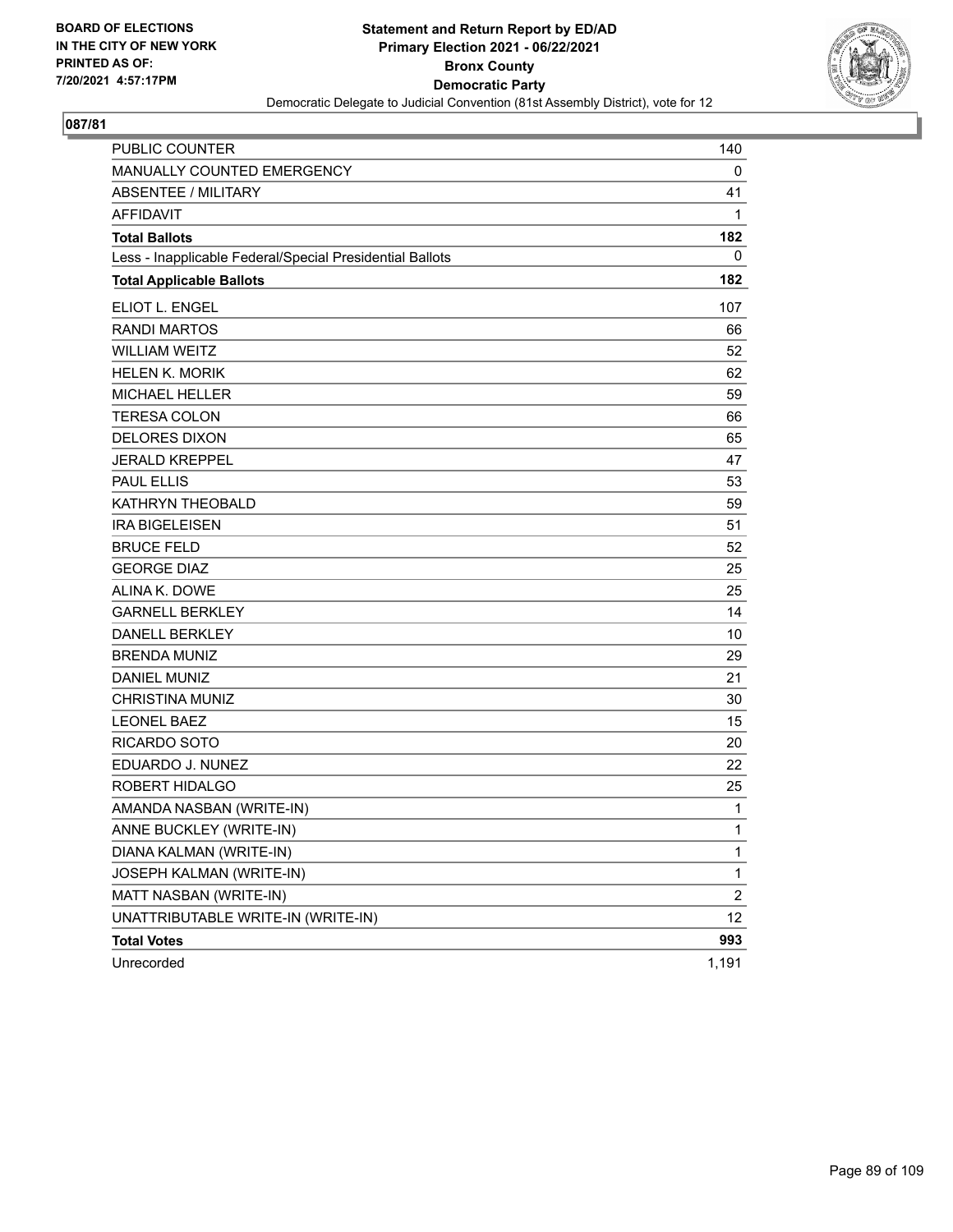BOARD OF ELECTIONS
IN THE CITY OF NEW YORK
PRINTED AS OF:
7/20/2021 4:57:17PM

**Statement and Return Report by ED/AD**
**Primary Election 2021 - 06/22/2021**
**Bronx County**
**Democratic Party**
Democratic Delegate to Judicial Convention (81st Assembly District), vote for 12

## 087/81

| | |
|---|---|
| PUBLIC COUNTER | 140 |
| MANUALLY COUNTED EMERGENCY | 0 |
| ABSENTEE / MILITARY | 41 |
| AFFIDAVIT | 1 |
| **Total Ballots** | **182** |
| Less - Inapplicable Federal/Special Presidential Ballots | 0 |
| **Total Applicable Ballots** | **182** |
| ELIOT L. ENGEL | 107 |
| RANDI MARTOS | 66 |
| WILLIAM WEITZ | 52 |
| HELEN K. MORIK | 62 |
| MICHAEL HELLER | 59 |
| TERESA COLON | 66 |
| DELORES DIXON | 65 |
| JERALD KREPPEL | 47 |
| PAUL ELLIS | 53 |
| KATHRYN THEOBALD | 59 |
| IRA BIGELEISEN | 51 |
| BRUCE FELD | 52 |
| GEORGE DIAZ | 25 |
| ALINA K. DOWE | 25 |
| GARNELL BERKLEY | 14 |
| DANELL BERKLEY | 10 |
| BRENDA MUNIZ | 29 |
| DANIEL MUNIZ | 21 |
| CHRISTINA MUNIZ | 30 |
| LEONEL BAEZ | 15 |
| RICARDO SOTO | 20 |
| EDUARDO J. NUNEZ | 22 |
| ROBERT HIDALGO | 25 |
| AMANDA NASBAN (WRITE-IN) | 1 |
| ANNE BUCKLEY (WRITE-IN) | 1 |
| DIANA KALMAN (WRITE-IN) | 1 |
| JOSEPH KALMAN (WRITE-IN) | 1 |
| MATT NASBAN (WRITE-IN) | 2 |
| UNATTRIBUTABLE WRITE-IN (WRITE-IN) | 12 |
| **Total Votes** | **993** |
| Unrecorded | 1,191 |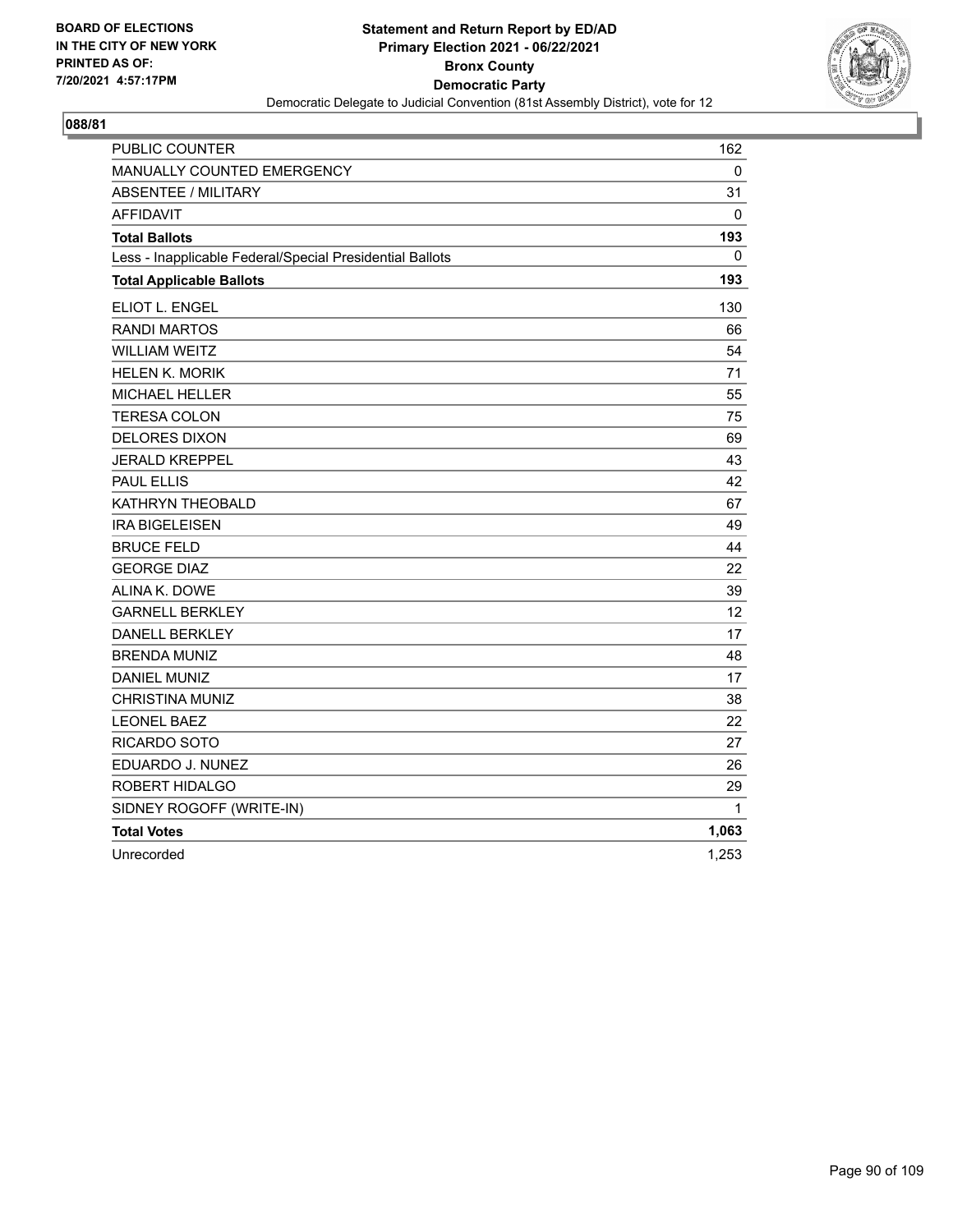BOARD OF ELECTIONS
IN THE CITY OF NEW YORK
PRINTED AS OF:
7/20/2021 4:57:17PM

**Statement and Return Report by ED/AD**
**Primary Election 2021 - 06/22/2021**
**Bronx County**
**Democratic Party**
Democratic Delegate to Judicial Convention (81st Assembly District), vote for 12

**088/81**

| | |
|---|---|
| PUBLIC COUNTER | 162 |
| MANUALLY COUNTED EMERGENCY | 0 |
| ABSENTEE / MILITARY | 31 |
| AFFIDAVIT | 0 |
| **Total Ballots** | **193** |
| Less - Inapplicable Federal/Special Presidential Ballots | 0 |
| **Total Applicable Ballots** | **193** |
| ELIOT L. ENGEL | 130 |
| RANDI MARTOS | 66 |
| WILLIAM WEITZ | 54 |
| HELEN K. MORIK | 71 |
| MICHAEL HELLER | 55 |
| TERESA COLON | 75 |
| DELORES DIXON | 69 |
| JERALD KREPPEL | 43 |
| PAUL ELLIS | 42 |
| KATHRYN THEOBALD | 67 |
| IRA BIGELEISEN | 49 |
| BRUCE FELD | 44 |
| GEORGE DIAZ | 22 |
| ALINA K. DOWE | 39 |
| GARNELL BERKLEY | 12 |
| DANELL BERKLEY | 17 |
| BRENDA MUNIZ | 48 |
| DANIEL MUNIZ | 17 |
| CHRISTINA MUNIZ | 38 |
| LEONEL BAEZ | 22 |
| RICARDO SOTO | 27 |
| EDUARDO J. NUNEZ | 26 |
| ROBERT HIDALGO | 29 |
| SIDNEY ROGOFF (WRITE-IN) | 1 |
| **Total Votes** | **1,063** |
| Unrecorded | 1,253 |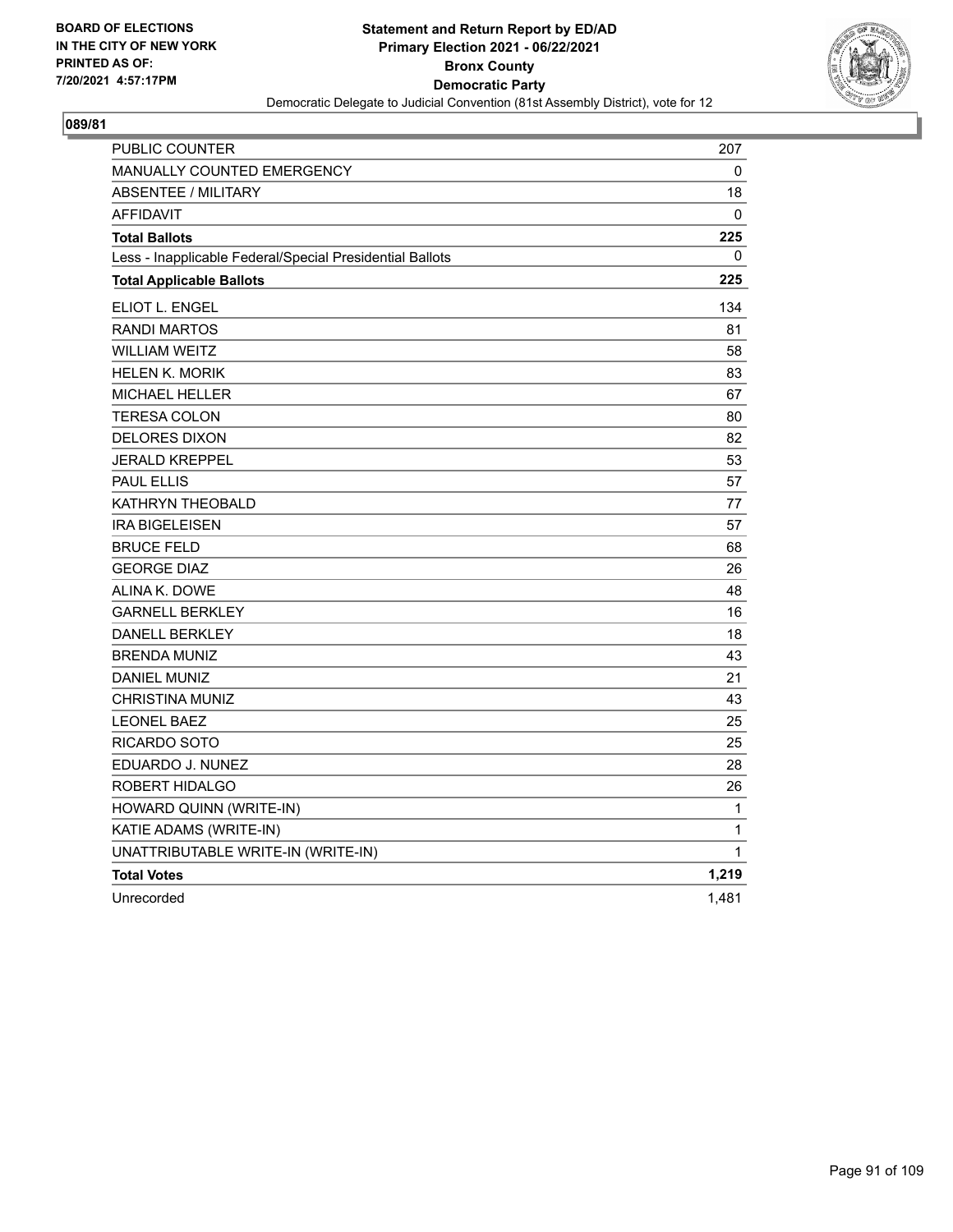BOARD OF ELECTIONS
IN THE CITY OF NEW YORK
PRINTED AS OF:
7/20/2021 4:57:17PM

**Statement and Return Report by ED/AD**
**Primary Election 2021 - 06/22/2021**
**Bronx County**
**Democratic Party**
Democratic Delegate to Judicial Convention (81st Assembly District), vote for 12

**089/81**

| | |
|---|---|
| PUBLIC COUNTER | 207 |
| MANUALLY COUNTED EMERGENCY | 0 |
| ABSENTEE / MILITARY | 18 |
| AFFIDAVIT | 0 |
| **Total Ballots** | **225** |
| Less - Inapplicable Federal/Special Presidential Ballots | 0 |
| **Total Applicable Ballots** | **225** |
| ELIOT L. ENGEL | 134 |
| RANDI MARTOS | 81 |
| WILLIAM WEITZ | 58 |
| HELEN K. MORIK | 83 |
| MICHAEL HELLER | 67 |
| TERESA COLON | 80 |
| DELORES DIXON | 82 |
| JERALD KREPPEL | 53 |
| PAUL ELLIS | 57 |
| KATHRYN THEOBALD | 77 |
| IRA BIGELEISEN | 57 |
| BRUCE FELD | 68 |
| GEORGE DIAZ | 26 |
| ALINA K. DOWE | 48 |
| GARNELL BERKLEY | 16 |
| DANELL BERKLEY | 18 |
| BRENDA MUNIZ | 43 |
| DANIEL MUNIZ | 21 |
| CHRISTINA MUNIZ | 43 |
| LEONEL BAEZ | 25 |
| RICARDO SOTO | 25 |
| EDUARDO J. NUNEZ | 28 |
| ROBERT HIDALGO | 26 |
| HOWARD QUINN (WRITE-IN) | 1 |
| KATIE ADAMS (WRITE-IN) | 1 |
| UNATTRIBUTABLE WRITE-IN (WRITE-IN) | 1 |
| **Total Votes** | **1,219** |
| Unrecorded | 1,481 |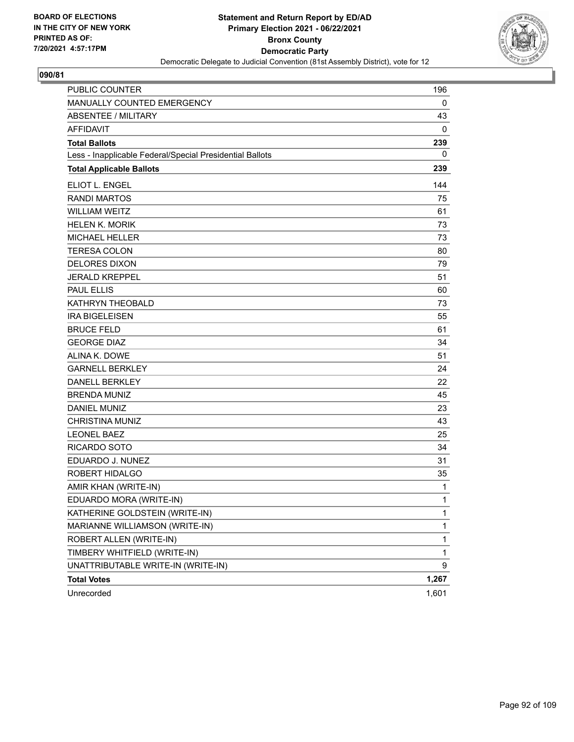BOARD OF ELECTIONS
IN THE CITY OF NEW YORK
PRINTED AS OF:
7/20/2021 4:57:17PM

**Statement and Return Report by ED/AD**
**Primary Election 2021 - 06/22/2021**
**Bronx County**
**Democratic Party**
Democratic Delegate to Judicial Convention (81st Assembly District), vote for 12

## 090/81

| | |
|---|---|
| PUBLIC COUNTER | 196 |
| MANUALLY COUNTED EMERGENCY | 0 |
| ABSENTEE / MILITARY | 43 |
| AFFIDAVIT | 0 |
| **Total Ballots** | **239** |
| Less - Inapplicable Federal/Special Presidential Ballots | 0 |
| **Total Applicable Ballots** | **239** |
| ELIOT L. ENGEL | 144 |
| RANDI MARTOS | 75 |
| WILLIAM WEITZ | 61 |
| HELEN K. MORIK | 73 |
| MICHAEL HELLER | 73 |
| TERESA COLON | 80 |
| DELORES DIXON | 79 |
| JERALD KREPPEL | 51 |
| PAUL ELLIS | 60 |
| KATHRYN THEOBALD | 73 |
| IRA BIGELEISEN | 55 |
| BRUCE FELD | 61 |
| GEORGE DIAZ | 34 |
| ALINA K. DOWE | 51 |
| GARNELL BERKLEY | 24 |
| DANELL BERKLEY | 22 |
| BRENDA MUNIZ | 45 |
| DANIEL MUNIZ | 23 |
| CHRISTINA MUNIZ | 43 |
| LEONEL BAEZ | 25 |
| RICARDO SOTO | 34 |
| EDUARDO J. NUNEZ | 31 |
| ROBERT HIDALGO | 35 |
| AMIR KHAN (WRITE-IN) | 1 |
| EDUARDO MORA (WRITE-IN) | 1 |
| KATHERINE GOLDSTEIN (WRITE-IN) | 1 |
| MARIANNE WILLIAMSON (WRITE-IN) | 1 |
| ROBERT ALLEN (WRITE-IN) | 1 |
| TIMBERY WHITFIELD (WRITE-IN) | 1 |
| UNATTRIBUTABLE WRITE-IN (WRITE-IN) | 9 |
| **Total Votes** | **1,267** |
| Unrecorded | 1,601 |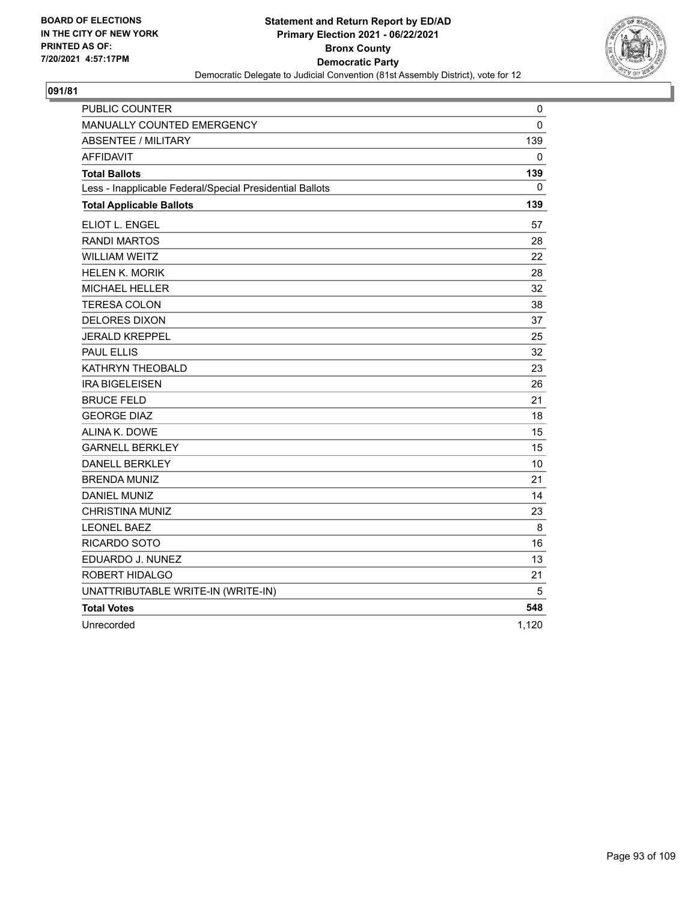BOARD OF ELECTIONS
IN THE CITY OF NEW YORK
PRINTED AS OF:
7/20/2021 4:57:17PM

**Statement and Return Report by ED/AD**
**Primary Election 2021 - 06/22/2021**
**Bronx County**
**Democratic Party**
Democratic Delegate to Judicial Convention (81st Assembly District), vote for 12

## 091/81

| | |
|---|---|
| PUBLIC COUNTER | 0 |
| MANUALLY COUNTED EMERGENCY | 0 |
| ABSENTEE / MILITARY | 139 |
| AFFIDAVIT | 0 |
| **Total Ballots** | **139** |
| Less - Inapplicable Federal/Special Presidential Ballots | 0 |
| **Total Applicable Ballots** | **139** |
| ELIOT L. ENGEL | 57 |
| RANDI MARTOS | 28 |
| WILLIAM WEITZ | 22 |
| HELEN K. MORIK | 28 |
| MICHAEL HELLER | 32 |
| TERESA COLON | 38 |
| DELORES DIXON | 37 |
| JERALD KREPPEL | 25 |
| PAUL ELLIS | 32 |
| KATHRYN THEOBALD | 23 |
| IRA BIGELEISEN | 26 |
| BRUCE FELD | 21 |
| GEORGE DIAZ | 18 |
| ALINA K. DOWE | 15 |
| GARNELL BERKLEY | 15 |
| DANELL BERKLEY | 10 |
| BRENDA MUNIZ | 21 |
| DANIEL MUNIZ | 14 |
| CHRISTINA MUNIZ | 23 |
| LEONEL BAEZ | 8 |
| RICARDO SOTO | 16 |
| EDUARDO J. NUNEZ | 13 |
| ROBERT HIDALGO | 21 |
| UNATTRIBUTABLE WRITE-IN (WRITE-IN) | 5 |
| **Total Votes** | **548** |
| Unrecorded | 1,120 |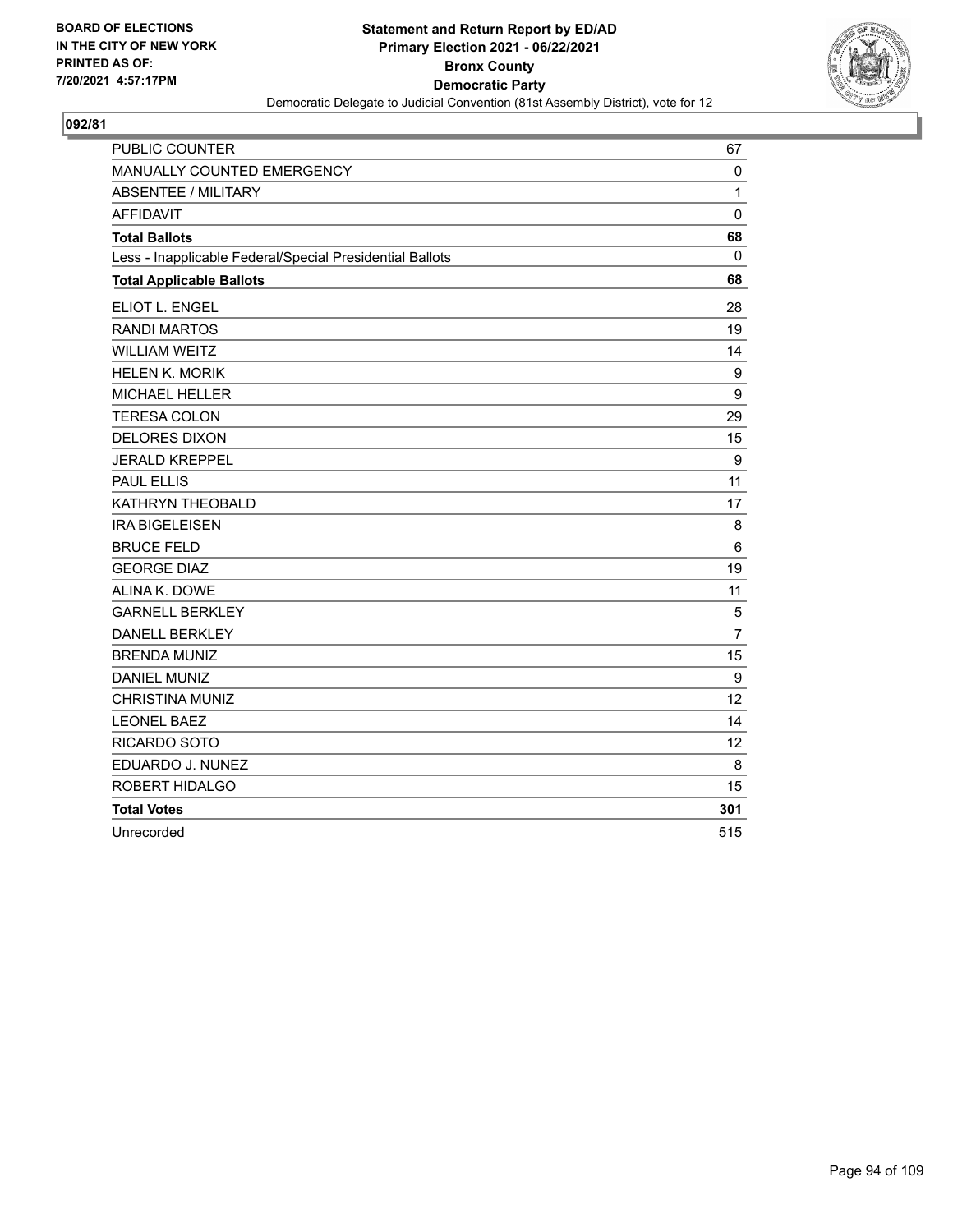BOARD OF ELECTIONS
IN THE CITY OF NEW YORK
PRINTED AS OF:
7/20/2021 4:57:17PM

**Statement and Return Report by ED/AD**
**Primary Election 2021 - 06/22/2021**
**Bronx County**
**Democratic Party**
Democratic Delegate to Judicial Convention (81st Assembly District), vote for 12

## 092/81

| | |
|---|---|
| PUBLIC COUNTER | 67 |
| MANUALLY COUNTED EMERGENCY | 0 |
| ABSENTEE / MILITARY | 1 |
| AFFIDAVIT | 0 |
| **Total Ballots** | **68** |
| Less - Inapplicable Federal/Special Presidential Ballots | 0 |
| **Total Applicable Ballots** | **68** |
| ELIOT L. ENGEL | 28 |
| RANDI MARTOS | 19 |
| WILLIAM WEITZ | 14 |
| HELEN K. MORIK | 9 |
| MICHAEL HELLER | 9 |
| TERESA COLON | 29 |
| DELORES DIXON | 15 |
| JERALD KREPPEL | 9 |
| PAUL ELLIS | 11 |
| KATHRYN THEOBALD | 17 |
| IRA BIGELEISEN | 8 |
| BRUCE FELD | 6 |
| GEORGE DIAZ | 19 |
| ALINA K. DOWE | 11 |
| GARNELL BERKLEY | 5 |
| DANELL BERKLEY | 7 |
| BRENDA MUNIZ | 15 |
| DANIEL MUNIZ | 9 |
| CHRISTINA MUNIZ | 12 |
| LEONEL BAEZ | 14 |
| RICARDO SOTO | 12 |
| EDUARDO J. NUNEZ | 8 |
| ROBERT HIDALGO | 15 |
| **Total Votes** | **301** |
| Unrecorded | 515 |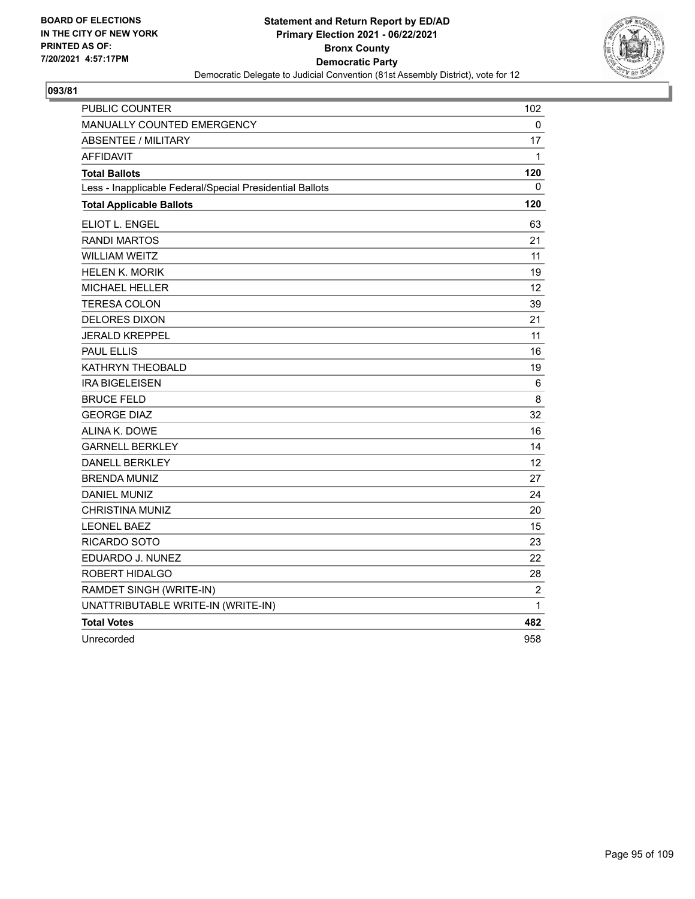BOARD OF ELECTIONS
IN THE CITY OF NEW YORK
PRINTED AS OF:
7/20/2021 4:57:17PM

**Statement and Return Report by ED/AD**
**Primary Election 2021 - 06/22/2021**
**Bronx County**
**Democratic Party**
Democratic Delegate to Judicial Convention (81st Assembly District), vote for 12

**093/81**

| | |
|---|---|
| PUBLIC COUNTER | 102 |
| MANUALLY COUNTED EMERGENCY | 0 |
| ABSENTEE / MILITARY | 17 |
| AFFIDAVIT | 1 |
| **Total Ballots** | **120** |
| Less - Inapplicable Federal/Special Presidential Ballots | 0 |
| **Total Applicable Ballots** | **120** |
| ELIOT L. ENGEL | 63 |
| RANDI MARTOS | 21 |
| WILLIAM WEITZ | 11 |
| HELEN K. MORIK | 19 |
| MICHAEL HELLER | 12 |
| TERESA COLON | 39 |
| DELORES DIXON | 21 |
| JERALD KREPPEL | 11 |
| PAUL ELLIS | 16 |
| KATHRYN THEOBALD | 19 |
| IRA BIGELEISEN | 6 |
| BRUCE FELD | 8 |
| GEORGE DIAZ | 32 |
| ALINA K. DOWE | 16 |
| GARNELL BERKLEY | 14 |
| DANELL BERKLEY | 12 |
| BRENDA MUNIZ | 27 |
| DANIEL MUNIZ | 24 |
| CHRISTINA MUNIZ | 20 |
| LEONEL BAEZ | 15 |
| RICARDO SOTO | 23 |
| EDUARDO J. NUNEZ | 22 |
| ROBERT HIDALGO | 28 |
| RAMDET SINGH (WRITE-IN) | 2 |
| UNATTRIBUTABLE WRITE-IN (WRITE-IN) | 1 |
| **Total Votes** | **482** |
| Unrecorded | 958 |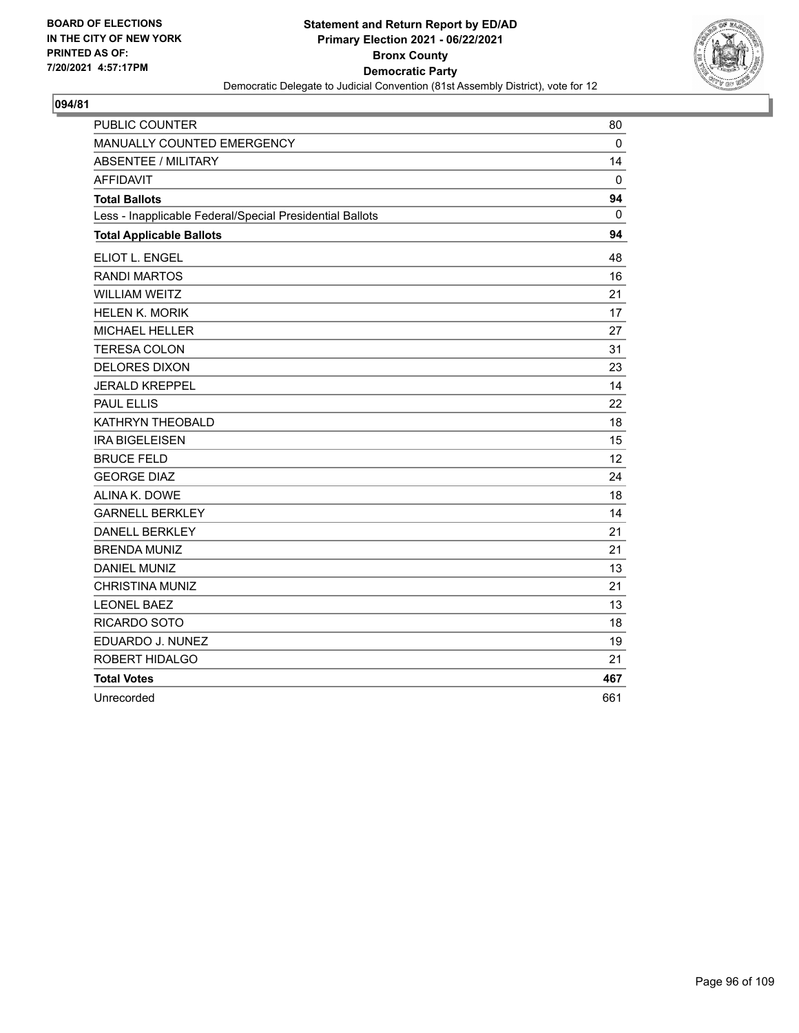BOARD OF ELECTIONS
IN THE CITY OF NEW YORK
PRINTED AS OF:
7/20/2021 4:57:17PM

**Statement and Return Report by ED/AD**
**Primary Election 2021 - 06/22/2021**
**Bronx County**
**Democratic Party**
Democratic Delegate to Judicial Convention (81st Assembly District), vote for 12

## 094/81

| | |
|---|---|
| PUBLIC COUNTER | 80 |
| MANUALLY COUNTED EMERGENCY | 0 |
| ABSENTEE / MILITARY | 14 |
| AFFIDAVIT | 0 |
| **Total Ballots** | **94** |
| Less - Inapplicable Federal/Special Presidential Ballots | 0 |
| **Total Applicable Ballots** | **94** |
| ELIOT L. ENGEL | 48 |
| RANDI MARTOS | 16 |
| WILLIAM WEITZ | 21 |
| HELEN K. MORIK | 17 |
| MICHAEL HELLER | 27 |
| TERESA COLON | 31 |
| DELORES DIXON | 23 |
| JERALD KREPPEL | 14 |
| PAUL ELLIS | 22 |
| KATHRYN THEOBALD | 18 |
| IRA BIGELEISEN | 15 |
| BRUCE FELD | 12 |
| GEORGE DIAZ | 24 |
| ALINA K. DOWE | 18 |
| GARNELL BERKLEY | 14 |
| DANELL BERKLEY | 21 |
| BRENDA MUNIZ | 21 |
| DANIEL MUNIZ | 13 |
| CHRISTINA MUNIZ | 21 |
| LEONEL BAEZ | 13 |
| RICARDO SOTO | 18 |
| EDUARDO J. NUNEZ | 19 |
| ROBERT HIDALGO | 21 |
| **Total Votes** | **467** |
| Unrecorded | 661 |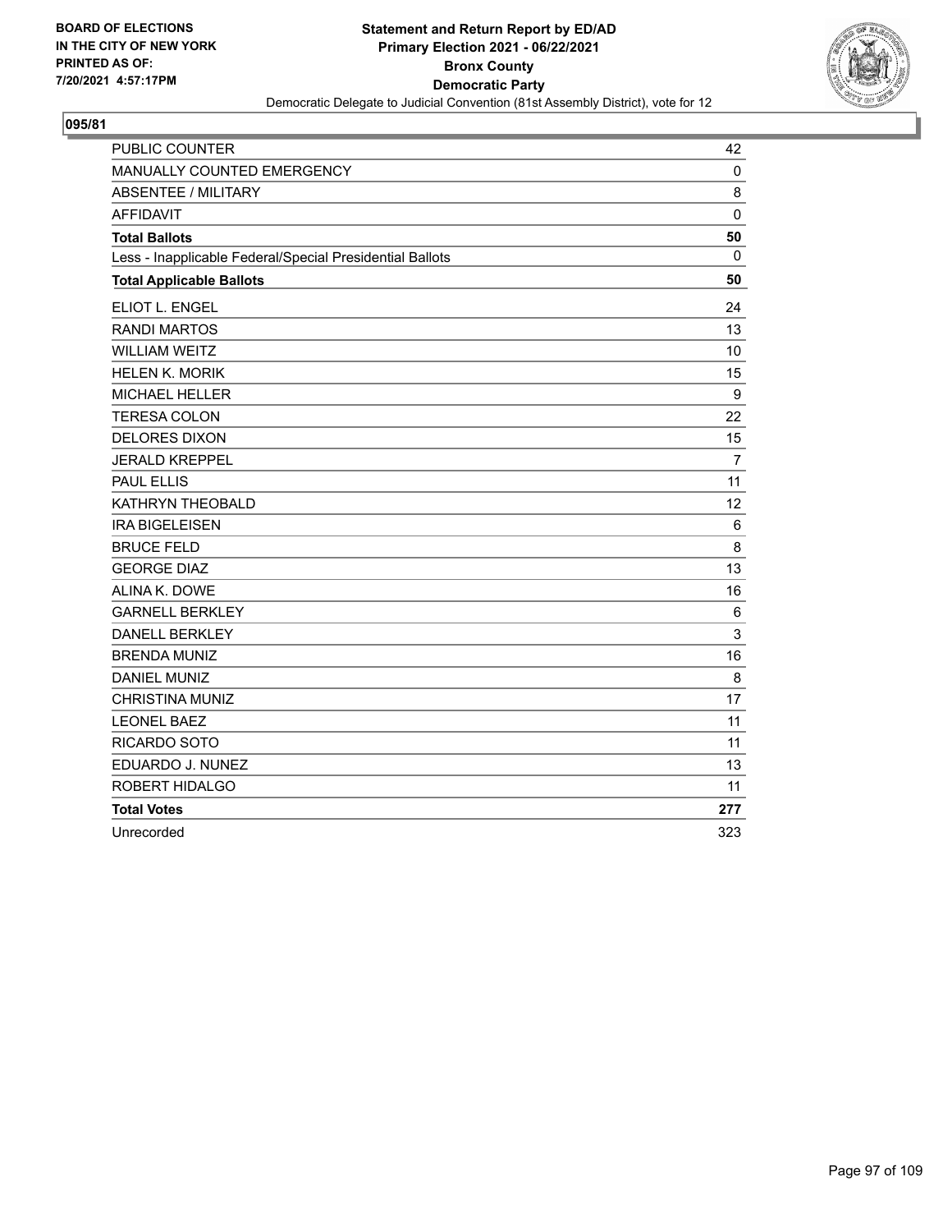BOARD OF ELECTIONS
IN THE CITY OF NEW YORK
PRINTED AS OF:
7/20/2021 4:57:17PM

**Statement and Return Report by ED/AD**
**Primary Election 2021 - 06/22/2021**
**Bronx County**
**Democratic Party**
Democratic Delegate to Judicial Convention (81st Assembly District), vote for 12

**095/81**

| | |
|---|---|
| PUBLIC COUNTER | 42 |
| MANUALLY COUNTED EMERGENCY | 0 |
| ABSENTEE / MILITARY | 8 |
| AFFIDAVIT | 0 |
| **Total Ballots** | **50** |
| Less - Inapplicable Federal/Special Presidential Ballots | 0 |
| **Total Applicable Ballots** | **50** |
| ELIOT L. ENGEL | 24 |
| RANDI MARTOS | 13 |
| WILLIAM WEITZ | 10 |
| HELEN K. MORIK | 15 |
| MICHAEL HELLER | 9 |
| TERESA COLON | 22 |
| DELORES DIXON | 15 |
| JERALD KREPPEL | 7 |
| PAUL ELLIS | 11 |
| KATHRYN THEOBALD | 12 |
| IRA BIGELEISEN | 6 |
| BRUCE FELD | 8 |
| GEORGE DIAZ | 13 |
| ALINA K. DOWE | 16 |
| GARNELL BERKLEY | 6 |
| DANELL BERKLEY | 3 |
| BRENDA MUNIZ | 16 |
| DANIEL MUNIZ | 8 |
| CHRISTINA MUNIZ | 17 |
| LEONEL BAEZ | 11 |
| RICARDO SOTO | 11 |
| EDUARDO J. NUNEZ | 13 |
| ROBERT HIDALGO | 11 |
| **Total Votes** | **277** |
| Unrecorded | 323 |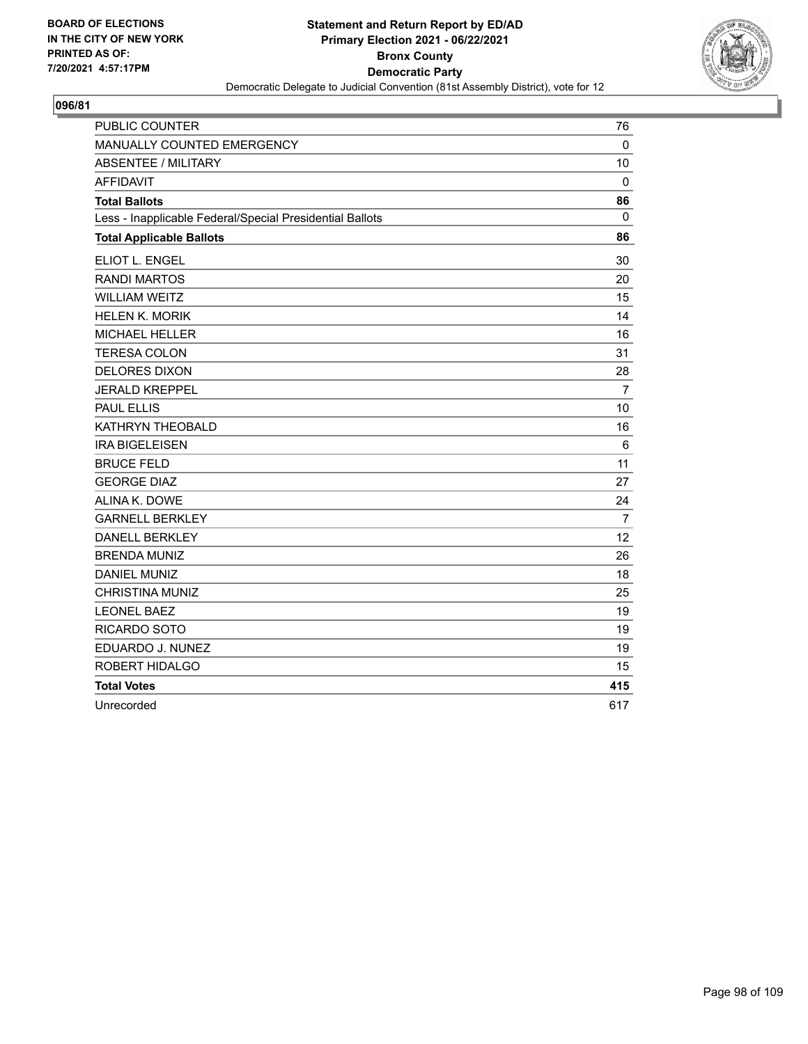BOARD OF ELECTIONS
IN THE CITY OF NEW YORK
PRINTED AS OF:
7/20/2021 4:57:17PM

**Statement and Return Report by ED/AD**
**Primary Election 2021 - 06/22/2021**
**Bronx County**
**Democratic Party**
Democratic Delegate to Judicial Convention (81st Assembly District), vote for 12

## 096/81

| | |
|---|---|
| PUBLIC COUNTER | 76 |
| MANUALLY COUNTED EMERGENCY | 0 |
| ABSENTEE / MILITARY | 10 |
| AFFIDAVIT | 0 |
| **Total Ballots** | **86** |
| Less - Inapplicable Federal/Special Presidential Ballots | 0 |
| **Total Applicable Ballots** | **86** |
| ELIOT L. ENGEL | 30 |
| RANDI MARTOS | 20 |
| WILLIAM WEITZ | 15 |
| HELEN K. MORIK | 14 |
| MICHAEL HELLER | 16 |
| TERESA COLON | 31 |
| DELORES DIXON | 28 |
| JERALD KREPPEL | 7 |
| PAUL ELLIS | 10 |
| KATHRYN THEOBALD | 16 |
| IRA BIGELEISEN | 6 |
| BRUCE FELD | 11 |
| GEORGE DIAZ | 27 |
| ALINA K. DOWE | 24 |
| GARNELL BERKLEY | 7 |
| DANELL BERKLEY | 12 |
| BRENDA MUNIZ | 26 |
| DANIEL MUNIZ | 18 |
| CHRISTINA MUNIZ | 25 |
| LEONEL BAEZ | 19 |
| RICARDO SOTO | 19 |
| EDUARDO J. NUNEZ | 19 |
| ROBERT HIDALGO | 15 |
| **Total Votes** | **415** |
| Unrecorded | 617 |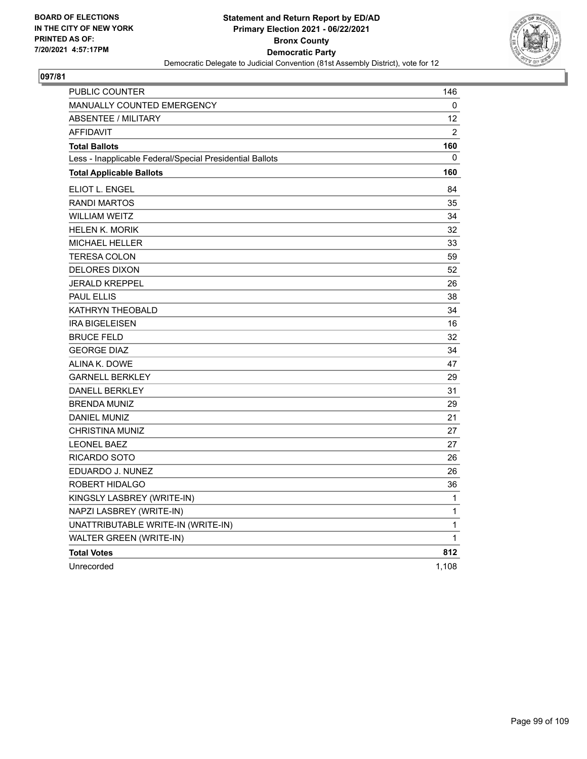BOARD OF ELECTIONS
IN THE CITY OF NEW YORK
PRINTED AS OF:
7/20/2021 4:57:17PM

**Statement and Return Report by ED/AD**
**Primary Election 2021 - 06/22/2021**
**Bronx County**
**Democratic Party**
Democratic Delegate to Judicial Convention (81st Assembly District), vote for 12

**097/81**

| | |
|---|---|
| PUBLIC COUNTER | 146 |
| MANUALLY COUNTED EMERGENCY | 0 |
| ABSENTEE / MILITARY | 12 |
| AFFIDAVIT | 2 |
| **Total Ballots** | **160** |
| Less - Inapplicable Federal/Special Presidential Ballots | 0 |
| **Total Applicable Ballots** | **160** |
| ELIOT L. ENGEL | 84 |
| RANDI MARTOS | 35 |
| WILLIAM WEITZ | 34 |
| HELEN K. MORIK | 32 |
| MICHAEL HELLER | 33 |
| TERESA COLON | 59 |
| DELORES DIXON | 52 |
| JERALD KREPPEL | 26 |
| PAUL ELLIS | 38 |
| KATHRYN THEOBALD | 34 |
| IRA BIGELEISEN | 16 |
| BRUCE FELD | 32 |
| GEORGE DIAZ | 34 |
| ALINA K. DOWE | 47 |
| GARNELL BERKLEY | 29 |
| DANELL BERKLEY | 31 |
| BRENDA MUNIZ | 29 |
| DANIEL MUNIZ | 21 |
| CHRISTINA MUNIZ | 27 |
| LEONEL BAEZ | 27 |
| RICARDO SOTO | 26 |
| EDUARDO J. NUNEZ | 26 |
| ROBERT HIDALGO | 36 |
| KINGSLY LASBREY (WRITE-IN) | 1 |
| NAPZI LASBREY (WRITE-IN) | 1 |
| UNATTRIBUTABLE WRITE-IN (WRITE-IN) | 1 |
| WALTER GREEN (WRITE-IN) | 1 |
| **Total Votes** | **812** |
| Unrecorded | 1,108 |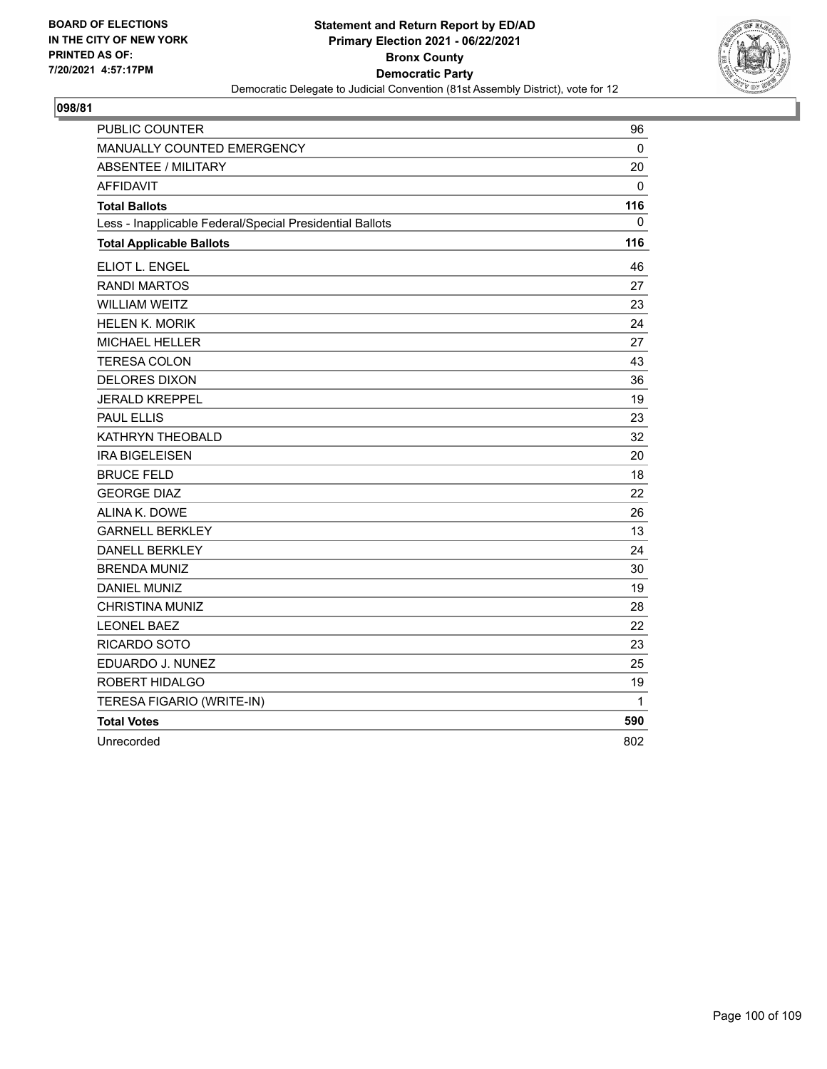BOARD OF ELECTIONS
IN THE CITY OF NEW YORK
PRINTED AS OF:
7/20/2021 4:57:17PM

**Statement and Return Report by ED/AD**
**Primary Election 2021 - 06/22/2021**
**Bronx County**
**Democratic Party**
Democratic Delegate to Judicial Convention (81st Assembly District), vote for 12

## 098/81

| | |
|---|---|
| PUBLIC COUNTER | 96 |
| MANUALLY COUNTED EMERGENCY | 0 |
| ABSENTEE / MILITARY | 20 |
| AFFIDAVIT | 0 |
| **Total Ballots** | **116** |
| Less - Inapplicable Federal/Special Presidential Ballots | 0 |
| **Total Applicable Ballots** | **116** |
| ELIOT L. ENGEL | 46 |
| RANDI MARTOS | 27 |
| WILLIAM WEITZ | 23 |
| HELEN K. MORIK | 24 |
| MICHAEL HELLER | 27 |
| TERESA COLON | 43 |
| DELORES DIXON | 36 |
| JERALD KREPPEL | 19 |
| PAUL ELLIS | 23 |
| KATHRYN THEOBALD | 32 |
| IRA BIGELEISEN | 20 |
| BRUCE FELD | 18 |
| GEORGE DIAZ | 22 |
| ALINA K. DOWE | 26 |
| GARNELL BERKLEY | 13 |
| DANELL BERKLEY | 24 |
| BRENDA MUNIZ | 30 |
| DANIEL MUNIZ | 19 |
| CHRISTINA MUNIZ | 28 |
| LEONEL BAEZ | 22 |
| RICARDO SOTO | 23 |
| EDUARDO J. NUNEZ | 25 |
| ROBERT HIDALGO | 19 |
| TERESA FIGARIO (WRITE-IN) | 1 |
| **Total Votes** | **590** |
| Unrecorded | 802 |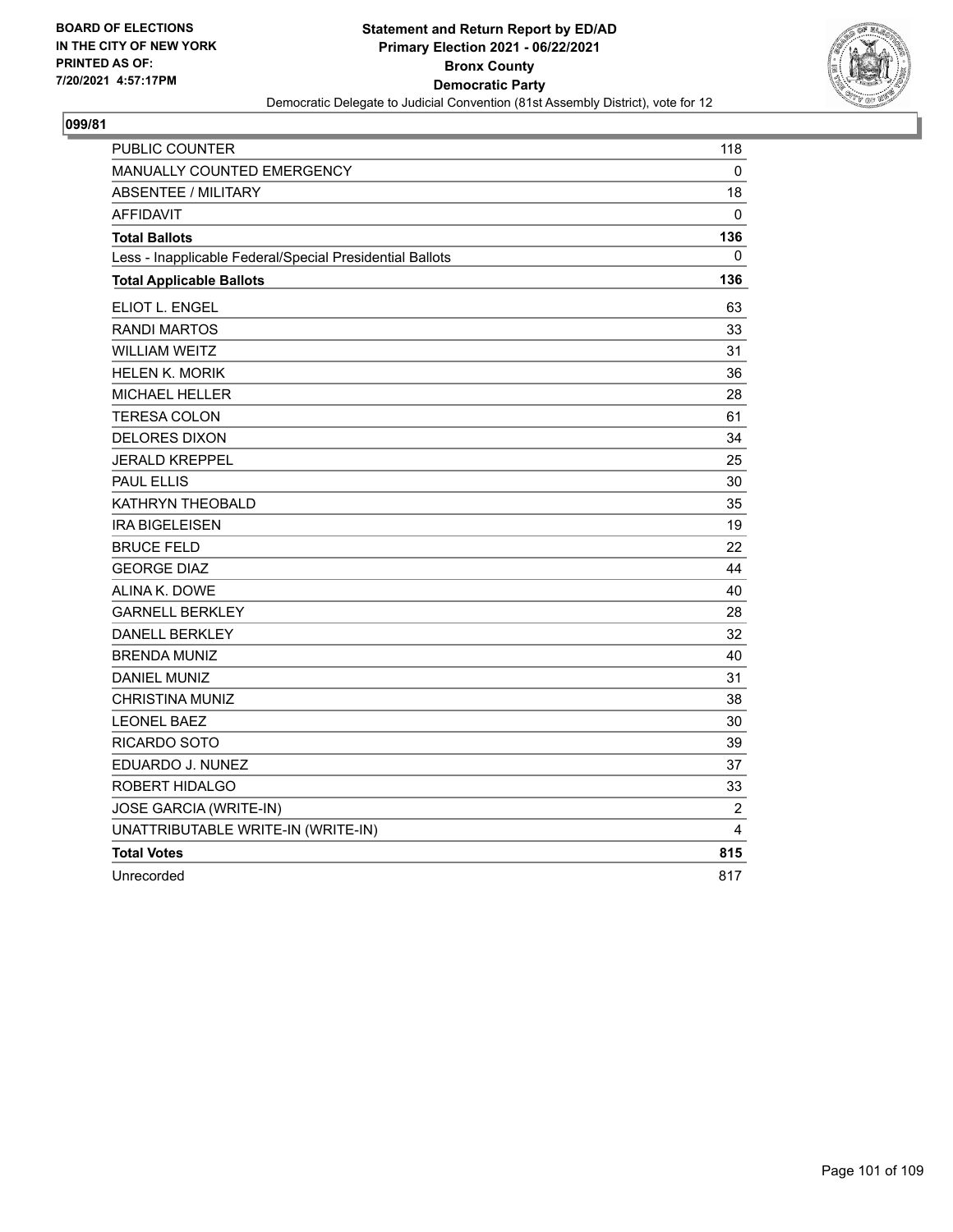BOARD OF ELECTIONS
IN THE CITY OF NEW YORK
PRINTED AS OF:
7/20/2021 4:57:17PM

**Statement and Return Report by ED/AD**
**Primary Election 2021 - 06/22/2021**
**Bronx County**
**Democratic Party**
Democratic Delegate to Judicial Convention (81st Assembly District), vote for 12

## 099/81

| | |
|---|---|
| PUBLIC COUNTER | 118 |
| MANUALLY COUNTED EMERGENCY | 0 |
| ABSENTEE / MILITARY | 18 |
| AFFIDAVIT | 0 |
| **Total Ballots** | **136** |
| Less - Inapplicable Federal/Special Presidential Ballots | 0 |
| **Total Applicable Ballots** | **136** |
| ELIOT L. ENGEL | 63 |
| RANDI MARTOS | 33 |
| WILLIAM WEITZ | 31 |
| HELEN K. MORIK | 36 |
| MICHAEL HELLER | 28 |
| TERESA COLON | 61 |
| DELORES DIXON | 34 |
| JERALD KREPPEL | 25 |
| PAUL ELLIS | 30 |
| KATHRYN THEOBALD | 35 |
| IRA BIGELEISEN | 19 |
| BRUCE FELD | 22 |
| GEORGE DIAZ | 44 |
| ALINA K. DOWE | 40 |
| GARNELL BERKLEY | 28 |
| DANELL BERKLEY | 32 |
| BRENDA MUNIZ | 40 |
| DANIEL MUNIZ | 31 |
| CHRISTINA MUNIZ | 38 |
| LEONEL BAEZ | 30 |
| RICARDO SOTO | 39 |
| EDUARDO J. NUNEZ | 37 |
| ROBERT HIDALGO | 33 |
| JOSE GARCIA (WRITE-IN) | 2 |
| UNATTRIBUTABLE WRITE-IN (WRITE-IN) | 4 |
| **Total Votes** | **815** |
| Unrecorded | 817 |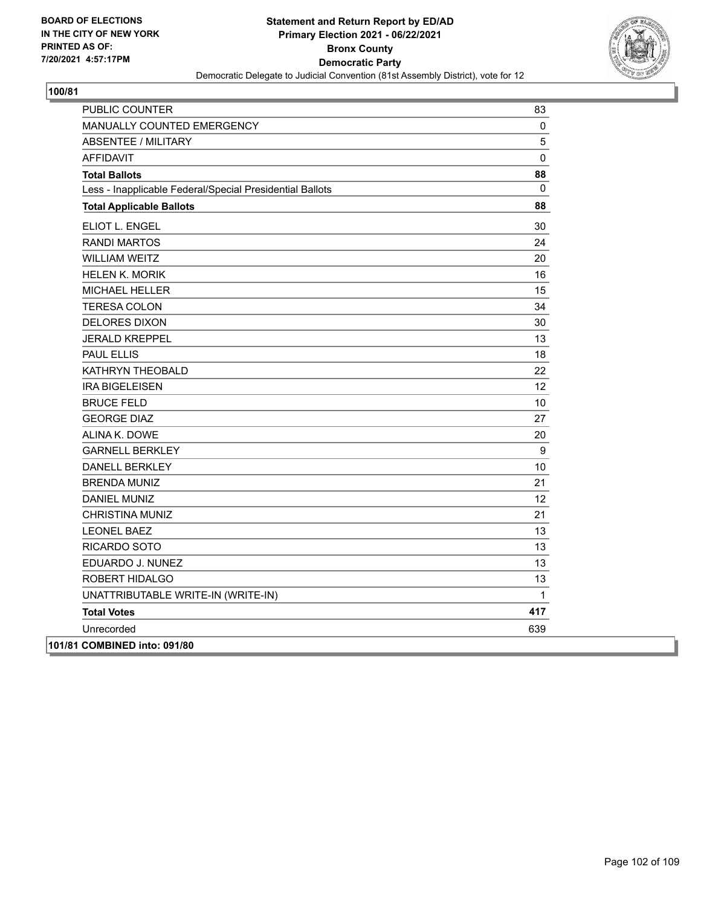BOARD OF ELECTIONS
IN THE CITY OF NEW YORK
PRINTED AS OF:
7/20/2021 4:57:17PM

**Statement and Return Report by ED/AD**
**Primary Election 2021 - 06/22/2021**
**Bronx County**
**Democratic Party**
Democratic Delegate to Judicial Convention (81st Assembly District), vote for 12

**100/81**

| | |
|---|---|
| PUBLIC COUNTER | 83 |
| MANUALLY COUNTED EMERGENCY | 0 |
| ABSENTEE / MILITARY | 5 |
| AFFIDAVIT | 0 |
| **Total Ballots** | **88** |
| Less - Inapplicable Federal/Special Presidential Ballots | 0 |
| **Total Applicable Ballots** | **88** |
| ELIOT L. ENGEL | 30 |
| RANDI MARTOS | 24 |
| WILLIAM WEITZ | 20 |
| HELEN K. MORIK | 16 |
| MICHAEL HELLER | 15 |
| TERESA COLON | 34 |
| DELORES DIXON | 30 |
| JERALD KREPPEL | 13 |
| PAUL ELLIS | 18 |
| KATHRYN THEOBALD | 22 |
| IRA BIGELEISEN | 12 |
| BRUCE FELD | 10 |
| GEORGE DIAZ | 27 |
| ALINA K. DOWE | 20 |
| GARNELL BERKLEY | 9 |
| DANELL BERKLEY | 10 |
| BRENDA MUNIZ | 21 |
| DANIEL MUNIZ | 12 |
| CHRISTINA MUNIZ | 21 |
| LEONEL BAEZ | 13 |
| RICARDO SOTO | 13 |
| EDUARDO J. NUNEZ | 13 |
| ROBERT HIDALGO | 13 |
| UNATTRIBUTABLE WRITE-IN (WRITE-IN) | 1 |
| **Total Votes** | **417** |
| Unrecorded | 639 |

**101/81 COMBINED into: 091/80**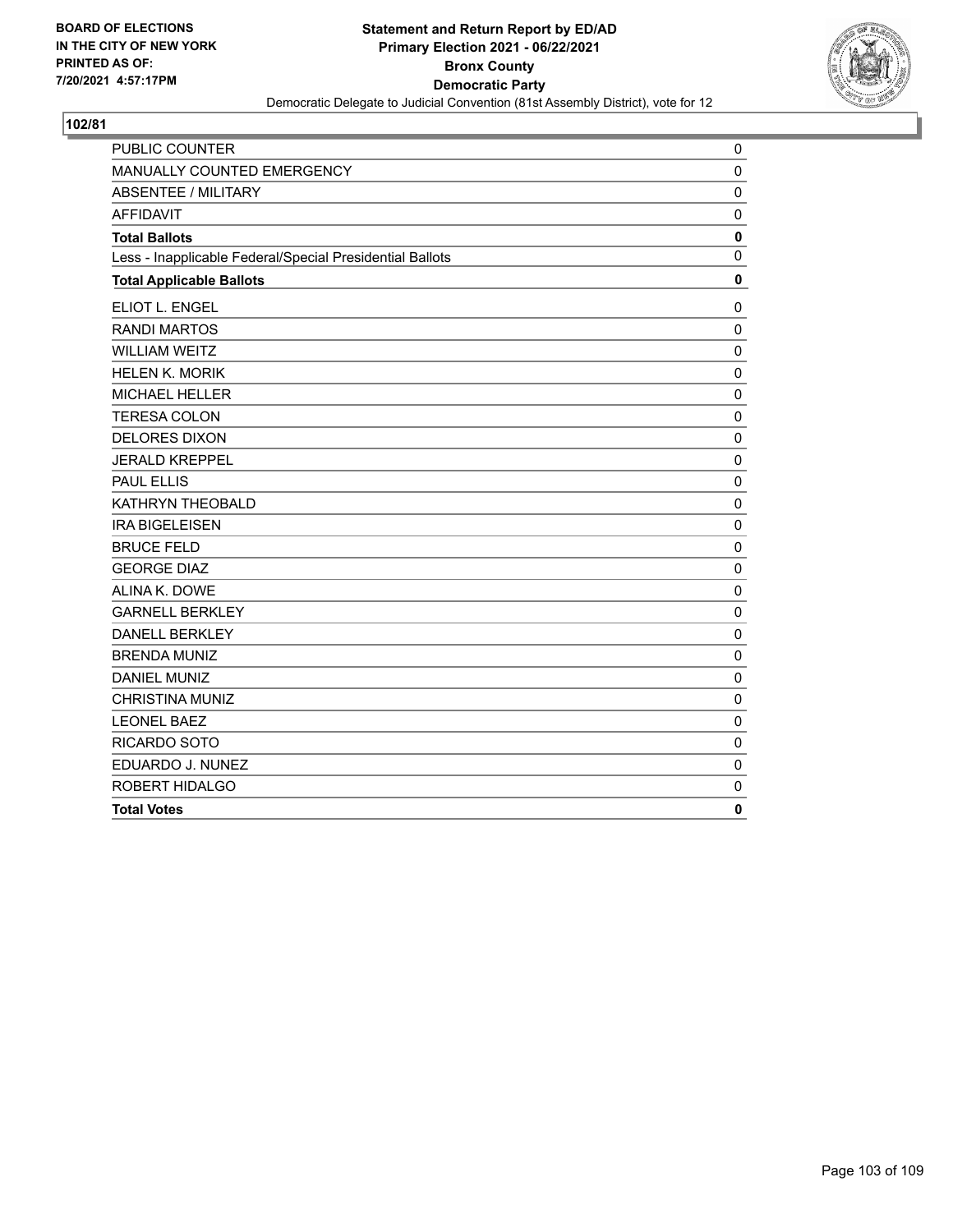BOARD OF ELECTIONS
IN THE CITY OF NEW YORK
PRINTED AS OF:
7/20/2021 4:57:17PM

**Statement and Return Report by ED/AD**
**Primary Election 2021 - 06/22/2021**
**Bronx County**
**Democratic Party**
Democratic Delegate to Judicial Convention (81st Assembly District), vote for 12

## 102/81

| | |
|---|---|
| PUBLIC COUNTER | 0 |
| MANUALLY COUNTED EMERGENCY | 0 |
| ABSENTEE / MILITARY | 0 |
| AFFIDAVIT | 0 |
| **Total Ballots** | **0** |
| Less - Inapplicable Federal/Special Presidential Ballots | 0 |
| **Total Applicable Ballots** | **0** |
| ELIOT L. ENGEL | 0 |
| RANDI MARTOS | 0 |
| WILLIAM WEITZ | 0 |
| HELEN K. MORIK | 0 |
| MICHAEL HELLER | 0 |
| TERESA COLON | 0 |
| DELORES DIXON | 0 |
| JERALD KREPPEL | 0 |
| PAUL ELLIS | 0 |
| KATHRYN THEOBALD | 0 |
| IRA BIGELEISEN | 0 |
| BRUCE FELD | 0 |
| GEORGE DIAZ | 0 |
| ALINA K. DOWE | 0 |
| GARNELL BERKLEY | 0 |
| DANELL BERKLEY | 0 |
| BRENDA MUNIZ | 0 |
| DANIEL MUNIZ | 0 |
| CHRISTINA MUNIZ | 0 |
| LEONEL BAEZ | 0 |
| RICARDO SOTO | 0 |
| EDUARDO J. NUNEZ | 0 |
| ROBERT HIDALGO | 0 |
| **Total Votes** | **0** |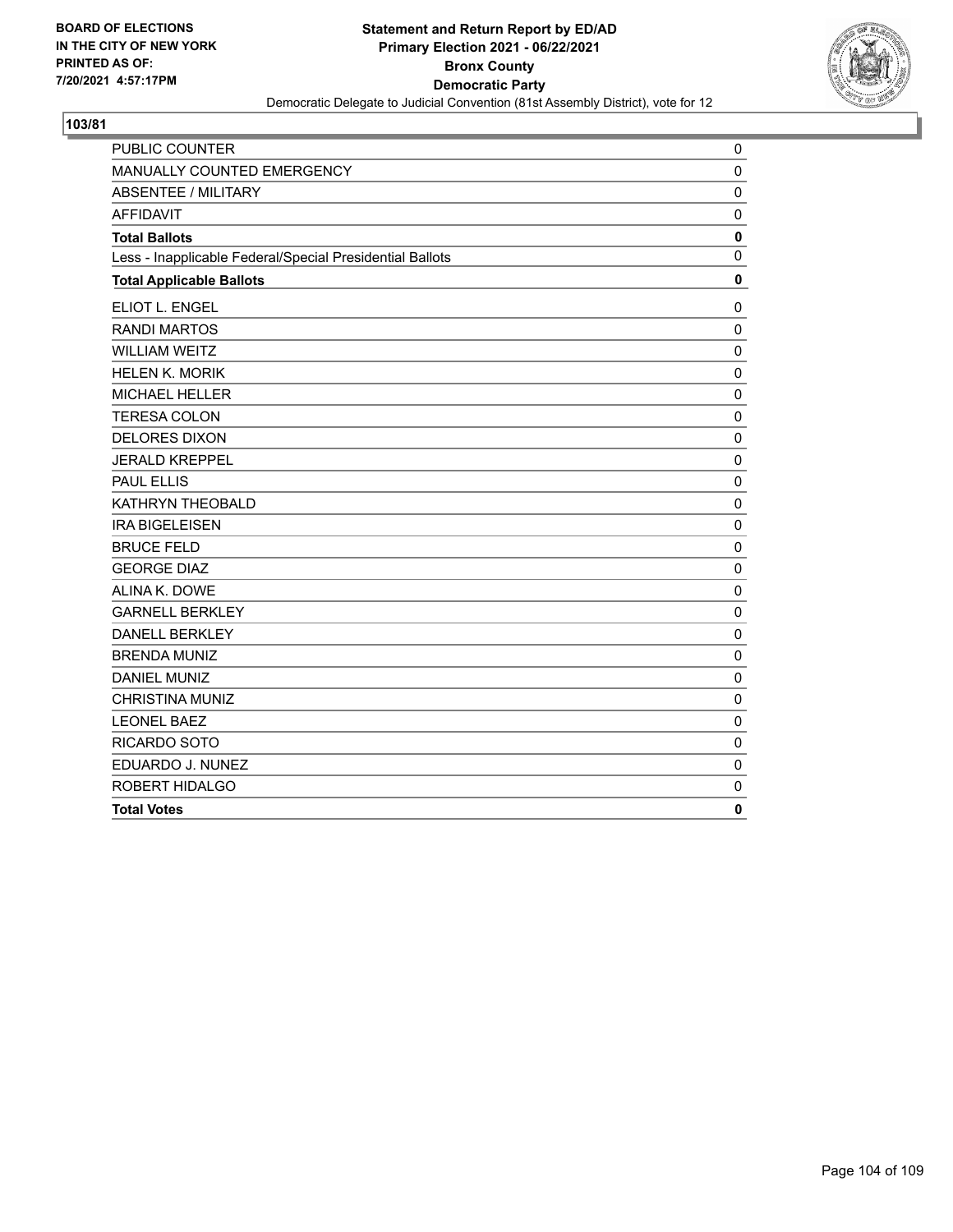**Statement and Return Report by ED/AD**
**Primary Election 2021 - 06/22/2021**
**Bronx County**
**Democratic Party**
Democratic Delegate to Judicial Convention (81st Assembly District), vote for 12

BOARD OF ELECTIONS
IN THE CITY OF NEW YORK
PRINTED AS OF:
7/20/2021 4:57:17PM

## 103/81

| | |
|---|---|
| PUBLIC COUNTER | 0 |
| MANUALLY COUNTED EMERGENCY | 0 |
| ABSENTEE / MILITARY | 0 |
| AFFIDAVIT | 0 |
| **Total Ballots** | **0** |
| Less - Inapplicable Federal/Special Presidential Ballots | 0 |
| **Total Applicable Ballots** | **0** |
| ELIOT L. ENGEL | 0 |
| RANDI MARTOS | 0 |
| WILLIAM WEITZ | 0 |
| HELEN K. MORIK | 0 |
| MICHAEL HELLER | 0 |
| TERESA COLON | 0 |
| DELORES DIXON | 0 |
| JERALD KREPPEL | 0 |
| PAUL ELLIS | 0 |
| KATHRYN THEOBALD | 0 |
| IRA BIGELEISEN | 0 |
| BRUCE FELD | 0 |
| GEORGE DIAZ | 0 |
| ALINA K. DOWE | 0 |
| GARNELL BERKLEY | 0 |
| DANELL BERKLEY | 0 |
| BRENDA MUNIZ | 0 |
| DANIEL MUNIZ | 0 |
| CHRISTINA MUNIZ | 0 |
| LEONEL BAEZ | 0 |
| RICARDO SOTO | 0 |
| EDUARDO J. NUNEZ | 0 |
| ROBERT HIDALGO | 0 |
| **Total Votes** | **0** |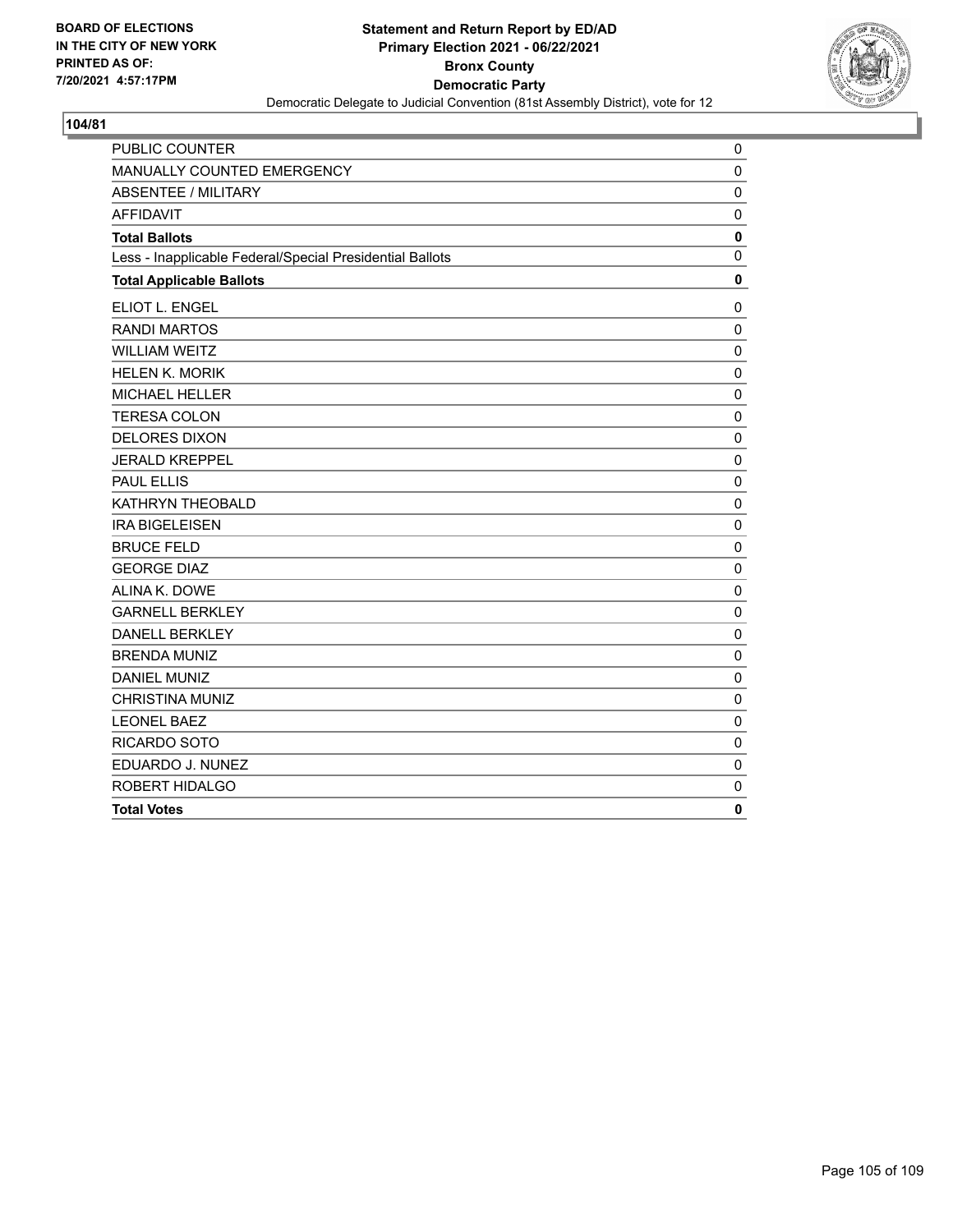BOARD OF ELECTIONS
IN THE CITY OF NEW YORK
PRINTED AS OF:
7/20/2021 4:57:17PM

**Statement and Return Report by ED/AD**
**Primary Election 2021 - 06/22/2021**
**Bronx County**
**Democratic Party**
Democratic Delegate to Judicial Convention (81st Assembly District), vote for 12

**104/81**

| | |
|---|---|
| PUBLIC COUNTER | 0 |
| MANUALLY COUNTED EMERGENCY | 0 |
| ABSENTEE / MILITARY | 0 |
| AFFIDAVIT | 0 |
| **Total Ballots** | **0** |
| Less - Inapplicable Federal/Special Presidential Ballots | 0 |
| **Total Applicable Ballots** | **0** |
| ELIOT L. ENGEL | 0 |
| RANDI MARTOS | 0 |
| WILLIAM WEITZ | 0 |
| HELEN K. MORIK | 0 |
| MICHAEL HELLER | 0 |
| TERESA COLON | 0 |
| DELORES DIXON | 0 |
| JERALD KREPPEL | 0 |
| PAUL ELLIS | 0 |
| KATHRYN THEOBALD | 0 |
| IRA BIGELEISEN | 0 |
| BRUCE FELD | 0 |
| GEORGE DIAZ | 0 |
| ALINA K. DOWE | 0 |
| GARNELL BERKLEY | 0 |
| DANELL BERKLEY | 0 |
| BRENDA MUNIZ | 0 |
| DANIEL MUNIZ | 0 |
| CHRISTINA MUNIZ | 0 |
| LEONEL BAEZ | 0 |
| RICARDO SOTO | 0 |
| EDUARDO J. NUNEZ | 0 |
| ROBERT HIDALGO | 0 |
| **Total Votes** | **0** |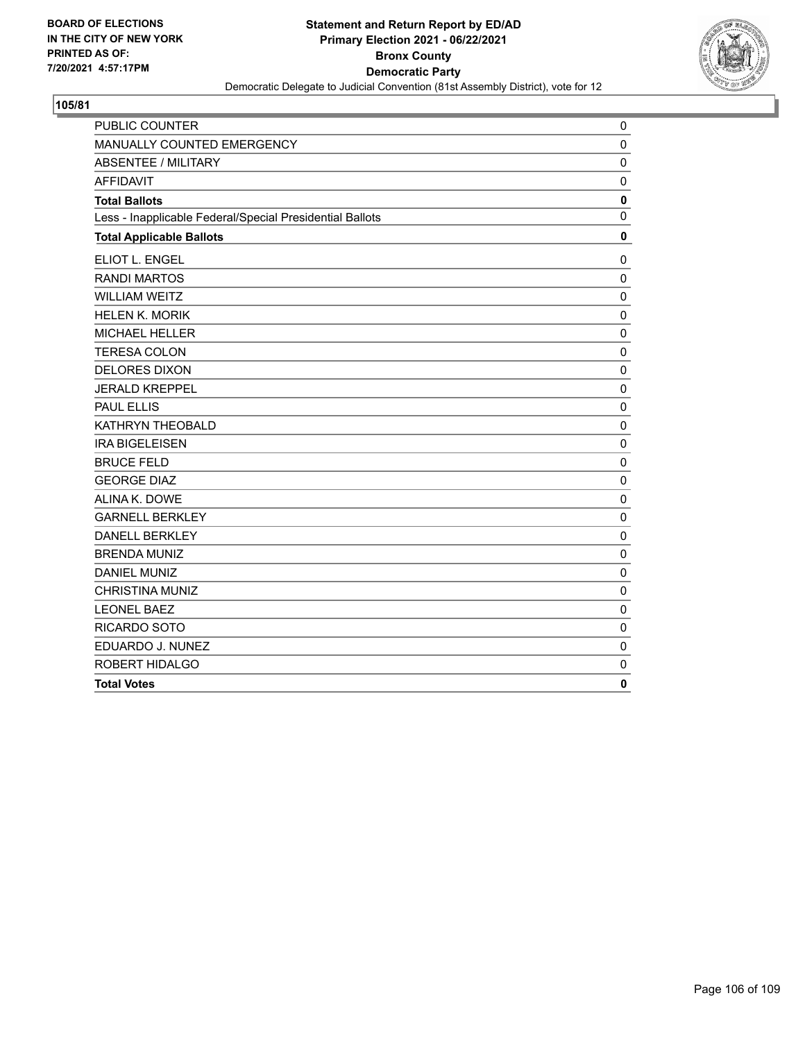BOARD OF ELECTIONS
IN THE CITY OF NEW YORK
PRINTED AS OF:
7/20/2021 4:57:17PM

**Statement and Return Report by ED/AD**
**Primary Election 2021 - 06/22/2021**
**Bronx County**
**Democratic Party**
Democratic Delegate to Judicial Convention (81st Assembly District), vote for 12

**105/81**

| | |
|---|---|
| PUBLIC COUNTER | 0 |
| MANUALLY COUNTED EMERGENCY | 0 |
| ABSENTEE / MILITARY | 0 |
| AFFIDAVIT | 0 |
| **Total Ballots** | **0** |
| Less - Inapplicable Federal/Special Presidential Ballots | 0 |
| **Total Applicable Ballots** | **0** |
| ELIOT L. ENGEL | 0 |
| RANDI MARTOS | 0 |
| WILLIAM WEITZ | 0 |
| HELEN K. MORIK | 0 |
| MICHAEL HELLER | 0 |
| TERESA COLON | 0 |
| DELORES DIXON | 0 |
| JERALD KREPPEL | 0 |
| PAUL ELLIS | 0 |
| KATHRYN THEOBALD | 0 |
| IRA BIGELEISEN | 0 |
| BRUCE FELD | 0 |
| GEORGE DIAZ | 0 |
| ALINA K. DOWE | 0 |
| GARNELL BERKLEY | 0 |
| DANELL BERKLEY | 0 |
| BRENDA MUNIZ | 0 |
| DANIEL MUNIZ | 0 |
| CHRISTINA MUNIZ | 0 |
| LEONEL BAEZ | 0 |
| RICARDO SOTO | 0 |
| EDUARDO J. NUNEZ | 0 |
| ROBERT HIDALGO | 0 |
| **Total Votes** | **0** |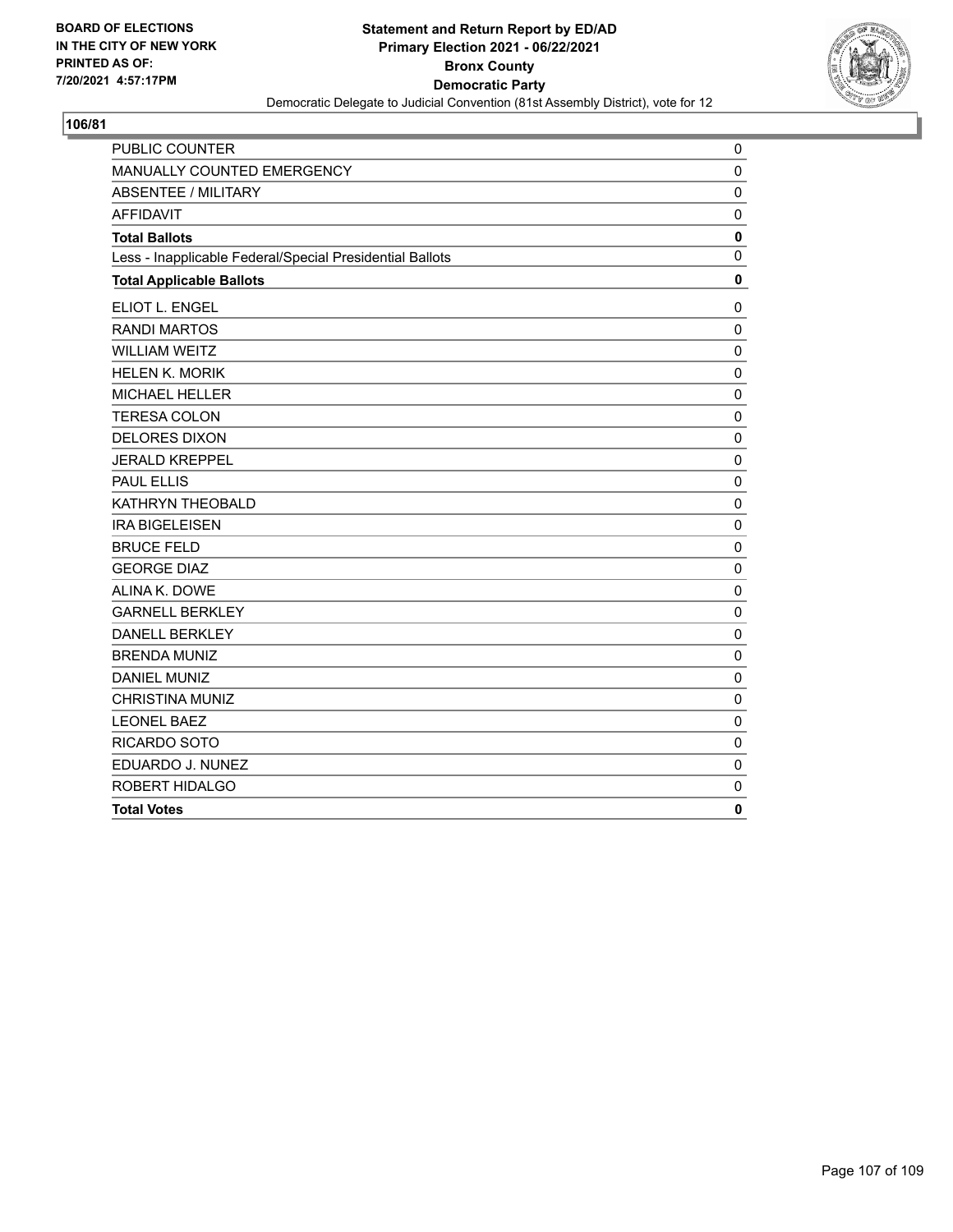BOARD OF ELECTIONS
IN THE CITY OF NEW YORK
PRINTED AS OF:
7/20/2021 4:57:17PM

**Statement and Return Report by ED/AD**
**Primary Election 2021 - 06/22/2021**
**Bronx County**
**Democratic Party**
Democratic Delegate to Judicial Convention (81st Assembly District), vote for 12

## 106/81

| | |
|---|---|
| PUBLIC COUNTER | 0 |
| MANUALLY COUNTED EMERGENCY | 0 |
| ABSENTEE / MILITARY | 0 |
| AFFIDAVIT | 0 |
| **Total Ballots** | **0** |
| Less - Inapplicable Federal/Special Presidential Ballots | 0 |
| **Total Applicable Ballots** | **0** |
| ELIOT L. ENGEL | 0 |
| RANDI MARTOS | 0 |
| WILLIAM WEITZ | 0 |
| HELEN K. MORIK | 0 |
| MICHAEL HELLER | 0 |
| TERESA COLON | 0 |
| DELORES DIXON | 0 |
| JERALD KREPPEL | 0 |
| PAUL ELLIS | 0 |
| KATHRYN THEOBALD | 0 |
| IRA BIGELEISEN | 0 |
| BRUCE FELD | 0 |
| GEORGE DIAZ | 0 |
| ALINA K. DOWE | 0 |
| GARNELL BERKLEY | 0 |
| DANELL BERKLEY | 0 |
| BRENDA MUNIZ | 0 |
| DANIEL MUNIZ | 0 |
| CHRISTINA MUNIZ | 0 |
| LEONEL BAEZ | 0 |
| RICARDO SOTO | 0 |
| EDUARDO J. NUNEZ | 0 |
| ROBERT HIDALGO | 0 |
| **Total Votes** | **0** |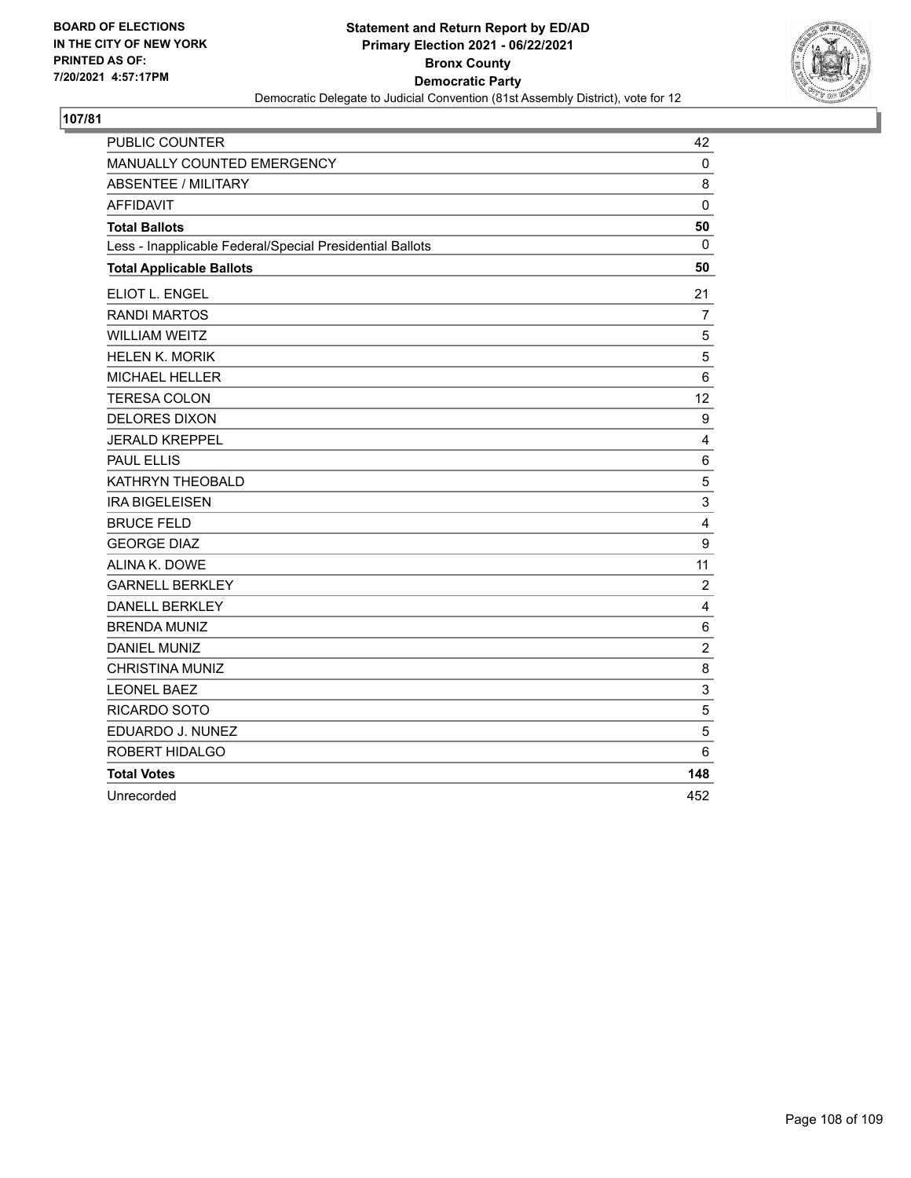BOARD OF ELECTIONS
IN THE CITY OF NEW YORK
PRINTED AS OF:
7/20/2021 4:57:17PM

**Statement and Return Report by ED/AD**
**Primary Election 2021 - 06/22/2021**
**Bronx County**
**Democratic Party**
Democratic Delegate to Judicial Convention (81st Assembly District), vote for 12

**107/81**

| | |
|---|---|
| PUBLIC COUNTER | 42 |
| MANUALLY COUNTED EMERGENCY | 0 |
| ABSENTEE / MILITARY | 8 |
| AFFIDAVIT | 0 |
| **Total Ballots** | **50** |
| Less - Inapplicable Federal/Special Presidential Ballots | 0 |
| **Total Applicable Ballots** | **50** |
| ELIOT L. ENGEL | 21 |
| RANDI MARTOS | 7 |
| WILLIAM WEITZ | 5 |
| HELEN K. MORIK | 5 |
| MICHAEL HELLER | 6 |
| TERESA COLON | 12 |
| DELORES DIXON | 9 |
| JERALD KREPPEL | 4 |
| PAUL ELLIS | 6 |
| KATHRYN THEOBALD | 5 |
| IRA BIGELEISEN | 3 |
| BRUCE FELD | 4 |
| GEORGE DIAZ | 9 |
| ALINA K. DOWE | 11 |
| GARNELL BERKLEY | 2 |
| DANELL BERKLEY | 4 |
| BRENDA MUNIZ | 6 |
| DANIEL MUNIZ | 2 |
| CHRISTINA MUNIZ | 8 |
| LEONEL BAEZ | 3 |
| RICARDO SOTO | 5 |
| EDUARDO J. NUNEZ | 5 |
| ROBERT HIDALGO | 6 |
| **Total Votes** | **148** |
| Unrecorded | 452 |